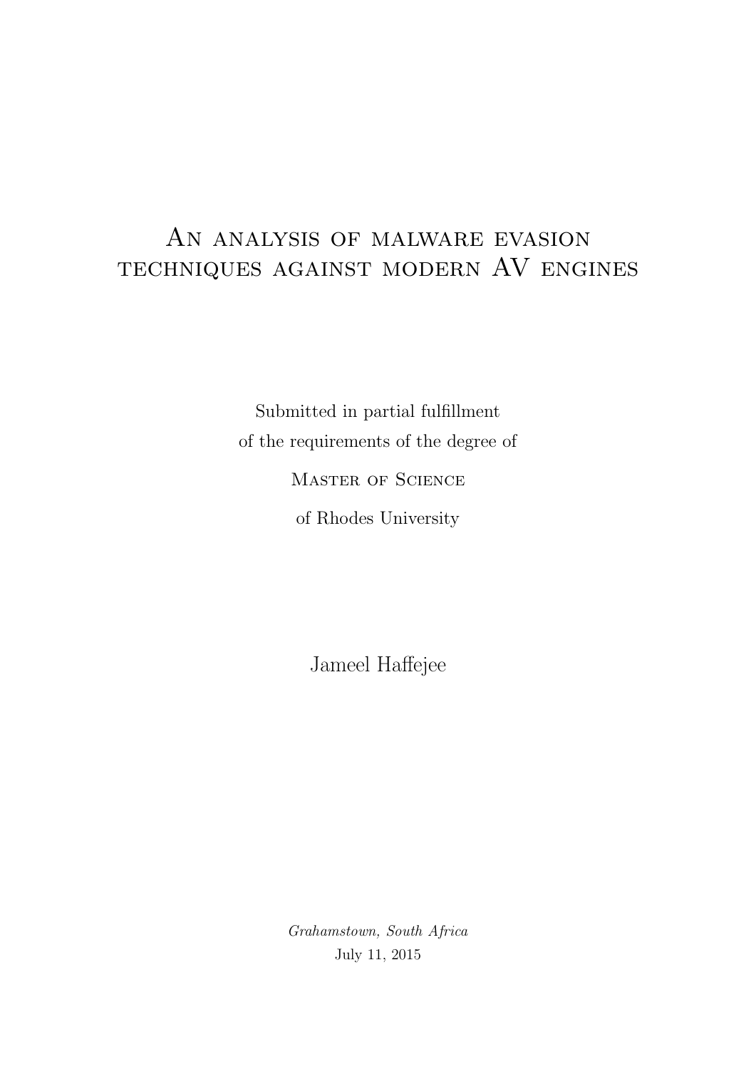# An analysis of malware evasion techniques against modern AV engines

Submitted in partial fulfillment
of the requirements of the degree of

Master of Science

of Rhodes University

Jameel Haffejee

*Grahamstown, South Africa*
July 11, 2015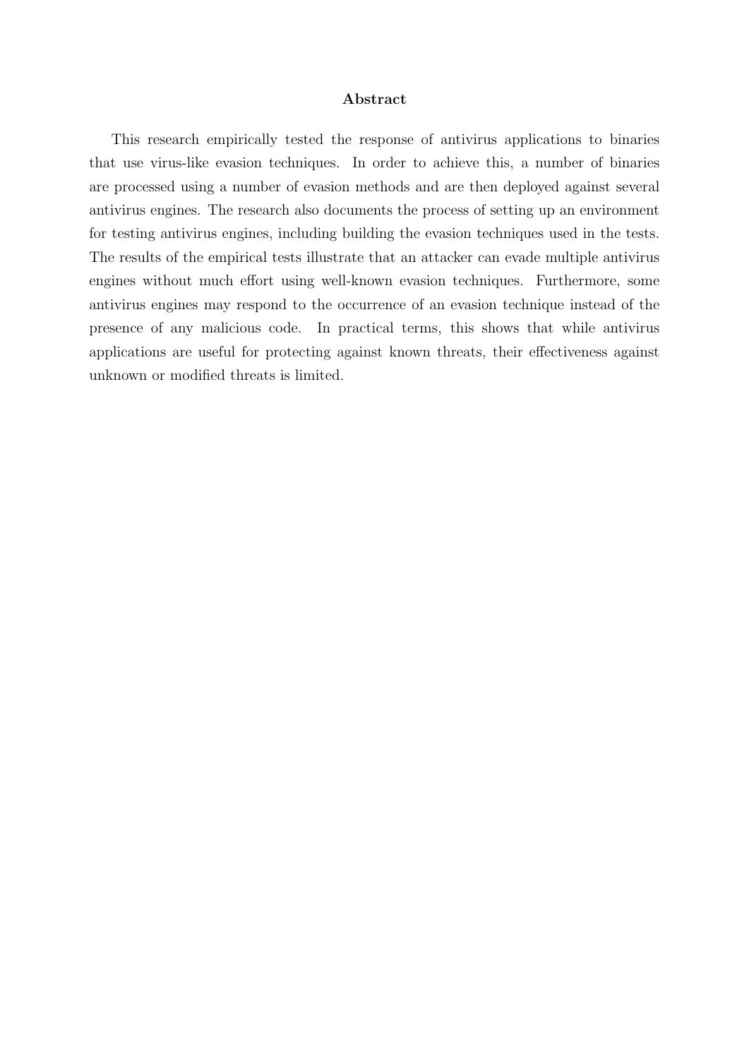## Abstract

This research empirically tested the response of antivirus applications to binaries that use virus-like evasion techniques. In order to achieve this, a number of binaries are processed using a number of evasion methods and are then deployed against several antivirus engines. The research also documents the process of setting up an environment for testing antivirus engines, including building the evasion techniques used in the tests. The results of the empirical tests illustrate that an attacker can evade multiple antivirus engines without much effort using well-known evasion techniques. Furthermore, some antivirus engines may respond to the occurrence of an evasion technique instead of the presence of any malicious code. In practical terms, this shows that while antivirus applications are useful for protecting against known threats, their effectiveness against unknown or modified threats is limited.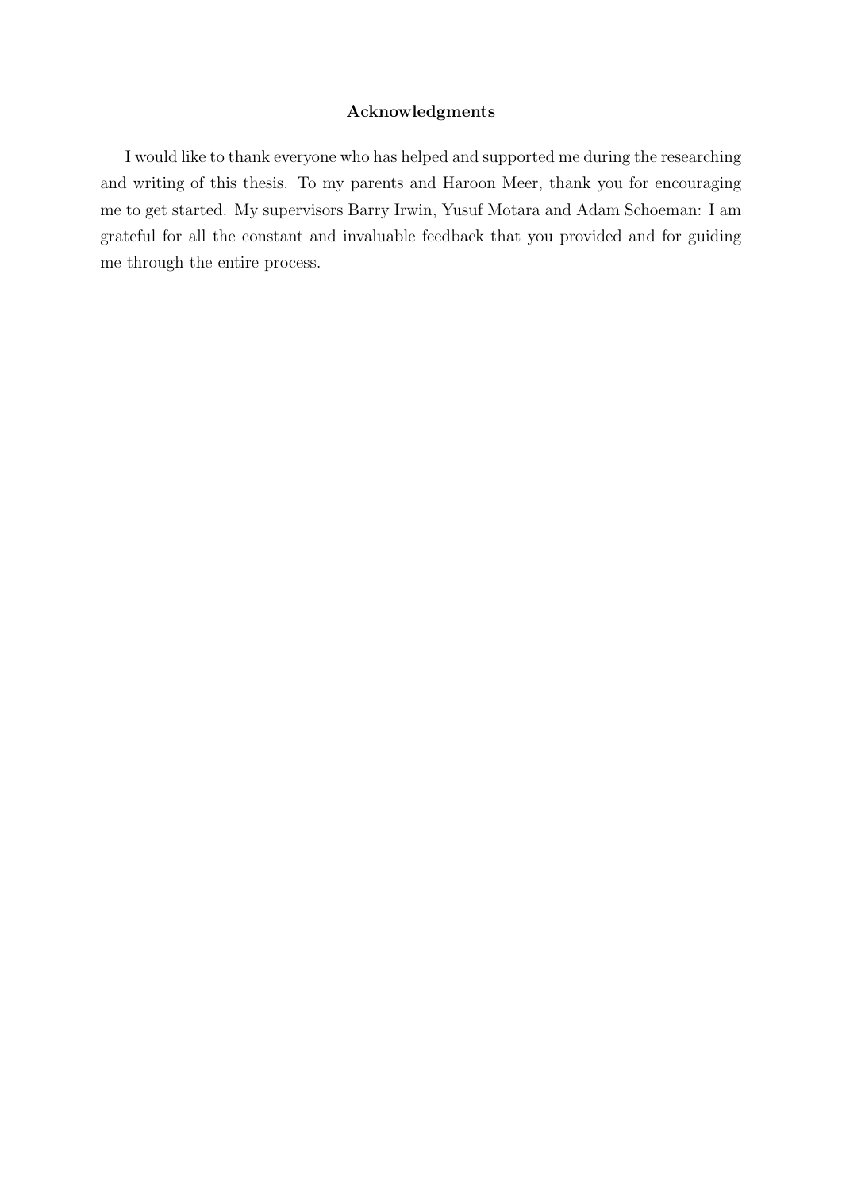## Acknowledgments

I would like to thank everyone who has helped and supported me during the researching and writing of this thesis. To my parents and Haroon Meer, thank you for encouraging me to get started. My supervisors Barry Irwin, Yusuf Motara and Adam Schoeman: I am grateful for all the constant and invaluable feedback that you provided and for guiding me through the entire process.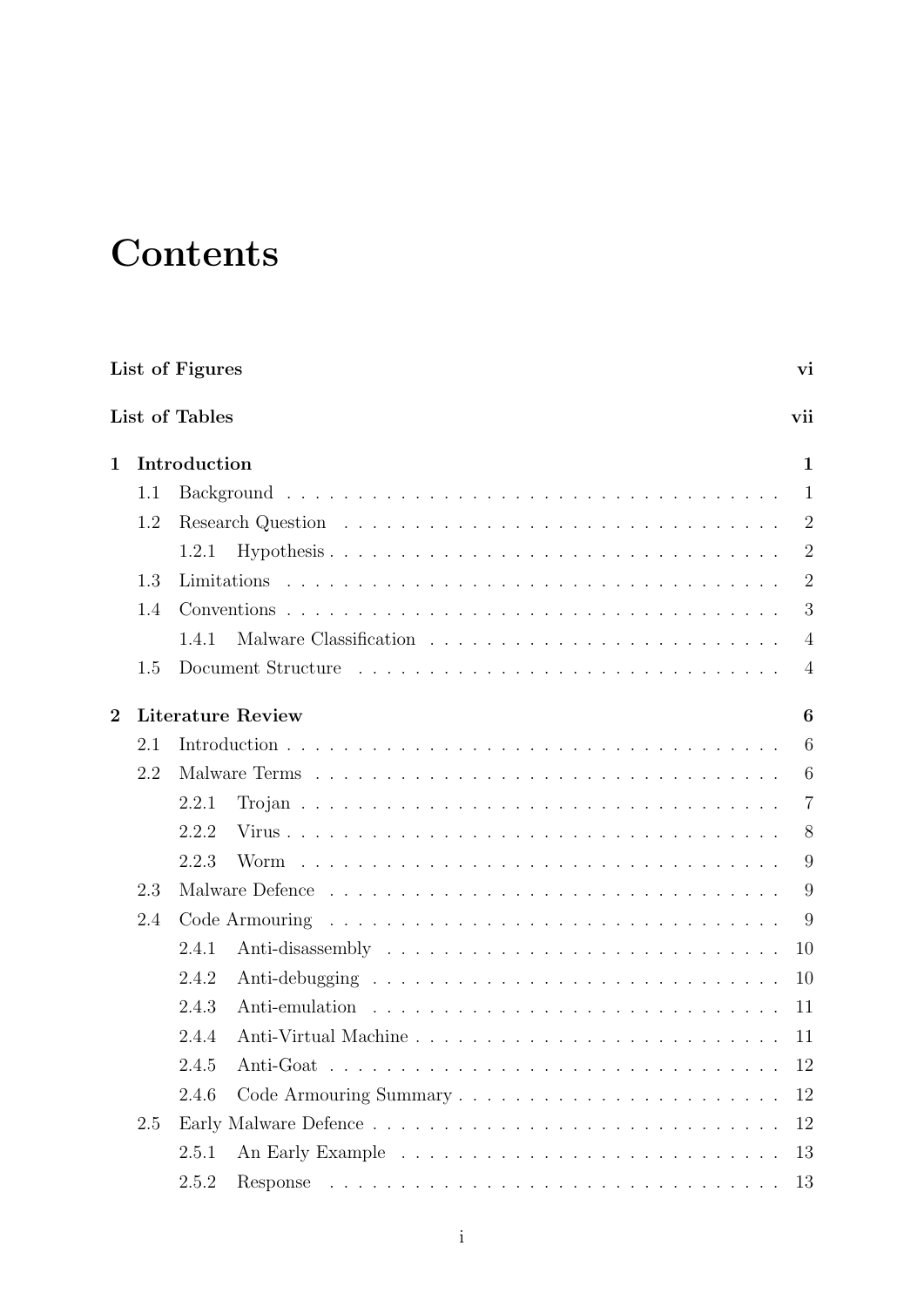# Contents

**List of Figures** **vi**

**List of Tables** **vii**

**1 Introduction** **1**

- 1.1 Background . . . 1
- 1.2 Research Question . . . 2
  - 1.2.1 Hypothesis . . . 2
- 1.3 Limitations . . . 2
- 1.4 Conventions . . . 3
  - 1.4.1 Malware Classification . . . 4
- 1.5 Document Structure . . . 4

**2 Literature Review** **6**

- 2.1 Introduction . . . 6
- 2.2 Malware Terms . . . 6
  - 2.2.1 Trojan . . . 7
  - 2.2.2 Virus . . . 8
  - 2.2.3 Worm . . . 9
- 2.3 Malware Defence . . . 9
- 2.4 Code Armouring . . . 9
  - 2.4.1 Anti-disassembly . . . 10
  - 2.4.2 Anti-debugging . . . 10
  - 2.4.3 Anti-emulation . . . 11
  - 2.4.4 Anti-Virtual Machine . . . 11
  - 2.4.5 Anti-Goat . . . 12
  - 2.4.6 Code Armouring Summary . . . 12
- 2.5 Early Malware Defence . . . 12
  - 2.5.1 An Early Example . . . 13
  - 2.5.2 Response . . . 13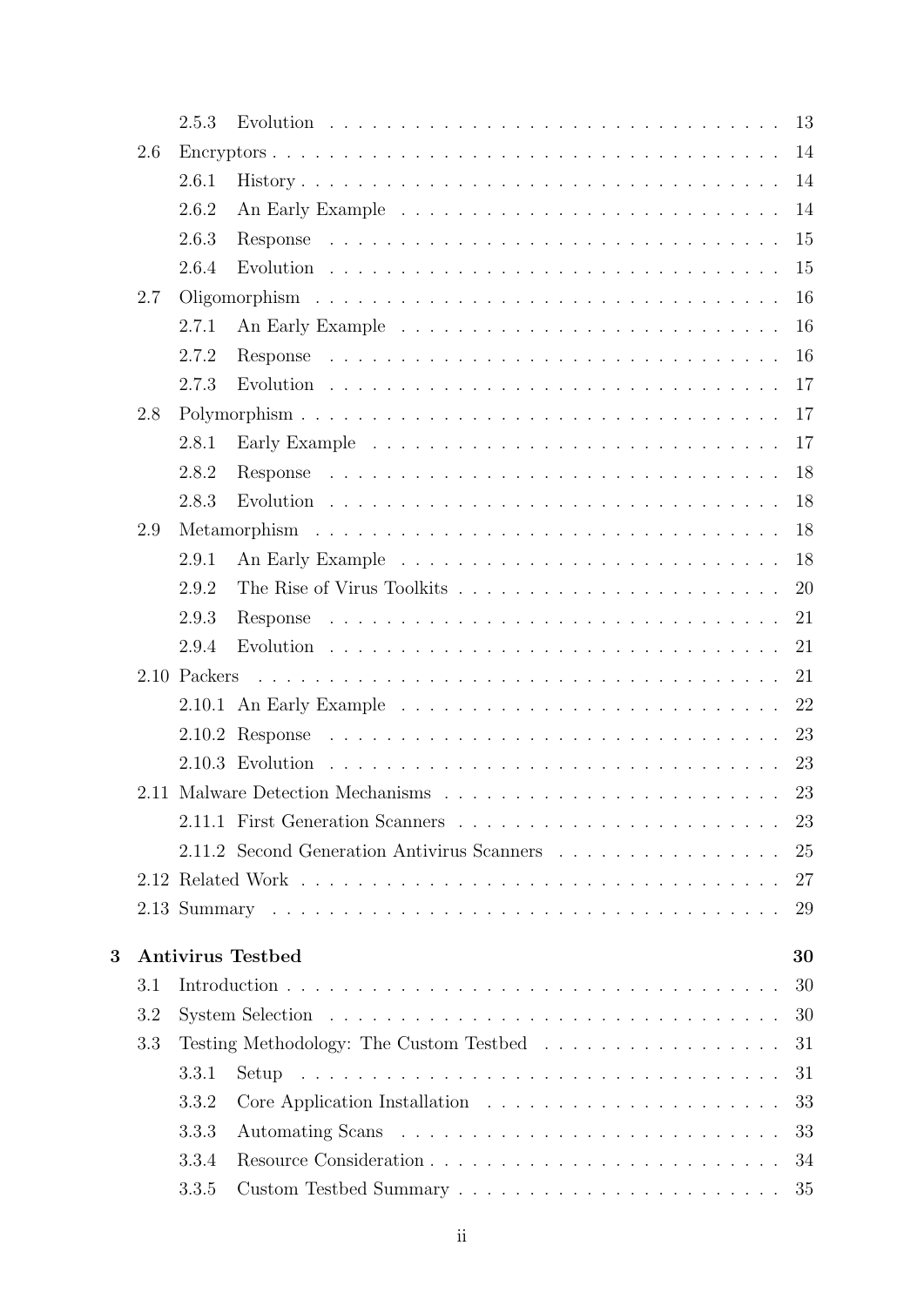- 2.5.3 Evolution . . . . . . . . . . 13
- 2.6 Encryptors . . . . . . . . . . 14
  - 2.6.1 History . . . . . . . . . . 14
  - 2.6.2 An Early Example . . . . . . . . . . 14
  - 2.6.3 Response . . . . . . . . . . 15
  - 2.6.4 Evolution . . . . . . . . . . 15
- 2.7 Oligomorphism . . . . . . . . . . 16
  - 2.7.1 An Early Example . . . . . . . . . . 16
  - 2.7.2 Response . . . . . . . . . . 16
  - 2.7.3 Evolution . . . . . . . . . . 17
- 2.8 Polymorphism . . . . . . . . . . 17
  - 2.8.1 Early Example . . . . . . . . . . 17
  - 2.8.2 Response . . . . . . . . . . 18
  - 2.8.3 Evolution . . . . . . . . . . 18
- 2.9 Metamorphism . . . . . . . . . . 18
  - 2.9.1 An Early Example . . . . . . . . . . 18
  - 2.9.2 The Rise of Virus Toolkits . . . . . . . . . . 20
  - 2.9.3 Response . . . . . . . . . . 21
  - 2.9.4 Evolution . . . . . . . . . . 21
- 2.10 Packers . . . . . . . . . . 21
  - 2.10.1 An Early Example . . . . . . . . . . 22
  - 2.10.2 Response . . . . . . . . . . 23
  - 2.10.3 Evolution . . . . . . . . . . 23
- 2.11 Malware Detection Mechanisms . . . . . . . . . . 23
  - 2.11.1 First Generation Scanners . . . . . . . . . . 23
  - 2.11.2 Second Generation Antivirus Scanners . . . . . . . . . . 25
- 2.12 Related Work . . . . . . . . . . 27
- 2.13 Summary . . . . . . . . . . 29

**3 Antivirus Testbed** **30**

- 3.1 Introduction . . . . . . . . . . 30
- 3.2 System Selection . . . . . . . . . . 30
- 3.3 Testing Methodology: The Custom Testbed . . . . . . . . . . 31
  - 3.3.1 Setup . . . . . . . . . . 31
  - 3.3.2 Core Application Installation . . . . . . . . . . 33
  - 3.3.3 Automating Scans . . . . . . . . . . 33
  - 3.3.4 Resource Consideration . . . . . . . . . . 34
  - 3.3.5 Custom Testbed Summary . . . . . . . . . . 35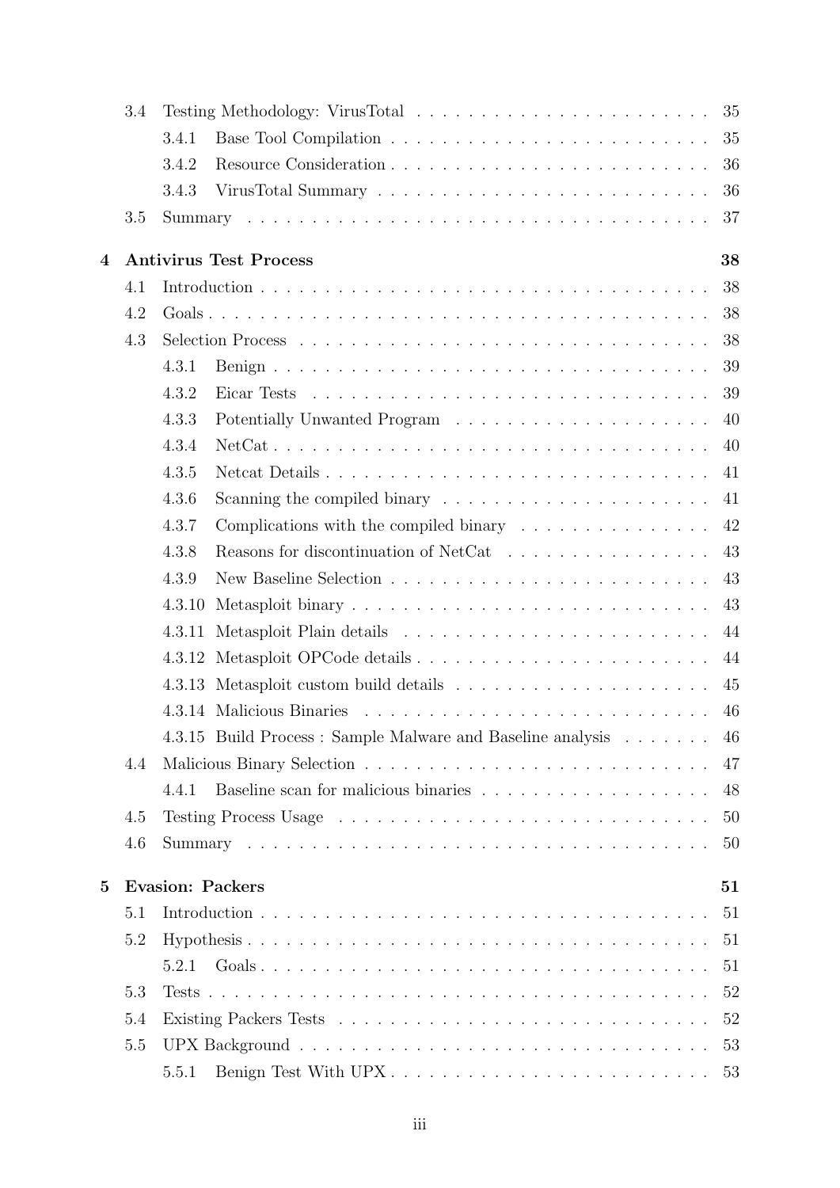| | | |
|---|---|---|
| 3.4 | Testing Methodology: VirusTotal | 35 |
| 3.4.1 | Base Tool Compilation | 35 |
| 3.4.2 | Resource Consideration | 36 |
| 3.4.3 | VirusTotal Summary | 36 |
| 3.5 | Summary | 37 |
| **4** | **Antivirus Test Process** | **38** |
| 4.1 | Introduction | 38 |
| 4.2 | Goals | 38 |
| 4.3 | Selection Process | 38 |
| 4.3.1 | Benign | 39 |
| 4.3.2 | Eicar Tests | 39 |
| 4.3.3 | Potentially Unwanted Program | 40 |
| 4.3.4 | NetCat | 40 |
| 4.3.5 | Netcat Details | 41 |
| 4.3.6 | Scanning the compiled binary | 41 |
| 4.3.7 | Complications with the compiled binary | 42 |
| 4.3.8 | Reasons for discontinuation of NetCat | 43 |
| 4.3.9 | New Baseline Selection | 43 |
| 4.3.10 | Metasploit binary | 43 |
| 4.3.11 | Metasploit Plain details | 44 |
| 4.3.12 | Metasploit OPCode details | 44 |
| 4.3.13 | Metasploit custom build details | 45 |
| 4.3.14 | Malicious Binaries | 46 |
| 4.3.15 | Build Process : Sample Malware and Baseline analysis | 46 |
| 4.4 | Malicious Binary Selection | 47 |
| 4.4.1 | Baseline scan for malicious binaries | 48 |
| 4.5 | Testing Process Usage | 50 |
| 4.6 | Summary | 50 |
| **5** | **Evasion: Packers** | **51** |
| 5.1 | Introduction | 51 |
| 5.2 | Hypothesis | 51 |
| 5.2.1 | Goals | 51 |
| 5.3 | Tests | 52 |
| 5.4 | Existing Packers Tests | 52 |
| 5.5 | UPX Background | 53 |
| 5.5.1 | Benign Test With UPX | 53 |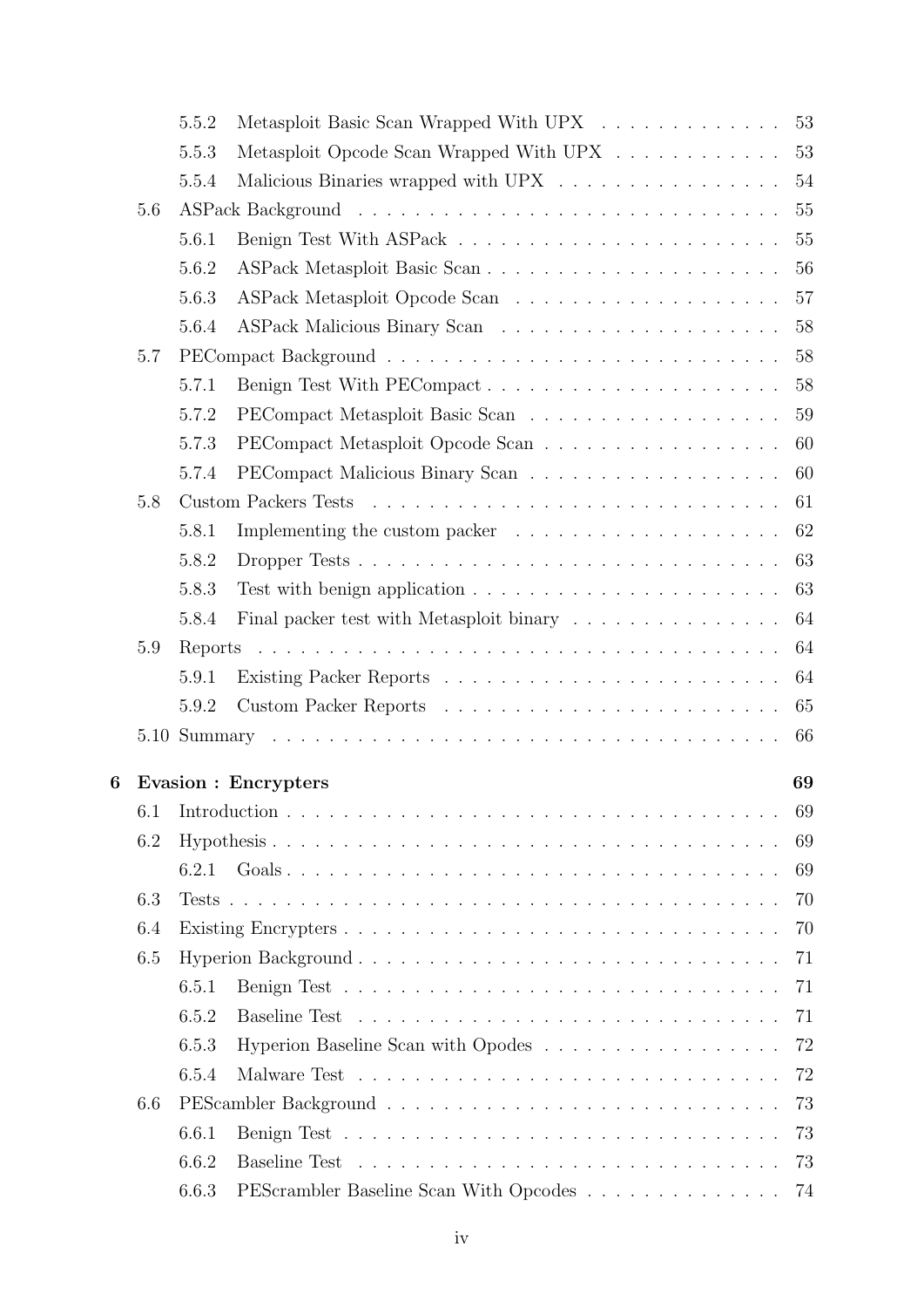- 5.5.2 Metasploit Basic Scan Wrapped With UPX . . . . . 53
- 5.5.3 Metasploit Opcode Scan Wrapped With UPX . . . . . 53
- 5.5.4 Malicious Binaries wrapped with UPX . . . . . 54
- 5.6 ASPack Background . . . . . 55
  - 5.6.1 Benign Test With ASPack . . . . . 55
  - 5.6.2 ASPack Metasploit Basic Scan . . . . . 56
  - 5.6.3 ASPack Metasploit Opcode Scan . . . . . 57
  - 5.6.4 ASPack Malicious Binary Scan . . . . . 58
- 5.7 PECompact Background . . . . . 58
  - 5.7.1 Benign Test With PECompact . . . . . 58
  - 5.7.2 PECompact Metasploit Basic Scan . . . . . 59
  - 5.7.3 PECompact Metasploit Opcode Scan . . . . . 60
  - 5.7.4 PECompact Malicious Binary Scan . . . . . 60
- 5.8 Custom Packers Tests . . . . . 61
  - 5.8.1 Implementing the custom packer . . . . . 62
  - 5.8.2 Dropper Tests . . . . . 63
  - 5.8.3 Test with benign application . . . . . 63
  - 5.8.4 Final packer test with Metasploit binary . . . . . 64
- 5.9 Reports . . . . . 64
  - 5.9.1 Existing Packer Reports . . . . . 64
  - 5.9.2 Custom Packer Reports . . . . . 65
- 5.10 Summary . . . . . 66

**6 Evasion : Encrypters . . . . . 69**

- 6.1 Introduction . . . . . 69
- 6.2 Hypothesis . . . . . 69
  - 6.2.1 Goals . . . . . 69
- 6.3 Tests . . . . . 70
- 6.4 Existing Encrypters . . . . . 70
- 6.5 Hyperion Background . . . . . 71
  - 6.5.1 Benign Test . . . . . 71
  - 6.5.2 Baseline Test . . . . . 71
  - 6.5.3 Hyperion Baseline Scan with Opodes . . . . . 72
  - 6.5.4 Malware Test . . . . . 72
- 6.6 PEScambler Background . . . . . 73
  - 6.6.1 Benign Test . . . . . 73
  - 6.6.2 Baseline Test . . . . . 73
  - 6.6.3 PEScrambler Baseline Scan With Opcodes . . . . . 74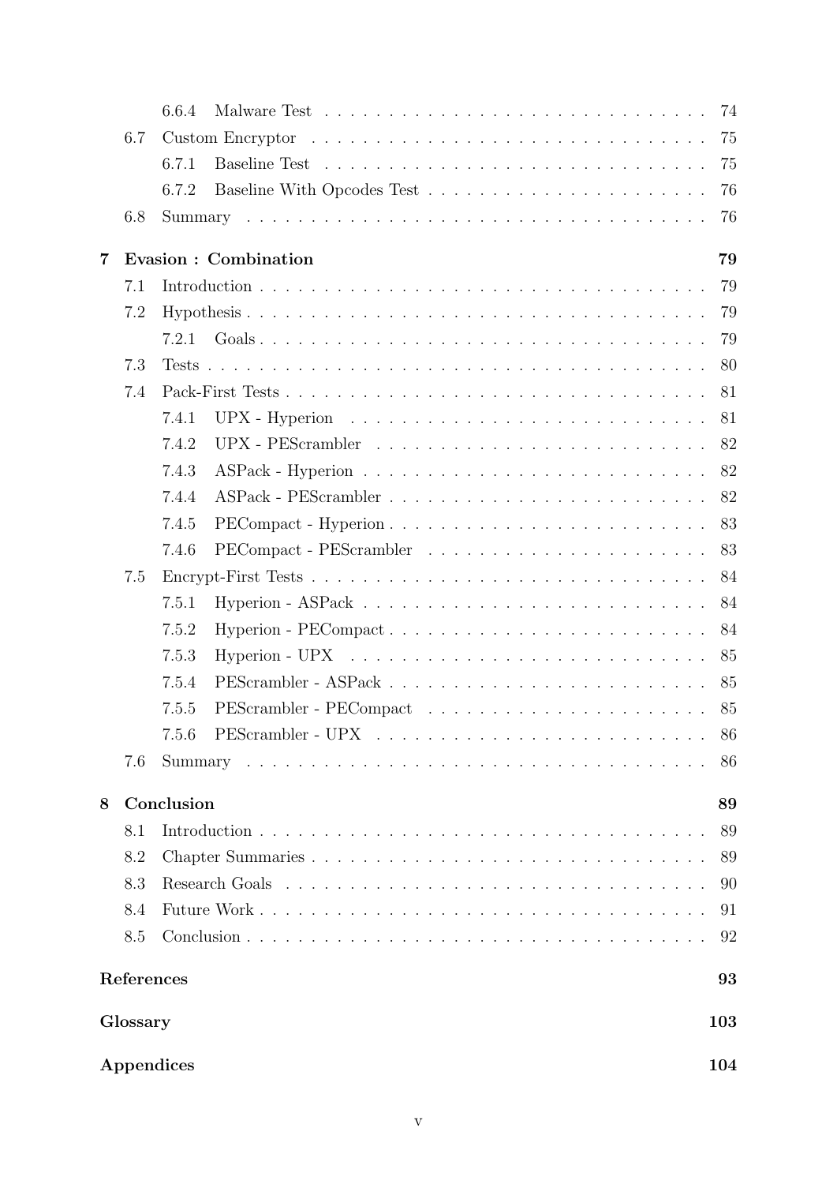- 6.6.4 Malware Test . . . . . . . . . . . . . . . . . . . . . . . . . . . . 74
- 6.7 Custom Encryptor . . . . . . . . . . . . . . . . . . . . . . . . . . . . . 75
  - 6.7.1 Baseline Test . . . . . . . . . . . . . . . . . . . . . . . . . . . . 75
  - 6.7.2 Baseline With Opcodes Test . . . . . . . . . . . . . . . . . . . . . 76
- 6.8 Summary . . . . . . . . . . . . . . . . . . . . . . . . . . . . . . . . . 76

**7 Evasion : Combination** **79**

- 7.1 Introduction . . . . . . . . . . . . . . . . . . . . . . . . . . . . . . . . 79
- 7.2 Hypothesis . . . . . . . . . . . . . . . . . . . . . . . . . . . . . . . . . 79
  - 7.2.1 Goals . . . . . . . . . . . . . . . . . . . . . . . . . . . . . . . . 79
- 7.3 Tests . . . . . . . . . . . . . . . . . . . . . . . . . . . . . . . . . . . 80
- 7.4 Pack-First Tests . . . . . . . . . . . . . . . . . . . . . . . . . . . . . . 81
  - 7.4.1 UPX - Hyperion . . . . . . . . . . . . . . . . . . . . . . . . . . . 81
  - 7.4.2 UPX - PEScrambler . . . . . . . . . . . . . . . . . . . . . . . . . 82
  - 7.4.3 ASPack - Hyperion . . . . . . . . . . . . . . . . . . . . . . . . . 82
  - 7.4.4 ASPack - PEScrambler . . . . . . . . . . . . . . . . . . . . . . . 82
  - 7.4.5 PECompact - Hyperion . . . . . . . . . . . . . . . . . . . . . . . 83
  - 7.4.6 PECompact - PEScrambler . . . . . . . . . . . . . . . . . . . . . 83
- 7.5 Encrypt-First Tests . . . . . . . . . . . . . . . . . . . . . . . . . . . . 84
  - 7.5.1 Hyperion - ASPack . . . . . . . . . . . . . . . . . . . . . . . . . 84
  - 7.5.2 Hyperion - PECompact . . . . . . . . . . . . . . . . . . . . . . . 84
  - 7.5.3 Hyperion - UPX . . . . . . . . . . . . . . . . . . . . . . . . . . . 85
  - 7.5.4 PEScrambler - ASPack . . . . . . . . . . . . . . . . . . . . . . . 85
  - 7.5.5 PEScrambler - PECompact . . . . . . . . . . . . . . . . . . . . . 85
  - 7.5.6 PEScrambler - UPX . . . . . . . . . . . . . . . . . . . . . . . . . 86
- 7.6 Summary . . . . . . . . . . . . . . . . . . . . . . . . . . . . . . . . . 86

**8 Conclusion** **89**

- 8.1 Introduction . . . . . . . . . . . . . . . . . . . . . . . . . . . . . . . . 89
- 8.2 Chapter Summaries . . . . . . . . . . . . . . . . . . . . . . . . . . . . . 89
- 8.3 Research Goals . . . . . . . . . . . . . . . . . . . . . . . . . . . . . . . 90
- 8.4 Future Work . . . . . . . . . . . . . . . . . . . . . . . . . . . . . . . . 91
- 8.5 Conclusion . . . . . . . . . . . . . . . . . . . . . . . . . . . . . . . . . 92

**References** **93**

**Glossary** **103**

**Appendices** **104**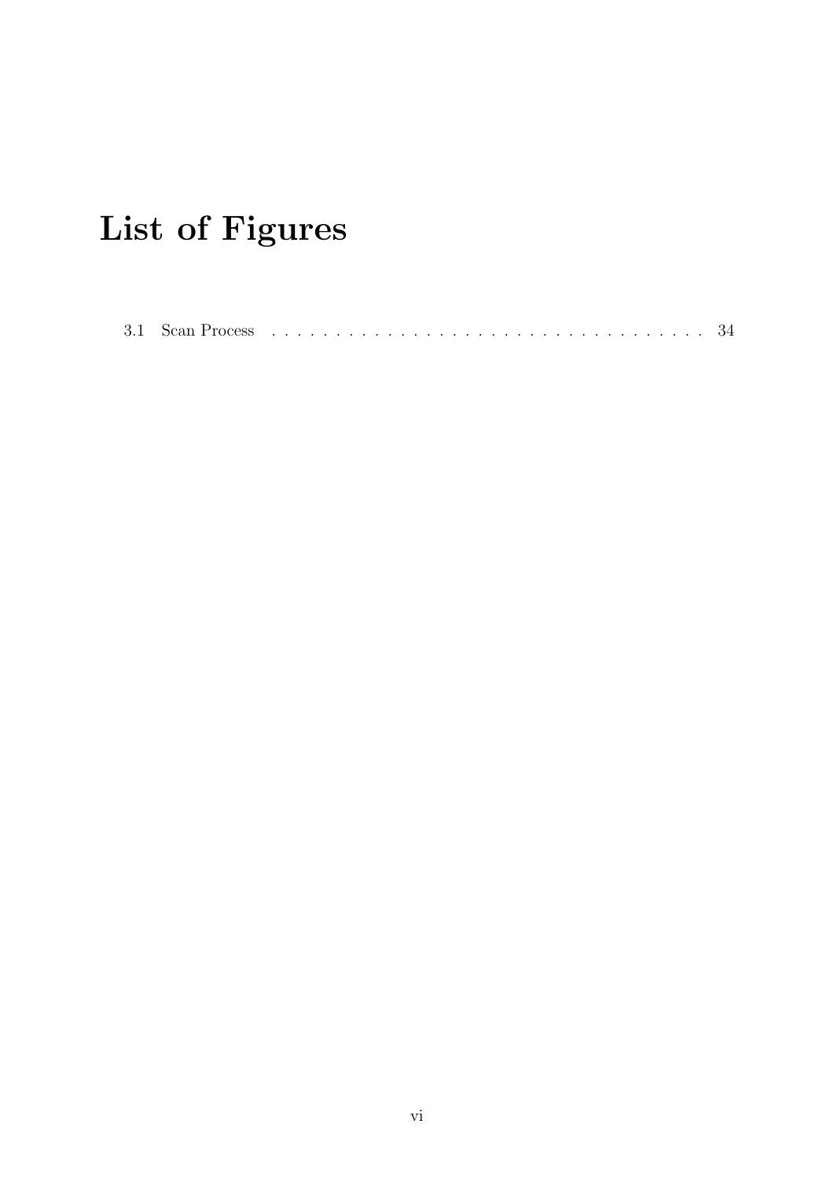# List of Figures

3.1 Scan Process . . . . . . . . . . . . . . . . . . . . . . . . . . . . . . . . . . 34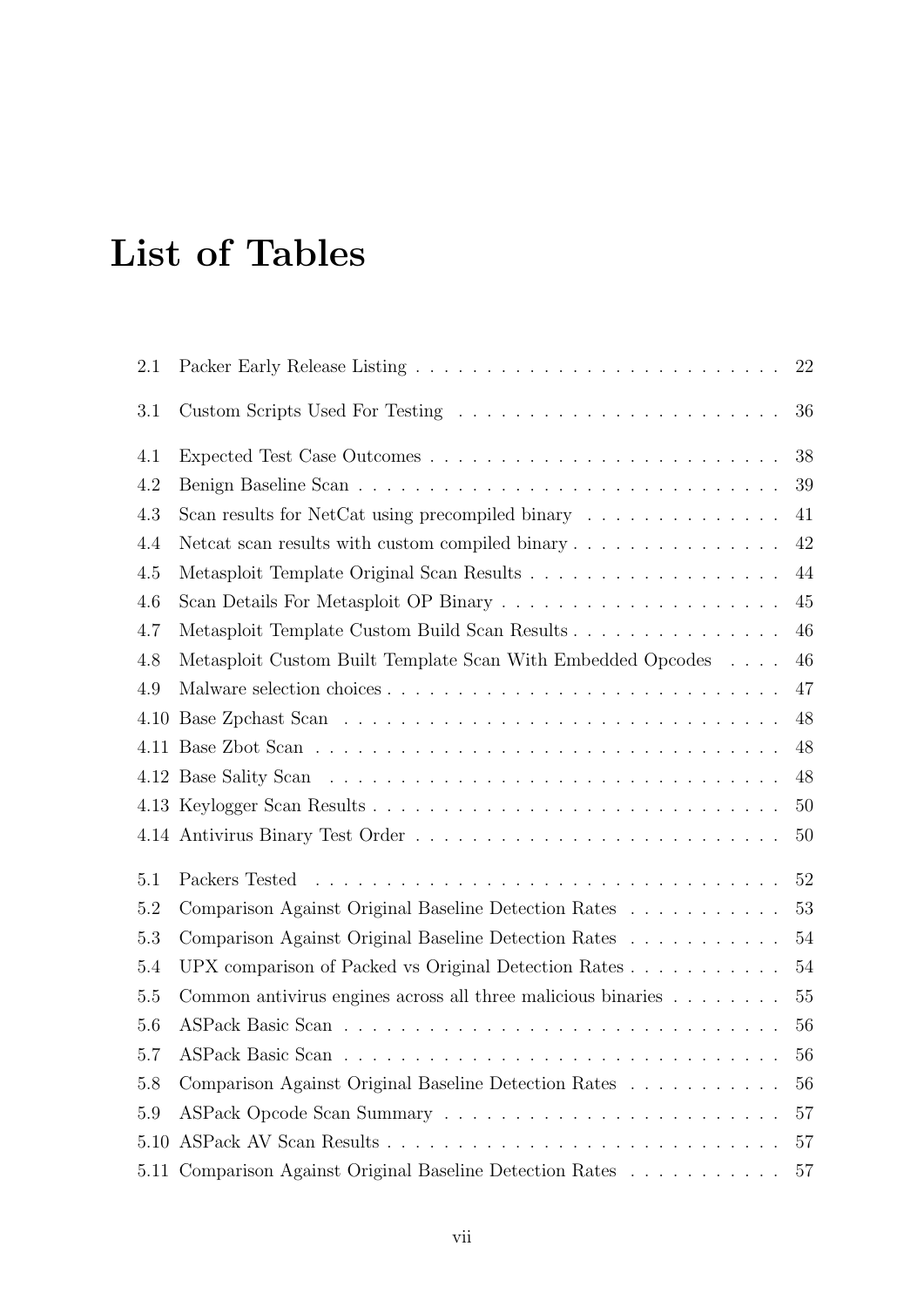# List of Tables

| | | |
|---|---|---|
| 2.1 | Packer Early Release Listing | 22 |
| 3.1 | Custom Scripts Used For Testing | 36 |
| 4.1 | Expected Test Case Outcomes | 38 |
| 4.2 | Benign Baseline Scan | 39 |
| 4.3 | Scan results for NetCat using precompiled binary | 41 |
| 4.4 | Netcat scan results with custom compiled binary | 42 |
| 4.5 | Metasploit Template Original Scan Results | 44 |
| 4.6 | Scan Details For Metasploit OP Binary | 45 |
| 4.7 | Metasploit Template Custom Build Scan Results | 46 |
| 4.8 | Metasploit Custom Built Template Scan With Embedded Opcodes | 46 |
| 4.9 | Malware selection choices | 47 |
| 4.10 | Base Zpchast Scan | 48 |
| 4.11 | Base Zbot Scan | 48 |
| 4.12 | Base Sality Scan | 48 |
| 4.13 | Keylogger Scan Results | 50 |
| 4.14 | Antivirus Binary Test Order | 50 |
| 5.1 | Packers Tested | 52 |
| 5.2 | Comparison Against Original Baseline Detection Rates | 53 |
| 5.3 | Comparison Against Original Baseline Detection Rates | 54 |
| 5.4 | UPX comparison of Packed vs Original Detection Rates | 54 |
| 5.5 | Common antivirus engines across all three malicious binaries | 55 |
| 5.6 | ASPack Basic Scan | 56 |
| 5.7 | ASPack Basic Scan | 56 |
| 5.8 | Comparison Against Original Baseline Detection Rates | 56 |
| 5.9 | ASPack Opcode Scan Summary | 57 |
| 5.10 | ASPack AV Scan Results | 57 |
| 5.11 | Comparison Against Original Baseline Detection Rates | 57 |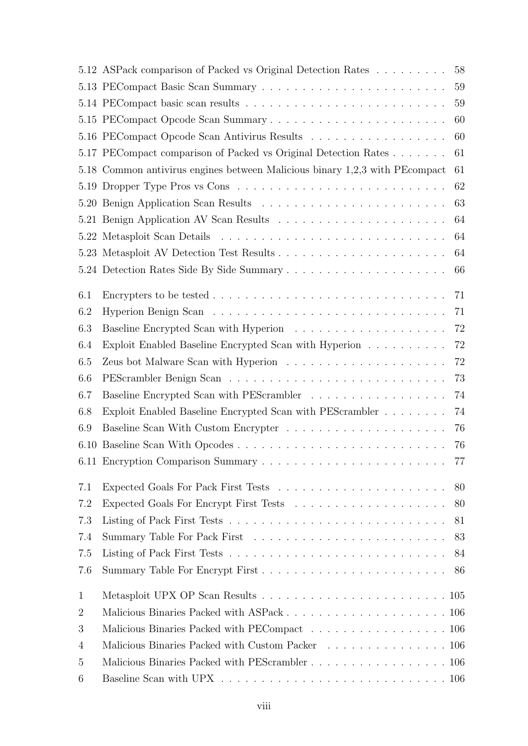5.12 ASPack comparison of Packed vs Original Detection Rates . . . . . . . . . 58
5.13 PECompact Basic Scan Summary . . . . . . . . . . . . . . . . . . . . . . 59
5.14 PECompact basic scan results . . . . . . . . . . . . . . . . . . . . . . . 59
5.15 PECompact Opcode Scan Summary . . . . . . . . . . . . . . . . . . . . . 60
5.16 PECompact Opcode Scan Antivirus Results . . . . . . . . . . . . . . . . 60
5.17 PECompact comparison of Packed vs Original Detection Rates . . . . . . . 61
5.18 Common antivirus engines between Malicious binary 1,2,3 with PEcompact 61
5.19 Dropper Type Pros vs Cons . . . . . . . . . . . . . . . . . . . . . . . . 62
5.20 Benign Application Scan Results . . . . . . . . . . . . . . . . . . . . . . 63
5.21 Benign Application AV Scan Results . . . . . . . . . . . . . . . . . . . . 64
5.22 Metasploit Scan Details . . . . . . . . . . . . . . . . . . . . . . . . . . 64
5.23 Metasploit AV Detection Test Results . . . . . . . . . . . . . . . . . . . 64
5.24 Detection Rates Side By Side Summary . . . . . . . . . . . . . . . . . . . 66

6.1 Encrypters to be tested . . . . . . . . . . . . . . . . . . . . . . . . . . . 71
6.2 Hyperion Benign Scan . . . . . . . . . . . . . . . . . . . . . . . . . . . . 71
6.3 Baseline Encrypted Scan with Hyperion . . . . . . . . . . . . . . . . . . 72
6.4 Exploit Enabled Baseline Encrypted Scan with Hyperion . . . . . . . . . . 72
6.5 Zeus bot Malware Scan with Hyperion . . . . . . . . . . . . . . . . . . . 72
6.6 PEScrambler Benign Scan . . . . . . . . . . . . . . . . . . . . . . . . . . 73
6.7 Baseline Encrypted Scan with PEScrambler . . . . . . . . . . . . . . . . . 74
6.8 Exploit Enabled Baseline Encrypted Scan with PEScrambler . . . . . . . . 74
6.9 Baseline Scan With Custom Encrypter . . . . . . . . . . . . . . . . . . . 76
6.10 Baseline Scan With Opcodes . . . . . . . . . . . . . . . . . . . . . . . . . 76
6.11 Encryption Comparison Summary . . . . . . . . . . . . . . . . . . . . . . 77

7.1 Expected Goals For Pack First Tests . . . . . . . . . . . . . . . . . . . . 80
7.2 Expected Goals For Encrypt First Tests . . . . . . . . . . . . . . . . . . 80
7.3 Listing of Pack First Tests . . . . . . . . . . . . . . . . . . . . . . . . . . 81
7.4 Summary Table For Pack First . . . . . . . . . . . . . . . . . . . . . . . 83
7.5 Listing of Pack First Tests . . . . . . . . . . . . . . . . . . . . . . . . . . 84
7.6 Summary Table For Encrypt First . . . . . . . . . . . . . . . . . . . . . . 86

1 Metasploit UPX OP Scan Results . . . . . . . . . . . . . . . . . . . . . . . 105
2 Malicious Binaries Packed with ASPack . . . . . . . . . . . . . . . . . . . . 106
3 Malicious Binaries Packed with PECompact . . . . . . . . . . . . . . . . . . 106
4 Malicious Binaries Packed with Custom Packer . . . . . . . . . . . . . . . . 106
5 Malicious Binaries Packed with PEScrambler . . . . . . . . . . . . . . . . . 106
6 Baseline Scan with UPX . . . . . . . . . . . . . . . . . . . . . . . . . . . . 106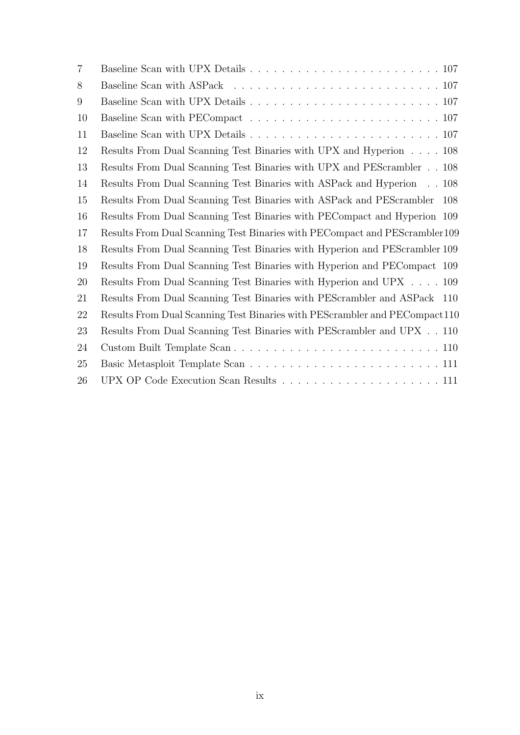| | | |
|---|---|---|
| 7 | Baseline Scan with UPX Details | 107 |
| 8 | Baseline Scan with ASPack | 107 |
| 9 | Baseline Scan with UPX Details | 107 |
| 10 | Baseline Scan with PECompact | 107 |
| 11 | Baseline Scan with UPX Details | 107 |
| 12 | Results From Dual Scanning Test Binaries with UPX and Hyperion | 108 |
| 13 | Results From Dual Scanning Test Binaries with UPX and PEScrambler | 108 |
| 14 | Results From Dual Scanning Test Binaries with ASPack and Hyperion | 108 |
| 15 | Results From Dual Scanning Test Binaries with ASPack and PEScrambler | 108 |
| 16 | Results From Dual Scanning Test Binaries with PECompact and Hyperion | 109 |
| 17 | Results From Dual Scanning Test Binaries with PECompact and PEScrambler | 109 |
| 18 | Results From Dual Scanning Test Binaries with Hyperion and PEScrambler | 109 |
| 19 | Results From Dual Scanning Test Binaries with Hyperion and PECompact | 109 |
| 20 | Results From Dual Scanning Test Binaries with Hyperion and UPX | 109 |
| 21 | Results From Dual Scanning Test Binaries with PEScrambler and ASPack | 110 |
| 22 | Results From Dual Scanning Test Binaries with PEScrambler and PECompact | 110 |
| 23 | Results From Dual Scanning Test Binaries with PEScrambler and UPX | 110 |
| 24 | Custom Built Template Scan | 110 |
| 25 | Basic Metasploit Template Scan | 111 |
| 26 | UPX OP Code Execution Scan Results | 111 |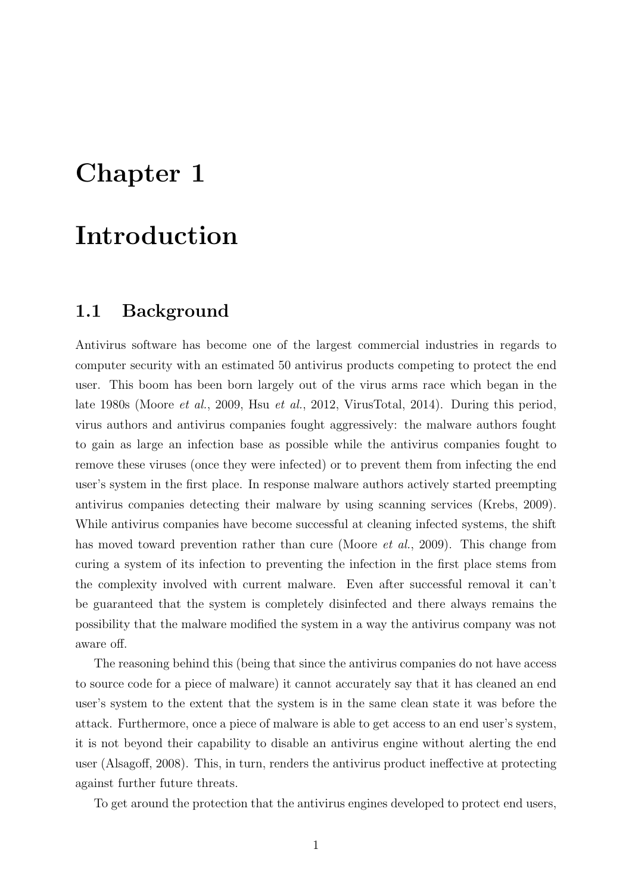# Chapter 1

# Introduction

## 1.1 Background

Antivirus software has become one of the largest commercial industries in regards to computer security with an estimated 50 antivirus products competing to protect the end user. This boom has been born largely out of the virus arms race which began in the late 1980s (Moore *et al.*, 2009, Hsu *et al.*, 2012, VirusTotal, 2014). During this period, virus authors and antivirus companies fought aggressively: the malware authors fought to gain as large an infection base as possible while the antivirus companies fought to remove these viruses (once they were infected) or to prevent them from infecting the end user's system in the first place. In response malware authors actively started preempting antivirus companies detecting their malware by using scanning services (Krebs, 2009). While antivirus companies have become successful at cleaning infected systems, the shift has moved toward prevention rather than cure (Moore *et al.*, 2009). This change from curing a system of its infection to preventing the infection in the first place stems from the complexity involved with current malware. Even after successful removal it can't be guaranteed that the system is completely disinfected and there always remains the possibility that the malware modified the system in a way the antivirus company was not aware off.

The reasoning behind this (being that since the antivirus companies do not have access to source code for a piece of malware) it cannot accurately say that it has cleaned an end user's system to the extent that the system is in the same clean state it was before the attack. Furthermore, once a piece of malware is able to get access to an end user's system, it is not beyond their capability to disable an antivirus engine without alerting the end user (Alsagoff, 2008). This, in turn, renders the antivirus product ineffective at protecting against further future threats.

To get around the protection that the antivirus engines developed to protect end users,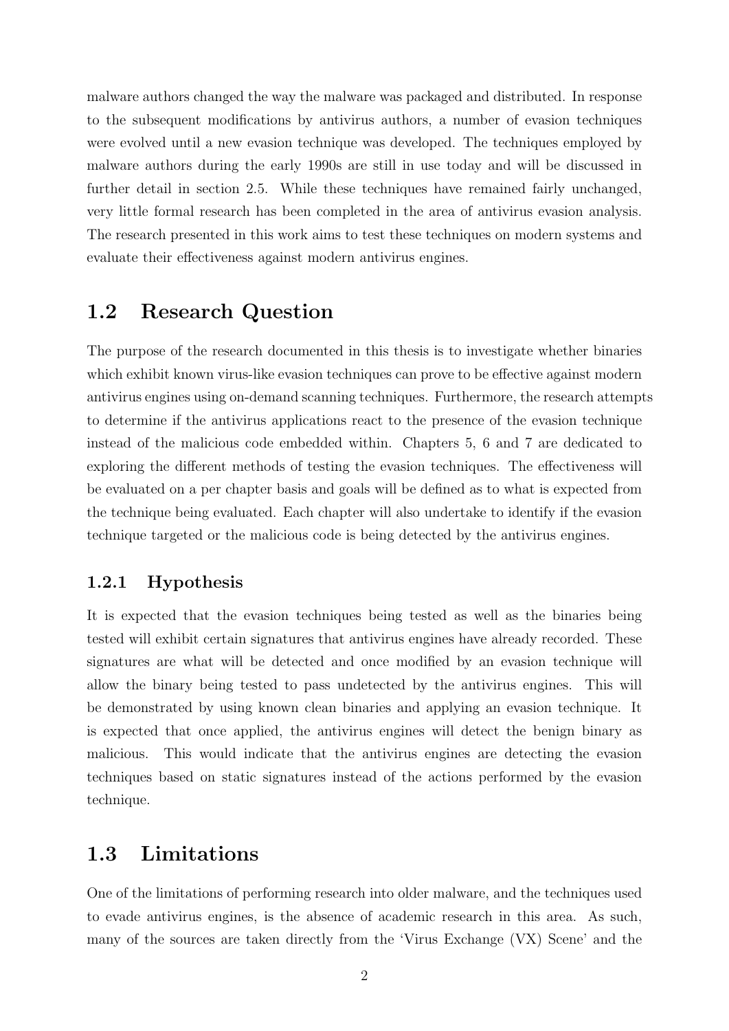malware authors changed the way the malware was packaged and distributed. In response to the subsequent modifications by antivirus authors, a number of evasion techniques were evolved until a new evasion technique was developed. The techniques employed by malware authors during the early 1990s are still in use today and will be discussed in further detail in section 2.5. While these techniques have remained fairly unchanged, very little formal research has been completed in the area of antivirus evasion analysis. The research presented in this work aims to test these techniques on modern systems and evaluate their effectiveness against modern antivirus engines.

## 1.2 Research Question

The purpose of the research documented in this thesis is to investigate whether binaries which exhibit known virus-like evasion techniques can prove to be effective against modern antivirus engines using on-demand scanning techniques. Furthermore, the research attempts to determine if the antivirus applications react to the presence of the evasion technique instead of the malicious code embedded within. Chapters 5, 6 and 7 are dedicated to exploring the different methods of testing the evasion techniques. The effectiveness will be evaluated on a per chapter basis and goals will be defined as to what is expected from the technique being evaluated. Each chapter will also undertake to identify if the evasion technique targeted or the malicious code is being detected by the antivirus engines.

### 1.2.1 Hypothesis

It is expected that the evasion techniques being tested as well as the binaries being tested will exhibit certain signatures that antivirus engines have already recorded. These signatures are what will be detected and once modified by an evasion technique will allow the binary being tested to pass undetected by the antivirus engines. This will be demonstrated by using known clean binaries and applying an evasion technique. It is expected that once applied, the antivirus engines will detect the benign binary as malicious. This would indicate that the antivirus engines are detecting the evasion techniques based on static signatures instead of the actions performed by the evasion technique.

## 1.3 Limitations

One of the limitations of performing research into older malware, and the techniques used to evade antivirus engines, is the absence of academic research in this area. As such, many of the sources are taken directly from the 'Virus Exchange (VX) Scene' and the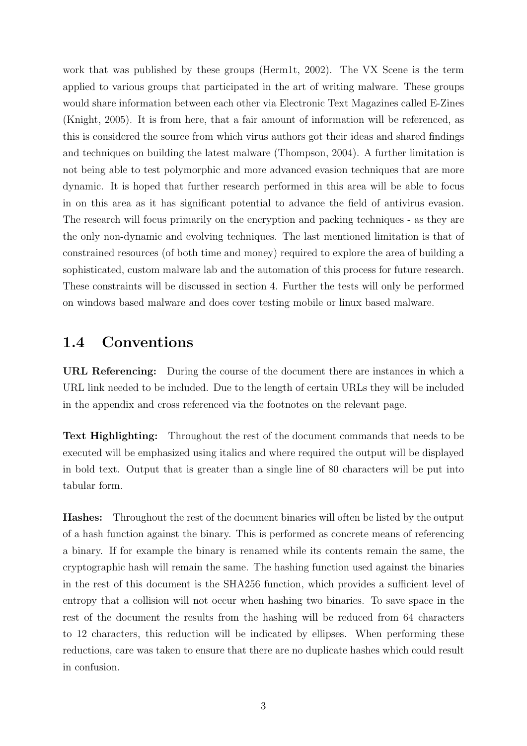work that was published by these groups (Herm1t, 2002). The VX Scene is the term applied to various groups that participated in the art of writing malware. These groups would share information between each other via Electronic Text Magazines called E-Zines (Knight, 2005). It is from here, that a fair amount of information will be referenced, as this is considered the source from which virus authors got their ideas and shared findings and techniques on building the latest malware (Thompson, 2004). A further limitation is not being able to test polymorphic and more advanced evasion techniques that are more dynamic. It is hoped that further research performed in this area will be able to focus in on this area as it has significant potential to advance the field of antivirus evasion. The research will focus primarily on the encryption and packing techniques - as they are the only non-dynamic and evolving techniques. The last mentioned limitation is that of constrained resources (of both time and money) required to explore the area of building a sophisticated, custom malware lab and the automation of this process for future research. These constraints will be discussed in section 4. Further the tests will only be performed on windows based malware and does cover testing mobile or linux based malware.

## 1.4 Conventions

**URL Referencing:** During the course of the document there are instances in which a URL link needed to be included. Due to the length of certain URLs they will be included in the appendix and cross referenced via the footnotes on the relevant page.

**Text Highlighting:** Throughout the rest of the document commands that needs to be executed will be emphasized using italics and where required the output will be displayed in bold text. Output that is greater than a single line of 80 characters will be put into tabular form.

**Hashes:** Throughout the rest of the document binaries will often be listed by the output of a hash function against the binary. This is performed as concrete means of referencing a binary. If for example the binary is renamed while its contents remain the same, the cryptographic hash will remain the same. The hashing function used against the binaries in the rest of this document is the SHA256 function, which provides a sufficient level of entropy that a collision will not occur when hashing two binaries. To save space in the rest of the document the results from the hashing will be reduced from 64 characters to 12 characters, this reduction will be indicated by ellipses. When performing these reductions, care was taken to ensure that there are no duplicate hashes which could result in confusion.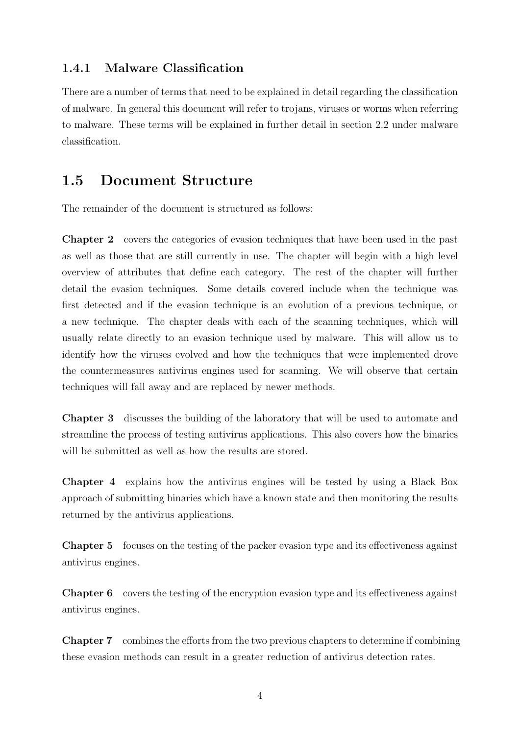### 1.4.1 Malware Classification

There are a number of terms that need to be explained in detail regarding the classification of malware. In general this document will refer to trojans, viruses or worms when referring to malware. These terms will be explained in further detail in section 2.2 under malware classification.

## 1.5 Document Structure

The remainder of the document is structured as follows:

**Chapter 2** covers the categories of evasion techniques that have been used in the past as well as those that are still currently in use. The chapter will begin with a high level overview of attributes that define each category. The rest of the chapter will further detail the evasion techniques. Some details covered include when the technique was first detected and if the evasion technique is an evolution of a previous technique, or a new technique. The chapter deals with each of the scanning techniques, which will usually relate directly to an evasion technique used by malware. This will allow us to identify how the viruses evolved and how the techniques that were implemented drove the countermeasures antivirus engines used for scanning. We will observe that certain techniques will fall away and are replaced by newer methods.

**Chapter 3** discusses the building of the laboratory that will be used to automate and streamline the process of testing antivirus applications. This also covers how the binaries will be submitted as well as how the results are stored.

**Chapter 4** explains how the antivirus engines will be tested by using a Black Box approach of submitting binaries which have a known state and then monitoring the results returned by the antivirus applications.

**Chapter 5** focuses on the testing of the packer evasion type and its effectiveness against antivirus engines.

**Chapter 6** covers the testing of the encryption evasion type and its effectiveness against antivirus engines.

**Chapter 7** combines the efforts from the two previous chapters to determine if combining these evasion methods can result in a greater reduction of antivirus detection rates.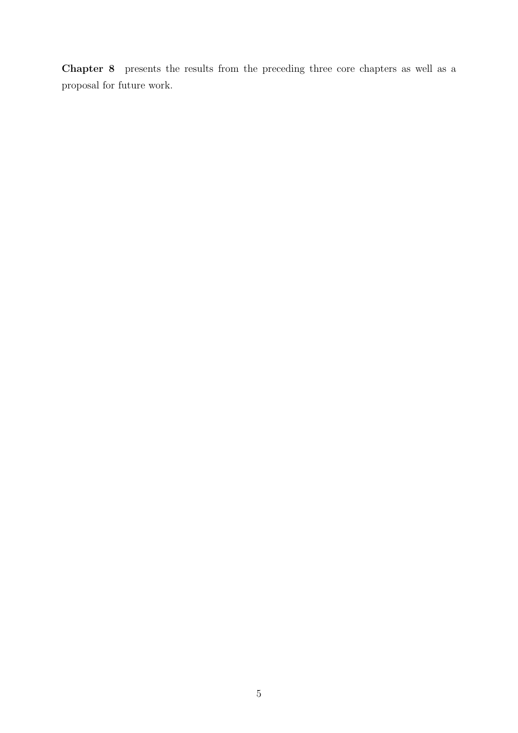**Chapter 8** presents the results from the preceding three core chapters as well as a proposal for future work.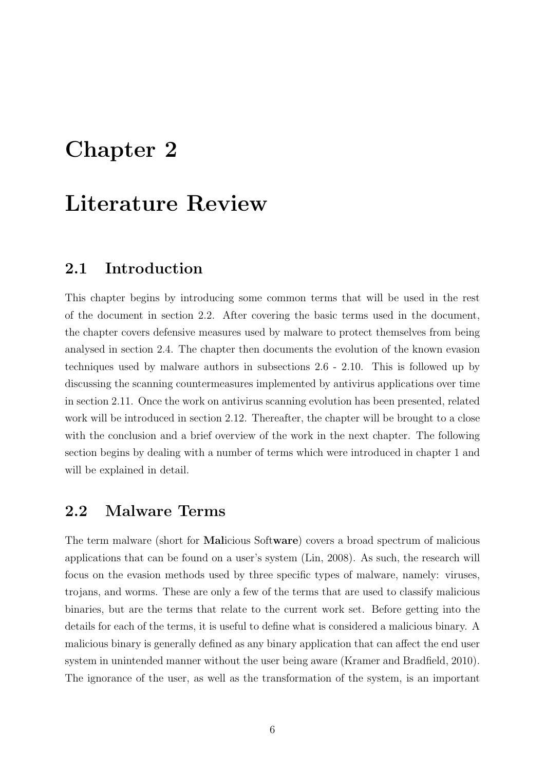# Chapter 2

# Literature Review

## 2.1 Introduction

This chapter begins by introducing some common terms that will be used in the rest of the document in section 2.2. After covering the basic terms used in the document, the chapter covers defensive measures used by malware to protect themselves from being analysed in section 2.4. The chapter then documents the evolution of the known evasion techniques used by malware authors in subsections 2.6 - 2.10. This is followed up by discussing the scanning countermeasures implemented by antivirus applications over time in section 2.11. Once the work on antivirus scanning evolution has been presented, related work will be introduced in section 2.12. Thereafter, the chapter will be brought to a close with the conclusion and a brief overview of the work in the next chapter. The following section begins by dealing with a number of terms which were introduced in chapter 1 and will be explained in detail.

## 2.2 Malware Terms

The term malware (short for **Mal**icious Soft**ware**) covers a broad spectrum of malicious applications that can be found on a user's system (Lin, 2008). As such, the research will focus on the evasion methods used by three specific types of malware, namely: viruses, trojans, and worms. These are only a few of the terms that are used to classify malicious binaries, but are the terms that relate to the current work set. Before getting into the details for each of the terms, it is useful to define what is considered a malicious binary. A malicious binary is generally defined as any binary application that can affect the end user system in unintended manner without the user being aware (Kramer and Bradfield, 2010). The ignorance of the user, as well as the transformation of the system, is an important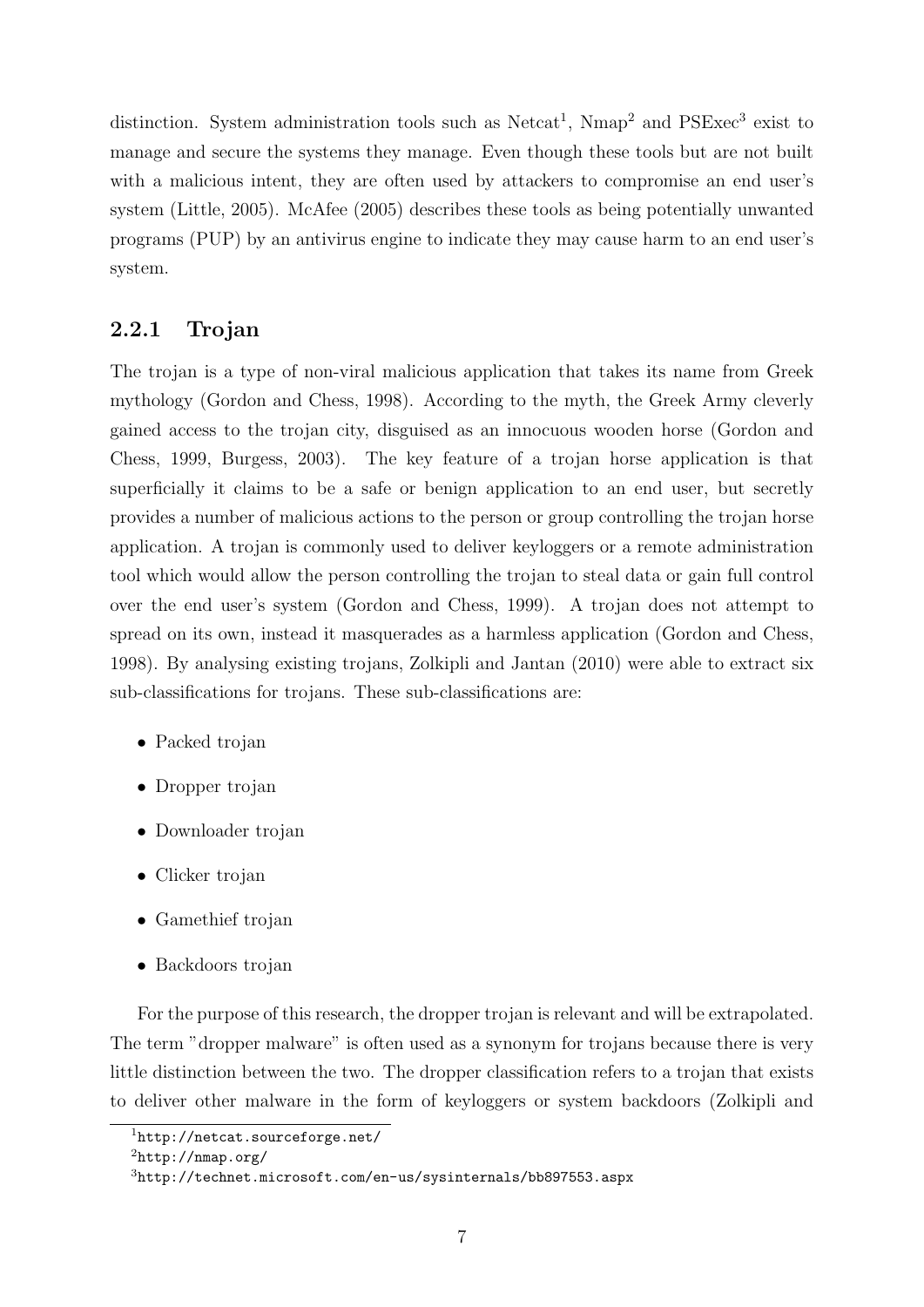distinction. System administration tools such as Netcat[1], Nmap[2] and PSExec[3] exist to manage and secure the systems they manage. Even though these tools but are not built with a malicious intent, they are often used by attackers to compromise an end user's system (Little, 2005). McAfee (2005) describes these tools as being potentially unwanted programs (PUP) by an antivirus engine to indicate they may cause harm to an end user's system.

### 2.2.1 Trojan

The trojan is a type of non-viral malicious application that takes its name from Greek mythology (Gordon and Chess, 1998). According to the myth, the Greek Army cleverly gained access to the trojan city, disguised as an innocuous wooden horse (Gordon and Chess, 1999, Burgess, 2003). The key feature of a trojan horse application is that superficially it claims to be a safe or benign application to an end user, but secretly provides a number of malicious actions to the person or group controlling the trojan horse application. A trojan is commonly used to deliver keyloggers or a remote administration tool which would allow the person controlling the trojan to steal data or gain full control over the end user's system (Gordon and Chess, 1999). A trojan does not attempt to spread on its own, instead it masquerades as a harmless application (Gordon and Chess, 1998). By analysing existing trojans, Zolkipli and Jantan (2010) were able to extract six sub-classifications for trojans. These sub-classifications are:

- Packed trojan
- Dropper trojan
- Downloader trojan
- Clicker trojan
- Gamethief trojan
- Backdoors trojan

For the purpose of this research, the dropper trojan is relevant and will be extrapolated. The term "dropper malware" is often used as a synonym for trojans because there is very little distinction between the two. The dropper classification refers to a trojan that exists to deliver other malware in the form of keyloggers or system backdoors (Zolkipli and

[1] http://netcat.sourceforge.net/

[2] http://nmap.org/

[3] http://technet.microsoft.com/en-us/sysinternals/bb897553.aspx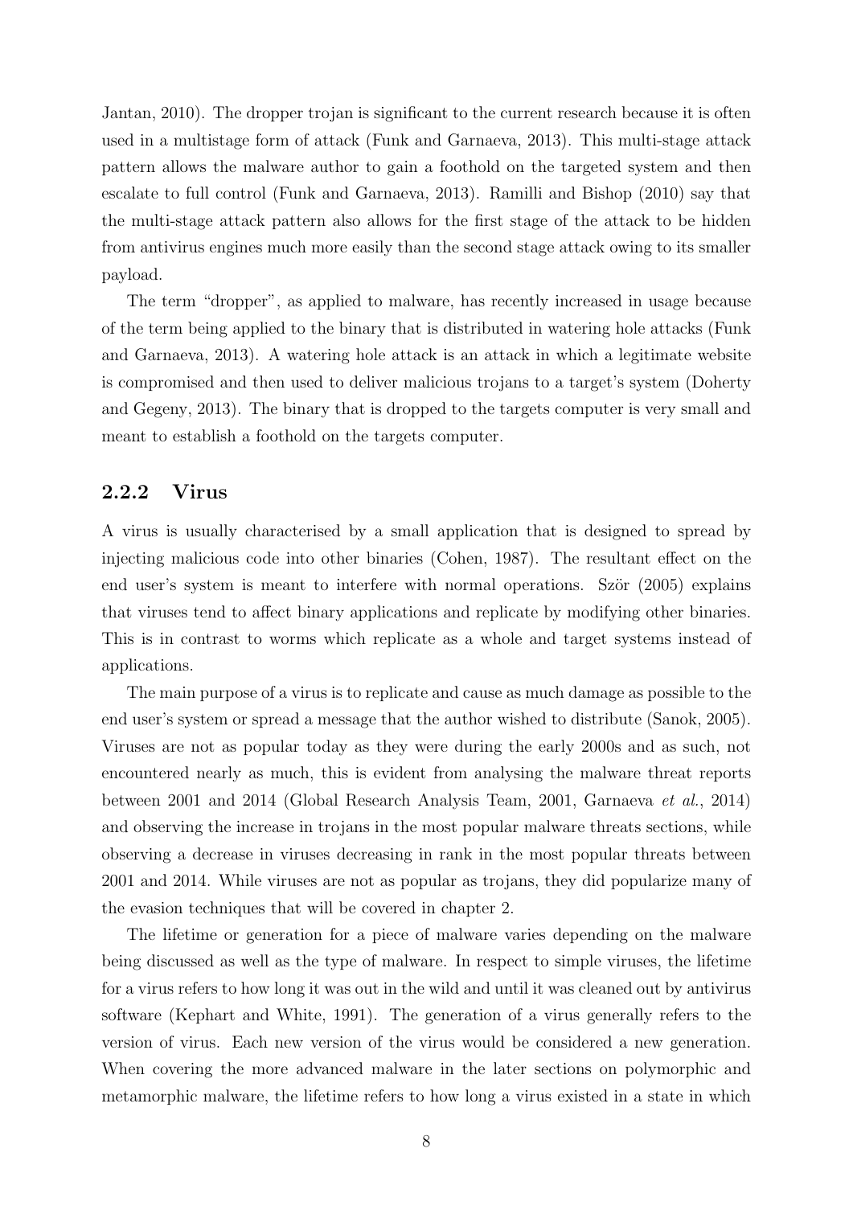Jantan, 2010). The dropper trojan is significant to the current research because it is often used in a multistage form of attack (Funk and Garnaeva, 2013). This multi-stage attack pattern allows the malware author to gain a foothold on the targeted system and then escalate to full control (Funk and Garnaeva, 2013). Ramilli and Bishop (2010) say that the multi-stage attack pattern also allows for the first stage of the attack to be hidden from antivirus engines much more easily than the second stage attack owing to its smaller payload.

The term "dropper", as applied to malware, has recently increased in usage because of the term being applied to the binary that is distributed in watering hole attacks (Funk and Garnaeva, 2013). A watering hole attack is an attack in which a legitimate website is compromised and then used to deliver malicious trojans to a target's system (Doherty and Gegeny, 2013). The binary that is dropped to the targets computer is very small and meant to establish a foothold on the targets computer.

### 2.2.2 Virus

A virus is usually characterised by a small application that is designed to spread by injecting malicious code into other binaries (Cohen, 1987). The resultant effect on the end user's system is meant to interfere with normal operations. Ször (2005) explains that viruses tend to affect binary applications and replicate by modifying other binaries. This is in contrast to worms which replicate as a whole and target systems instead of applications.

The main purpose of a virus is to replicate and cause as much damage as possible to the end user's system or spread a message that the author wished to distribute (Sanok, 2005). Viruses are not as popular today as they were during the early 2000s and as such, not encountered nearly as much, this is evident from analysing the malware threat reports between 2001 and 2014 (Global Research Analysis Team, 2001, Garnaeva *et al.*, 2014) and observing the increase in trojans in the most popular malware threats sections, while observing a decrease in viruses decreasing in rank in the most popular threats between 2001 and 2014. While viruses are not as popular as trojans, they did popularize many of the evasion techniques that will be covered in chapter 2.

The lifetime or generation for a piece of malware varies depending on the malware being discussed as well as the type of malware. In respect to simple viruses, the lifetime for a virus refers to how long it was out in the wild and until it was cleaned out by antivirus software (Kephart and White, 1991). The generation of a virus generally refers to the version of virus. Each new version of the virus would be considered a new generation. When covering the more advanced malware in the later sections on polymorphic and metamorphic malware, the lifetime refers to how long a virus existed in a state in which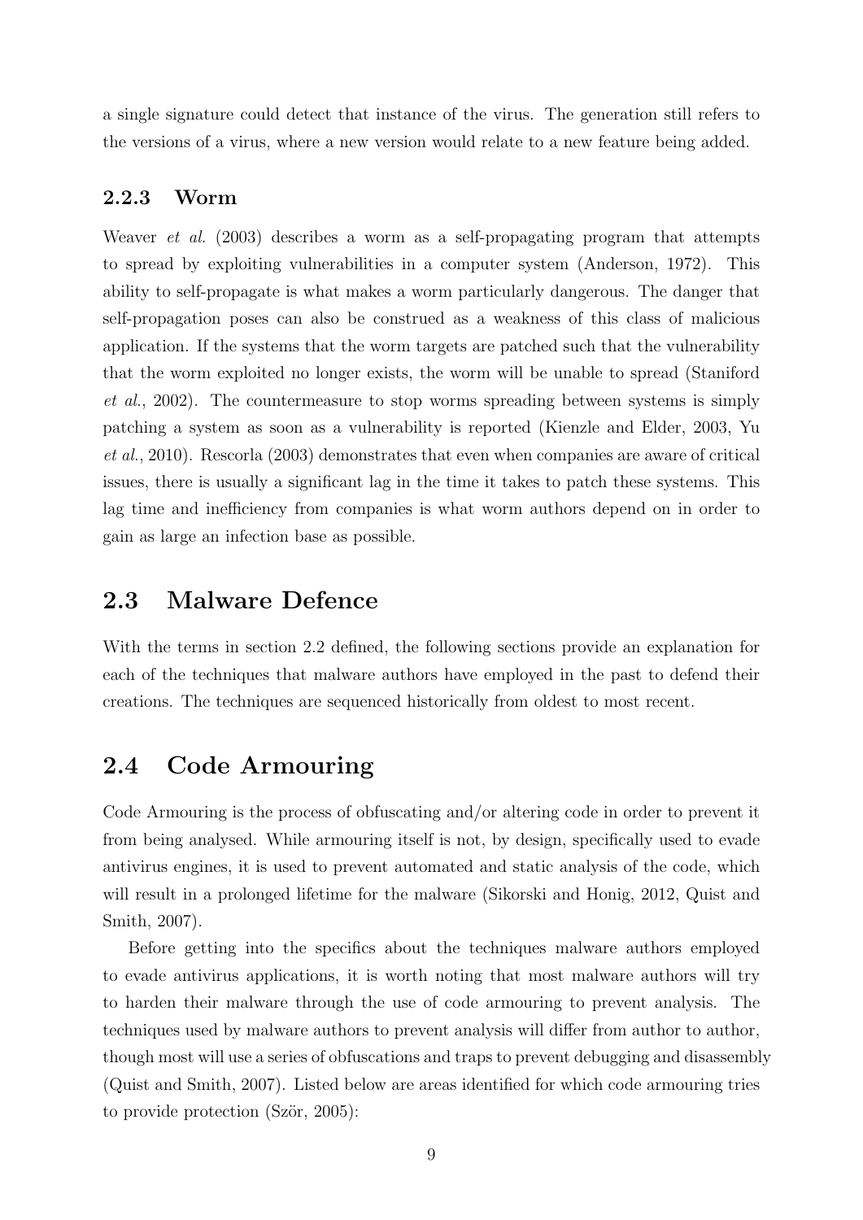a single signature could detect that instance of the virus. The generation still refers to the versions of a virus, where a new version would relate to a new feature being added.

### 2.2.3 Worm

Weaver *et al.* (2003) describes a worm as a self-propagating program that attempts to spread by exploiting vulnerabilities in a computer system (Anderson, 1972). This ability to self-propagate is what makes a worm particularly dangerous. The danger that self-propagation poses can also be construed as a weakness of this class of malicious application. If the systems that the worm targets are patched such that the vulnerability that the worm exploited no longer exists, the worm will be unable to spread (Staniford *et al.*, 2002). The countermeasure to stop worms spreading between systems is simply patching a system as soon as a vulnerability is reported (Kienzle and Elder, 2003, Yu *et al.*, 2010). Rescorla (2003) demonstrates that even when companies are aware of critical issues, there is usually a significant lag in the time it takes to patch these systems. This lag time and inefficiency from companies is what worm authors depend on in order to gain as large an infection base as possible.

## 2.3 Malware Defence

With the terms in section 2.2 defined, the following sections provide an explanation for each of the techniques that malware authors have employed in the past to defend their creations. The techniques are sequenced historically from oldest to most recent.

## 2.4 Code Armouring

Code Armouring is the process of obfuscating and/or altering code in order to prevent it from being analysed. While armouring itself is not, by design, specifically used to evade antivirus engines, it is used to prevent automated and static analysis of the code, which will result in a prolonged lifetime for the malware (Sikorski and Honig, 2012, Quist and Smith, 2007).

Before getting into the specifics about the techniques malware authors employed to evade antivirus applications, it is worth noting that most malware authors will try to harden their malware through the use of code armouring to prevent analysis. The techniques used by malware authors to prevent analysis will differ from author to author, though most will use a series of obfuscations and traps to prevent debugging and disassembly (Quist and Smith, 2007). Listed below are areas identified for which code armouring tries to provide protection (Ször, 2005):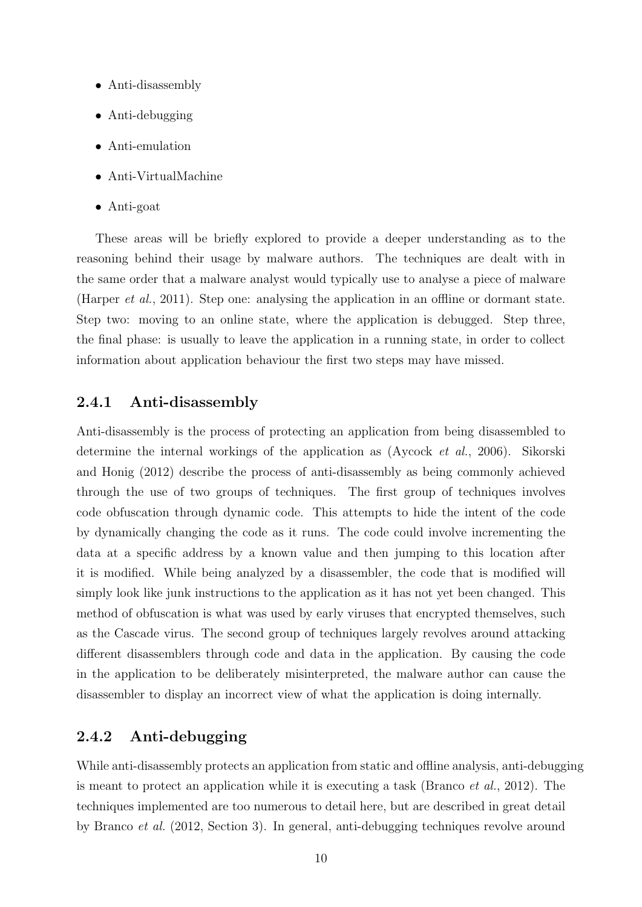- Anti-disassembly
- Anti-debugging
- Anti-emulation
- Anti-VirtualMachine
- Anti-goat

These areas will be briefly explored to provide a deeper understanding as to the reasoning behind their usage by malware authors. The techniques are dealt with in the same order that a malware analyst would typically use to analyse a piece of malware (Harper *et al.*, 2011). Step one: analysing the application in an offline or dormant state. Step two: moving to an online state, where the application is debugged. Step three, the final phase: is usually to leave the application in a running state, in order to collect information about application behaviour the first two steps may have missed.

### 2.4.1 Anti-disassembly

Anti-disassembly is the process of protecting an application from being disassembled to determine the internal workings of the application as (Aycock *et al.*, 2006). Sikorski and Honig (2012) describe the process of anti-disassembly as being commonly achieved through the use of two groups of techniques. The first group of techniques involves code obfuscation through dynamic code. This attempts to hide the intent of the code by dynamically changing the code as it runs. The code could involve incrementing the data at a specific address by a known value and then jumping to this location after it is modified. While being analyzed by a disassembler, the code that is modified will simply look like junk instructions to the application as it has not yet been changed. This method of obfuscation is what was used by early viruses that encrypted themselves, such as the Cascade virus. The second group of techniques largely revolves around attacking different disassemblers through code and data in the application. By causing the code in the application to be deliberately misinterpreted, the malware author can cause the disassembler to display an incorrect view of what the application is doing internally.

### 2.4.2 Anti-debugging

While anti-disassembly protects an application from static and offline analysis, anti-debugging is meant to protect an application while it is executing a task (Branco *et al.*, 2012). The techniques implemented are too numerous to detail here, but are described in great detail by Branco *et al.* (2012, Section 3). In general, anti-debugging techniques revolve around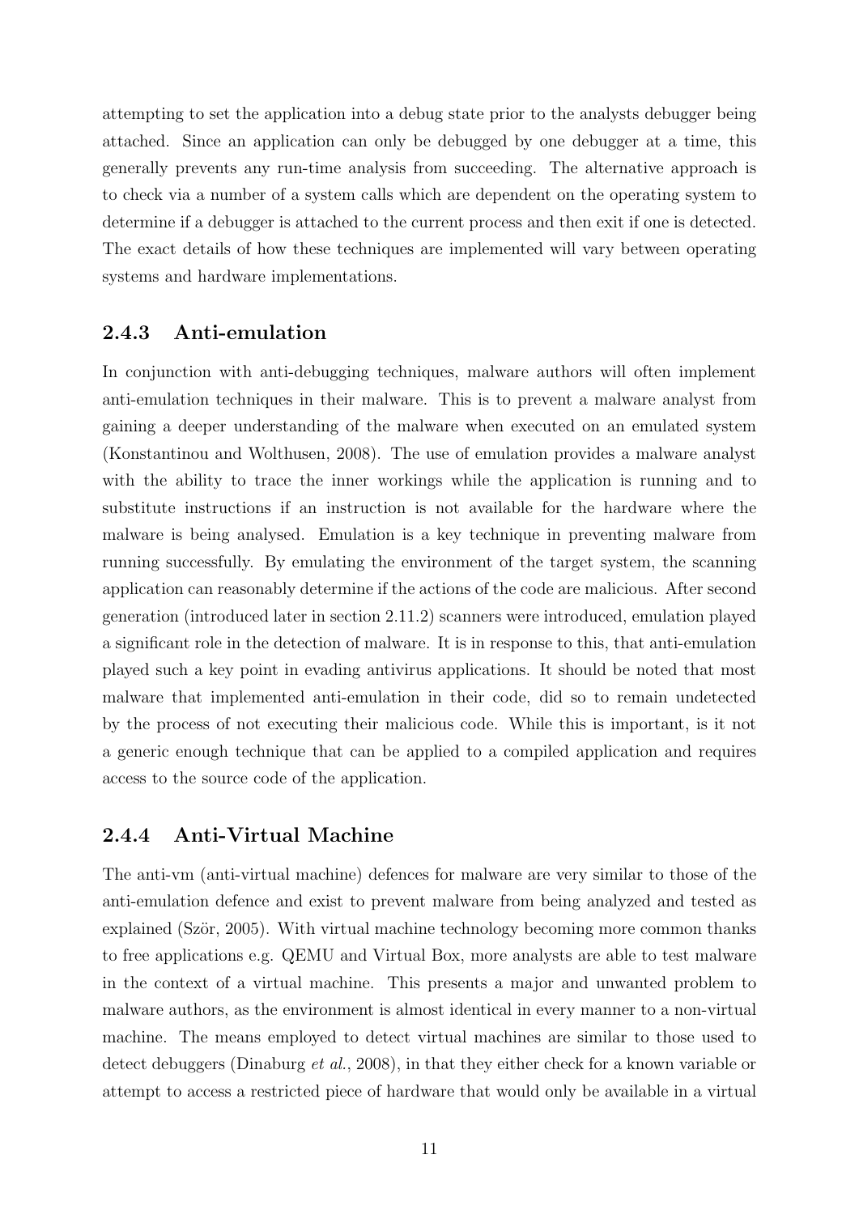attempting to set the application into a debug state prior to the analysts debugger being attached. Since an application can only be debugged by one debugger at a time, this generally prevents any run-time analysis from succeeding. The alternative approach is to check via a number of a system calls which are dependent on the operating system to determine if a debugger is attached to the current process and then exit if one is detected. The exact details of how these techniques are implemented will vary between operating systems and hardware implementations.

### 2.4.3 Anti-emulation

In conjunction with anti-debugging techniques, malware authors will often implement anti-emulation techniques in their malware. This is to prevent a malware analyst from gaining a deeper understanding of the malware when executed on an emulated system (Konstantinou and Wolthusen, 2008). The use of emulation provides a malware analyst with the ability to trace the inner workings while the application is running and to substitute instructions if an instruction is not available for the hardware where the malware is being analysed. Emulation is a key technique in preventing malware from running successfully. By emulating the environment of the target system, the scanning application can reasonably determine if the actions of the code are malicious. After second generation (introduced later in section 2.11.2) scanners were introduced, emulation played a significant role in the detection of malware. It is in response to this, that anti-emulation played such a key point in evading antivirus applications. It should be noted that most malware that implemented anti-emulation in their code, did so to remain undetected by the process of not executing their malicious code. While this is important, is it not a generic enough technique that can be applied to a compiled application and requires access to the source code of the application.

### 2.4.4 Anti-Virtual Machine

The anti-vm (anti-virtual machine) defences for malware are very similar to those of the anti-emulation defence and exist to prevent malware from being analyzed and tested as explained (Ször, 2005). With virtual machine technology becoming more common thanks to free applications e.g. QEMU and Virtual Box, more analysts are able to test malware in the context of a virtual machine. This presents a major and unwanted problem to malware authors, as the environment is almost identical in every manner to a non-virtual machine. The means employed to detect virtual machines are similar to those used to detect debuggers (Dinaburg *et al.*, 2008), in that they either check for a known variable or attempt to access a restricted piece of hardware that would only be available in a virtual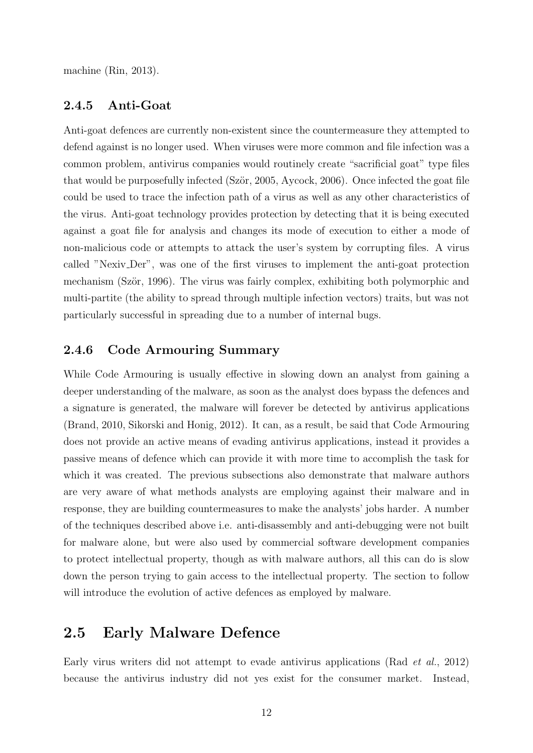machine (Rin, 2013).

### 2.4.5 Anti-Goat

Anti-goat defences are currently non-existent since the countermeasure they attempted to defend against is no longer used. When viruses were more common and file infection was a common problem, antivirus companies would routinely create "sacrificial goat" type files that would be purposefully infected (Ször, 2005, Aycock, 2006). Once infected the goat file could be used to trace the infection path of a virus as well as any other characteristics of the virus. Anti-goat technology provides protection by detecting that it is being executed against a goat file for analysis and changes its mode of execution to either a mode of non-malicious code or attempts to attack the user's system by corrupting files. A virus called "Nexiv_Der", was one of the first viruses to implement the anti-goat protection mechanism (Ször, 1996). The virus was fairly complex, exhibiting both polymorphic and multi-partite (the ability to spread through multiple infection vectors) traits, but was not particularly successful in spreading due to a number of internal bugs.

### 2.4.6 Code Armouring Summary

While Code Armouring is usually effective in slowing down an analyst from gaining a deeper understanding of the malware, as soon as the analyst does bypass the defences and a signature is generated, the malware will forever be detected by antivirus applications (Brand, 2010, Sikorski and Honig, 2012). It can, as a result, be said that Code Armouring does not provide an active means of evading antivirus applications, instead it provides a passive means of defence which can provide it with more time to accomplish the task for which it was created. The previous subsections also demonstrate that malware authors are very aware of what methods analysts are employing against their malware and in response, they are building countermeasures to make the analysts' jobs harder. A number of the techniques described above i.e. anti-disassembly and anti-debugging were not built for malware alone, but were also used by commercial software development companies to protect intellectual property, though as with malware authors, all this can do is slow down the person trying to gain access to the intellectual property. The section to follow will introduce the evolution of active defences as employed by malware.

## 2.5 Early Malware Defence

Early virus writers did not attempt to evade antivirus applications (Rad *et al.*, 2012) because the antivirus industry did not yes exist for the consumer market. Instead,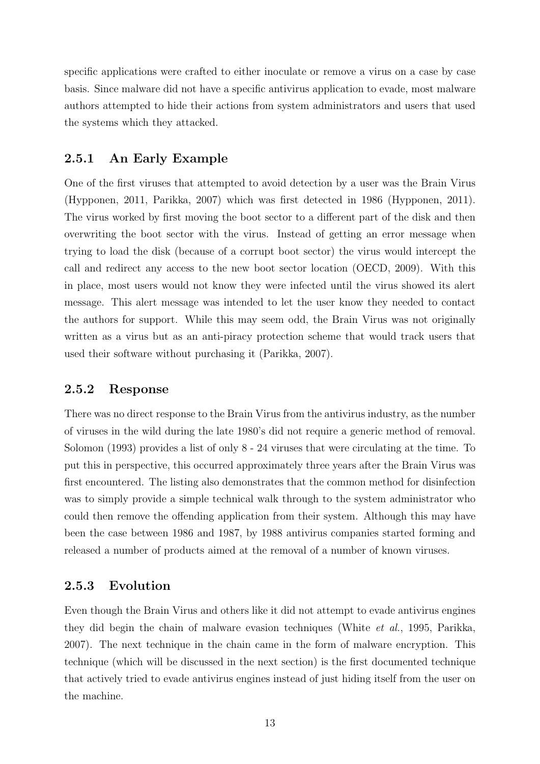specific applications were crafted to either inoculate or remove a virus on a case by case basis. Since malware did not have a specific antivirus application to evade, most malware authors attempted to hide their actions from system administrators and users that used the systems which they attacked.

### 2.5.1 An Early Example

One of the first viruses that attempted to avoid detection by a user was the Brain Virus (Hypponen, 2011, Parikka, 2007) which was first detected in 1986 (Hypponen, 2011). The virus worked by first moving the boot sector to a different part of the disk and then overwriting the boot sector with the virus. Instead of getting an error message when trying to load the disk (because of a corrupt boot sector) the virus would intercept the call and redirect any access to the new boot sector location (OECD, 2009). With this in place, most users would not know they were infected until the virus showed its alert message. This alert message was intended to let the user know they needed to contact the authors for support. While this may seem odd, the Brain Virus was not originally written as a virus but as an anti-piracy protection scheme that would track users that used their software without purchasing it (Parikka, 2007).

### 2.5.2 Response

There was no direct response to the Brain Virus from the antivirus industry, as the number of viruses in the wild during the late 1980's did not require a generic method of removal. Solomon (1993) provides a list of only 8 - 24 viruses that were circulating at the time. To put this in perspective, this occurred approximately three years after the Brain Virus was first encountered. The listing also demonstrates that the common method for disinfection was to simply provide a simple technical walk through to the system administrator who could then remove the offending application from their system. Although this may have been the case between 1986 and 1987, by 1988 antivirus companies started forming and released a number of products aimed at the removal of a number of known viruses.

### 2.5.3 Evolution

Even though the Brain Virus and others like it did not attempt to evade antivirus engines they did begin the chain of malware evasion techniques (White *et al.*, 1995, Parikka, 2007). The next technique in the chain came in the form of malware encryption. This technique (which will be discussed in the next section) is the first documented technique that actively tried to evade antivirus engines instead of just hiding itself from the user on the machine.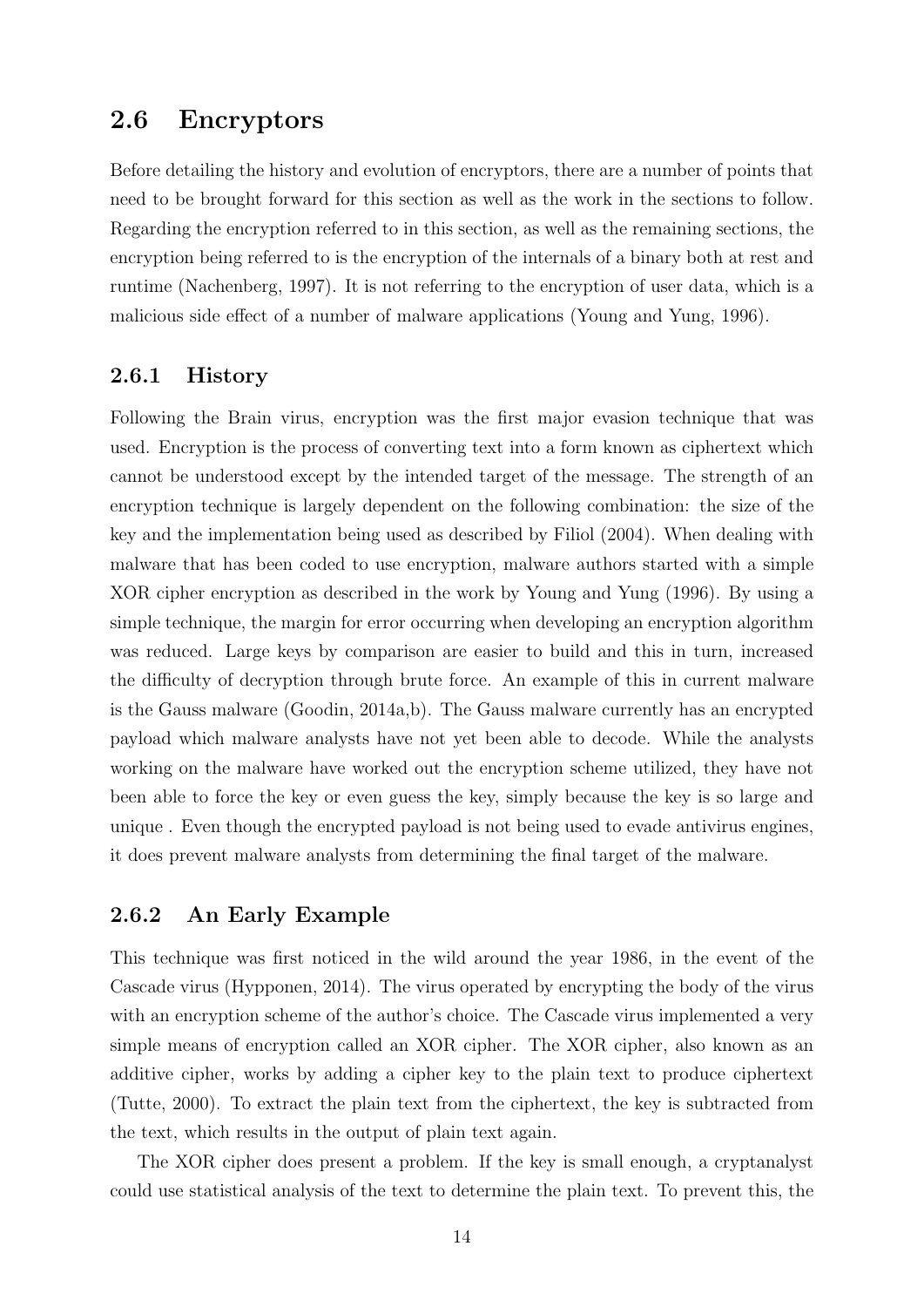## 2.6 Encryptors

Before detailing the history and evolution of encryptors, there are a number of points that need to be brought forward for this section as well as the work in the sections to follow. Regarding the encryption referred to in this section, as well as the remaining sections, the encryption being referred to is the encryption of the internals of a binary both at rest and runtime (Nachenberg, 1997). It is not referring to the encryption of user data, which is a malicious side effect of a number of malware applications (Young and Yung, 1996).

### 2.6.1 History

Following the Brain virus, encryption was the first major evasion technique that was used. Encryption is the process of converting text into a form known as ciphertext which cannot be understood except by the intended target of the message. The strength of an encryption technique is largely dependent on the following combination: the size of the key and the implementation being used as described by Filiol (2004). When dealing with malware that has been coded to use encryption, malware authors started with a simple XOR cipher encryption as described in the work by Young and Yung (1996). By using a simple technique, the margin for error occurring when developing an encryption algorithm was reduced. Large keys by comparison are easier to build and this in turn, increased the difficulty of decryption through brute force. An example of this in current malware is the Gauss malware (Goodin, 2014a,b). The Gauss malware currently has an encrypted payload which malware analysts have not yet been able to decode. While the analysts working on the malware have worked out the encryption scheme utilized, they have not been able to force the key or even guess the key, simply because the key is so large and unique . Even though the encrypted payload is not being used to evade antivirus engines, it does prevent malware analysts from determining the final target of the malware.

### 2.6.2 An Early Example

This technique was first noticed in the wild around the year 1986, in the event of the Cascade virus (Hypponen, 2014). The virus operated by encrypting the body of the virus with an encryption scheme of the author's choice. The Cascade virus implemented a very simple means of encryption called an XOR cipher. The XOR cipher, also known as an additive cipher, works by adding a cipher key to the plain text to produce ciphertext (Tutte, 2000). To extract the plain text from the ciphertext, the key is subtracted from the text, which results in the output of plain text again.

The XOR cipher does present a problem. If the key is small enough, a cryptanalyst could use statistical analysis of the text to determine the plain text. To prevent this, the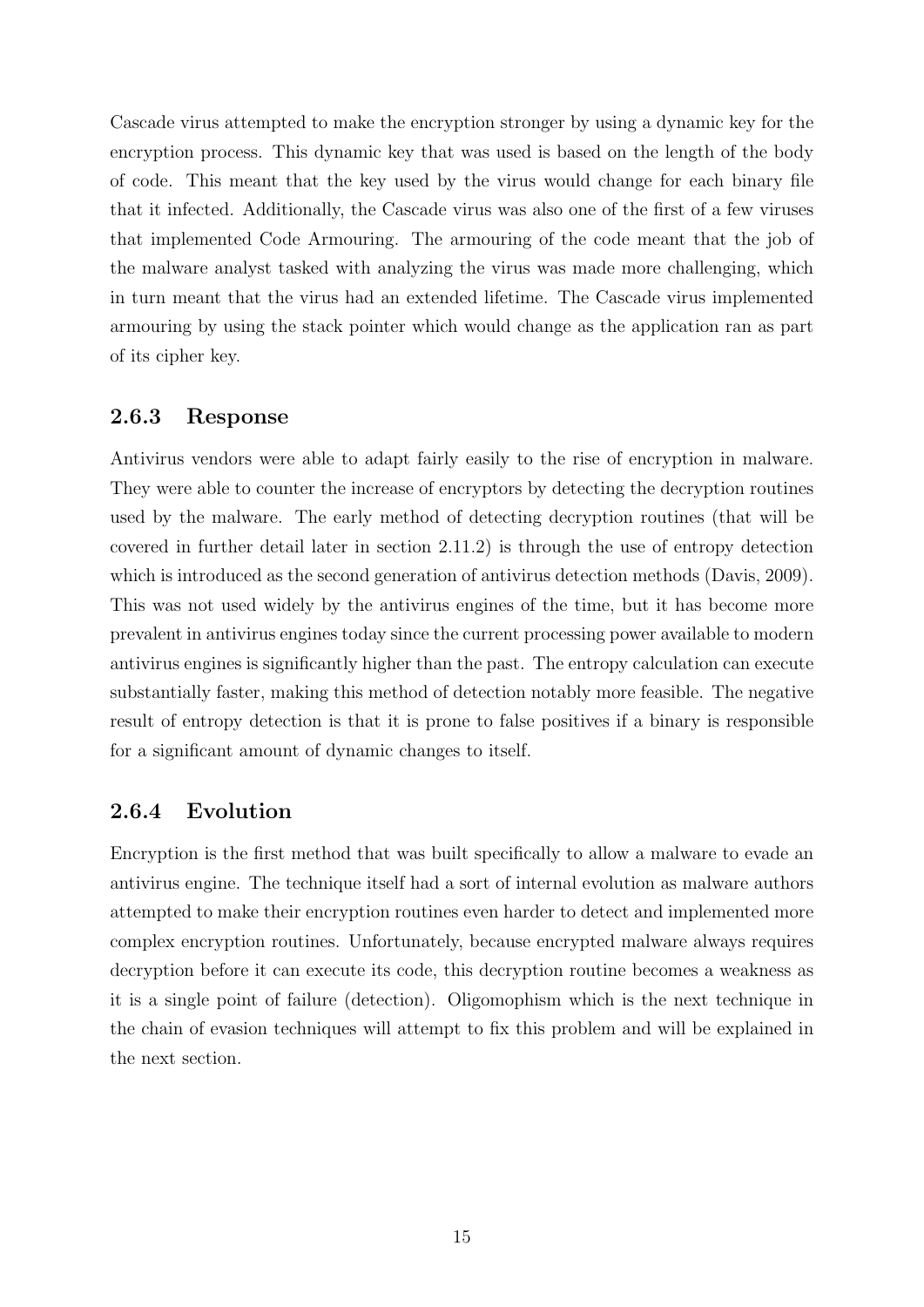Cascade virus attempted to make the encryption stronger by using a dynamic key for the encryption process. This dynamic key that was used is based on the length of the body of code. This meant that the key used by the virus would change for each binary file that it infected. Additionally, the Cascade virus was also one of the first of a few viruses that implemented Code Armouring. The armouring of the code meant that the job of the malware analyst tasked with analyzing the virus was made more challenging, which in turn meant that the virus had an extended lifetime. The Cascade virus implemented armouring by using the stack pointer which would change as the application ran as part of its cipher key.

### 2.6.3 Response

Antivirus vendors were able to adapt fairly easily to the rise of encryption in malware. They were able to counter the increase of encryptors by detecting the decryption routines used by the malware. The early method of detecting decryption routines (that will be covered in further detail later in section 2.11.2) is through the use of entropy detection which is introduced as the second generation of antivirus detection methods (Davis, 2009). This was not used widely by the antivirus engines of the time, but it has become more prevalent in antivirus engines today since the current processing power available to modern antivirus engines is significantly higher than the past. The entropy calculation can execute substantially faster, making this method of detection notably more feasible. The negative result of entropy detection is that it is prone to false positives if a binary is responsible for a significant amount of dynamic changes to itself.

### 2.6.4 Evolution

Encryption is the first method that was built specifically to allow a malware to evade an antivirus engine. The technique itself had a sort of internal evolution as malware authors attempted to make their encryption routines even harder to detect and implemented more complex encryption routines. Unfortunately, because encrypted malware always requires decryption before it can execute its code, this decryption routine becomes a weakness as it is a single point of failure (detection). Oligomophism which is the next technique in the chain of evasion techniques will attempt to fix this problem and will be explained in the next section.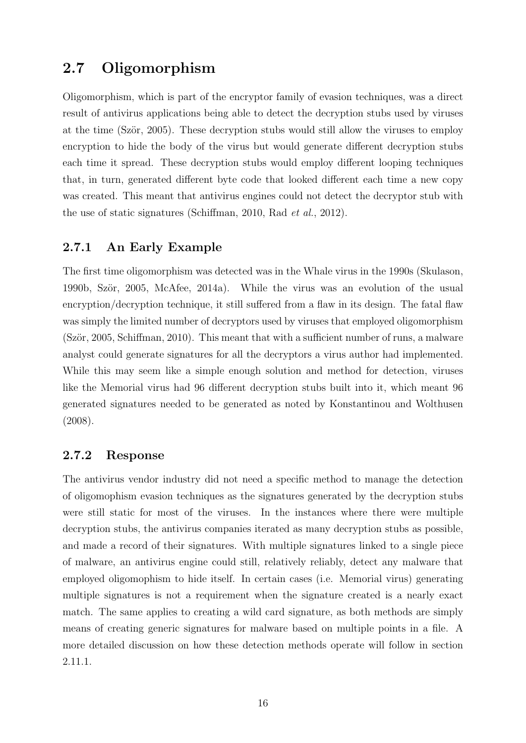## 2.7 Oligomorphism

Oligomorphism, which is part of the encryptor family of evasion techniques, was a direct result of antivirus applications being able to detect the decryption stubs used by viruses at the time (Ször, 2005). These decryption stubs would still allow the viruses to employ encryption to hide the body of the virus but would generate different decryption stubs each time it spread. These decryption stubs would employ different looping techniques that, in turn, generated different byte code that looked different each time a new copy was created. This meant that antivirus engines could not detect the decryptor stub with the use of static signatures (Schiffman, 2010, Rad *et al.*, 2012).

### 2.7.1 An Early Example

The first time oligomorphism was detected was in the Whale virus in the 1990s (Skulason, 1990b, Ször, 2005, McAfee, 2014a). While the virus was an evolution of the usual encryption/decryption technique, it still suffered from a flaw in its design. The fatal flaw was simply the limited number of decryptors used by viruses that employed oligomorphism (Ször, 2005, Schiffman, 2010). This meant that with a sufficient number of runs, a malware analyst could generate signatures for all the decryptors a virus author had implemented. While this may seem like a simple enough solution and method for detection, viruses like the Memorial virus had 96 different decryption stubs built into it, which meant 96 generated signatures needed to be generated as noted by Konstantinou and Wolthusen (2008).

### 2.7.2 Response

The antivirus vendor industry did not need a specific method to manage the detection of oligomophism evasion techniques as the signatures generated by the decryption stubs were still static for most of the viruses. In the instances where there were multiple decryption stubs, the antivirus companies iterated as many decryption stubs as possible, and made a record of their signatures. With multiple signatures linked to a single piece of malware, an antivirus engine could still, relatively reliably, detect any malware that employed oligomophism to hide itself. In certain cases (i.e. Memorial virus) generating multiple signatures is not a requirement when the signature created is a nearly exact match. The same applies to creating a wild card signature, as both methods are simply means of creating generic signatures for malware based on multiple points in a file. A more detailed discussion on how these detection methods operate will follow in section 2.11.1.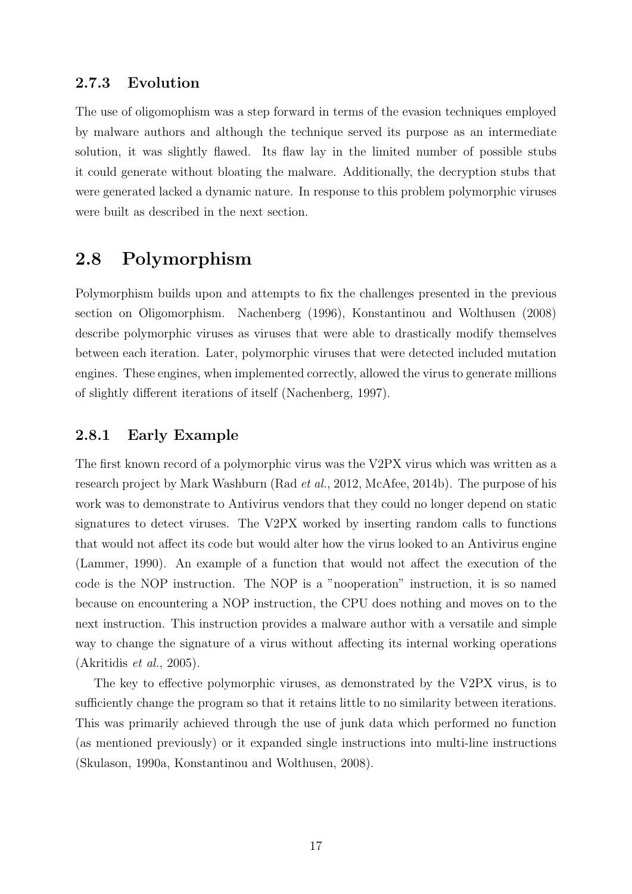### 2.7.3 Evolution

The use of oligomophism was a step forward in terms of the evasion techniques employed by malware authors and although the technique served its purpose as an intermediate solution, it was slightly flawed. Its flaw lay in the limited number of possible stubs it could generate without bloating the malware. Additionally, the decryption stubs that were generated lacked a dynamic nature. In response to this problem polymorphic viruses were built as described in the next section.

## 2.8 Polymorphism

Polymorphism builds upon and attempts to fix the challenges presented in the previous section on Oligomorphism. Nachenberg (1996), Konstantinou and Wolthusen (2008) describe polymorphic viruses as viruses that were able to drastically modify themselves between each iteration. Later, polymorphic viruses that were detected included mutation engines. These engines, when implemented correctly, allowed the virus to generate millions of slightly different iterations of itself (Nachenberg, 1997).

### 2.8.1 Early Example

The first known record of a polymorphic virus was the V2PX virus which was written as a research project by Mark Washburn (Rad *et al.*, 2012, McAfee, 2014b). The purpose of his work was to demonstrate to Antivirus vendors that they could no longer depend on static signatures to detect viruses. The V2PX worked by inserting random calls to functions that would not affect its code but would alter how the virus looked to an Antivirus engine (Lammer, 1990). An example of a function that would not affect the execution of the code is the NOP instruction. The NOP is a "nooperation" instruction, it is so named because on encountering a NOP instruction, the CPU does nothing and moves on to the next instruction. This instruction provides a malware author with a versatile and simple way to change the signature of a virus without affecting its internal working operations (Akritidis *et al.*, 2005).

The key to effective polymorphic viruses, as demonstrated by the V2PX virus, is to sufficiently change the program so that it retains little to no similarity between iterations. This was primarily achieved through the use of junk data which performed no function (as mentioned previously) or it expanded single instructions into multi-line instructions (Skulason, 1990a, Konstantinou and Wolthusen, 2008).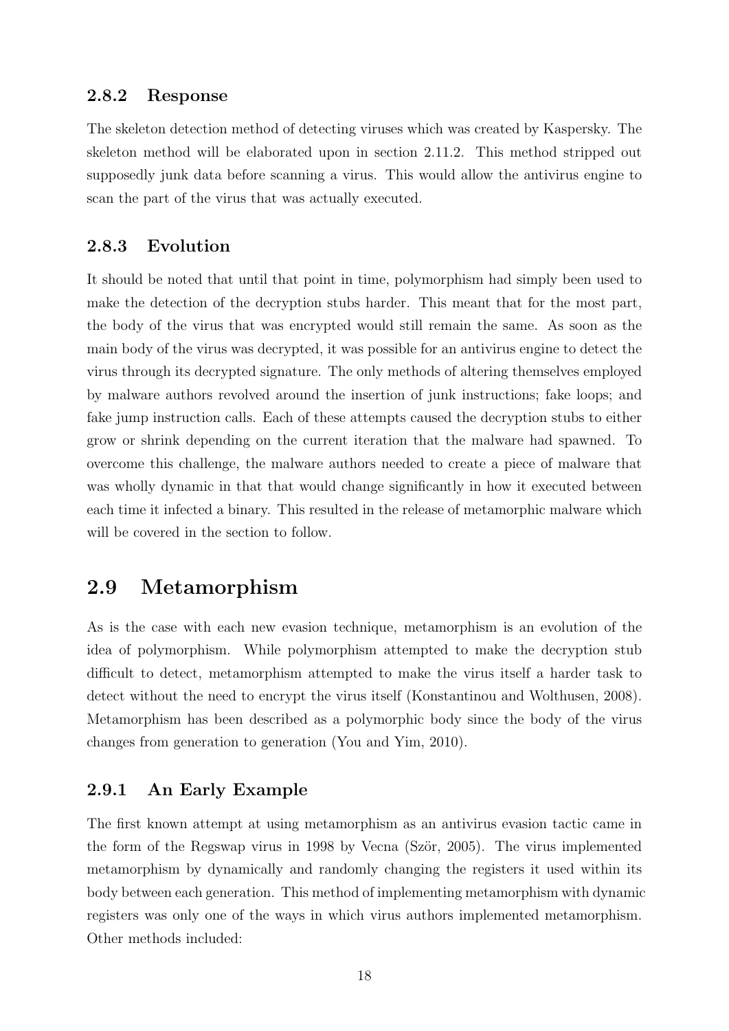### 2.8.2 Response

The skeleton detection method of detecting viruses which was created by Kaspersky. The skeleton method will be elaborated upon in section 2.11.2. This method stripped out supposedly junk data before scanning a virus. This would allow the antivirus engine to scan the part of the virus that was actually executed.

### 2.8.3 Evolution

It should be noted that until that point in time, polymorphism had simply been used to make the detection of the decryption stubs harder. This meant that for the most part, the body of the virus that was encrypted would still remain the same. As soon as the main body of the virus was decrypted, it was possible for an antivirus engine to detect the virus through its decrypted signature. The only methods of altering themselves employed by malware authors revolved around the insertion of junk instructions; fake loops; and fake jump instruction calls. Each of these attempts caused the decryption stubs to either grow or shrink depending on the current iteration that the malware had spawned. To overcome this challenge, the malware authors needed to create a piece of malware that was wholly dynamic in that that would change significantly in how it executed between each time it infected a binary. This resulted in the release of metamorphic malware which will be covered in the section to follow.

## 2.9 Metamorphism

As is the case with each new evasion technique, metamorphism is an evolution of the idea of polymorphism. While polymorphism attempted to make the decryption stub difficult to detect, metamorphism attempted to make the virus itself a harder task to detect without the need to encrypt the virus itself (Konstantinou and Wolthusen, 2008). Metamorphism has been described as a polymorphic body since the body of the virus changes from generation to generation (You and Yim, 2010).

### 2.9.1 An Early Example

The first known attempt at using metamorphism as an antivirus evasion tactic came in the form of the Regswap virus in 1998 by Vecna (Ször, 2005). The virus implemented metamorphism by dynamically and randomly changing the registers it used within its body between each generation. This method of implementing metamorphism with dynamic registers was only one of the ways in which virus authors implemented metamorphism. Other methods included: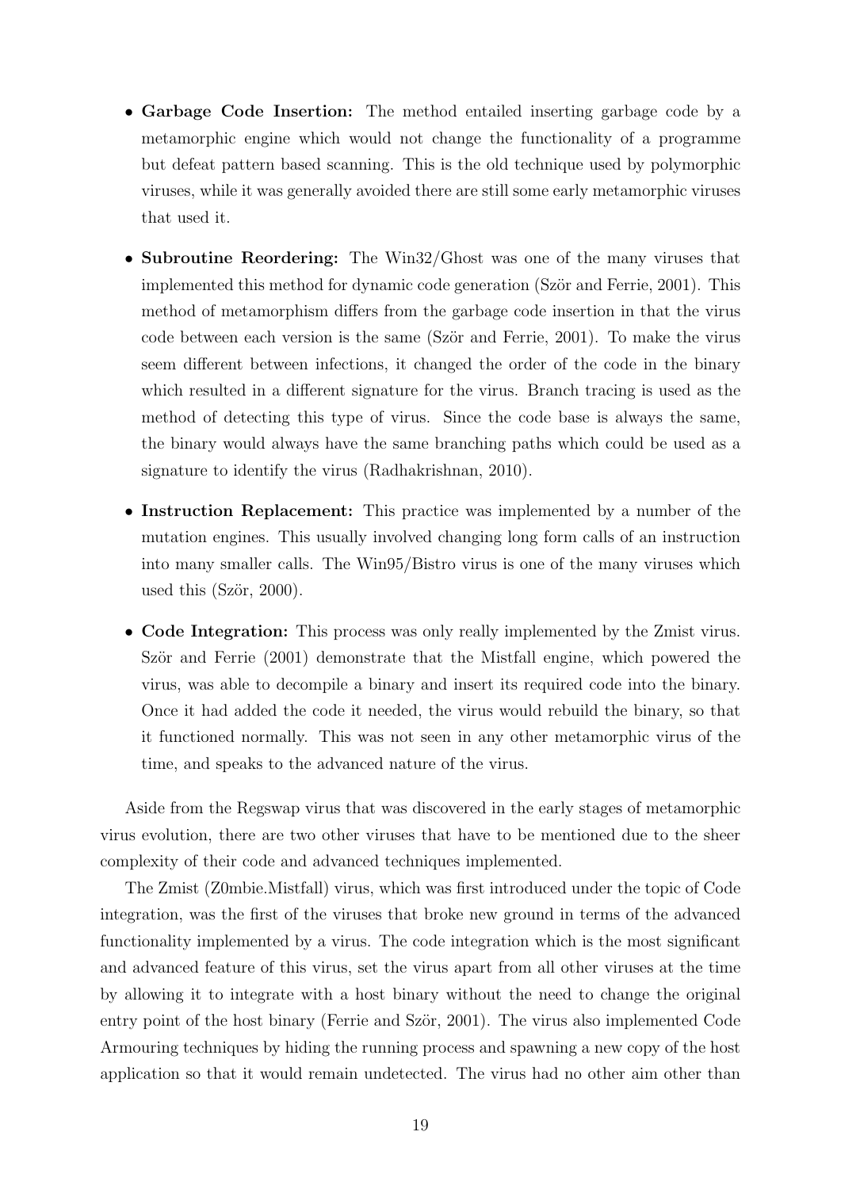- **Garbage Code Insertion:** The method entailed inserting garbage code by a metamorphic engine which would not change the functionality of a programme but defeat pattern based scanning. This is the old technique used by polymorphic viruses, while it was generally avoided there are still some early metamorphic viruses that used it.

- **Subroutine Reordering:** The Win32/Ghost was one of the many viruses that implemented this method for dynamic code generation (Ször and Ferrie, 2001). This method of metamorphism differs from the garbage code insertion in that the virus code between each version is the same (Ször and Ferrie, 2001). To make the virus seem different between infections, it changed the order of the code in the binary which resulted in a different signature for the virus. Branch tracing is used as the method of detecting this type of virus. Since the code base is always the same, the binary would always have the same branching paths which could be used as a signature to identify the virus (Radhakrishnan, 2010).

- **Instruction Replacement:** This practice was implemented by a number of the mutation engines. This usually involved changing long form calls of an instruction into many smaller calls. The Win95/Bistro virus is one of the many viruses which used this (Ször, 2000).

- **Code Integration:** This process was only really implemented by the Zmist virus. Ször and Ferrie (2001) demonstrate that the Mistfall engine, which powered the virus, was able to decompile a binary and insert its required code into the binary. Once it had added the code it needed, the virus would rebuild the binary, so that it functioned normally. This was not seen in any other metamorphic virus of the time, and speaks to the advanced nature of the virus.

Aside from the Regswap virus that was discovered in the early stages of metamorphic virus evolution, there are two other viruses that have to be mentioned due to the sheer complexity of their code and advanced techniques implemented.

The Zmist (Z0mbie.Mistfall) virus, which was first introduced under the topic of Code integration, was the first of the viruses that broke new ground in terms of the advanced functionality implemented by a virus. The code integration which is the most significant and advanced feature of this virus, set the virus apart from all other viruses at the time by allowing it to integrate with a host binary without the need to change the original entry point of the host binary (Ferrie and Ször, 2001). The virus also implemented Code Armouring techniques by hiding the running process and spawning a new copy of the host application so that it would remain undetected. The virus had no other aim other than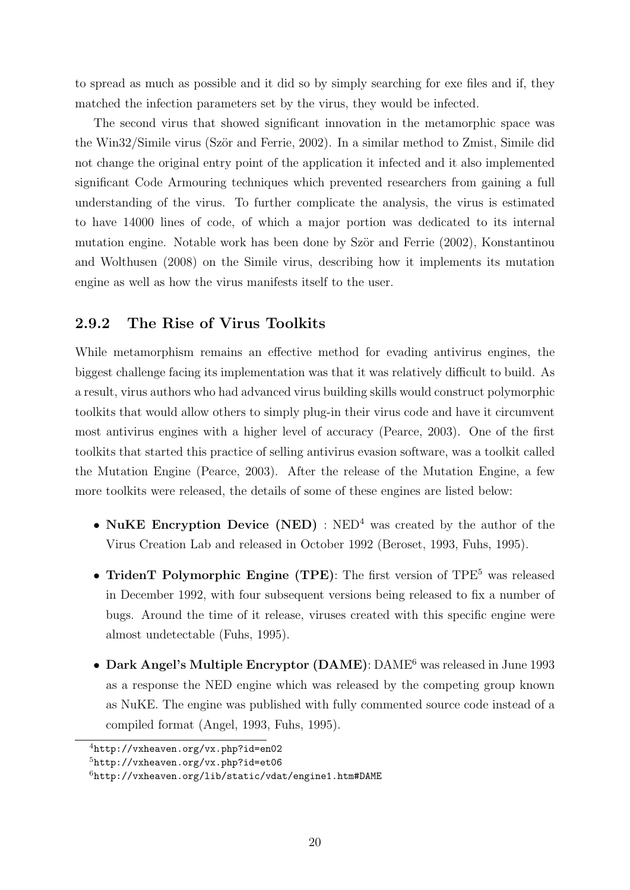to spread as much as possible and it did so by simply searching for exe files and if, they matched the infection parameters set by the virus, they would be infected.

The second virus that showed significant innovation in the metamorphic space was the Win32/Simile virus (Ször and Ferrie, 2002). In a similar method to Zmist, Simile did not change the original entry point of the application it infected and it also implemented significant Code Armouring techniques which prevented researchers from gaining a full understanding of the virus. To further complicate the analysis, the virus is estimated to have 14000 lines of code, of which a major portion was dedicated to its internal mutation engine. Notable work has been done by Ször and Ferrie (2002), Konstantinou and Wolthusen (2008) on the Simile virus, describing how it implements its mutation engine as well as how the virus manifests itself to the user.

### 2.9.2 The Rise of Virus Toolkits

While metamorphism remains an effective method for evading antivirus engines, the biggest challenge facing its implementation was that it was relatively difficult to build. As a result, virus authors who had advanced virus building skills would construct polymorphic toolkits that would allow others to simply plug-in their virus code and have it circumvent most antivirus engines with a higher level of accuracy (Pearce, 2003). One of the first toolkits that started this practice of selling antivirus evasion software, was a toolkit called the Mutation Engine (Pearce, 2003). After the release of the Mutation Engine, a few more toolkits were released, the details of some of these engines are listed below:

- **NuKE Encryption Device (NED)** : NED[4] was created by the author of the Virus Creation Lab and released in October 1992 (Beroset, 1993, Fuhs, 1995).
- **TridenT Polymorphic Engine (TPE)**: The first version of TPE[5] was released in December 1992, with four subsequent versions being released to fix a number of bugs. Around the time of it release, viruses created with this specific engine were almost undetectable (Fuhs, 1995).
- **Dark Angel's Multiple Encryptor (DAME)**: DAME[6] was released in June 1993 as a response the NED engine which was released by the competing group known as NuKE. The engine was published with fully commented source code instead of a compiled format (Angel, 1993, Fuhs, 1995).

[4] http://vxheaven.org/vx.php?id=en02

[5] http://vxheaven.org/vx.php?id=et06

[6] http://vxheaven.org/lib/static/vdat/engine1.htm#DAME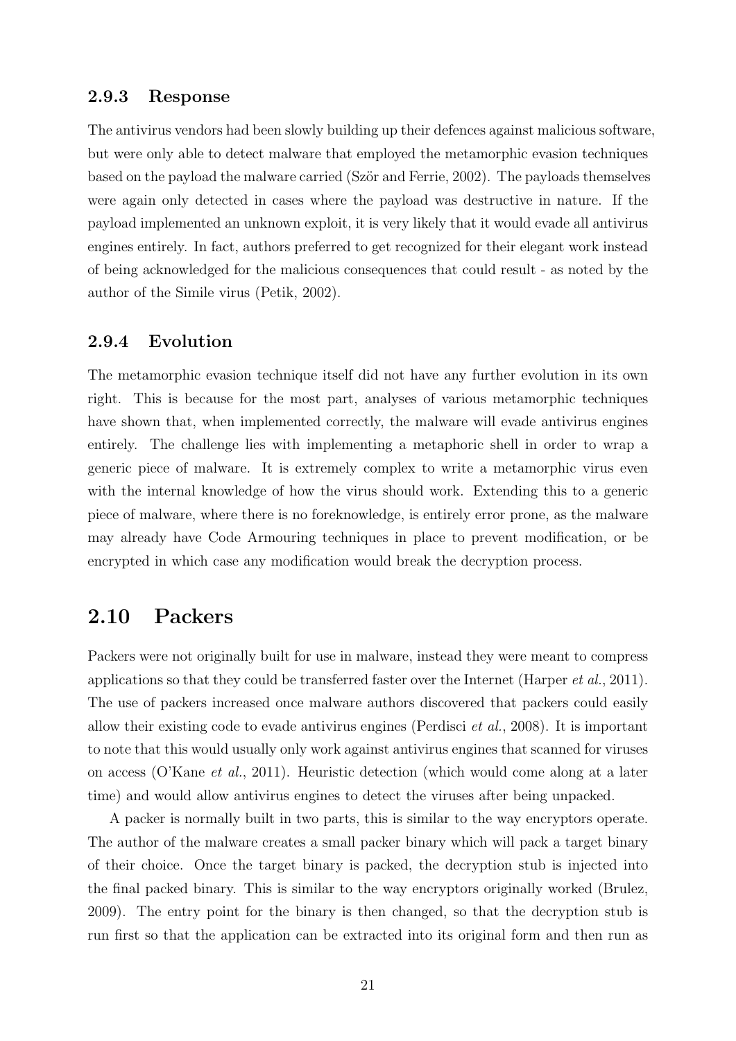### 2.9.3 Response

The antivirus vendors had been slowly building up their defences against malicious software, but were only able to detect malware that employed the metamorphic evasion techniques based on the payload the malware carried (Ször and Ferrie, 2002). The payloads themselves were again only detected in cases where the payload was destructive in nature. If the payload implemented an unknown exploit, it is very likely that it would evade all antivirus engines entirely. In fact, authors preferred to get recognized for their elegant work instead of being acknowledged for the malicious consequences that could result - as noted by the author of the Simile virus (Petik, 2002).

### 2.9.4 Evolution

The metamorphic evasion technique itself did not have any further evolution in its own right. This is because for the most part, analyses of various metamorphic techniques have shown that, when implemented correctly, the malware will evade antivirus engines entirely. The challenge lies with implementing a metaphoric shell in order to wrap a generic piece of malware. It is extremely complex to write a metamorphic virus even with the internal knowledge of how the virus should work. Extending this to a generic piece of malware, where there is no foreknowledge, is entirely error prone, as the malware may already have Code Armouring techniques in place to prevent modification, or be encrypted in which case any modification would break the decryption process.

## 2.10 Packers

Packers were not originally built for use in malware, instead they were meant to compress applications so that they could be transferred faster over the Internet (Harper *et al.*, 2011). The use of packers increased once malware authors discovered that packers could easily allow their existing code to evade antivirus engines (Perdisci *et al.*, 2008). It is important to note that this would usually only work against antivirus engines that scanned for viruses on access (O'Kane *et al.*, 2011). Heuristic detection (which would come along at a later time) and would allow antivirus engines to detect the viruses after being unpacked.

A packer is normally built in two parts, this is similar to the way encryptors operate. The author of the malware creates a small packer binary which will pack a target binary of their choice. Once the target binary is packed, the decryption stub is injected into the final packed binary. This is similar to the way encryptors originally worked (Brulez, 2009). The entry point for the binary is then changed, so that the decryption stub is run first so that the application can be extracted into its original form and then run as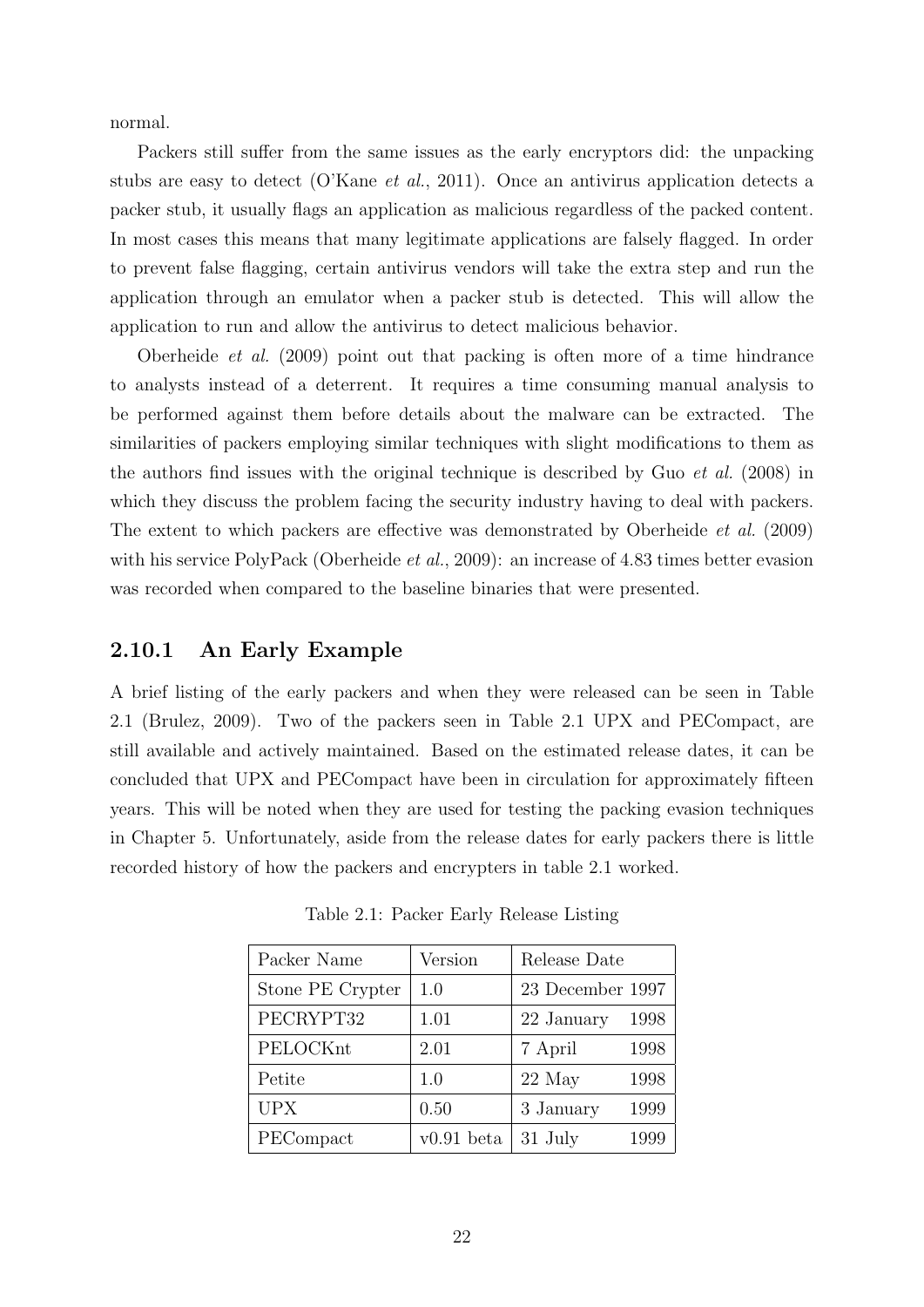normal.

Packers still suffer from the same issues as the early encryptors did: the unpacking stubs are easy to detect (O'Kane *et al.*, 2011). Once an antivirus application detects a packer stub, it usually flags an application as malicious regardless of the packed content. In most cases this means that many legitimate applications are falsely flagged. In order to prevent false flagging, certain antivirus vendors will take the extra step and run the application through an emulator when a packer stub is detected. This will allow the application to run and allow the antivirus to detect malicious behavior.

Oberheide *et al.* (2009) point out that packing is often more of a time hindrance to analysts instead of a deterrent. It requires a time consuming manual analysis to be performed against them before details about the malware can be extracted. The similarities of packers employing similar techniques with slight modifications to them as the authors find issues with the original technique is described by Guo *et al.* (2008) in which they discuss the problem facing the security industry having to deal with packers. The extent to which packers are effective was demonstrated by Oberheide *et al.* (2009) with his service PolyPack (Oberheide *et al.*, 2009): an increase of 4.83 times better evasion was recorded when compared to the baseline binaries that were presented.

### 2.10.1 An Early Example

A brief listing of the early packers and when they were released can be seen in Table 2.1 (Brulez, 2009). Two of the packers seen in Table 2.1 UPX and PECompact, are still available and actively maintained. Based on the estimated release dates, it can be concluded that UPX and PECompact have been in circulation for approximately fifteen years. This will be noted when they are used for testing the packing evasion techniques in Chapter 5. Unfortunately, aside from the release dates for early packers there is little recorded history of how the packers and encrypters in table 2.1 worked.

Table 2.1: Packer Early Release Listing

| Packer Name | Version | Release Date |
|---|---|---|
| Stone PE Crypter | 1.0 | 23 December 1997 |
| PECRYPT32 | 1.01 | 22 January 1998 |
| PELOCKnt | 2.01 | 7 April 1998 |
| Petite | 1.0 | 22 May 1998 |
| UPX | 0.50 | 3 January 1999 |
| PECompact | v0.91 beta | 31 July 1999 |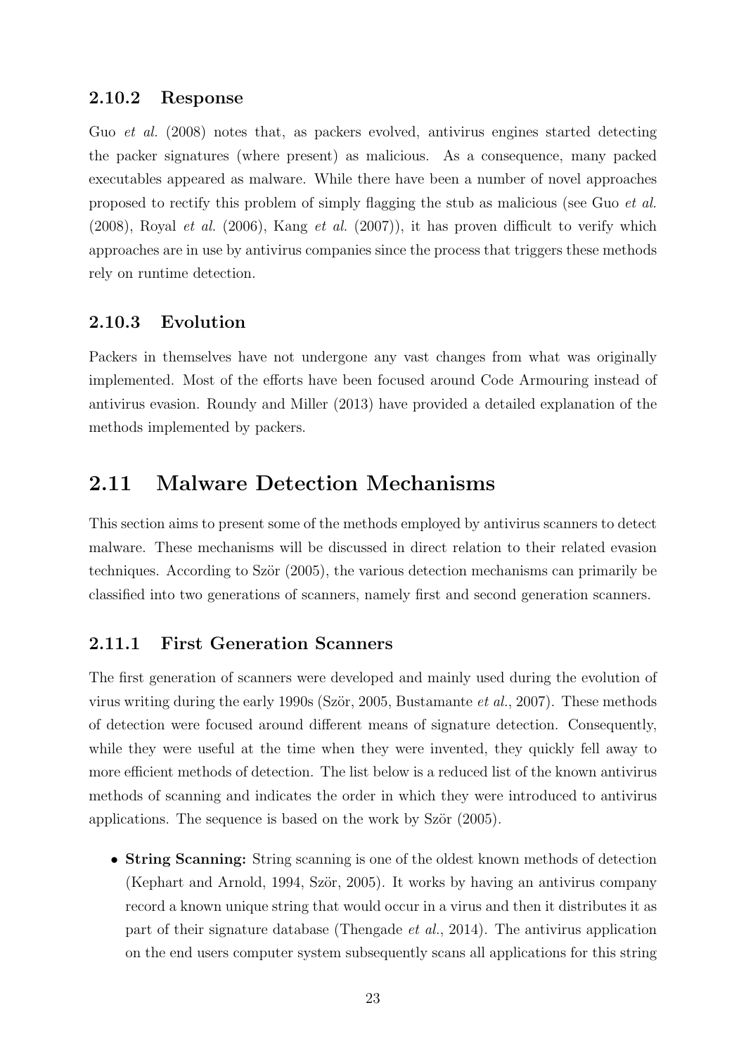### 2.10.2 Response

Guo *et al.* (2008) notes that, as packers evolved, antivirus engines started detecting the packer signatures (where present) as malicious. As a consequence, many packed executables appeared as malware. While there have been a number of novel approaches proposed to rectify this problem of simply flagging the stub as malicious (see Guo *et al.* (2008), Royal *et al.* (2006), Kang *et al.* (2007)), it has proven difficult to verify which approaches are in use by antivirus companies since the process that triggers these methods rely on runtime detection.

### 2.10.3 Evolution

Packers in themselves have not undergone any vast changes from what was originally implemented. Most of the efforts have been focused around Code Armouring instead of antivirus evasion. Roundy and Miller (2013) have provided a detailed explanation of the methods implemented by packers.

## 2.11 Malware Detection Mechanisms

This section aims to present some of the methods employed by antivirus scanners to detect malware. These mechanisms will be discussed in direct relation to their related evasion techniques. According to Ször (2005), the various detection mechanisms can primarily be classified into two generations of scanners, namely first and second generation scanners.

### 2.11.1 First Generation Scanners

The first generation of scanners were developed and mainly used during the evolution of virus writing during the early 1990s (Ször, 2005, Bustamante *et al.*, 2007). These methods of detection were focused around different means of signature detection. Consequently, while they were useful at the time when they were invented, they quickly fell away to more efficient methods of detection. The list below is a reduced list of the known antivirus methods of scanning and indicates the order in which they were introduced to antivirus applications. The sequence is based on the work by Ször (2005).

- **String Scanning:** String scanning is one of the oldest known methods of detection (Kephart and Arnold, 1994, Ször, 2005). It works by having an antivirus company record a known unique string that would occur in a virus and then it distributes it as part of their signature database (Thengade *et al.*, 2014). The antivirus application on the end users computer system subsequently scans all applications for this string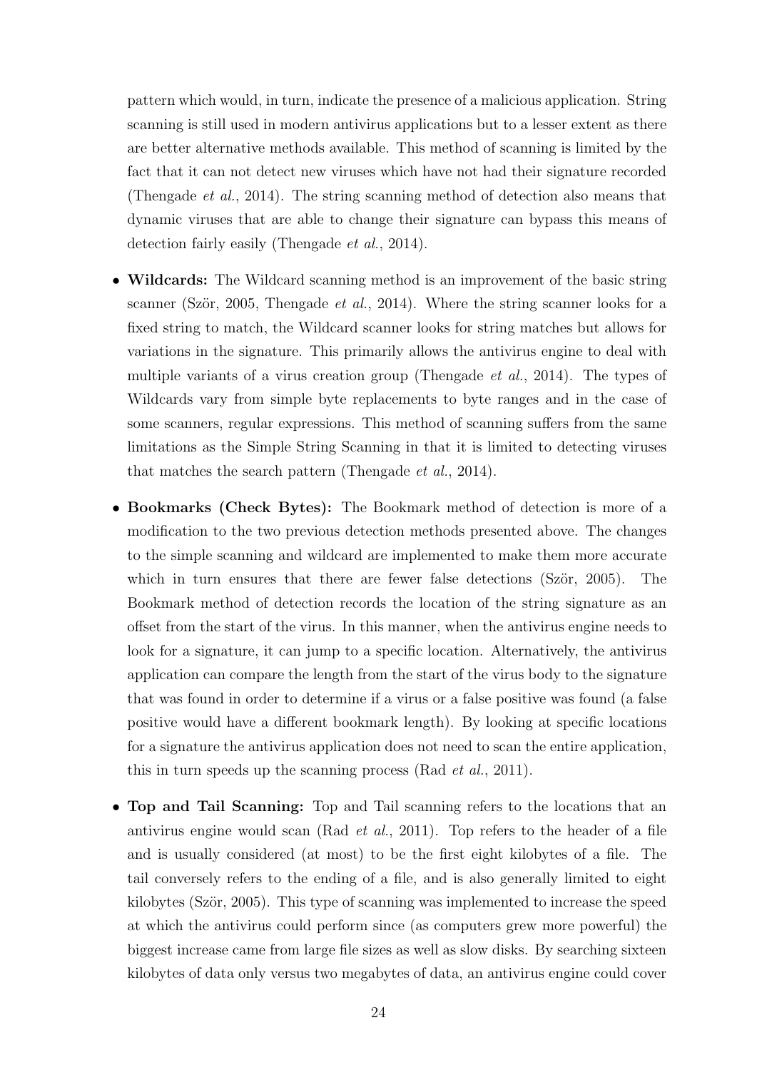pattern which would, in turn, indicate the presence of a malicious application. String scanning is still used in modern antivirus applications but to a lesser extent as there are better alternative methods available. This method of scanning is limited by the fact that it can not detect new viruses which have not had their signature recorded (Thengade *et al.*, 2014). The string scanning method of detection also means that dynamic viruses that are able to change their signature can bypass this means of detection fairly easily (Thengade *et al.*, 2014).

- **Wildcards:** The Wildcard scanning method is an improvement of the basic string scanner (Ször, 2005, Thengade *et al.*, 2014). Where the string scanner looks for a fixed string to match, the Wildcard scanner looks for string matches but allows for variations in the signature. This primarily allows the antivirus engine to deal with multiple variants of a virus creation group (Thengade *et al.*, 2014). The types of Wildcards vary from simple byte replacements to byte ranges and in the case of some scanners, regular expressions. This method of scanning suffers from the same limitations as the Simple String Scanning in that it is limited to detecting viruses that matches the search pattern (Thengade *et al.*, 2014).

- **Bookmarks (Check Bytes):** The Bookmark method of detection is more of a modification to the two previous detection methods presented above. The changes to the simple scanning and wildcard are implemented to make them more accurate which in turn ensures that there are fewer false detections (Ször, 2005). The Bookmark method of detection records the location of the string signature as an offset from the start of the virus. In this manner, when the antivirus engine needs to look for a signature, it can jump to a specific location. Alternatively, the antivirus application can compare the length from the start of the virus body to the signature that was found in order to determine if a virus or a false positive was found (a false positive would have a different bookmark length). By looking at specific locations for a signature the antivirus application does not need to scan the entire application, this in turn speeds up the scanning process (Rad *et al.*, 2011).

- **Top and Tail Scanning:** Top and Tail scanning refers to the locations that an antivirus engine would scan (Rad *et al.*, 2011). Top refers to the header of a file and is usually considered (at most) to be the first eight kilobytes of a file. The tail conversely refers to the ending of a file, and is also generally limited to eight kilobytes (Ször, 2005). This type of scanning was implemented to increase the speed at which the antivirus could perform since (as computers grew more powerful) the biggest increase came from large file sizes as well as slow disks. By searching sixteen kilobytes of data only versus two megabytes of data, an antivirus engine could cover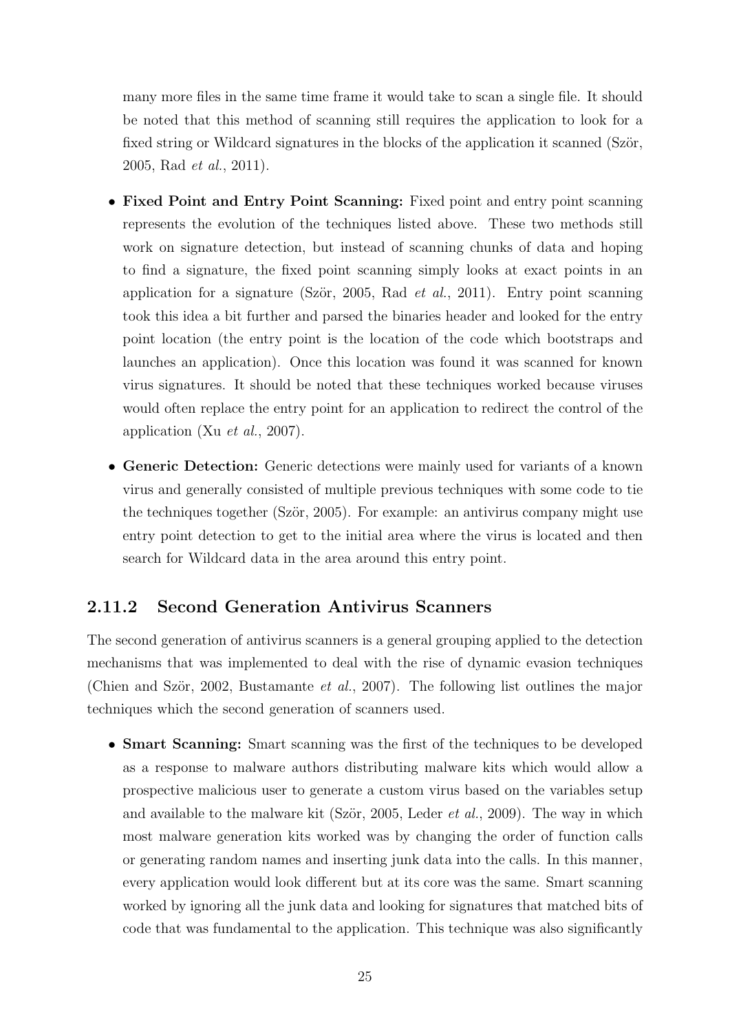many more files in the same time frame it would take to scan a single file. It should be noted that this method of scanning still requires the application to look for a fixed string or Wildcard signatures in the blocks of the application it scanned (Ször, 2005, Rad *et al.*, 2011).

- **Fixed Point and Entry Point Scanning:** Fixed point and entry point scanning represents the evolution of the techniques listed above. These two methods still work on signature detection, but instead of scanning chunks of data and hoping to find a signature, the fixed point scanning simply looks at exact points in an application for a signature (Ször, 2005, Rad *et al.*, 2011). Entry point scanning took this idea a bit further and parsed the binaries header and looked for the entry point location (the entry point is the location of the code which bootstraps and launches an application). Once this location was found it was scanned for known virus signatures. It should be noted that these techniques worked because viruses would often replace the entry point for an application to redirect the control of the application (Xu *et al.*, 2007).

- **Generic Detection:** Generic detections were mainly used for variants of a known virus and generally consisted of multiple previous techniques with some code to tie the techniques together (Ször, 2005). For example: an antivirus company might use entry point detection to get to the initial area where the virus is located and then search for Wildcard data in the area around this entry point.

### 2.11.2 Second Generation Antivirus Scanners

The second generation of antivirus scanners is a general grouping applied to the detection mechanisms that was implemented to deal with the rise of dynamic evasion techniques (Chien and Ször, 2002, Bustamante *et al.*, 2007). The following list outlines the major techniques which the second generation of scanners used.

- **Smart Scanning:** Smart scanning was the first of the techniques to be developed as a response to malware authors distributing malware kits which would allow a prospective malicious user to generate a custom virus based on the variables setup and available to the malware kit (Ször, 2005, Leder *et al.*, 2009). The way in which most malware generation kits worked was by changing the order of function calls or generating random names and inserting junk data into the calls. In this manner, every application would look different but at its core was the same. Smart scanning worked by ignoring all the junk data and looking for signatures that matched bits of code that was fundamental to the application. This technique was also significantly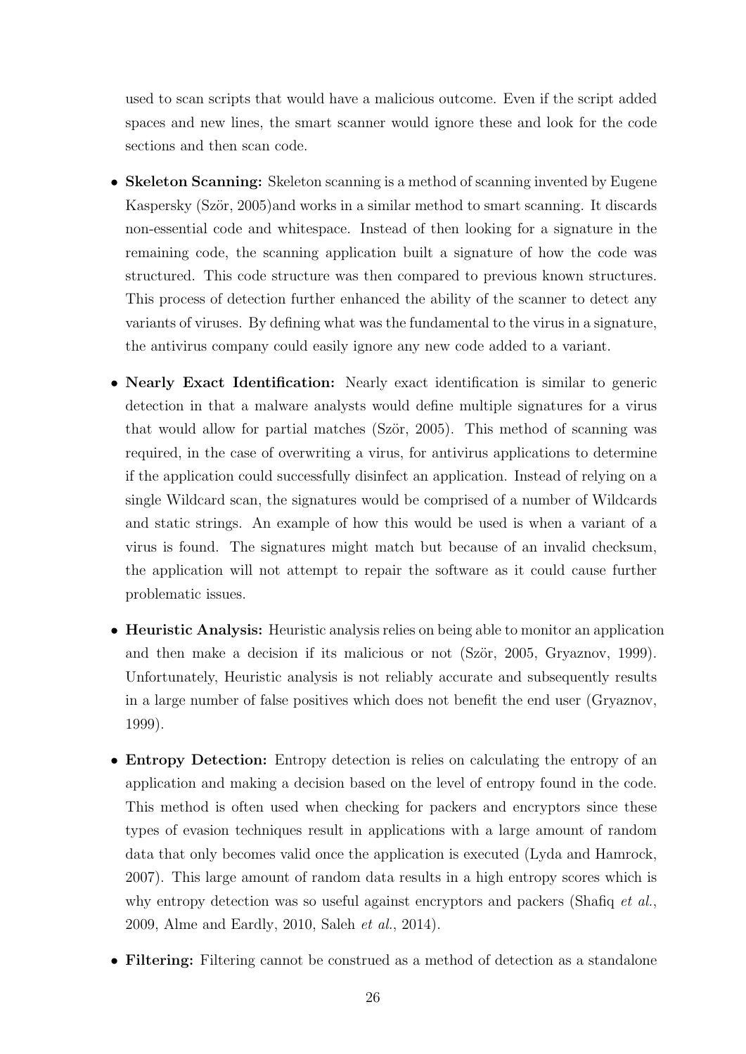used to scan scripts that would have a malicious outcome. Even if the script added spaces and new lines, the smart scanner would ignore these and look for the code sections and then scan code.

- **Skeleton Scanning:** Skeleton scanning is a method of scanning invented by Eugene Kaspersky (Ször, 2005)and works in a similar method to smart scanning. It discards non-essential code and whitespace. Instead of then looking for a signature in the remaining code, the scanning application built a signature of how the code was structured. This code structure was then compared to previous known structures. This process of detection further enhanced the ability of the scanner to detect any variants of viruses. By defining what was the fundamental to the virus in a signature, the antivirus company could easily ignore any new code added to a variant.

- **Nearly Exact Identification:** Nearly exact identification is similar to generic detection in that a malware analysts would define multiple signatures for a virus that would allow for partial matches (Ször, 2005). This method of scanning was required, in the case of overwriting a virus, for antivirus applications to determine if the application could successfully disinfect an application. Instead of relying on a single Wildcard scan, the signatures would be comprised of a number of Wildcards and static strings. An example of how this would be used is when a variant of a virus is found. The signatures might match but because of an invalid checksum, the application will not attempt to repair the software as it could cause further problematic issues.

- **Heuristic Analysis:** Heuristic analysis relies on being able to monitor an application and then make a decision if its malicious or not (Ször, 2005, Gryaznov, 1999). Unfortunately, Heuristic analysis is not reliably accurate and subsequently results in a large number of false positives which does not benefit the end user (Gryaznov, 1999).

- **Entropy Detection:** Entropy detection is relies on calculating the entropy of an application and making a decision based on the level of entropy found in the code. This method is often used when checking for packers and encryptors since these types of evasion techniques result in applications with a large amount of random data that only becomes valid once the application is executed (Lyda and Hamrock, 2007). This large amount of random data results in a high entropy scores which is why entropy detection was so useful against encryptors and packers (Shafiq *et al.*, 2009, Alme and Eardly, 2010, Saleh *et al.*, 2014).

- **Filtering:** Filtering cannot be construed as a method of detection as a standalone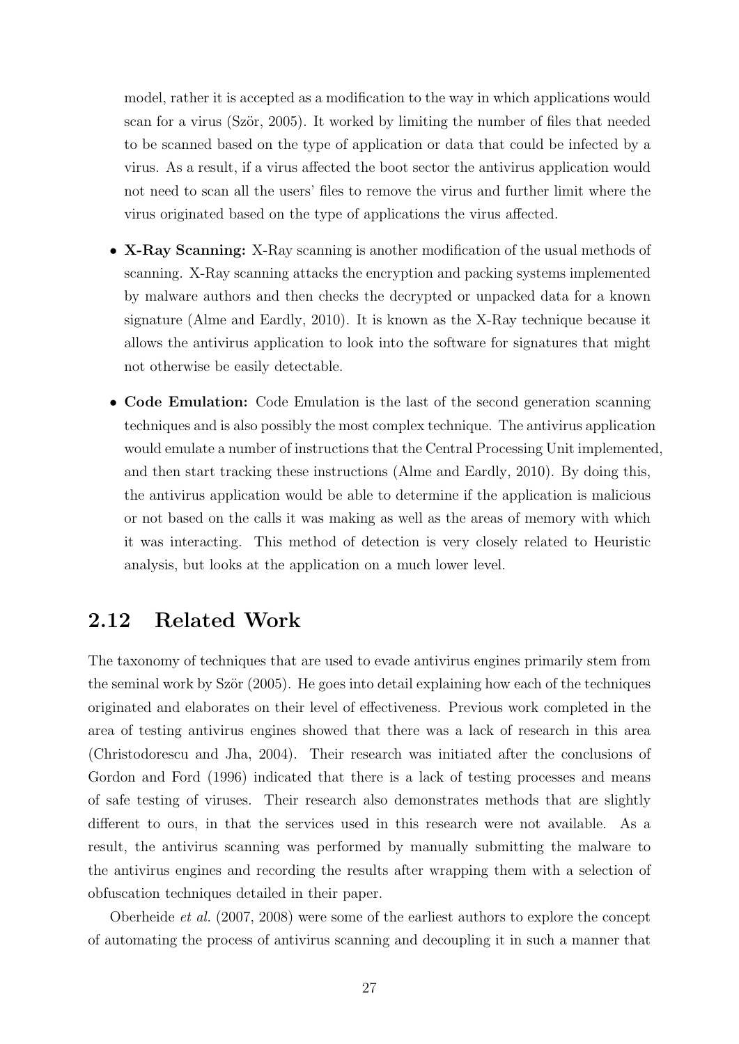model, rather it is accepted as a modification to the way in which applications would scan for a virus (Ször, 2005). It worked by limiting the number of files that needed to be scanned based on the type of application or data that could be infected by a virus. As a result, if a virus affected the boot sector the antivirus application would not need to scan all the users' files to remove the virus and further limit where the virus originated based on the type of applications the virus affected.

- **X-Ray Scanning:** X-Ray scanning is another modification of the usual methods of scanning. X-Ray scanning attacks the encryption and packing systems implemented by malware authors and then checks the decrypted or unpacked data for a known signature (Alme and Eardly, 2010). It is known as the X-Ray technique because it allows the antivirus application to look into the software for signatures that might not otherwise be easily detectable.

- **Code Emulation:** Code Emulation is the last of the second generation scanning techniques and is also possibly the most complex technique. The antivirus application would emulate a number of instructions that the Central Processing Unit implemented, and then start tracking these instructions (Alme and Eardly, 2010). By doing this, the antivirus application would be able to determine if the application is malicious or not based on the calls it was making as well as the areas of memory with which it was interacting. This method of detection is very closely related to Heuristic analysis, but looks at the application on a much lower level.

## 2.12 Related Work

The taxonomy of techniques that are used to evade antivirus engines primarily stem from the seminal work by Ször (2005). He goes into detail explaining how each of the techniques originated and elaborates on their level of effectiveness. Previous work completed in the area of testing antivirus engines showed that there was a lack of research in this area (Christodorescu and Jha, 2004). Their research was initiated after the conclusions of Gordon and Ford (1996) indicated that there is a lack of testing processes and means of safe testing of viruses. Their research also demonstrates methods that are slightly different to ours, in that the services used in this research were not available. As a result, the antivirus scanning was performed by manually submitting the malware to the antivirus engines and recording the results after wrapping them with a selection of obfuscation techniques detailed in their paper.

Oberheide *et al.* (2007, 2008) were some of the earliest authors to explore the concept of automating the process of antivirus scanning and decoupling it in such a manner that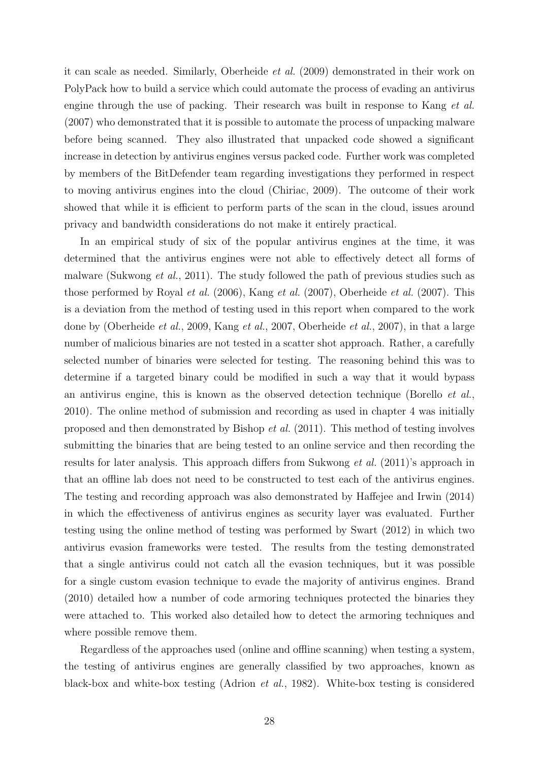it can scale as needed. Similarly, Oberheide *et al.* (2009) demonstrated in their work on PolyPack how to build a service which could automate the process of evading an antivirus engine through the use of packing. Their research was built in response to Kang *et al.* (2007) who demonstrated that it is possible to automate the process of unpacking malware before being scanned. They also illustrated that unpacked code showed a significant increase in detection by antivirus engines versus packed code. Further work was completed by members of the BitDefender team regarding investigations they performed in respect to moving antivirus engines into the cloud (Chiriac, 2009). The outcome of their work showed that while it is efficient to perform parts of the scan in the cloud, issues around privacy and bandwidth considerations do not make it entirely practical.

In an empirical study of six of the popular antivirus engines at the time, it was determined that the antivirus engines were not able to effectively detect all forms of malware (Sukwong *et al.*, 2011). The study followed the path of previous studies such as those performed by Royal *et al.* (2006), Kang *et al.* (2007), Oberheide *et al.* (2007). This is a deviation from the method of testing used in this report when compared to the work done by (Oberheide *et al.*, 2009, Kang *et al.*, 2007, Oberheide *et al.*, 2007), in that a large number of malicious binaries are not tested in a scatter shot approach. Rather, a carefully selected number of binaries were selected for testing. The reasoning behind this was to determine if a targeted binary could be modified in such a way that it would bypass an antivirus engine, this is known as the observed detection technique (Borello *et al.*, 2010). The online method of submission and recording as used in chapter 4 was initially proposed and then demonstrated by Bishop *et al.* (2011). This method of testing involves submitting the binaries that are being tested to an online service and then recording the results for later analysis. This approach differs from Sukwong *et al.* (2011)'s approach in that an offline lab does not need to be constructed to test each of the antivirus engines. The testing and recording approach was also demonstrated by Haffejee and Irwin (2014) in which the effectiveness of antivirus engines as security layer was evaluated. Further testing using the online method of testing was performed by Swart (2012) in which two antivirus evasion frameworks were tested. The results from the testing demonstrated that a single antivirus could not catch all the evasion techniques, but it was possible for a single custom evasion technique to evade the majority of antivirus engines. Brand (2010) detailed how a number of code armoring techniques protected the binaries they were attached to. This worked also detailed how to detect the armoring techniques and where possible remove them.

Regardless of the approaches used (online and offline scanning) when testing a system, the testing of antivirus engines are generally classified by two approaches, known as black-box and white-box testing (Adrion *et al.*, 1982). White-box testing is considered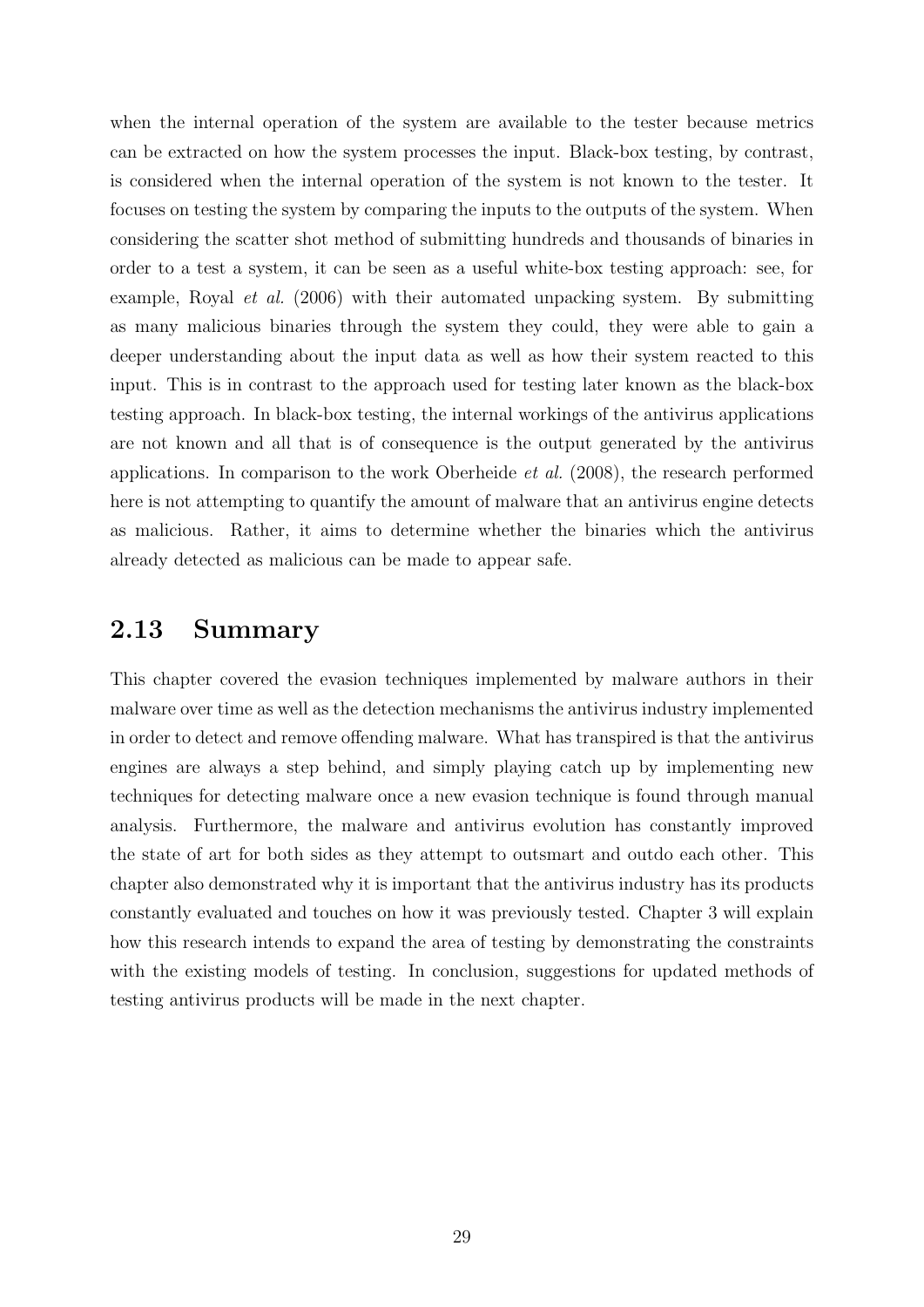when the internal operation of the system are available to the tester because metrics can be extracted on how the system processes the input. Black-box testing, by contrast, is considered when the internal operation of the system is not known to the tester. It focuses on testing the system by comparing the inputs to the outputs of the system. When considering the scatter shot method of submitting hundreds and thousands of binaries in order to a test a system, it can be seen as a useful white-box testing approach: see, for example, Royal *et al.* (2006) with their automated unpacking system. By submitting as many malicious binaries through the system they could, they were able to gain a deeper understanding about the input data as well as how their system reacted to this input. This is in contrast to the approach used for testing later known as the black-box testing approach. In black-box testing, the internal workings of the antivirus applications are not known and all that is of consequence is the output generated by the antivirus applications. In comparison to the work Oberheide *et al.* (2008), the research performed here is not attempting to quantify the amount of malware that an antivirus engine detects as malicious. Rather, it aims to determine whether the binaries which the antivirus already detected as malicious can be made to appear safe.

## 2.13 Summary

This chapter covered the evasion techniques implemented by malware authors in their malware over time as well as the detection mechanisms the antivirus industry implemented in order to detect and remove offending malware. What has transpired is that the antivirus engines are always a step behind, and simply playing catch up by implementing new techniques for detecting malware once a new evasion technique is found through manual analysis. Furthermore, the malware and antivirus evolution has constantly improved the state of art for both sides as they attempt to outsmart and outdo each other. This chapter also demonstrated why it is important that the antivirus industry has its products constantly evaluated and touches on how it was previously tested. Chapter 3 will explain how this research intends to expand the area of testing by demonstrating the constraints with the existing models of testing. In conclusion, suggestions for updated methods of testing antivirus products will be made in the next chapter.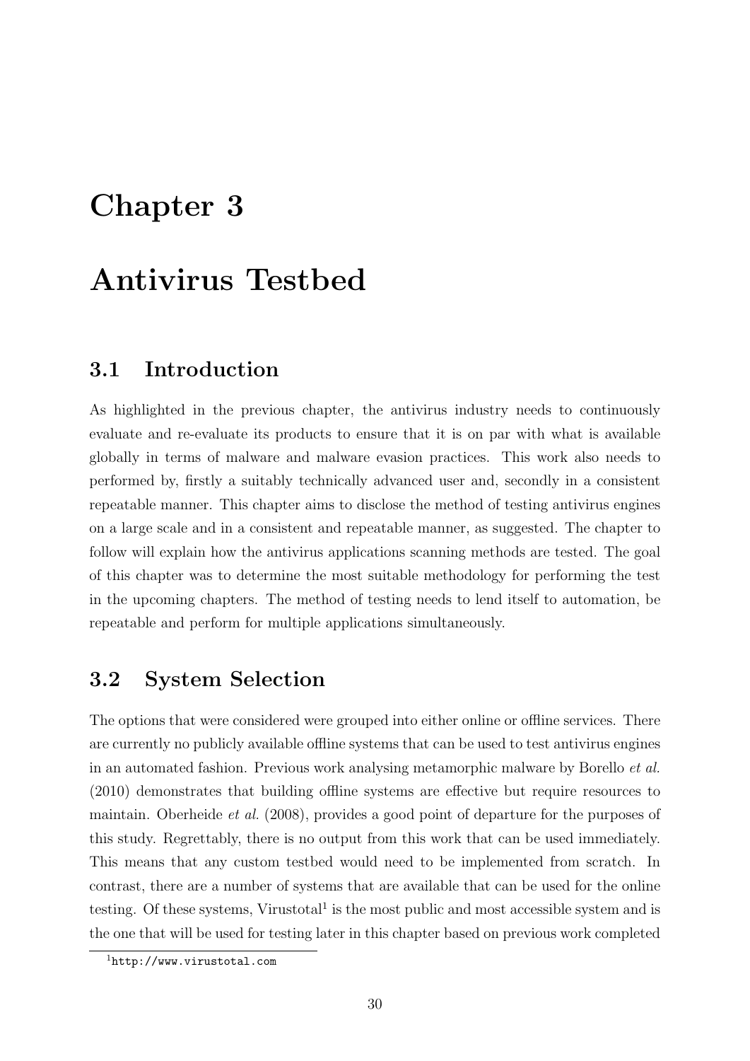# Chapter 3

# Antivirus Testbed

## 3.1 Introduction

As highlighted in the previous chapter, the antivirus industry needs to continuously evaluate and re-evaluate its products to ensure that it is on par with what is available globally in terms of malware and malware evasion practices. This work also needs to performed by, firstly a suitably technically advanced user and, secondly in a consistent repeatable manner. This chapter aims to disclose the method of testing antivirus engines on a large scale and in a consistent and repeatable manner, as suggested. The chapter to follow will explain how the antivirus applications scanning methods are tested. The goal of this chapter was to determine the most suitable methodology for performing the test in the upcoming chapters. The method of testing needs to lend itself to automation, be repeatable and perform for multiple applications simultaneously.

## 3.2 System Selection

The options that were considered were grouped into either online or offline services. There are currently no publicly available offline systems that can be used to test antivirus engines in an automated fashion. Previous work analysing metamorphic malware by Borello *et al.* (2010) demonstrates that building offline systems are effective but require resources to maintain. Oberheide *et al.* (2008), provides a good point of departure for the purposes of this study. Regrettably, there is no output from this work that can be used immediately. This means that any custom testbed would need to be implemented from scratch. In contrast, there are a number of systems that are available that can be used for the online testing. Of these systems, Virustotal[1] is the most public and most accessible system and is the one that will be used for testing later in this chapter based on previous work completed

[1] http://www.virustotal.com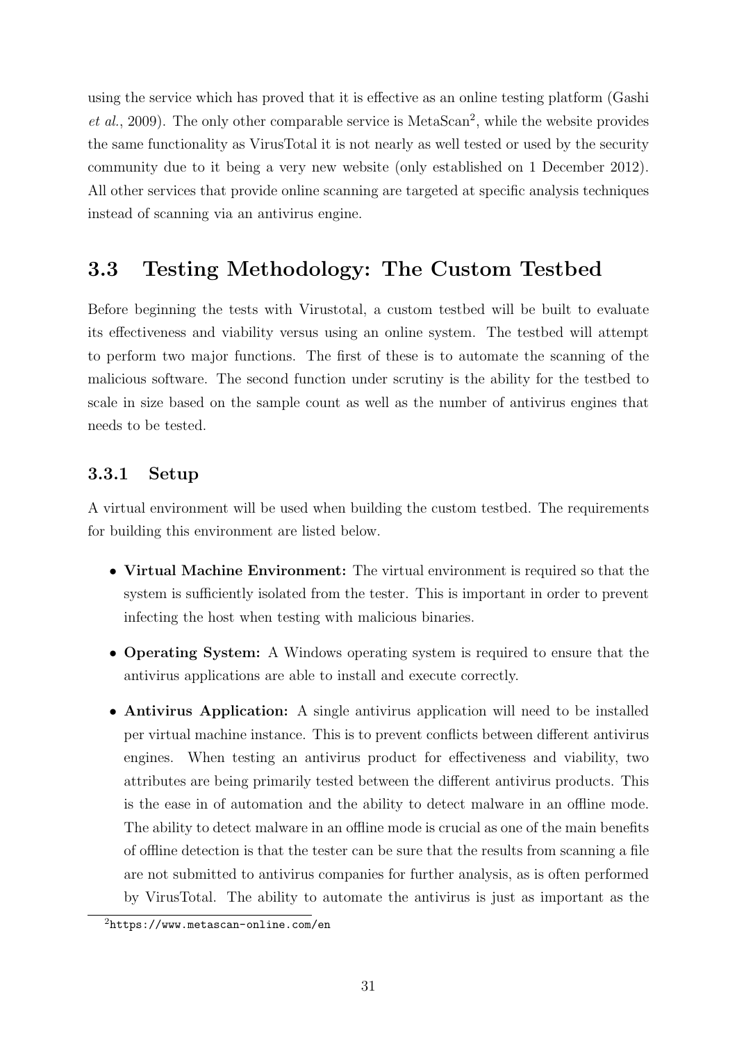using the service which has proved that it is effective as an online testing platform (Gashi *et al.*, 2009). The only other comparable service is MetaScan[2], while the website provides the same functionality as VirusTotal it is not nearly as well tested or used by the security community due to it being a very new website (only established on 1 December 2012). All other services that provide online scanning are targeted at specific analysis techniques instead of scanning via an antivirus engine.

## 3.3 Testing Methodology: The Custom Testbed

Before beginning the tests with Virustotal, a custom testbed will be built to evaluate its effectiveness and viability versus using an online system. The testbed will attempt to perform two major functions. The first of these is to automate the scanning of the malicious software. The second function under scrutiny is the ability for the testbed to scale in size based on the sample count as well as the number of antivirus engines that needs to be tested.

### 3.3.1 Setup

A virtual environment will be used when building the custom testbed. The requirements for building this environment are listed below.

- **Virtual Machine Environment:** The virtual environment is required so that the system is sufficiently isolated from the tester. This is important in order to prevent infecting the host when testing with malicious binaries.
- **Operating System:** A Windows operating system is required to ensure that the antivirus applications are able to install and execute correctly.
- **Antivirus Application:** A single antivirus application will need to be installed per virtual machine instance. This is to prevent conflicts between different antivirus engines. When testing an antivirus product for effectiveness and viability, two attributes are being primarily tested between the different antivirus products. This is the ease in of automation and the ability to detect malware in an offline mode. The ability to detect malware in an offline mode is crucial as one of the main benefits of offline detection is that the tester can be sure that the results from scanning a file are not submitted to antivirus companies for further analysis, as is often performed by VirusTotal. The ability to automate the antivirus is just as important as the

[2] `https://www.metascan-online.com/en`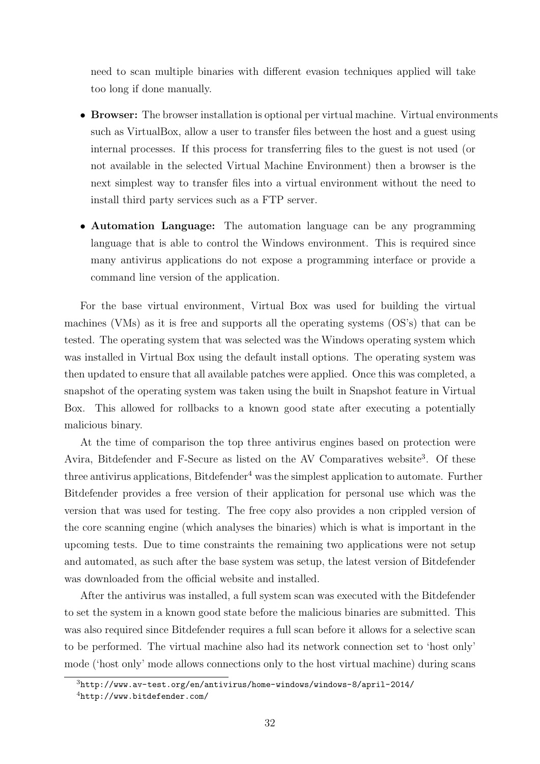need to scan multiple binaries with different evasion techniques applied will take too long if done manually.

- **Browser:** The browser installation is optional per virtual machine. Virtual environments such as VirtualBox, allow a user to transfer files between the host and a guest using internal processes. If this process for transferring files to the guest is not used (or not available in the selected Virtual Machine Environment) then a browser is the next simplest way to transfer files into a virtual environment without the need to install third party services such as a FTP server.

- **Automation Language:** The automation language can be any programming language that is able to control the Windows environment. This is required since many antivirus applications do not expose a programming interface or provide a command line version of the application.

For the base virtual environment, Virtual Box was used for building the virtual machines (VMs) as it is free and supports all the operating systems (OS's) that can be tested. The operating system that was selected was the Windows operating system which was installed in Virtual Box using the default install options. The operating system was then updated to ensure that all available patches were applied. Once this was completed, a snapshot of the operating system was taken using the built in Snapshot feature in Virtual Box. This allowed for rollbacks to a known good state after executing a potentially malicious binary.

At the time of comparison the top three antivirus engines based on protection were Avira, Bitdefender and F-Secure as listed on the AV Comparatives website[3]. Of these three antivirus applications, Bitdefender[4] was the simplest application to automate. Further Bitdefender provides a free version of their application for personal use which was the version that was used for testing. The free copy also provides a non crippled version of the core scanning engine (which analyses the binaries) which is what is important in the upcoming tests. Due to time constraints the remaining two applications were not setup and automated, as such after the base system was setup, the latest version of Bitdefender was downloaded from the official website and installed.

After the antivirus was installed, a full system scan was executed with the Bitdefender to set the system in a known good state before the malicious binaries are submitted. This was also required since Bitdefender requires a full scan before it allows for a selective scan to be performed. The virtual machine also had its network connection set to 'host only' mode ('host only' mode allows connections only to the host virtual machine) during scans

[3] http://www.av-test.org/en/antivirus/home-windows/windows-8/april-2014/

[4] http://www.bitdefender.com/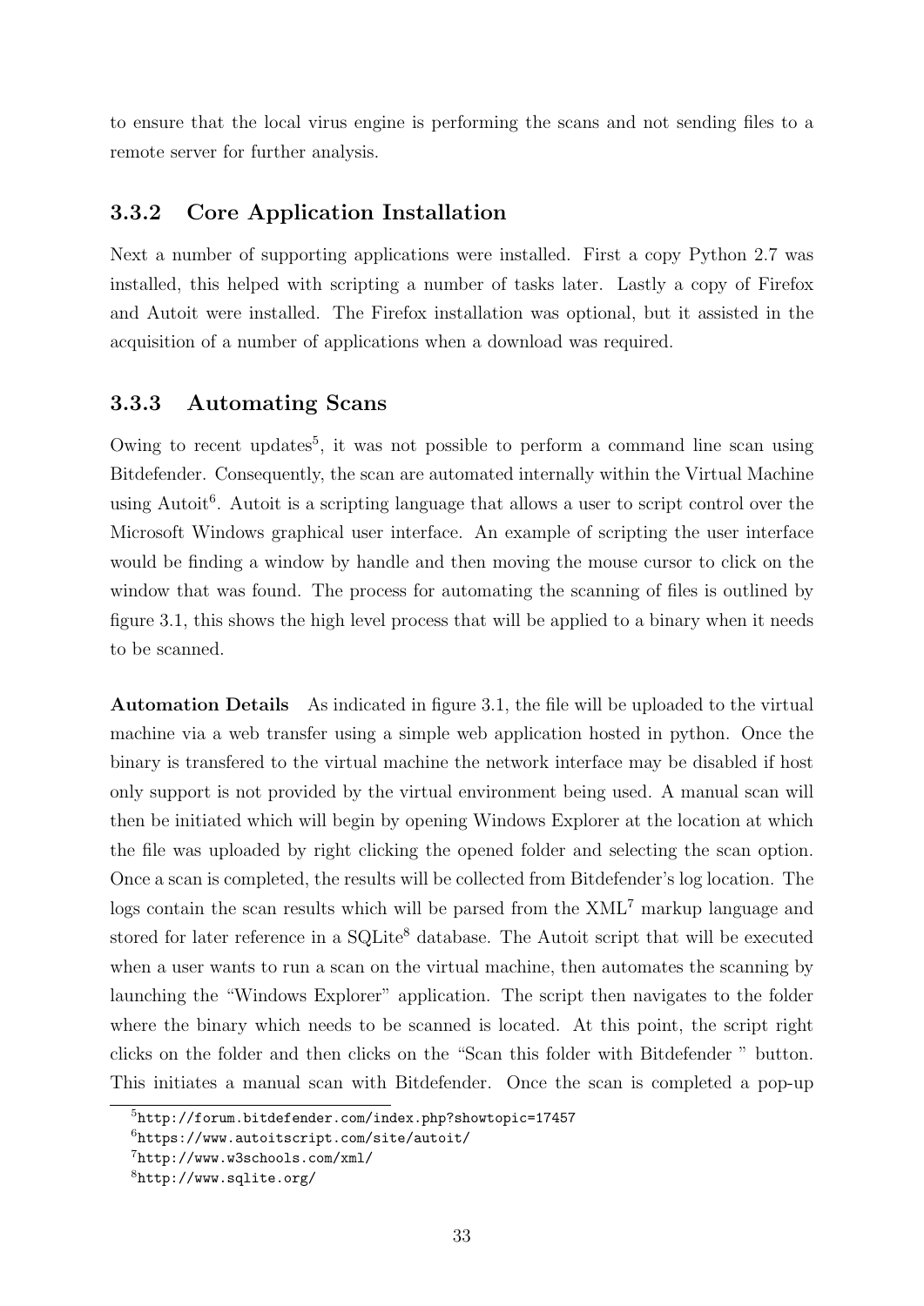to ensure that the local virus engine is performing the scans and not sending files to a remote server for further analysis.

### 3.3.2 Core Application Installation

Next a number of supporting applications were installed. First a copy Python 2.7 was installed, this helped with scripting a number of tasks later. Lastly a copy of Firefox and Autoit were installed. The Firefox installation was optional, but it assisted in the acquisition of a number of applications when a download was required.

### 3.3.3 Automating Scans

Owing to recent updates[5], it was not possible to perform a command line scan using Bitdefender. Consequently, the scan are automated internally within the Virtual Machine using Autoit[6]. Autoit is a scripting language that allows a user to script control over the Microsoft Windows graphical user interface. An example of scripting the user interface would be finding a window by handle and then moving the mouse cursor to click on the window that was found. The process for automating the scanning of files is outlined by figure 3.1, this shows the high level process that will be applied to a binary when it needs to be scanned.

**Automation Details** As indicated in figure 3.1, the file will be uploaded to the virtual machine via a web transfer using a simple web application hosted in python. Once the binary is transfered to the virtual machine the network interface may be disabled if host only support is not provided by the virtual environment being used. A manual scan will then be initiated which will begin by opening Windows Explorer at the location at which the file was uploaded by right clicking the opened folder and selecting the scan option. Once a scan is completed, the results will be collected from Bitdefender's log location. The logs contain the scan results which will be parsed from the XML[7] markup language and stored for later reference in a SQLite[8] database. The Autoit script that will be executed when a user wants to run a scan on the virtual machine, then automates the scanning by launching the "Windows Explorer" application. The script then navigates to the folder where the binary which needs to be scanned is located. At this point, the script right clicks on the folder and then clicks on the "Scan this folder with Bitdefender " button. This initiates a manual scan with Bitdefender. Once the scan is completed a pop-up

[5] `http://forum.bitdefender.com/index.php?showtopic=17457`

[6] `https://www.autoitscript.com/site/autoit/`

[7] `http://www.w3schools.com/xml/`

[8] `http://www.sqlite.org/`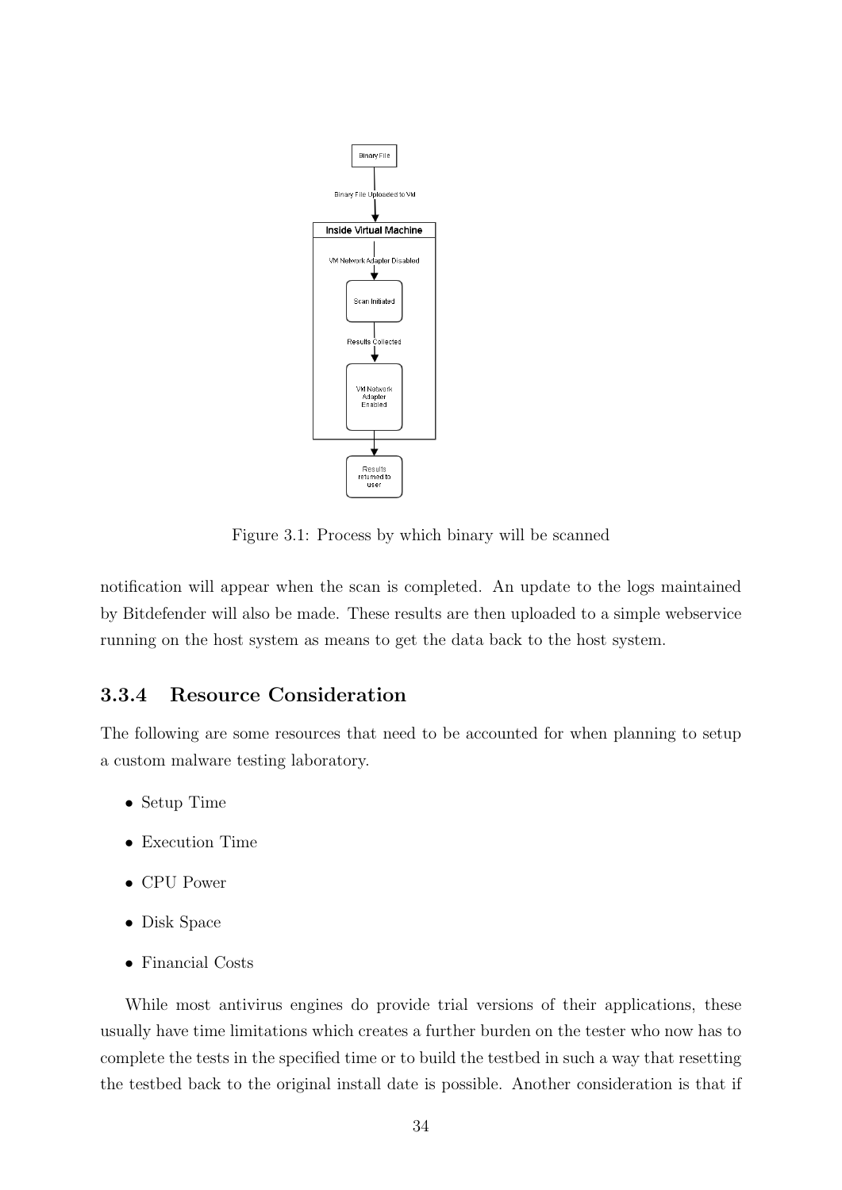Figure 3.1: Process by which binary will be scanned

notification will appear when the scan is completed. An update to the logs maintained by Bitdefender will also be made. These results are then uploaded to a simple webservice running on the host system as means to get the data back to the host system.

### 3.3.4 Resource Consideration

The following are some resources that need to be accounted for when planning to setup a custom malware testing laboratory.

- Setup Time
- Execution Time
- CPU Power
- Disk Space
- Financial Costs

While most antivirus engines do provide trial versions of their applications, these usually have time limitations which creates a further burden on the tester who now has to complete the tests in the specified time or to build the testbed in such a way that resetting the testbed back to the original install date is possible. Another consideration is that if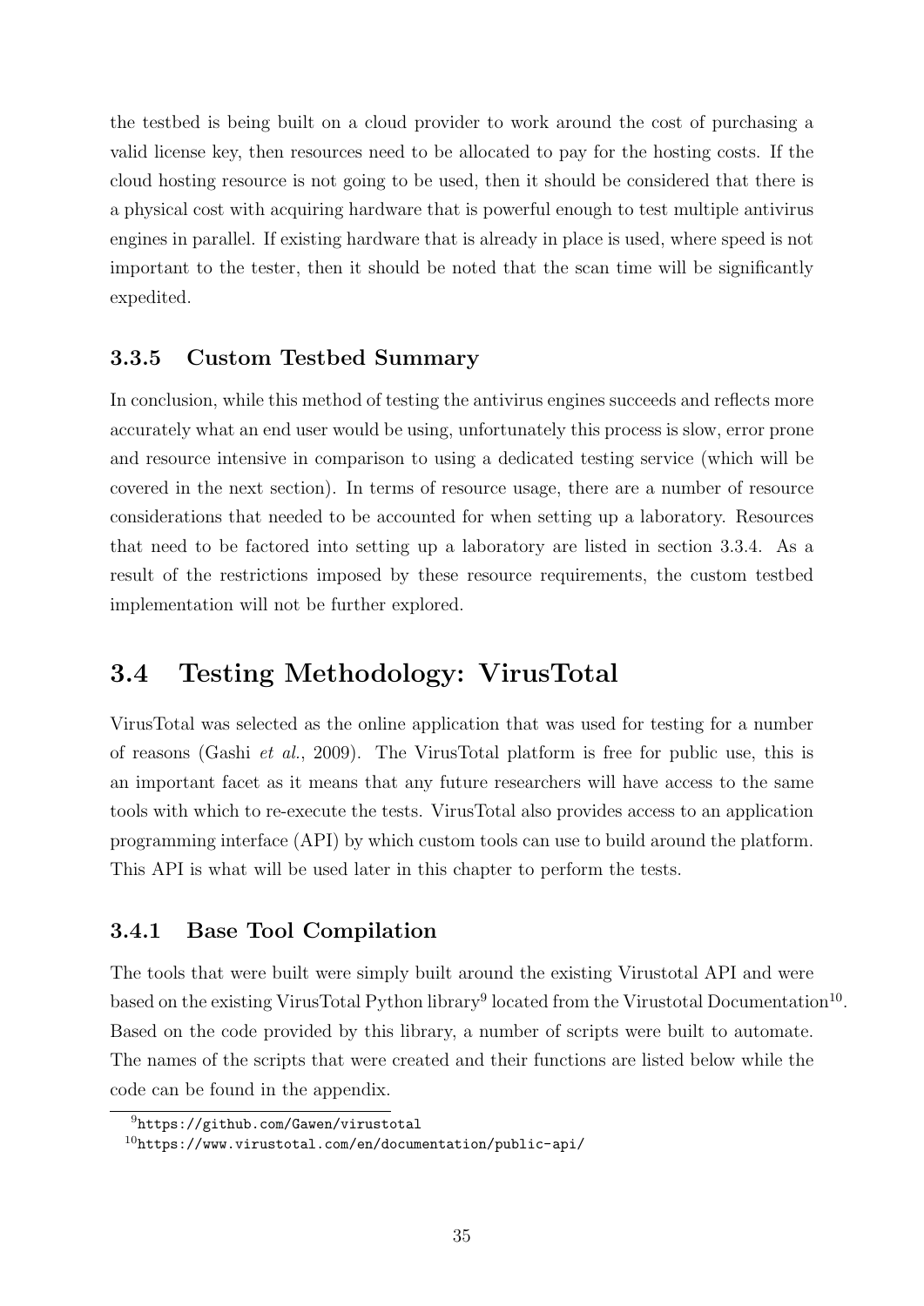the testbed is being built on a cloud provider to work around the cost of purchasing a valid license key, then resources need to be allocated to pay for the hosting costs. If the cloud hosting resource is not going to be used, then it should be considered that there is a physical cost with acquiring hardware that is powerful enough to test multiple antivirus engines in parallel. If existing hardware that is already in place is used, where speed is not important to the tester, then it should be noted that the scan time will be significantly expedited.

### 3.3.5 Custom Testbed Summary

In conclusion, while this method of testing the antivirus engines succeeds and reflects more accurately what an end user would be using, unfortunately this process is slow, error prone and resource intensive in comparison to using a dedicated testing service (which will be covered in the next section). In terms of resource usage, there are a number of resource considerations that needed to be accounted for when setting up a laboratory. Resources that need to be factored into setting up a laboratory are listed in section 3.3.4. As a result of the restrictions imposed by these resource requirements, the custom testbed implementation will not be further explored.

## 3.4 Testing Methodology: VirusTotal

VirusTotal was selected as the online application that was used for testing for a number of reasons (Gashi *et al.*, 2009). The VirusTotal platform is free for public use, this is an important facet as it means that any future researchers will have access to the same tools with which to re-execute the tests. VirusTotal also provides access to an application programming interface (API) by which custom tools can use to build around the platform. This API is what will be used later in this chapter to perform the tests.

### 3.4.1 Base Tool Compilation

The tools that were built were simply built around the existing Virustotal API and were based on the existing VirusTotal Python library[9] located from the Virustotal Documentation[10]. Based on the code provided by this library, a number of scripts were built to automate. The names of the scripts that were created and their functions are listed below while the code can be found in the appendix.

[9] `https://github.com/Gawen/virustotal`

[10] `https://www.virustotal.com/en/documentation/public-api/`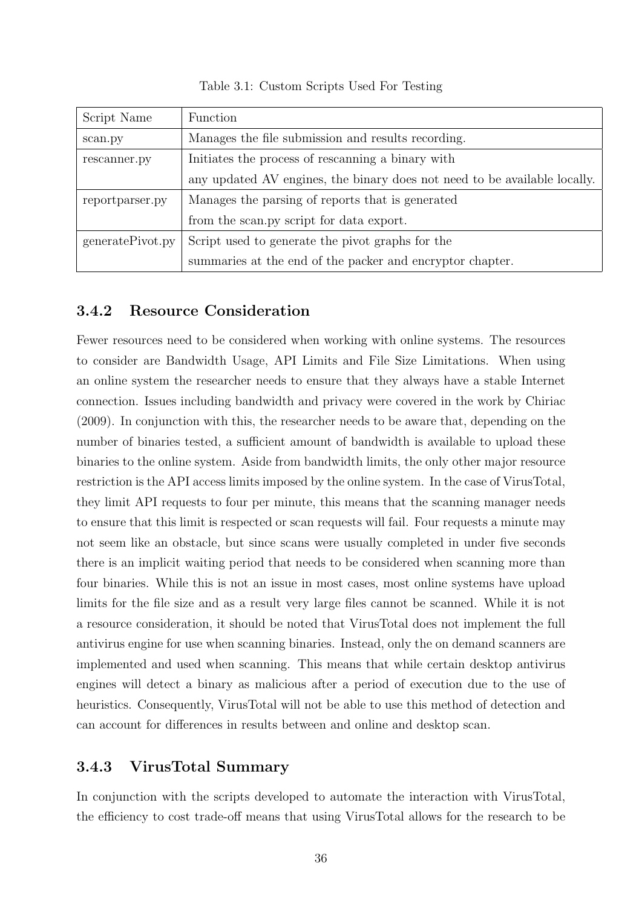Table 3.1: Custom Scripts Used For Testing

| Script Name | Function |
|---|---|
| scan.py | Manages the file submission and results recording. |
| rescanner.py | Initiates the process of rescanning a binary with any updated AV engines, the binary does not need to be available locally. |
| reportparser.py | Manages the parsing of reports that is generated from the scan.py script for data export. |
| generatePivot.py | Script used to generate the pivot graphs for the summaries at the end of the packer and encryptor chapter. |

### 3.4.2 Resource Consideration

Fewer resources need to be considered when working with online systems. The resources to consider are Bandwidth Usage, API Limits and File Size Limitations. When using an online system the researcher needs to ensure that they always have a stable Internet connection. Issues including bandwidth and privacy were covered in the work by Chiriac (2009). In conjunction with this, the researcher needs to be aware that, depending on the number of binaries tested, a sufficient amount of bandwidth is available to upload these binaries to the online system. Aside from bandwidth limits, the only other major resource restriction is the API access limits imposed by the online system. In the case of VirusTotal, they limit API requests to four per minute, this means that the scanning manager needs to ensure that this limit is respected or scan requests will fail. Four requests a minute may not seem like an obstacle, but since scans were usually completed in under five seconds there is an implicit waiting period that needs to be considered when scanning more than four binaries. While this is not an issue in most cases, most online systems have upload limits for the file size and as a result very large files cannot be scanned. While it is not a resource consideration, it should be noted that VirusTotal does not implement the full antivirus engine for use when scanning binaries. Instead, only the on demand scanners are implemented and used when scanning. This means that while certain desktop antivirus engines will detect a binary as malicious after a period of execution due to the use of heuristics. Consequently, VirusTotal will not be able to use this method of detection and can account for differences in results between and online and desktop scan.

### 3.4.3 VirusTotal Summary

In conjunction with the scripts developed to automate the interaction with VirusTotal, the efficiency to cost trade-off means that using VirusTotal allows for the research to be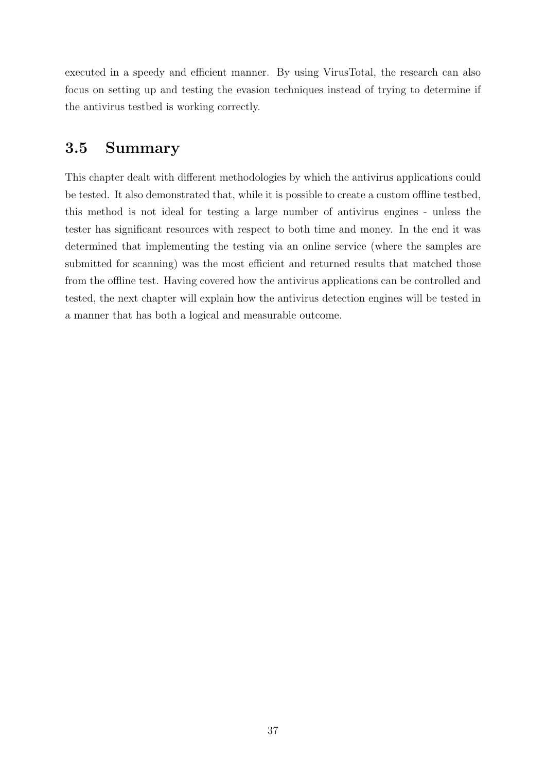executed in a speedy and efficient manner. By using VirusTotal, the research can also focus on setting up and testing the evasion techniques instead of trying to determine if the antivirus testbed is working correctly.

## 3.5 Summary

This chapter dealt with different methodologies by which the antivirus applications could be tested. It also demonstrated that, while it is possible to create a custom offline testbed, this method is not ideal for testing a large number of antivirus engines - unless the tester has significant resources with respect to both time and money. In the end it was determined that implementing the testing via an online service (where the samples are submitted for scanning) was the most efficient and returned results that matched those from the offline test. Having covered how the antivirus applications can be controlled and tested, the next chapter will explain how the antivirus detection engines will be tested in a manner that has both a logical and measurable outcome.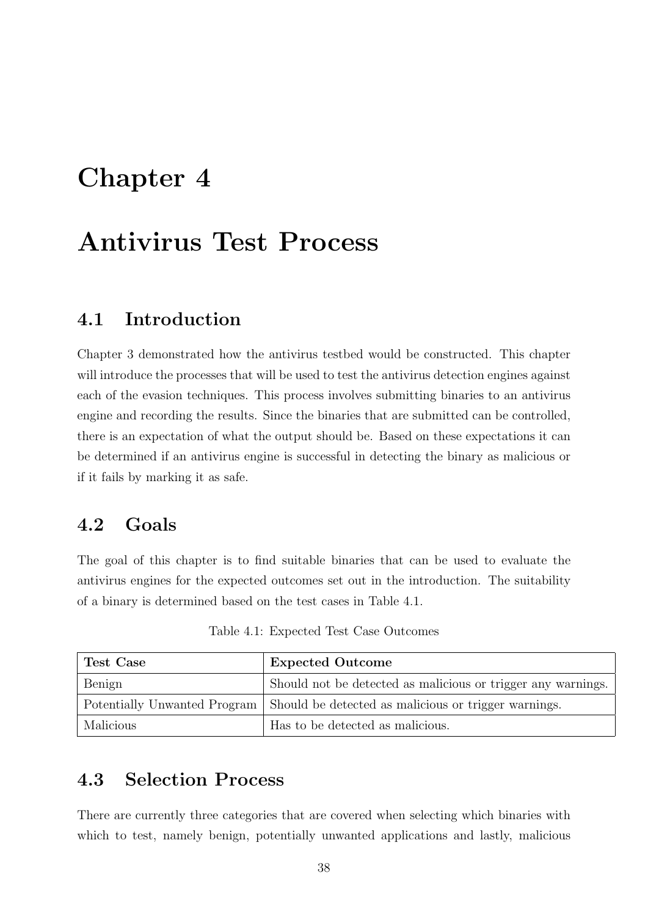# Chapter 4

# Antivirus Test Process

## 4.1 Introduction

Chapter 3 demonstrated how the antivirus testbed would be constructed. This chapter will introduce the processes that will be used to test the antivirus detection engines against each of the evasion techniques. This process involves submitting binaries to an antivirus engine and recording the results. Since the binaries that are submitted can be controlled, there is an expectation of what the output should be. Based on these expectations it can be determined if an antivirus engine is successful in detecting the binary as malicious or if it fails by marking it as safe.

## 4.2 Goals

The goal of this chapter is to find suitable binaries that can be used to evaluate the antivirus engines for the expected outcomes set out in the introduction. The suitability of a binary is determined based on the test cases in Table 4.1.

Table 4.1: Expected Test Case Outcomes

| **Test Case** | **Expected Outcome** |
|---|---|
| Benign | Should not be detected as malicious or trigger any warnings. |
| Potentially Unwanted Program | Should be detected as malicious or trigger warnings. |
| Malicious | Has to be detected as malicious. |

## 4.3 Selection Process

There are currently three categories that are covered when selecting which binaries with which to test, namely benign, potentially unwanted applications and lastly, malicious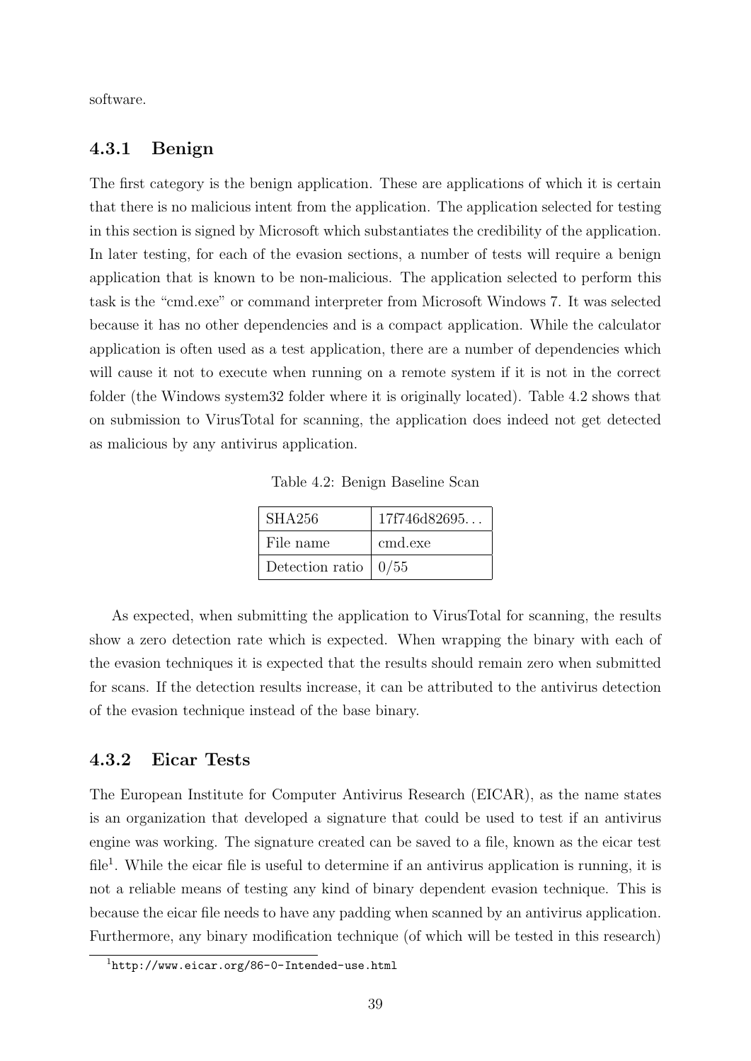software.

### 4.3.1 Benign

The first category is the benign application. These are applications of which it is certain that there is no malicious intent from the application. The application selected for testing in this section is signed by Microsoft which substantiates the credibility of the application. In later testing, for each of the evasion sections, a number of tests will require a benign application that is known to be non-malicious. The application selected to perform this task is the "cmd.exe" or command interpreter from Microsoft Windows 7. It was selected because it has no other dependencies and is a compact application. While the calculator application is often used as a test application, there are a number of dependencies which will cause it not to execute when running on a remote system if it is not in the correct folder (the Windows system32 folder where it is originally located). Table 4.2 shows that on submission to VirusTotal for scanning, the application does indeed not get detected as malicious by any antivirus application.

Table 4.2: Benign Baseline Scan

| SHA256 | 17f746d82695... |
|---|---|
| File name | cmd.exe |
| Detection ratio | 0/55 |

As expected, when submitting the application to VirusTotal for scanning, the results show a zero detection rate which is expected. When wrapping the binary with each of the evasion techniques it is expected that the results should remain zero when submitted for scans. If the detection results increase, it can be attributed to the antivirus detection of the evasion technique instead of the base binary.

### 4.3.2 Eicar Tests

The European Institute for Computer Antivirus Research (EICAR), as the name states is an organization that developed a signature that could be used to test if an antivirus engine was working. The signature created can be saved to a file, known as the eicar test file[1]. While the eicar file is useful to determine if an antivirus application is running, it is not a reliable means of testing any kind of binary dependent evasion technique. This is because the eicar file needs to have any padding when scanned by an antivirus application. Furthermore, any binary modification technique (of which will be tested in this research)

[1] http://www.eicar.org/86-0-Intended-use.html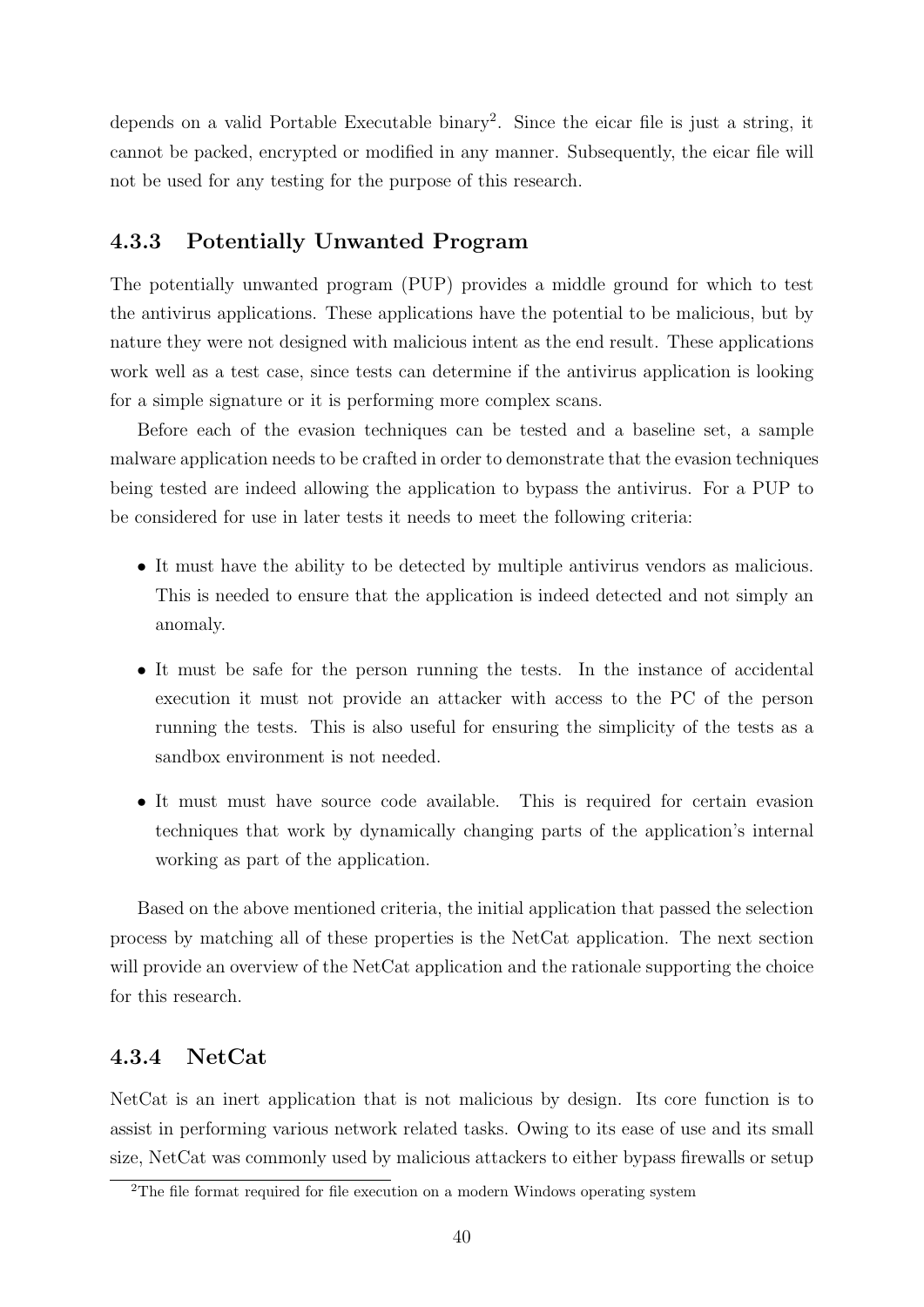depends on a valid Portable Executable binary[2]. Since the eicar file is just a string, it cannot be packed, encrypted or modified in any manner. Subsequently, the eicar file will not be used for any testing for the purpose of this research.

### 4.3.3 Potentially Unwanted Program

The potentially unwanted program (PUP) provides a middle ground for which to test the antivirus applications. These applications have the potential to be malicious, but by nature they were not designed with malicious intent as the end result. These applications work well as a test case, since tests can determine if the antivirus application is looking for a simple signature or it is performing more complex scans.

Before each of the evasion techniques can be tested and a baseline set, a sample malware application needs to be crafted in order to demonstrate that the evasion techniques being tested are indeed allowing the application to bypass the antivirus. For a PUP to be considered for use in later tests it needs to meet the following criteria:

- It must have the ability to be detected by multiple antivirus vendors as malicious. This is needed to ensure that the application is indeed detected and not simply an anomaly.
- It must be safe for the person running the tests. In the instance of accidental execution it must not provide an attacker with access to the PC of the person running the tests. This is also useful for ensuring the simplicity of the tests as a sandbox environment is not needed.
- It must must have source code available. This is required for certain evasion techniques that work by dynamically changing parts of the application's internal working as part of the application.

Based on the above mentioned criteria, the initial application that passed the selection process by matching all of these properties is the NetCat application. The next section will provide an overview of the NetCat application and the rationale supporting the choice for this research.

### 4.3.4 NetCat

NetCat is an inert application that is not malicious by design. Its core function is to assist in performing various network related tasks. Owing to its ease of use and its small size, NetCat was commonly used by malicious attackers to either bypass firewalls or setup

[2]The file format required for file execution on a modern Windows operating system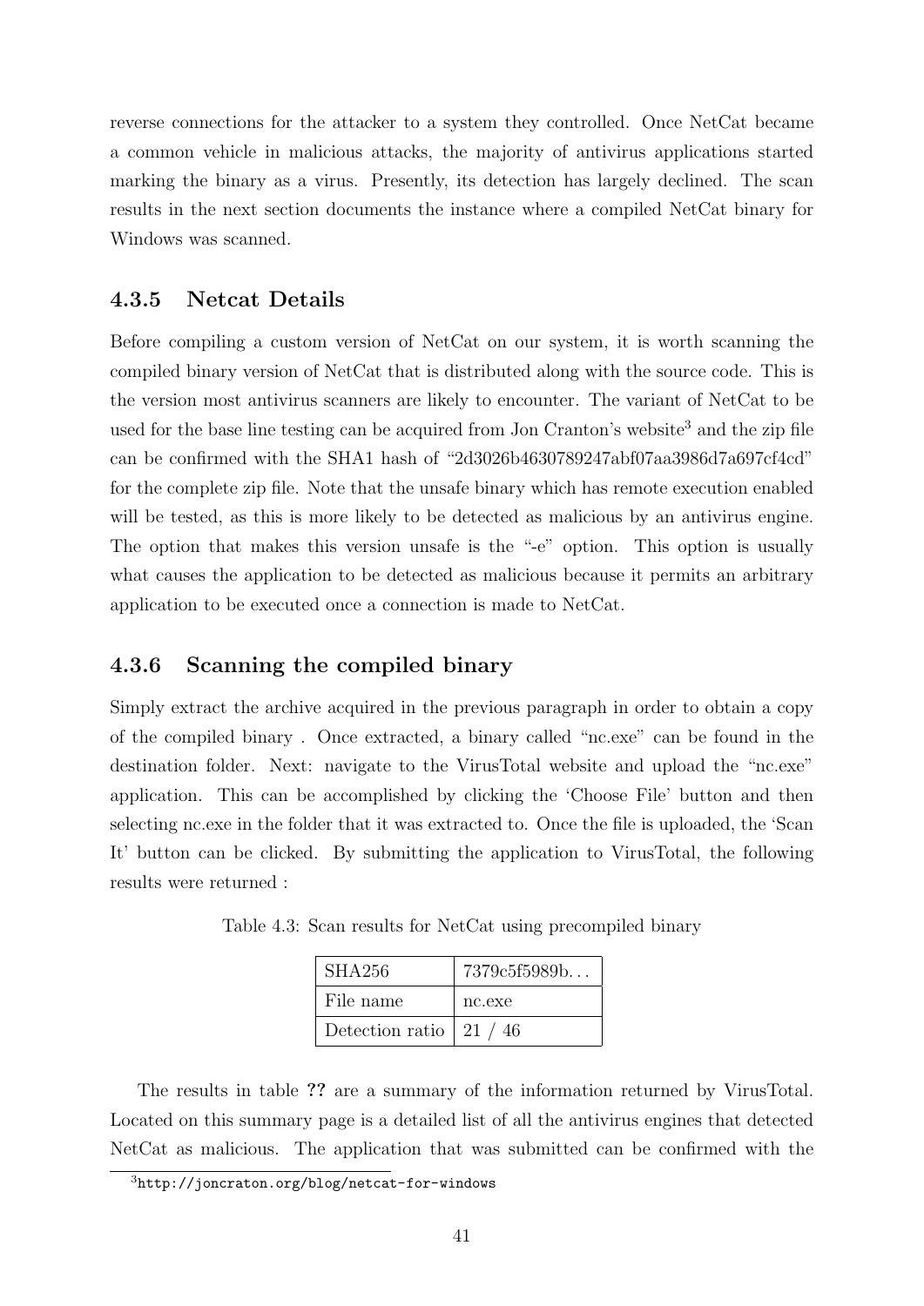reverse connections for the attacker to a system they controlled. Once NetCat became a common vehicle in malicious attacks, the majority of antivirus applications started marking the binary as a virus. Presently, its detection has largely declined. The scan results in the next section documents the instance where a compiled NetCat binary for Windows was scanned.

### 4.3.5 Netcat Details

Before compiling a custom version of NetCat on our system, it is worth scanning the compiled binary version of NetCat that is distributed along with the source code. This is the version most antivirus scanners are likely to encounter. The variant of NetCat to be used for the base line testing can be acquired from Jon Cranton's website[3] and the zip file can be confirmed with the SHA1 hash of "2d3026b4630789247abf07aa3986d7a697cf4cd" for the complete zip file. Note that the unsafe binary which has remote execution enabled will be tested, as this is more likely to be detected as malicious by an antivirus engine. The option that makes this version unsafe is the "-e" option. This option is usually what causes the application to be detected as malicious because it permits an arbitrary application to be executed once a connection is made to NetCat.

### 4.3.6 Scanning the compiled binary

Simply extract the archive acquired in the previous paragraph in order to obtain a copy of the compiled binary . Once extracted, a binary called "nc.exe" can be found in the destination folder. Next: navigate to the VirusTotal website and upload the "nc.exe" application. This can be accomplished by clicking the 'Choose File' button and then selecting nc.exe in the folder that it was extracted to. Once the file is uploaded, the 'Scan It' button can be clicked. By submitting the application to VirusTotal, the following results were returned :

Table 4.3: Scan results for NetCat using precompiled binary

| SHA256 | 7379c5f5989b... |
|---|---|
| File name | nc.exe |
| Detection ratio | 21 / 46 |

The results in table **??** are a summary of the information returned by VirusTotal. Located on this summary page is a detailed list of all the antivirus engines that detected NetCat as malicious. The application that was submitted can be confirmed with the

[3] http://joncraton.org/blog/netcat-for-windows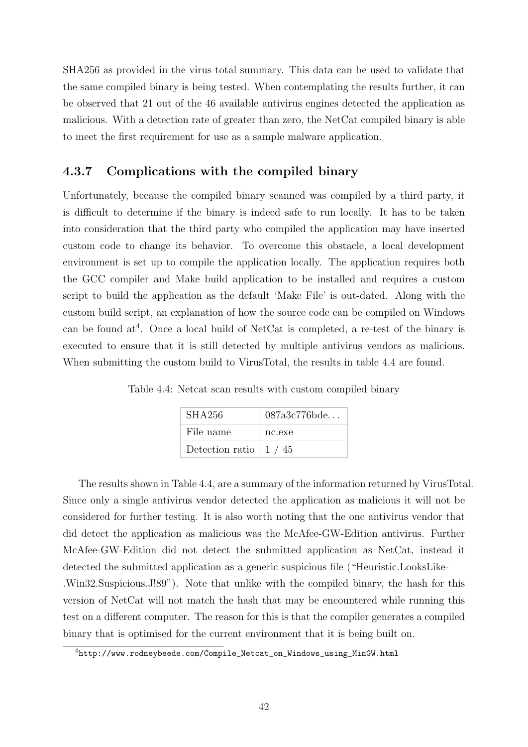SHA256 as provided in the virus total summary. This data can be used to validate that the same compiled binary is being tested. When contemplating the results further, it can be observed that 21 out of the 46 available antivirus engines detected the application as malicious. With a detection rate of greater than zero, the NetCat compiled binary is able to meet the first requirement for use as a sample malware application.

### 4.3.7 Complications with the compiled binary

Unfortunately, because the compiled binary scanned was compiled by a third party, it is difficult to determine if the binary is indeed safe to run locally. It has to be taken into consideration that the third party who compiled the application may have inserted custom code to change its behavior. To overcome this obstacle, a local development environment is set up to compile the application locally. The application requires both the GCC compiler and Make build application to be installed and requires a custom script to build the application as the default 'Make File' is out-dated. Along with the custom build script, an explanation of how the source code can be compiled on Windows can be found at[4]. Once a local build of NetCat is completed, a re-test of the binary is executed to ensure that it is still detected by multiple antivirus vendors as malicious. When submitting the custom build to VirusTotal, the results in table 4.4 are found.

Table 4.4: Netcat scan results with custom compiled binary

| SHA256 | 087a3c776bde... |
|---|---|
| File name | nc.exe |
| Detection ratio | 1 / 45 |

The results shown in Table 4.4, are a summary of the information returned by VirusTotal. Since only a single antivirus vendor detected the application as malicious it will not be considered for further testing. It is also worth noting that the one antivirus vendor that did detect the application as malicious was the McAfee-GW-Edition antivirus. Further McAfee-GW-Edition did not detect the submitted application as NetCat, instead it detected the submitted application as a generic suspicious file ("Heuristic.LooksLike-.Win32.Suspicious.J!89"). Note that unlike with the compiled binary, the hash for this version of NetCat will not match the hash that may be encountered while running this test on a different computer. The reason for this is that the compiler generates a compiled binary that is optimised for the current environment that it is being built on.

[4] http://www.rodneybeede.com/Compile_Netcat_on_Windows_using_MinGW.html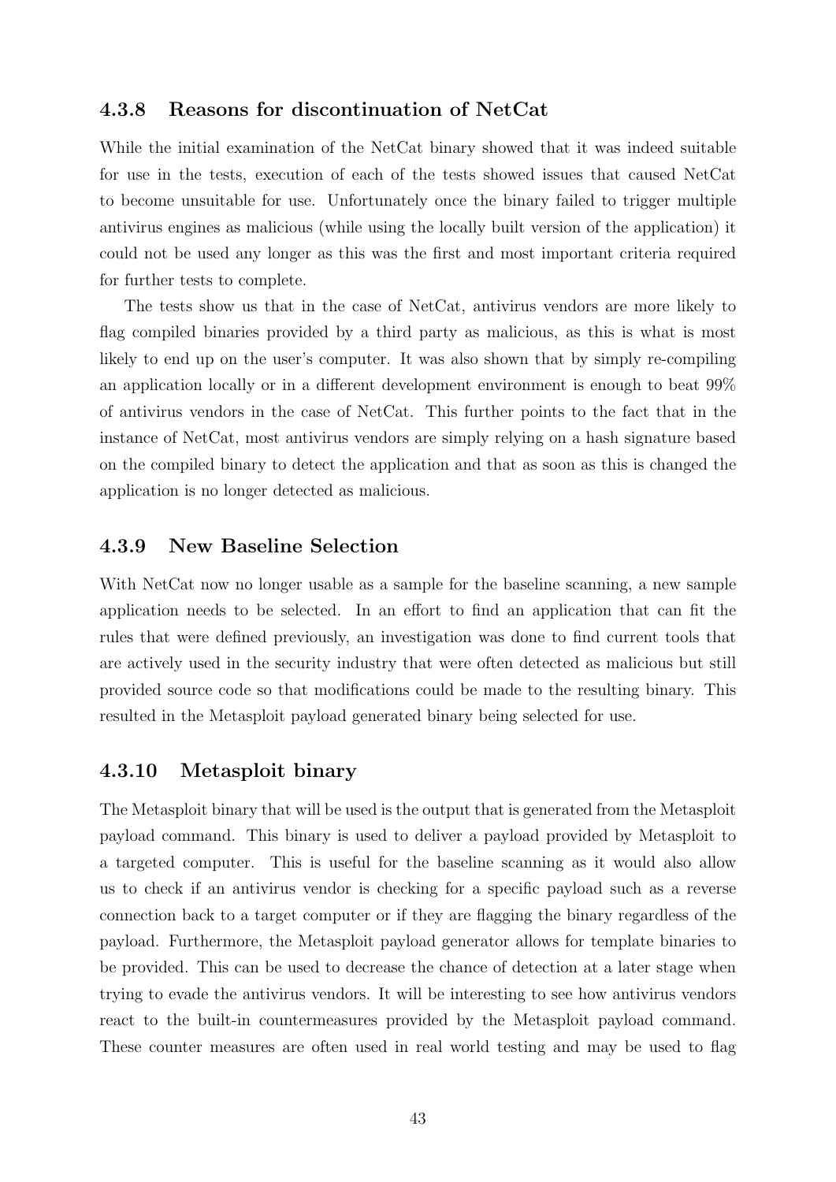### 4.3.8 Reasons for discontinuation of NetCat

While the initial examination of the NetCat binary showed that it was indeed suitable for use in the tests, execution of each of the tests showed issues that caused NetCat to become unsuitable for use. Unfortunately once the binary failed to trigger multiple antivirus engines as malicious (while using the locally built version of the application) it could not be used any longer as this was the first and most important criteria required for further tests to complete.

The tests show us that in the case of NetCat, antivirus vendors are more likely to flag compiled binaries provided by a third party as malicious, as this is what is most likely to end up on the user's computer. It was also shown that by simply re-compiling an application locally or in a different development environment is enough to beat 99% of antivirus vendors in the case of NetCat. This further points to the fact that in the instance of NetCat, most antivirus vendors are simply relying on a hash signature based on the compiled binary to detect the application and that as soon as this is changed the application is no longer detected as malicious.

### 4.3.9 New Baseline Selection

With NetCat now no longer usable as a sample for the baseline scanning, a new sample application needs to be selected. In an effort to find an application that can fit the rules that were defined previously, an investigation was done to find current tools that are actively used in the security industry that were often detected as malicious but still provided source code so that modifications could be made to the resulting binary. This resulted in the Metasploit payload generated binary being selected for use.

### 4.3.10 Metasploit binary

The Metasploit binary that will be used is the output that is generated from the Metasploit payload command. This binary is used to deliver a payload provided by Metasploit to a targeted computer. This is useful for the baseline scanning as it would also allow us to check if an antivirus vendor is checking for a specific payload such as a reverse connection back to a target computer or if they are flagging the binary regardless of the payload. Furthermore, the Metasploit payload generator allows for template binaries to be provided. This can be used to decrease the chance of detection at a later stage when trying to evade the antivirus vendors. It will be interesting to see how antivirus vendors react to the built-in countermeasures provided by the Metasploit payload command. These counter measures are often used in real world testing and may be used to flag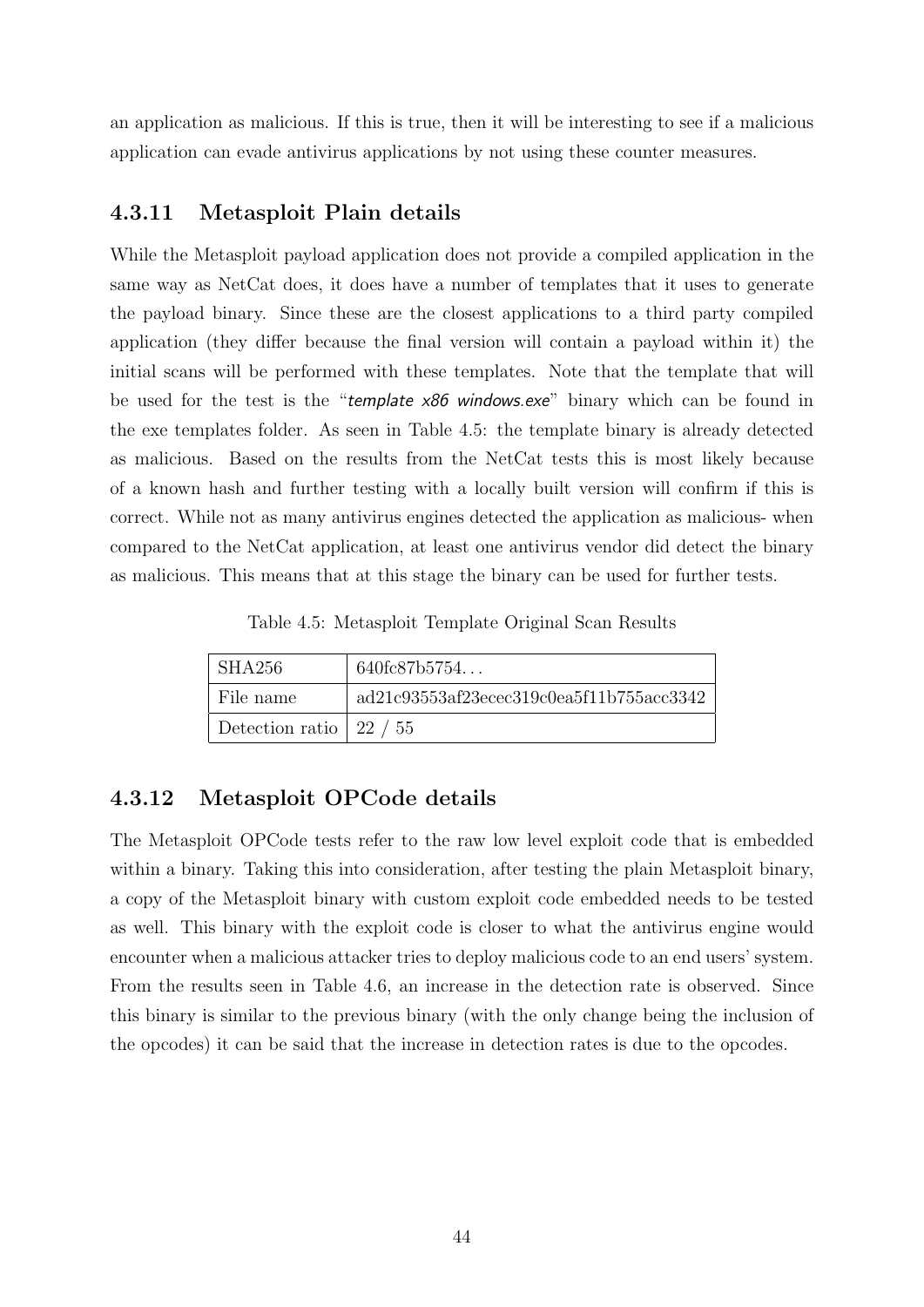an application as malicious. If this is true, then it will be interesting to see if a malicious application can evade antivirus applications by not using these counter measures.

### 4.3.11 Metasploit Plain details

While the Metasploit payload application does not provide a compiled application in the same way as NetCat does, it does have a number of templates that it uses to generate the payload binary. Since these are the closest applications to a third party compiled application (they differ because the final version will contain a payload within it) the initial scans will be performed with these templates. Note that the template that will be used for the test is the "*template x86 windows.exe*" binary which can be found in the exe templates folder. As seen in Table 4.5: the template binary is already detected as malicious. Based on the results from the NetCat tests this is most likely because of a known hash and further testing with a locally built version will confirm if this is correct. While not as many antivirus engines detected the application as malicious- when compared to the NetCat application, at least one antivirus vendor did detect the binary as malicious. This means that at this stage the binary can be used for further tests.

Table 4.5: Metasploit Template Original Scan Results

| SHA256 | 640fc87b5754... |
|---|---|
| File name | ad21c93553af23ecec319c0ea5f11b755acc3342 |
| Detection ratio | 22 / 55 |

### 4.3.12 Metasploit OPCode details

The Metasploit OPCode tests refer to the raw low level exploit code that is embedded within a binary. Taking this into consideration, after testing the plain Metasploit binary, a copy of the Metasploit binary with custom exploit code embedded needs to be tested as well. This binary with the exploit code is closer to what the antivirus engine would encounter when a malicious attacker tries to deploy malicious code to an end users' system. From the results seen in Table 4.6, an increase in the detection rate is observed. Since this binary is similar to the previous binary (with the only change being the inclusion of the opcodes) it can be said that the increase in detection rates is due to the opcodes.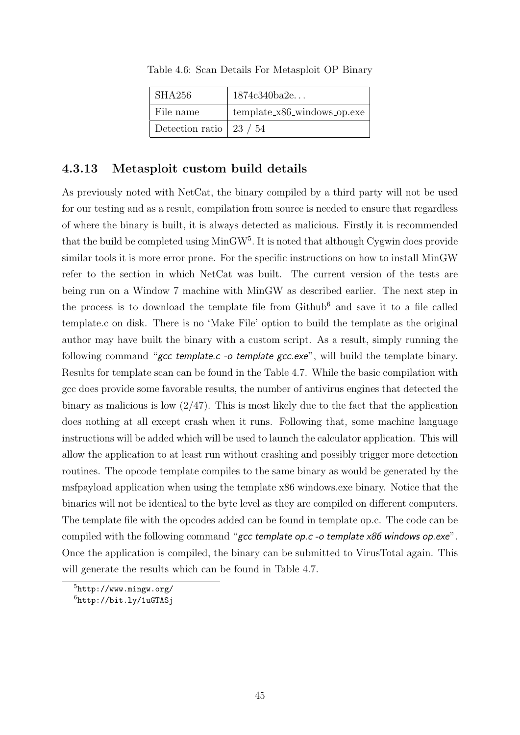Table 4.6: Scan Details For Metasploit OP Binary

| SHA256 | 1874c340ba2e... |
|---|---|
| File name | template_x86_windows_op.exe |
| Detection ratio | 23 / 54 |

### 4.3.13 Metasploit custom build details

As previously noted with NetCat, the binary compiled by a third party will not be used for our testing and as a result, compilation from source is needed to ensure that regardless of where the binary is built, it is always detected as malicious. Firstly it is recommended that the build be completed using MinGW[5]. It is noted that although Cygwin does provide similar tools it is more error prone. For the specific instructions on how to install MinGW refer to the section in which NetCat was built. The current version of the tests are being run on a Window 7 machine with MinGW as described earlier. The next step in the process is to download the template file from Github[6] and save it to a file called template.c on disk. There is no 'Make File' option to build the template as the original author may have built the binary with a custom script. As a result, simply running the following command "*gcc template.c -o template gcc.exe*", will build the template binary. Results for template scan can be found in the Table 4.7. While the basic compilation with gcc does provide some favorable results, the number of antivirus engines that detected the binary as malicious is low (2/47). This is most likely due to the fact that the application does nothing at all except crash when it runs. Following that, some machine language instructions will be added which will be used to launch the calculator application. This will allow the application to at least run without crashing and possibly trigger more detection routines. The opcode template compiles to the same binary as would be generated by the msfpayload application when using the template x86 windows.exe binary. Notice that the binaries will not be identical to the byte level as they are compiled on different computers. The template file with the opcodes added can be found in template op.c. The code can be compiled with the following command "*gcc template op.c -o template x86 windows op.exe*". Once the application is compiled, the binary can be submitted to VirusTotal again. This will generate the results which can be found in Table 4.7.

[5] http://www.mingw.org/

[6] http://bit.ly/1uGTASj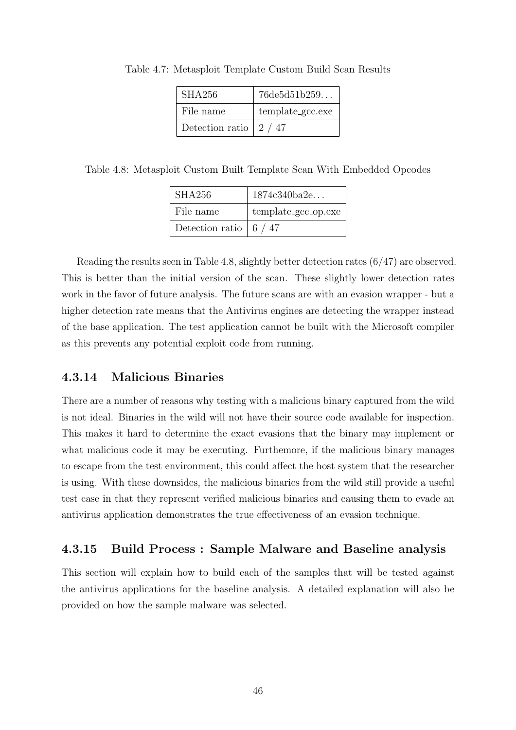Table 4.7: Metasploit Template Custom Build Scan Results

| SHA256 | 76de5d51b259... |
|---|---|
| File name | template_gcc.exe |
| Detection ratio | 2 / 47 |

Table 4.8: Metasploit Custom Built Template Scan With Embedded Opcodes

| SHA256 | 1874c340ba2e... |
|---|---|
| File name | template_gcc_op.exe |
| Detection ratio | 6 / 47 |

Reading the results seen in Table 4.8, slightly better detection rates (6/47) are observed. This is better than the initial version of the scan. These slightly lower detection rates work in the favor of future analysis. The future scans are with an evasion wrapper - but a higher detection rate means that the Antivirus engines are detecting the wrapper instead of the base application. The test application cannot be built with the Microsoft compiler as this prevents any potential exploit code from running.

### 4.3.14 Malicious Binaries

There are a number of reasons why testing with a malicious binary captured from the wild is not ideal. Binaries in the wild will not have their source code available for inspection. This makes it hard to determine the exact evasions that the binary may implement or what malicious code it may be executing. Furthemore, if the malicious binary manages to escape from the test environment, this could affect the host system that the researcher is using. With these downsides, the malicious binaries from the wild still provide a useful test case in that they represent verified malicious binaries and causing them to evade an antivirus application demonstrates the true effectiveness of an evasion technique.

### 4.3.15 Build Process : Sample Malware and Baseline analysis

This section will explain how to build each of the samples that will be tested against the antivirus applications for the baseline analysis. A detailed explanation will also be provided on how the sample malware was selected.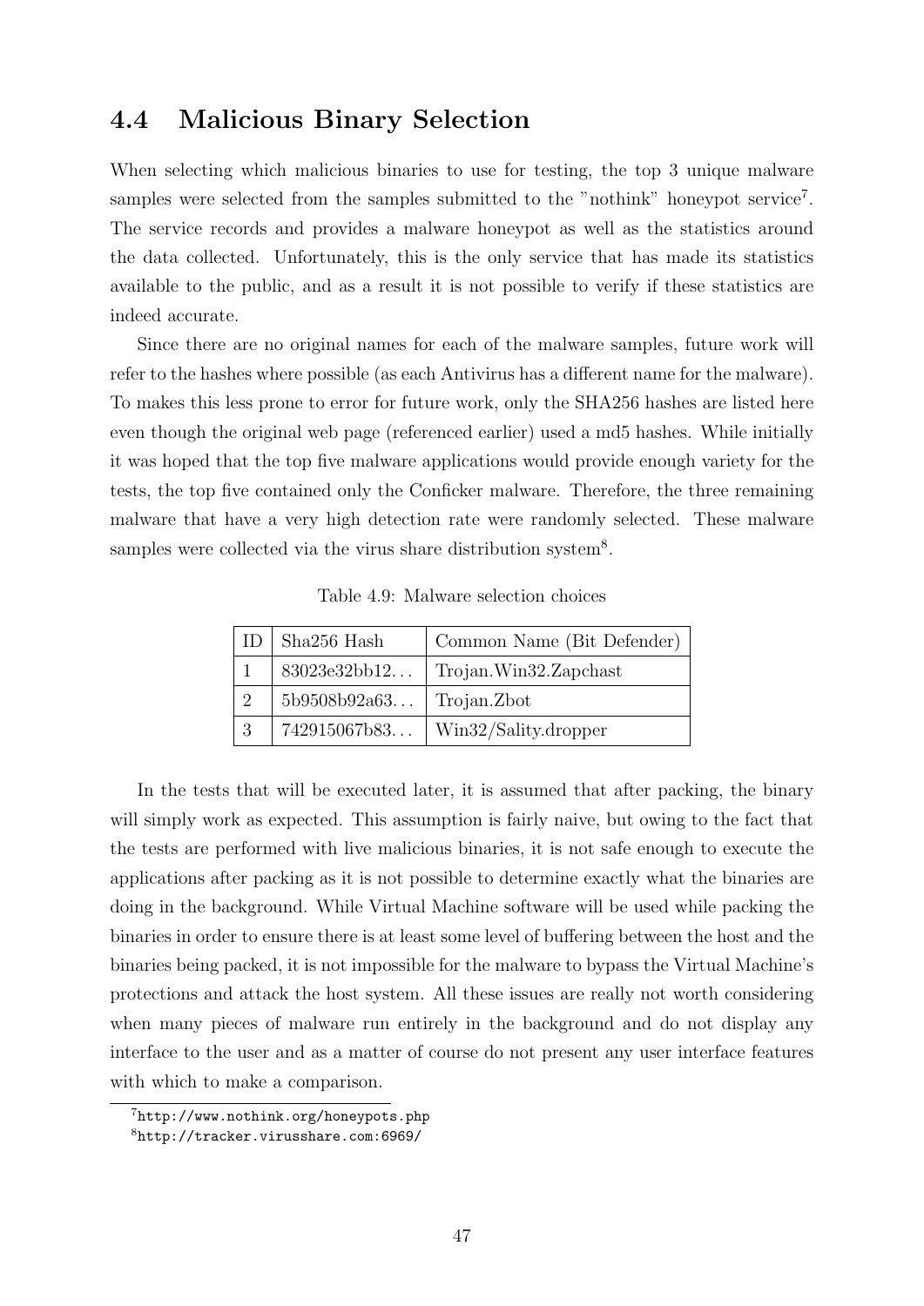## 4.4 Malicious Binary Selection

When selecting which malicious binaries to use for testing, the top 3 unique malware samples were selected from the samples submitted to the "nothink" honeypot service[7]. The service records and provides a malware honeypot as well as the statistics around the data collected. Unfortunately, this is the only service that has made its statistics available to the public, and as a result it is not possible to verify if these statistics are indeed accurate.

Since there are no original names for each of the malware samples, future work will refer to the hashes where possible (as each Antivirus has a different name for the malware). To makes this less prone to error for future work, only the SHA256 hashes are listed here even though the original web page (referenced earlier) used a md5 hashes. While initially it was hoped that the top five malware applications would provide enough variety for the tests, the top five contained only the Conficker malware. Therefore, the three remaining malware that have a very high detection rate were randomly selected. These malware samples were collected via the virus share distribution system[8].

Table 4.9: Malware selection choices

| ID | Sha256 Hash | Common Name (Bit Defender) |
|---|---|---|
| 1 | 83023e32bb12... | Trojan.Win32.Zapchast |
| 2 | 5b9508b92a63... | Trojan.Zbot |
| 3 | 742915067b83... | Win32/Sality.dropper |

In the tests that will be executed later, it is assumed that after packing, the binary will simply work as expected. This assumption is fairly naive, but owing to the fact that the tests are performed with live malicious binaries, it is not safe enough to execute the applications after packing as it is not possible to determine exactly what the binaries are doing in the background. While Virtual Machine software will be used while packing the binaries in order to ensure there is at least some level of buffering between the host and the binaries being packed, it is not impossible for the malware to bypass the Virtual Machine's protections and attack the host system. All these issues are really not worth considering when many pieces of malware run entirely in the background and do not display any interface to the user and as a matter of course do not present any user interface features with which to make a comparison.

[7] http://www.nothink.org/honeypots.php

[8] http://tracker.virusshare.com:6969/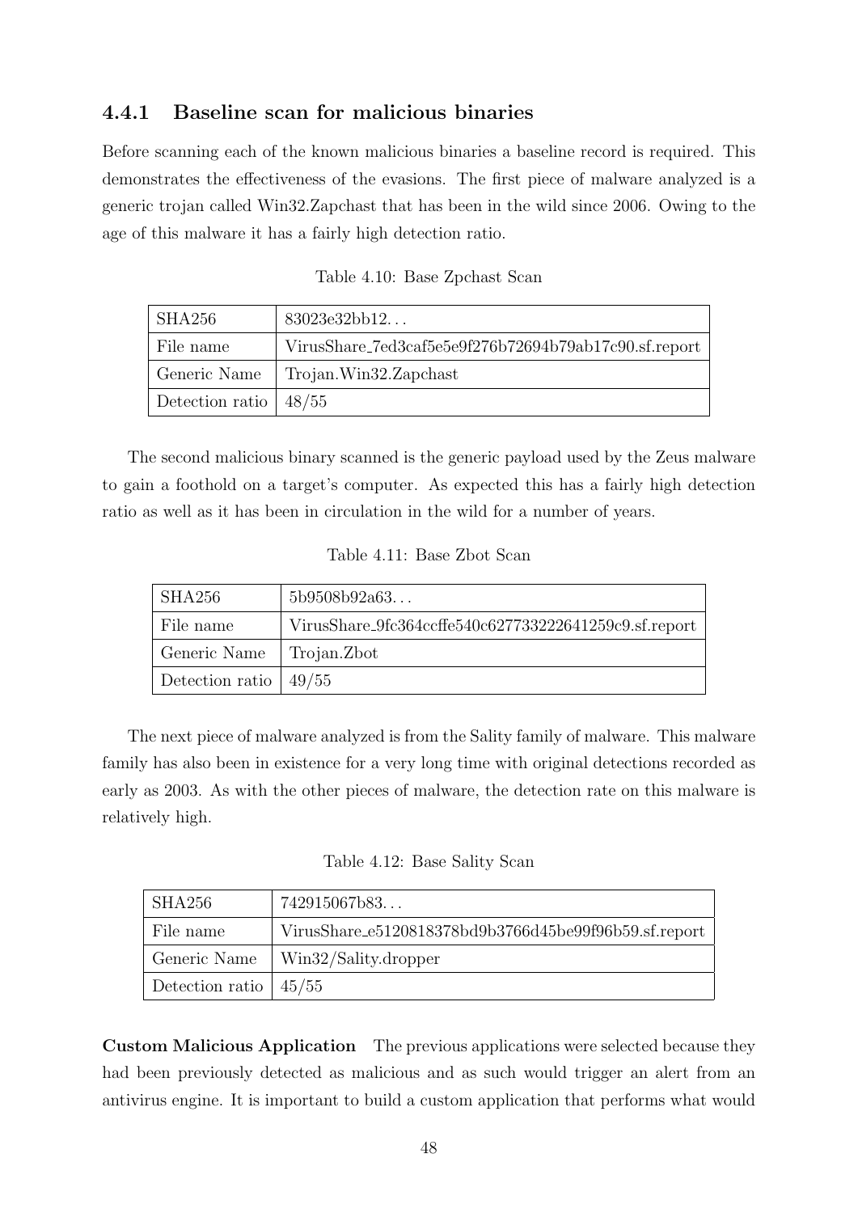### 4.4.1 Baseline scan for malicious binaries

Before scanning each of the known malicious binaries a baseline record is required. This demonstrates the effectiveness of the evasions. The first piece of malware analyzed is a generic trojan called Win32.Zapchast that has been in the wild since 2006. Owing to the age of this malware it has a fairly high detection ratio.

Table 4.10: Base Zpchast Scan

| SHA256 | 83023e32bb12... |
|---|---|
| File name | VirusShare_7ed3caf5e5e9f276b72694b79ab17c90.sf.report |
| Generic Name | Trojan.Win32.Zapchast |
| Detection ratio | 48/55 |

The second malicious binary scanned is the generic payload used by the Zeus malware to gain a foothold on a target's computer. As expected this has a fairly high detection ratio as well as it has been in circulation in the wild for a number of years.

Table 4.11: Base Zbot Scan

| SHA256 | 5b9508b92a63... |
|---|---|
| File name | VirusShare_9fc364ccffe540c627733222641259c9.sf.report |
| Generic Name | Trojan.Zbot |
| Detection ratio | 49/55 |

The next piece of malware analyzed is from the Sality family of malware. This malware family has also been in existence for a very long time with original detections recorded as early as 2003. As with the other pieces of malware, the detection rate on this malware is relatively high.

Table 4.12: Base Sality Scan

| SHA256 | 742915067b83... |
|---|---|
| File name | VirusShare_e5120818378bd9b3766d45be99f96b59.sf.report |
| Generic Name | Win32/Sality.dropper |
| Detection ratio | 45/55 |

**Custom Malicious Application** The previous applications were selected because they had been previously detected as malicious and as such would trigger an alert from an antivirus engine. It is important to build a custom application that performs what would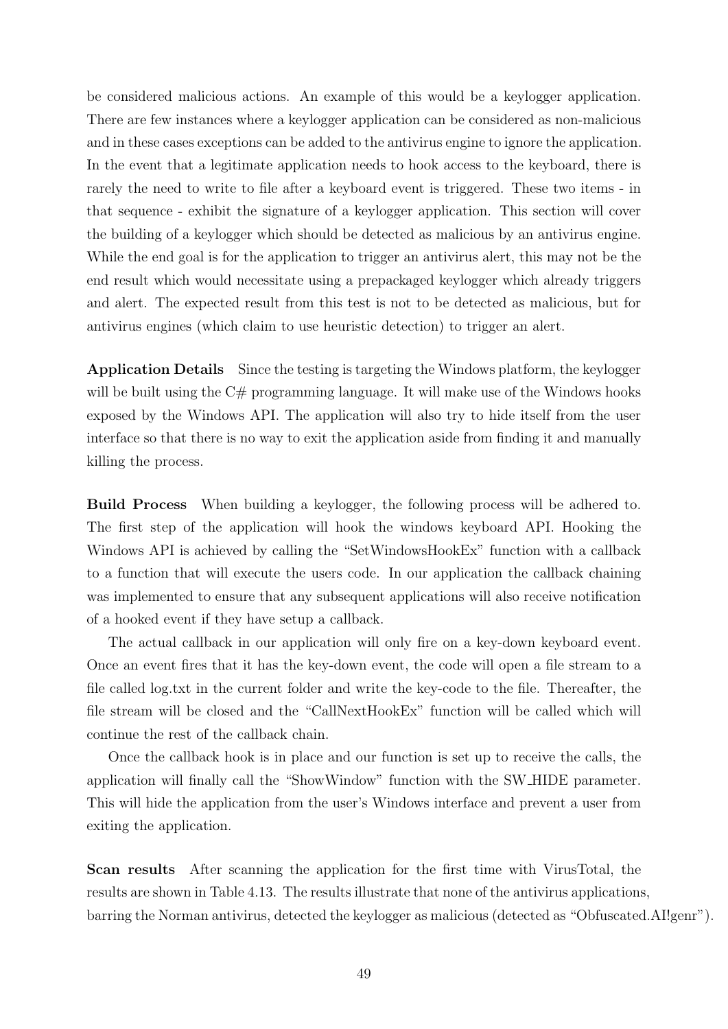be considered malicious actions. An example of this would be a keylogger application. There are few instances where a keylogger application can be considered as non-malicious and in these cases exceptions can be added to the antivirus engine to ignore the application. In the event that a legitimate application needs to hook access to the keyboard, there is rarely the need to write to file after a keyboard event is triggered. These two items - in that sequence - exhibit the signature of a keylogger application. This section will cover the building of a keylogger which should be detected as malicious by an antivirus engine. While the end goal is for the application to trigger an antivirus alert, this may not be the end result which would necessitate using a prepackaged keylogger which already triggers and alert. The expected result from this test is not to be detected as malicious, but for antivirus engines (which claim to use heuristic detection) to trigger an alert.

**Application Details** Since the testing is targeting the Windows platform, the keylogger will be built using the C# programming language. It will make use of the Windows hooks exposed by the Windows API. The application will also try to hide itself from the user interface so that there is no way to exit the application aside from finding it and manually killing the process.

**Build Process** When building a keylogger, the following process will be adhered to. The first step of the application will hook the windows keyboard API. Hooking the Windows API is achieved by calling the "SetWindowsHookEx" function with a callback to a function that will execute the users code. In our application the callback chaining was implemented to ensure that any subsequent applications will also receive notification of a hooked event if they have setup a callback.

The actual callback in our application will only fire on a key-down keyboard event. Once an event fires that it has the key-down event, the code will open a file stream to a file called log.txt in the current folder and write the key-code to the file. Thereafter, the file stream will be closed and the "CallNextHookEx" function will be called which will continue the rest of the callback chain.

Once the callback hook is in place and our function is set up to receive the calls, the application will finally call the "ShowWindow" function with the SW_HIDE parameter. This will hide the application from the user's Windows interface and prevent a user from exiting the application.

**Scan results** After scanning the application for the first time with VirusTotal, the results are shown in Table 4.13. The results illustrate that none of the antivirus applications, barring the Norman antivirus, detected the keylogger as malicious (detected as "Obfuscated.AI!genr").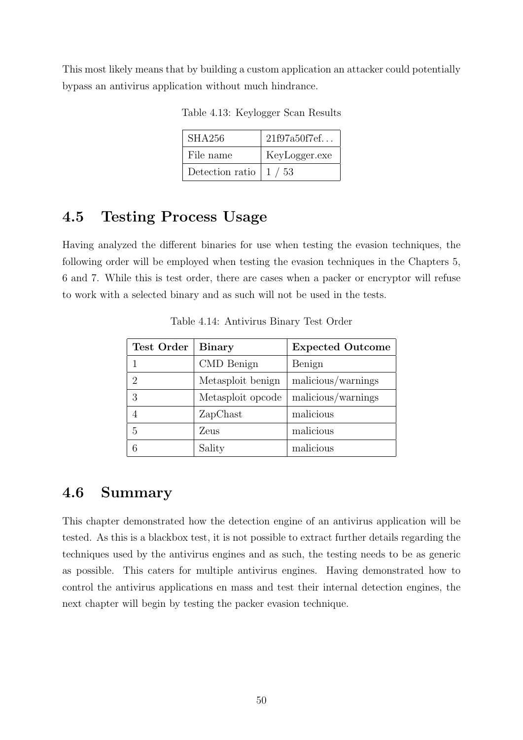This most likely means that by building a custom application an attacker could potentially bypass an antivirus application without much hindrance.

Table 4.13: Keylogger Scan Results

| SHA256 | 21f97a50f7ef… |
|---|---|
| File name | KeyLogger.exe |
| Detection ratio | 1 / 53 |

## 4.5 Testing Process Usage

Having analyzed the different binaries for use when testing the evasion techniques, the following order will be employed when testing the evasion techniques in the Chapters 5, 6 and 7. While this is test order, there are cases when a packer or encryptor will refuse to work with a selected binary and as such will not be used in the tests.

Table 4.14: Antivirus Binary Test Order

| **Test Order** | **Binary** | **Expected Outcome** |
|---|---|---|
| 1 | CMD Benign | Benign |
| 2 | Metasploit benign | malicious/warnings |
| 3 | Metasploit opcode | malicious/warnings |
| 4 | ZapChast | malicious |
| 5 | Zeus | malicious |
| 6 | Sality | malicious |

## 4.6 Summary

This chapter demonstrated how the detection engine of an antivirus application will be tested. As this is a blackbox test, it is not possible to extract further details regarding the techniques used by the antivirus engines and as such, the testing needs to be as generic as possible. This caters for multiple antivirus engines. Having demonstrated how to control the antivirus applications en mass and test their internal detection engines, the next chapter will begin by testing the packer evasion technique.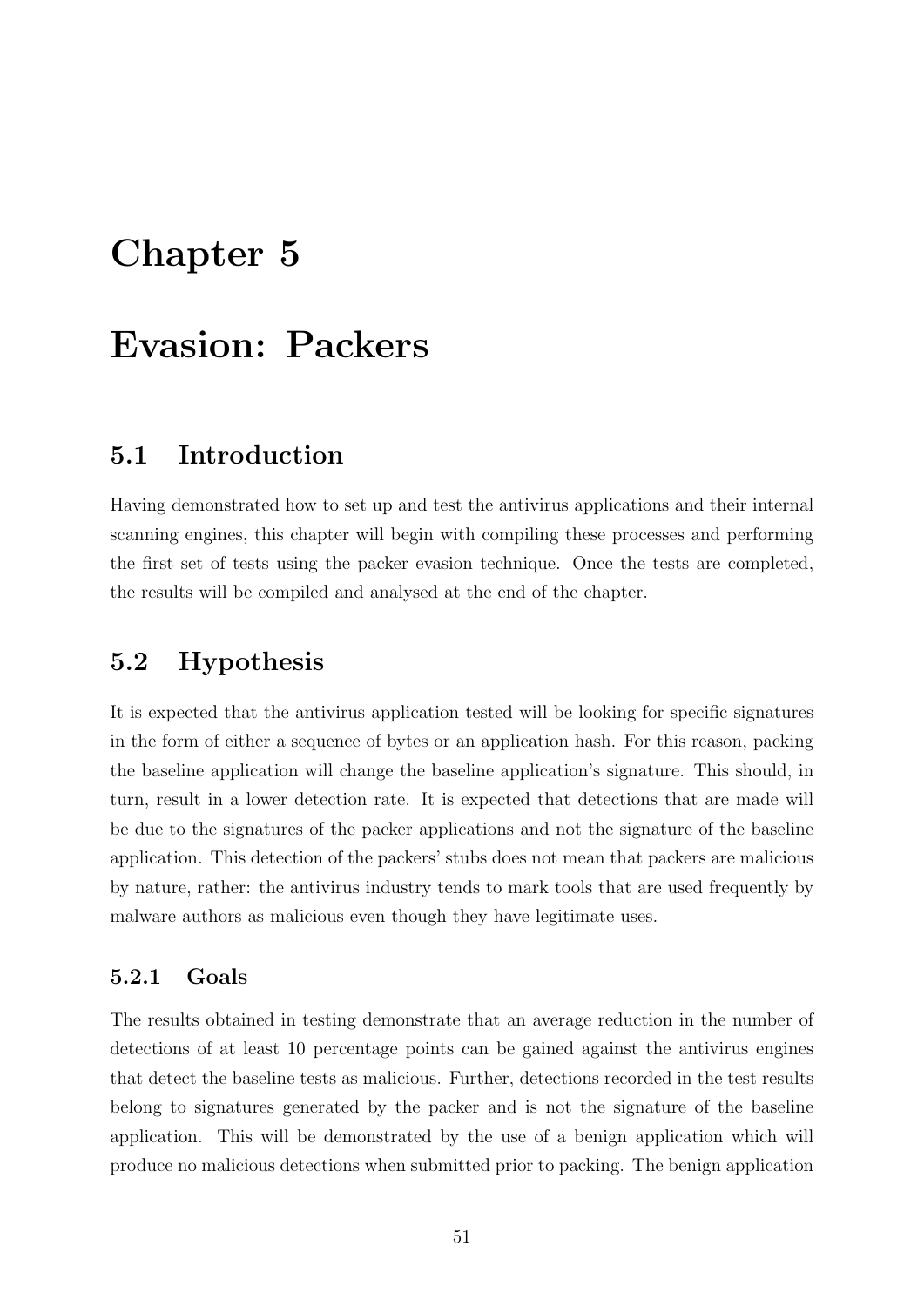# Chapter 5

# Evasion: Packers

## 5.1 Introduction

Having demonstrated how to set up and test the antivirus applications and their internal scanning engines, this chapter will begin with compiling these processes and performing the first set of tests using the packer evasion technique. Once the tests are completed, the results will be compiled and analysed at the end of the chapter.

## 5.2 Hypothesis

It is expected that the antivirus application tested will be looking for specific signatures in the form of either a sequence of bytes or an application hash. For this reason, packing the baseline application will change the baseline application's signature. This should, in turn, result in a lower detection rate. It is expected that detections that are made will be due to the signatures of the packer applications and not the signature of the baseline application. This detection of the packers' stubs does not mean that packers are malicious by nature, rather: the antivirus industry tends to mark tools that are used frequently by malware authors as malicious even though they have legitimate uses.

### 5.2.1 Goals

The results obtained in testing demonstrate that an average reduction in the number of detections of at least 10 percentage points can be gained against the antivirus engines that detect the baseline tests as malicious. Further, detections recorded in the test results belong to signatures generated by the packer and is not the signature of the baseline application. This will be demonstrated by the use of a benign application which will produce no malicious detections when submitted prior to packing. The benign application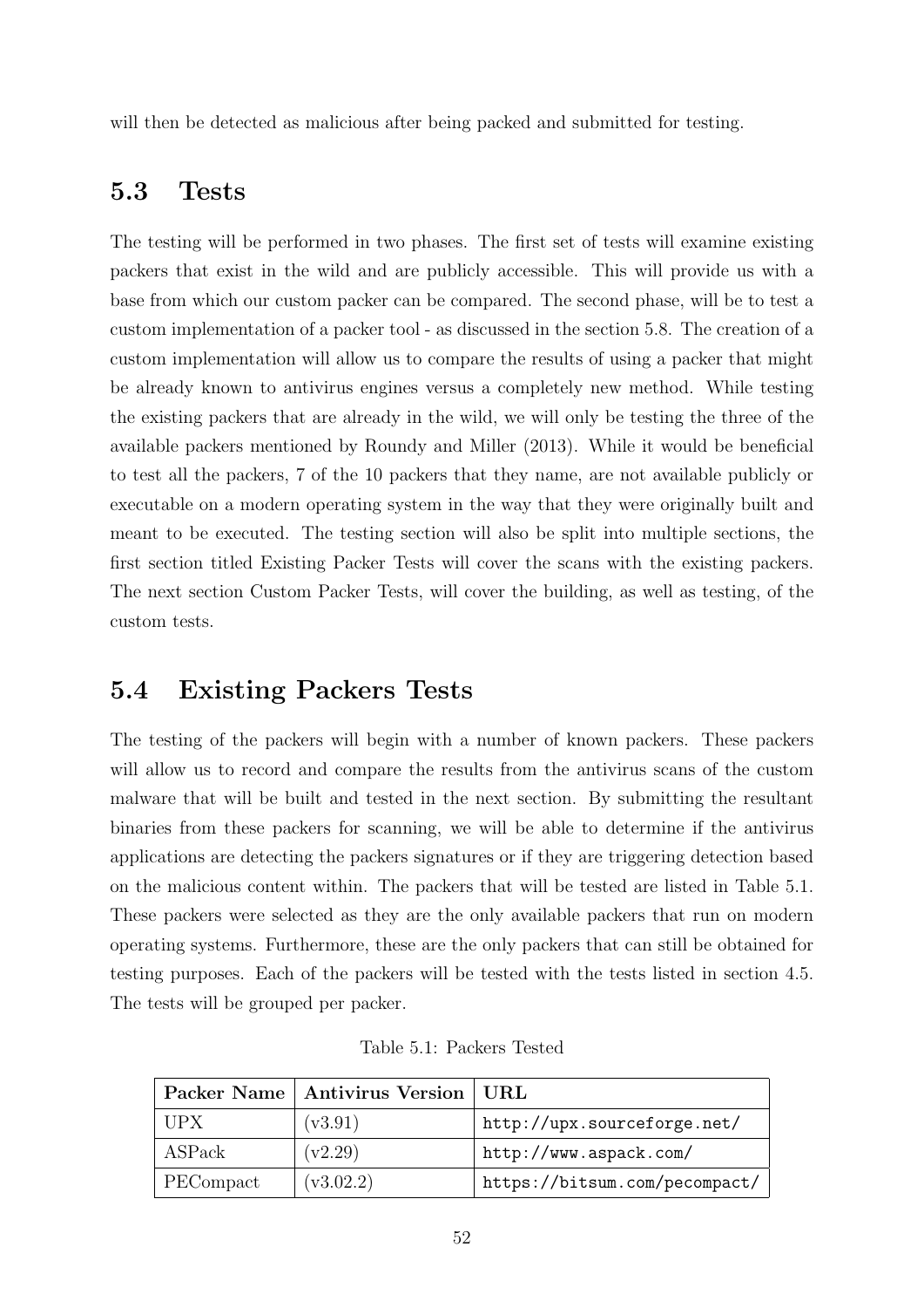will then be detected as malicious after being packed and submitted for testing.

## 5.3 Tests

The testing will be performed in two phases. The first set of tests will examine existing packers that exist in the wild and are publicly accessible. This will provide us with a base from which our custom packer can be compared. The second phase, will be to test a custom implementation of a packer tool - as discussed in the section 5.8. The creation of a custom implementation will allow us to compare the results of using a packer that might be already known to antivirus engines versus a completely new method. While testing the existing packers that are already in the wild, we will only be testing the three of the available packers mentioned by Roundy and Miller (2013). While it would be beneficial to test all the packers, 7 of the 10 packers that they name, are not available publicly or executable on a modern operating system in the way that they were originally built and meant to be executed. The testing section will also be split into multiple sections, the first section titled Existing Packer Tests will cover the scans with the existing packers. The next section Custom Packer Tests, will cover the building, as well as testing, of the custom tests.

## 5.4 Existing Packers Tests

The testing of the packers will begin with a number of known packers. These packers will allow us to record and compare the results from the antivirus scans of the custom malware that will be built and tested in the next section. By submitting the resultant binaries from these packers for scanning, we will be able to determine if the antivirus applications are detecting the packers signatures or if they are triggering detection based on the malicious content within. The packers that will be tested are listed in Table 5.1. These packers were selected as they are the only available packers that run on modern operating systems. Furthermore, these are the only packers that can still be obtained for testing purposes. Each of the packers will be tested with the tests listed in section 4.5. The tests will be grouped per packer.

Table 5.1: Packers Tested

| Packer Name | Antivirus Version | URL |
|---|---|---|
| UPX | (v3.91) | `http://upx.sourceforge.net/` |
| ASPack | (v2.29) | `http://www.aspack.com/` |
| PECompact | (v3.02.2) | `https://bitsum.com/pecompact/` |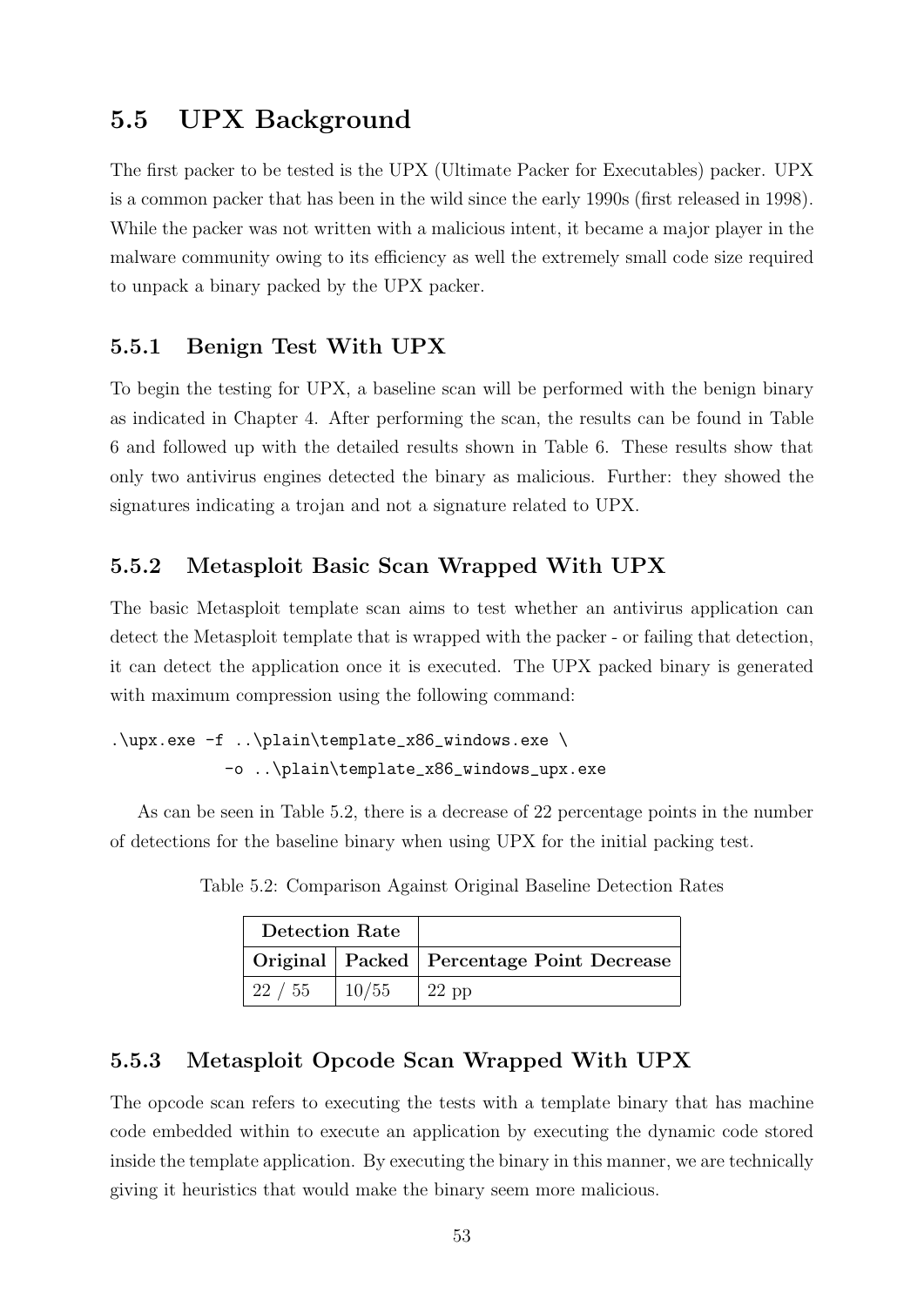## 5.5 UPX Background

The first packer to be tested is the UPX (Ultimate Packer for Executables) packer. UPX is a common packer that has been in the wild since the early 1990s (first released in 1998). While the packer was not written with a malicious intent, it became a major player in the malware community owing to its efficiency as well the extremely small code size required to unpack a binary packed by the UPX packer.

### 5.5.1 Benign Test With UPX

To begin the testing for UPX, a baseline scan will be performed with the benign binary as indicated in Chapter 4. After performing the scan, the results can be found in Table 6 and followed up with the detailed results shown in Table 6. These results show that only two antivirus engines detected the binary as malicious. Further: they showed the signatures indicating a trojan and not a signature related to UPX.

### 5.5.2 Metasploit Basic Scan Wrapped With UPX

The basic Metasploit template scan aims to test whether an antivirus application can detect the Metasploit template that is wrapped with the packer - or failing that detection, it can detect the application once it is executed. The UPX packed binary is generated with maximum compression using the following command:

```
.\upx.exe -f ..\plain\template_x86_windows.exe \
           -o ..\plain\template_x86_windows_upx.exe
```

As can be seen in Table 5.2, there is a decrease of 22 percentage points in the number of detections for the baseline binary when using UPX for the initial packing test.

Table 5.2: Comparison Against Original Baseline Detection Rates

| **Detection Rate** | | |
|---|---|---|
| **Original** | **Packed** | **Percentage Point Decrease** |
| 22 / 55 | 10/55 | 22 pp |

### 5.5.3 Metasploit Opcode Scan Wrapped With UPX

The opcode scan refers to executing the tests with a template binary that has machine code embedded within to execute an application by executing the dynamic code stored inside the template application. By executing the binary in this manner, we are technically giving it heuristics that would make the binary seem more malicious.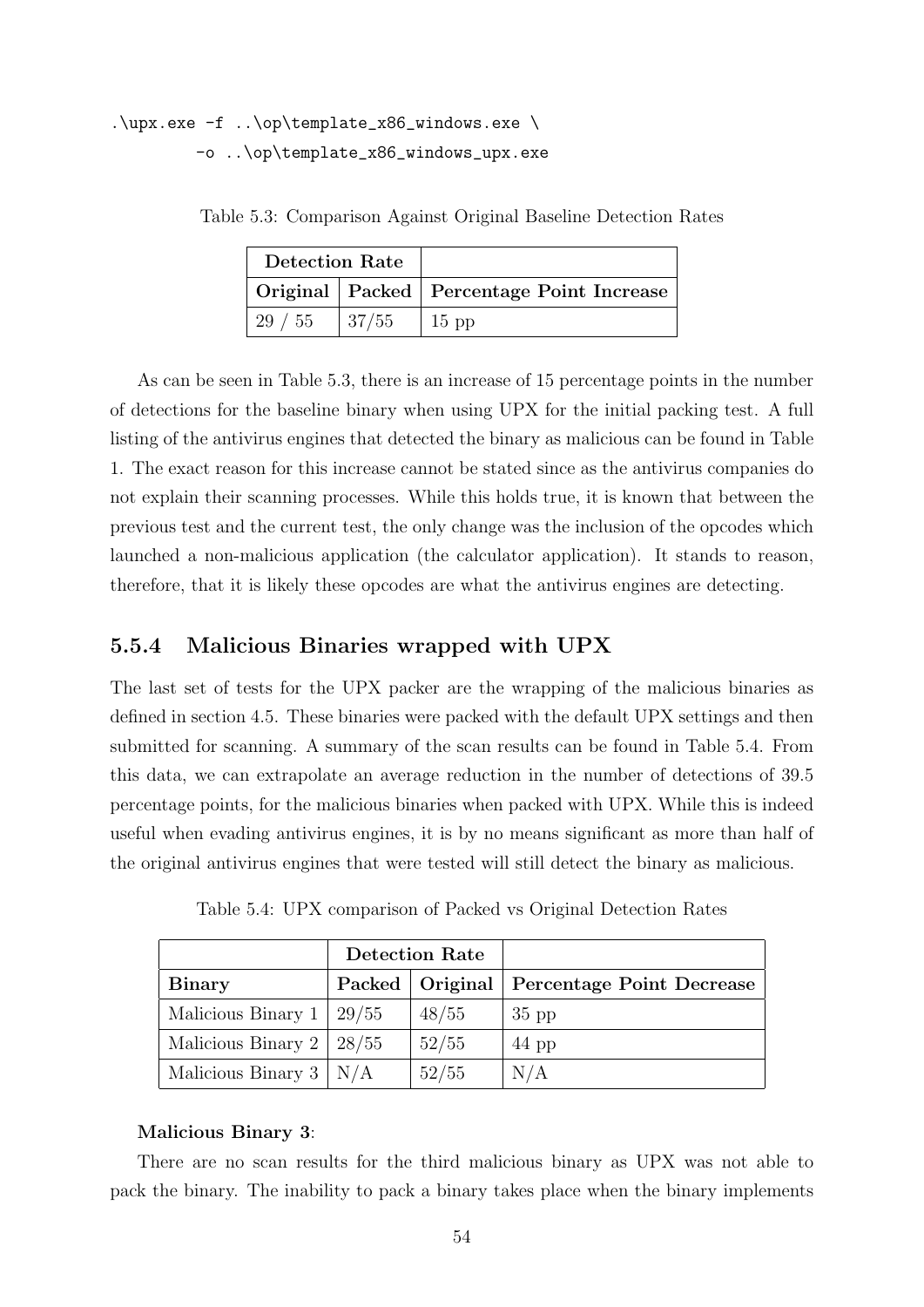```
.\upx.exe -f ..\op\template_x86_windows.exe \
        -o ..\op\template_x86_windows_upx.exe
```

Table 5.3: Comparison Against Original Baseline Detection Rates

| Detection Rate | | |
|---|---|---|
| **Original** | **Packed** | **Percentage Point Increase** |
| 29 / 55 | 37/55 | 15 pp |

As can be seen in Table 5.3, there is an increase of 15 percentage points in the number of detections for the baseline binary when using UPX for the initial packing test. A full listing of the antivirus engines that detected the binary as malicious can be found in Table 1. The exact reason for this increase cannot be stated since as the antivirus companies do not explain their scanning processes. While this holds true, it is known that between the previous test and the current test, the only change was the inclusion of the opcodes which launched a non-malicious application (the calculator application). It stands to reason, therefore, that it is likely these opcodes are what the antivirus engines are detecting.

### 5.5.4 Malicious Binaries wrapped with UPX

The last set of tests for the UPX packer are the wrapping of the malicious binaries as defined in section 4.5. These binaries were packed with the default UPX settings and then submitted for scanning. A summary of the scan results can be found in Table 5.4. From this data, we can extrapolate an average reduction in the number of detections of 39.5 percentage points, for the malicious binaries when packed with UPX. While this is indeed useful when evading antivirus engines, it is by no means significant as more than half of the original antivirus engines that were tested will still detect the binary as malicious.

Table 5.4: UPX comparison of Packed vs Original Detection Rates

| | Detection Rate | | |
|---|---|---|---|
| **Binary** | **Packed** | **Original** | **Percentage Point Decrease** |
| Malicious Binary 1 | 29/55 | 48/55 | 35 pp |
| Malicious Binary 2 | 28/55 | 52/55 | 44 pp |
| Malicious Binary 3 | N/A | 52/55 | N/A |

**Malicious Binary 3**:

There are no scan results for the third malicious binary as UPX was not able to pack the binary. The inability to pack a binary takes place when the binary implements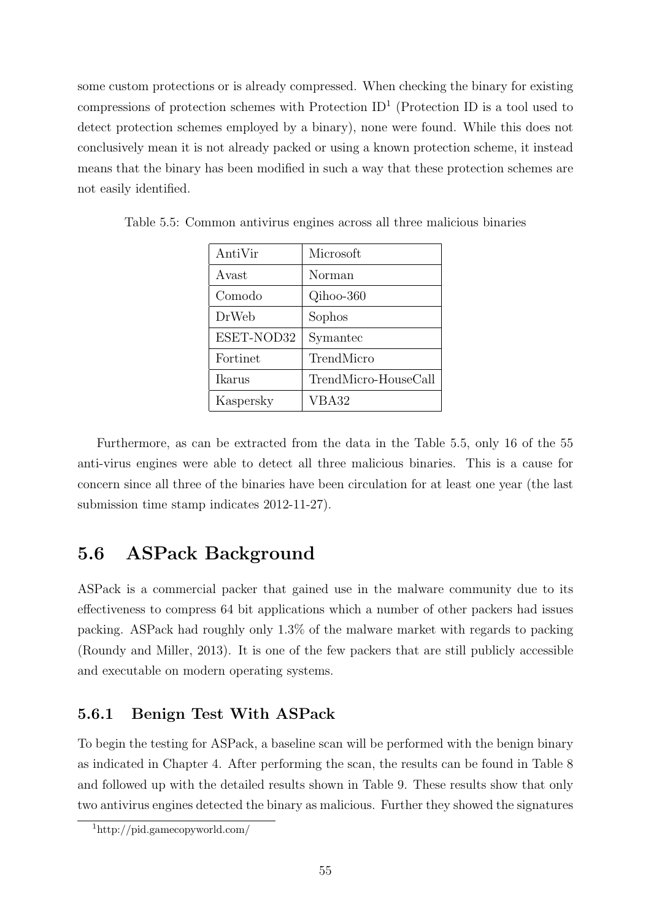some custom protections or is already compressed. When checking the binary for existing compressions of protection schemes with Protection ID[1] (Protection ID is a tool used to detect protection schemes employed by a binary), none were found. While this does not conclusively mean it is not already packed or using a known protection scheme, it instead means that the binary has been modified in such a way that these protection schemes are not easily identified.

Table 5.5: Common antivirus engines across all three malicious binaries

| AntiVir | Microsoft |
|---|---|
| Avast | Norman |
| Comodo | Qihoo-360 |
| DrWeb | Sophos |
| ESET-NOD32 | Symantec |
| Fortinet | TrendMicro |
| Ikarus | TrendMicro-HouseCall |
| Kaspersky | VBA32 |

Furthermore, as can be extracted from the data in the Table 5.5, only 16 of the 55 anti-virus engines were able to detect all three malicious binaries. This is a cause for concern since all three of the binaries have been circulation for at least one year (the last submission time stamp indicates 2012-11-27).

## 5.6 ASPack Background

ASPack is a commercial packer that gained use in the malware community due to its effectiveness to compress 64 bit applications which a number of other packers had issues packing. ASPack had roughly only 1.3% of the malware market with regards to packing (Roundy and Miller, 2013). It is one of the few packers that are still publicly accessible and executable on modern operating systems.

### 5.6.1 Benign Test With ASPack

To begin the testing for ASPack, a baseline scan will be performed with the benign binary as indicated in Chapter 4. After performing the scan, the results can be found in Table 8 and followed up with the detailed results shown in Table 9. These results show that only two antivirus engines detected the binary as malicious. Further they showed the signatures

[1] http://pid.gamecopyworld.com/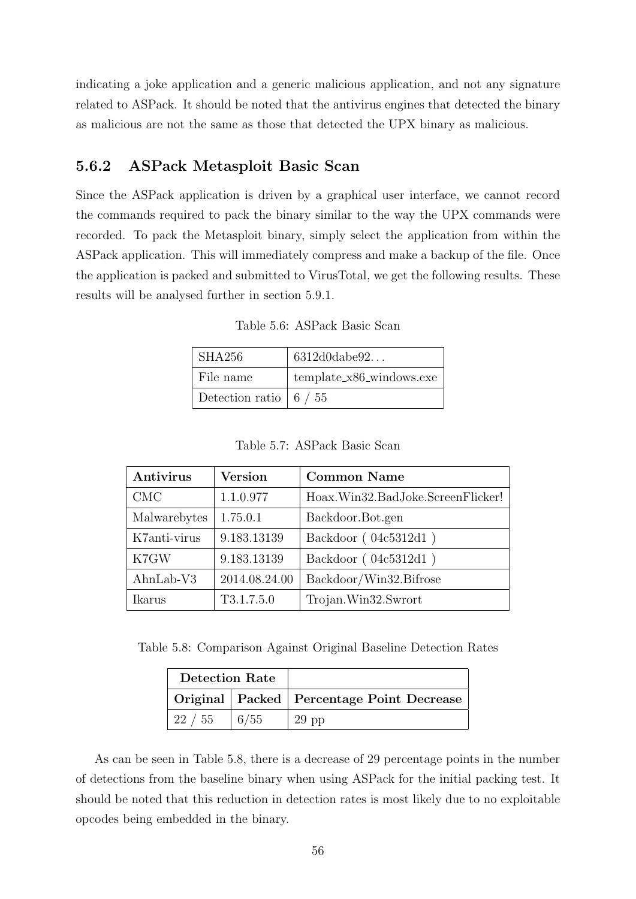indicating a joke application and a generic malicious application, and not any signature related to ASPack. It should be noted that the antivirus engines that detected the binary as malicious are not the same as those that detected the UPX binary as malicious.

### 5.6.2 ASPack Metasploit Basic Scan

Since the ASPack application is driven by a graphical user interface, we cannot record the commands required to pack the binary similar to the way the UPX commands were recorded. To pack the Metasploit binary, simply select the application from within the ASPack application. This will immediately compress and make a backup of the file. Once the application is packed and submitted to VirusTotal, we get the following results. These results will be analysed further in section 5.9.1.

Table 5.6: ASPack Basic Scan

| | |
|---|---|
| SHA256 | 6312d0dabe92... |
| File name | template_x86_windows.exe |
| Detection ratio | 6 / 55 |

Table 5.7: ASPack Basic Scan

| **Antivirus** | **Version** | **Common Name** |
|---|---|---|
| CMC | 1.1.0.977 | Hoax.Win32.BadJoke.ScreenFlicker! |
| Malwarebytes | 1.75.0.1 | Backdoor.Bot.gen |
| K7anti-virus | 9.183.13139 | Backdoor ( 04c5312d1 ) |
| K7GW | 9.183.13139 | Backdoor ( 04c5312d1 ) |
| AhnLab-V3 | 2014.08.24.00 | Backdoor/Win32.Bifrose |
| Ikarus | T3.1.7.5.0 | Trojan.Win32.Swrort |

Table 5.8: Comparison Against Original Baseline Detection Rates

| **Detection Rate** | | |
|---|---|---|
| **Original** | **Packed** | **Percentage Point Decrease** |
| 22 / 55 | 6/55 | 29 pp |

As can be seen in Table 5.8, there is a decrease of 29 percentage points in the number of detections from the baseline binary when using ASPack for the initial packing test. It should be noted that this reduction in detection rates is most likely due to no exploitable opcodes being embedded in the binary.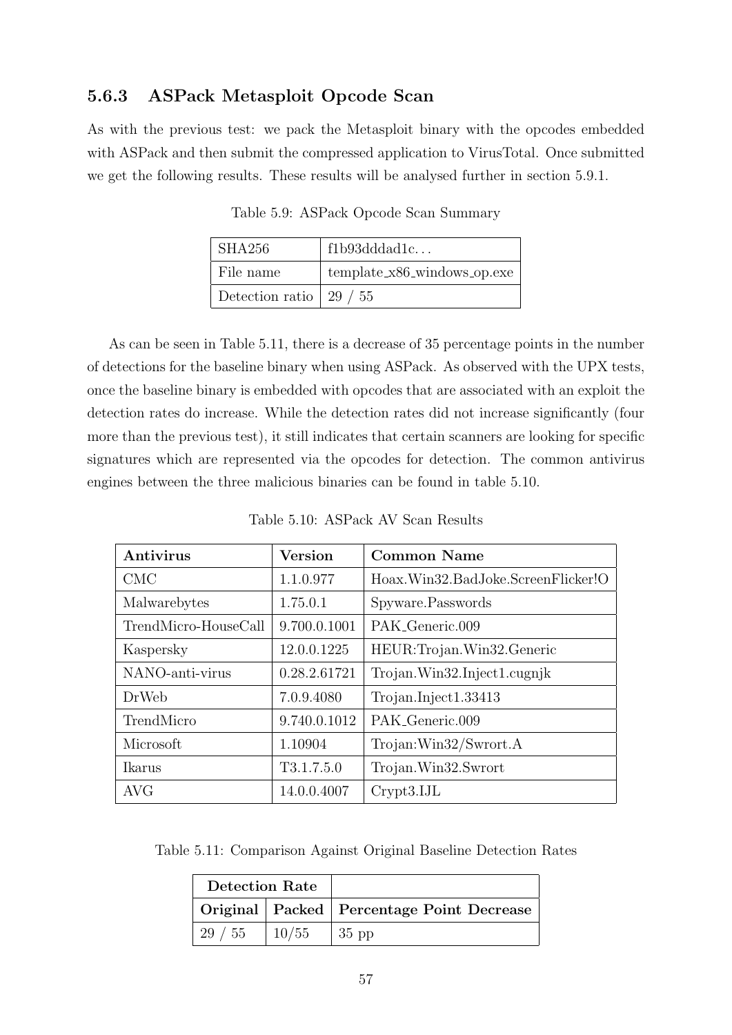### 5.6.3 ASPack Metasploit Opcode Scan

As with the previous test: we pack the Metasploit binary with the opcodes embedded with ASPack and then submit the compressed application to VirusTotal. Once submitted we get the following results. These results will be analysed further in section 5.9.1.

Table 5.9: ASPack Opcode Scan Summary

| | |
|---|---|
| SHA256 | f1b93dddad1c... |
| File name | template_x86_windows_op.exe |
| Detection ratio | 29 / 55 |

As can be seen in Table 5.11, there is a decrease of 35 percentage points in the number of detections for the baseline binary when using ASPack. As observed with the UPX tests, once the baseline binary is embedded with opcodes that are associated with an exploit the detection rates do increase. While the detection rates did not increase significantly (four more than the previous test), it still indicates that certain scanners are looking for specific signatures which are represented via the opcodes for detection. The common antivirus engines between the three malicious binaries can be found in table 5.10.

Table 5.10: ASPack AV Scan Results

| **Antivirus** | **Version** | **Common Name** |
|---|---|---|
| CMC | 1.1.0.977 | Hoax.Win32.BadJoke.ScreenFlicker!O |
| Malwarebytes | 1.75.0.1 | Spyware.Passwords |
| TrendMicro-HouseCall | 9.700.0.1001 | PAK_Generic.009 |
| Kaspersky | 12.0.0.1225 | HEUR:Trojan.Win32.Generic |
| NANO-anti-virus | 0.28.2.61721 | Trojan.Win32.Inject1.cugnjk |
| DrWeb | 7.0.9.4080 | Trojan.Inject1.33413 |
| TrendMicro | 9.740.0.1012 | PAK_Generic.009 |
| Microsoft | 1.10904 | Trojan:Win32/Swrort.A |
| Ikarus | T3.1.7.5.0 | Trojan.Win32.Swrort |
| AVG | 14.0.0.4007 | Crypt3.IJL |

Table 5.11: Comparison Against Original Baseline Detection Rates

| **Detection Rate** | | |
|---|---|---|
| **Original** | **Packed** | **Percentage Point Decrease** |
| 29 / 55 | 10/55 | 35 pp |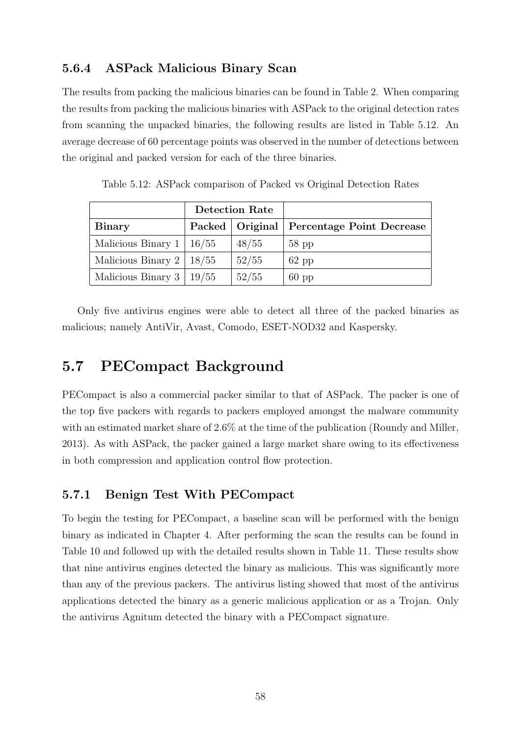### 5.6.4 ASPack Malicious Binary Scan

The results from packing the malicious binaries can be found in Table 2. When comparing the results from packing the malicious binaries with ASPack to the original detection rates from scanning the unpacked binaries, the following results are listed in Table 5.12. An average decrease of 60 percentage points was observed in the number of detections between the original and packed version for each of the three binaries.

Table 5.12: ASPack comparison of Packed vs Original Detection Rates

| | Detection Rate | | |
|---|---|---|---|
| **Binary** | **Packed** | **Original** | **Percentage Point Decrease** |
| Malicious Binary 1 | 16/55 | 48/55 | 58 pp |
| Malicious Binary 2 | 18/55 | 52/55 | 62 pp |
| Malicious Binary 3 | 19/55 | 52/55 | 60 pp |

Only five antivirus engines were able to detect all three of the packed binaries as malicious; namely AntiVir, Avast, Comodo, ESET-NOD32 and Kaspersky.

## 5.7 PECompact Background

PECompact is also a commercial packer similar to that of ASPack. The packer is one of the top five packers with regards to packers employed amongst the malware community with an estimated market share of 2.6% at the time of the publication (Roundy and Miller, 2013). As with ASPack, the packer gained a large market share owing to its effectiveness in both compression and application control flow protection.

### 5.7.1 Benign Test With PECompact

To begin the testing for PECompact, a baseline scan will be performed with the benign binary as indicated in Chapter 4. After performing the scan the results can be found in Table 10 and followed up with the detailed results shown in Table 11. These results show that nine antivirus engines detected the binary as malicious. This was significantly more than any of the previous packers. The antivirus listing showed that most of the antivirus applications detected the binary as a generic malicious application or as a Trojan. Only the antivirus Agnitum detected the binary with a PECompact signature.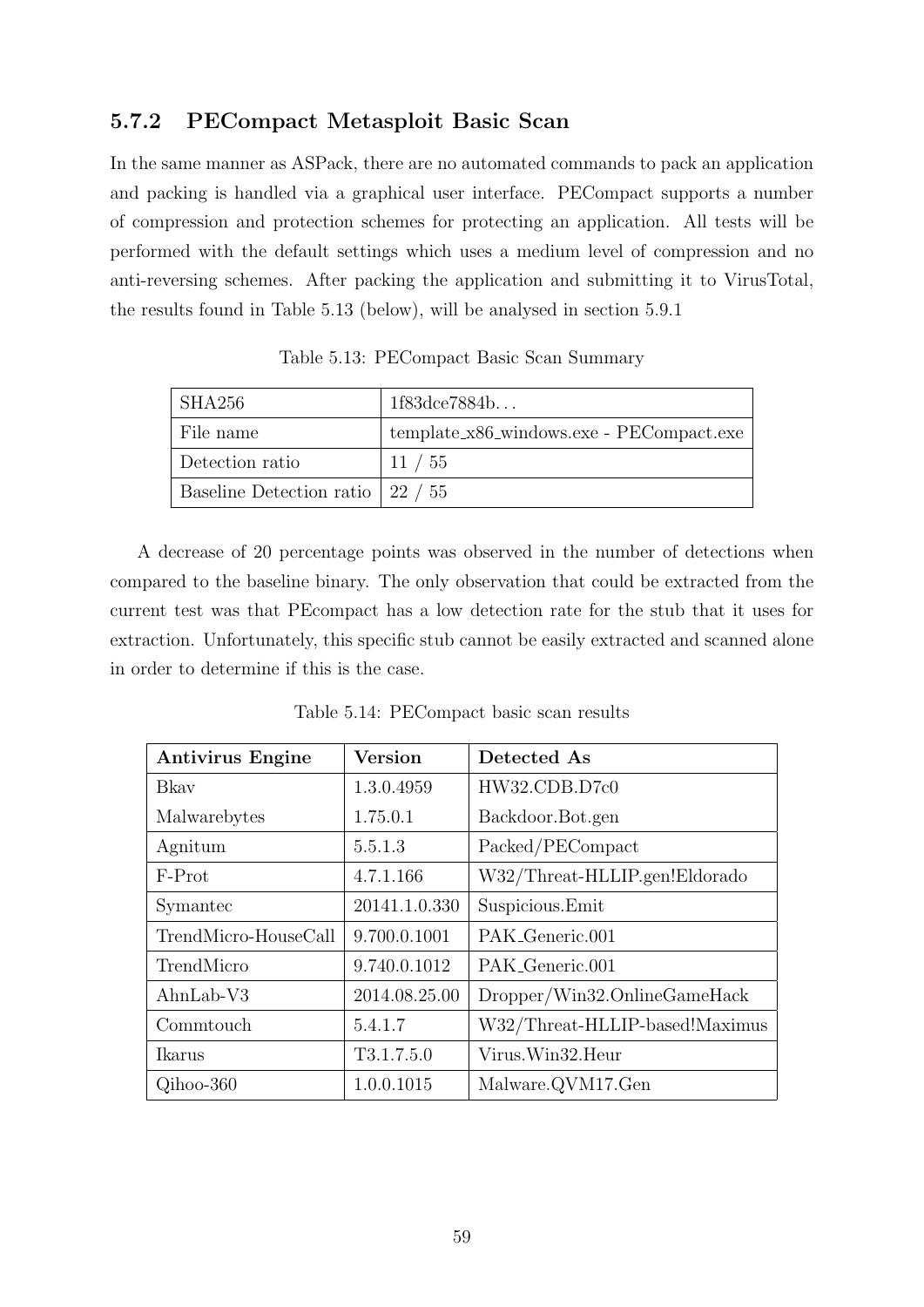### 5.7.2 PECompact Metasploit Basic Scan

In the same manner as ASPack, there are no automated commands to pack an application and packing is handled via a graphical user interface. PECompact supports a number of compression and protection schemes for protecting an application. All tests will be performed with the default settings which uses a medium level of compression and no anti-reversing schemes. After packing the application and submitting it to VirusTotal, the results found in Table 5.13 (below), will be analysed in section 5.9.1

Table 5.13: PECompact Basic Scan Summary

| | |
|---|---|
| SHA256 | 1f83dce7884b... |
| File name | template_x86_windows.exe - PECompact.exe |
| Detection ratio | 11 / 55 |
| Baseline Detection ratio | 22 / 55 |

A decrease of 20 percentage points was observed in the number of detections when compared to the baseline binary. The only observation that could be extracted from the current test was that PEcompact has a low detection rate for the stub that it uses for extraction. Unfortunately, this specific stub cannot be easily extracted and scanned alone in order to determine if this is the case.

Table 5.14: PECompact basic scan results

| **Antivirus Engine** | **Version** | **Detected As** |
|---|---|---|
| Bkav | 1.3.0.4959 | HW32.CDB.D7c0 |
| Malwarebytes | 1.75.0.1 | Backdoor.Bot.gen |
| Agnitum | 5.5.1.3 | Packed/PECompact |
| F-Prot | 4.7.1.166 | W32/Threat-HLLIP.gen!Eldorado |
| Symantec | 20141.1.0.330 | Suspicious.Emit |
| TrendMicro-HouseCall | 9.700.0.1001 | PAK_Generic.001 |
| TrendMicro | 9.740.0.1012 | PAK_Generic.001 |
| AhnLab-V3 | 2014.08.25.00 | Dropper/Win32.OnlineGameHack |
| Commtouch | 5.4.1.7 | W32/Threat-HLLIP-based!Maximus |
| Ikarus | T3.1.7.5.0 | Virus.Win32.Heur |
| Qihoo-360 | 1.0.0.1015 | Malware.QVM17.Gen |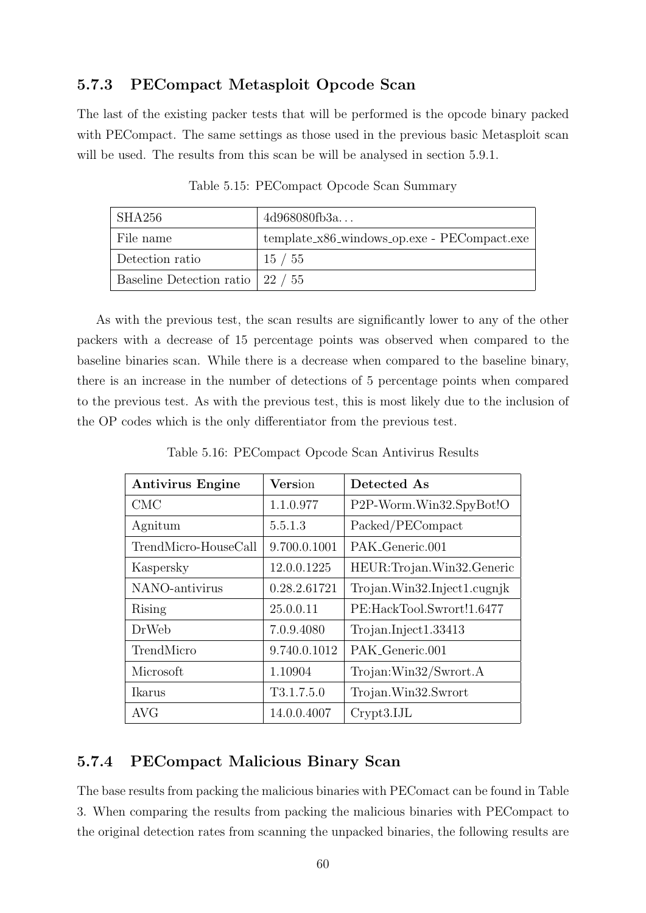### 5.7.3 PECompact Metasploit Opcode Scan

The last of the existing packer tests that will be performed is the opcode binary packed with PECompact. The same settings as those used in the previous basic Metasploit scan will be used. The results from this scan be will be analysed in section 5.9.1.

Table 5.15: PECompact Opcode Scan Summary

| SHA256 | 4d968080fb3a... |
|---|---|
| File name | template_x86_windows_op.exe - PECompact.exe |
| Detection ratio | 15 / 55 |
| Baseline Detection ratio | 22 / 55 |

As with the previous test, the scan results are significantly lower to any of the other packers with a decrease of 15 percentage points was observed when compared to the baseline binaries scan. While there is a decrease when compared to the baseline binary, there is an increase in the number of detections of 5 percentage points when compared to the previous test. As with the previous test, this is most likely due to the inclusion of the OP codes which is the only differentiator from the previous test.

Table 5.16: PECompact Opcode Scan Antivirus Results

| **Antivirus Engine** | **Vers**ion | **Detected As** |
|---|---|---|
| CMC | 1.1.0.977 | P2P-Worm.Win32.SpyBot!O |
| Agnitum | 5.5.1.3 | Packed/PECompact |
| TrendMicro-HouseCall | 9.700.0.1001 | PAK_Generic.001 |
| Kaspersky | 12.0.0.1225 | HEUR:Trojan.Win32.Generic |
| NANO-antivirus | 0.28.2.61721 | Trojan.Win32.Inject1.cugnjk |
| Rising | 25.0.0.11 | PE:HackTool.Swrort!1.6477 |
| DrWeb | 7.0.9.4080 | Trojan.Inject1.33413 |
| TrendMicro | 9.740.0.1012 | PAK_Generic.001 |
| Microsoft | 1.10904 | Trojan:Win32/Swrort.A |
| Ikarus | T3.1.7.5.0 | Trojan.Win32.Swrort |
| AVG | 14.0.0.4007 | Crypt3.IJL |

### 5.7.4 PECompact Malicious Binary Scan

The base results from packing the malicious binaries with PEComact can be found in Table 3. When comparing the results from packing the malicious binaries with PECompact to the original detection rates from scanning the unpacked binaries, the following results are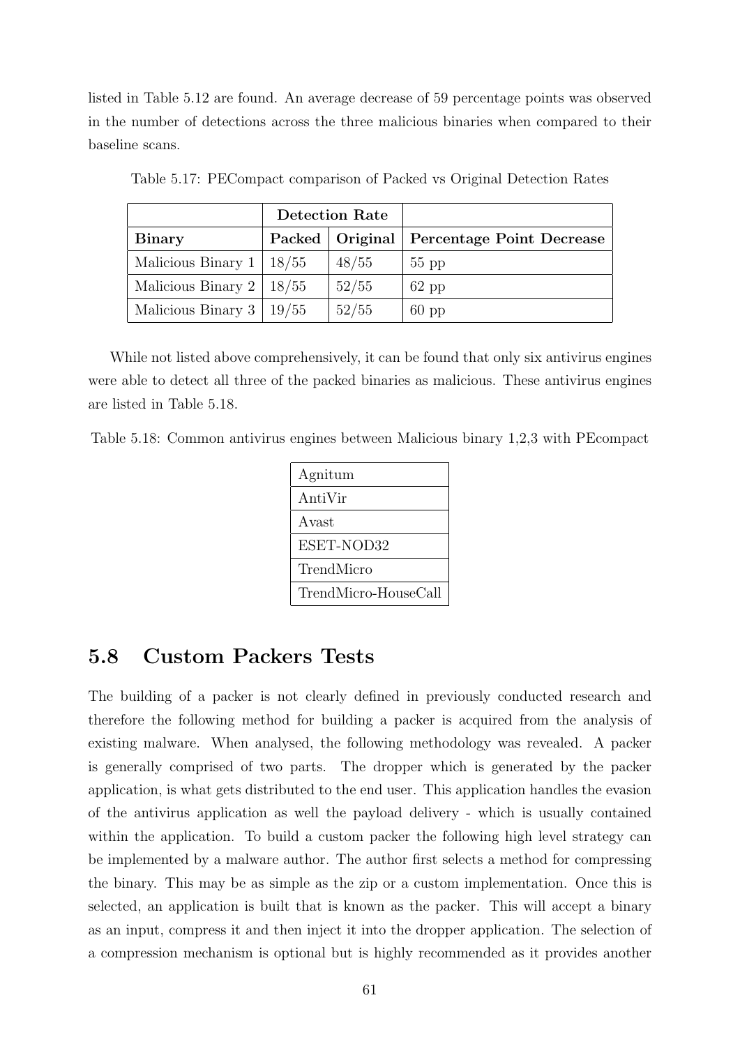listed in Table 5.12 are found. An average decrease of 59 percentage points was observed in the number of detections across the three malicious binaries when compared to their baseline scans.

Table 5.17: PECompact comparison of Packed vs Original Detection Rates

| | **Detection Rate** | | |
|---|---|---|---|
| **Binary** | **Packed** | **Original** | **Percentage Point Decrease** |
| Malicious Binary 1 | 18/55 | 48/55 | 55 pp |
| Malicious Binary 2 | 18/55 | 52/55 | 62 pp |
| Malicious Binary 3 | 19/55 | 52/55 | 60 pp |

While not listed above comprehensively, it can be found that only six antivirus engines were able to detect all three of the packed binaries as malicious. These antivirus engines are listed in Table 5.18.

Table 5.18: Common antivirus engines between Malicious binary 1,2,3 with PEcompact

| |
|---|
| Agnitum |
| AntiVir |
| Avast |
| ESET-NOD32 |
| TrendMicro |
| TrendMicro-HouseCall |

## 5.8 Custom Packers Tests

The building of a packer is not clearly defined in previously conducted research and therefore the following method for building a packer is acquired from the analysis of existing malware. When analysed, the following methodology was revealed. A packer is generally comprised of two parts. The dropper which is generated by the packer application, is what gets distributed to the end user. This application handles the evasion of the antivirus application as well the payload delivery - which is usually contained within the application. To build a custom packer the following high level strategy can be implemented by a malware author. The author first selects a method for compressing the binary. This may be as simple as the zip or a custom implementation. Once this is selected, an application is built that is known as the packer. This will accept a binary as an input, compress it and then inject it into the dropper application. The selection of a compression mechanism is optional but is highly recommended as it provides another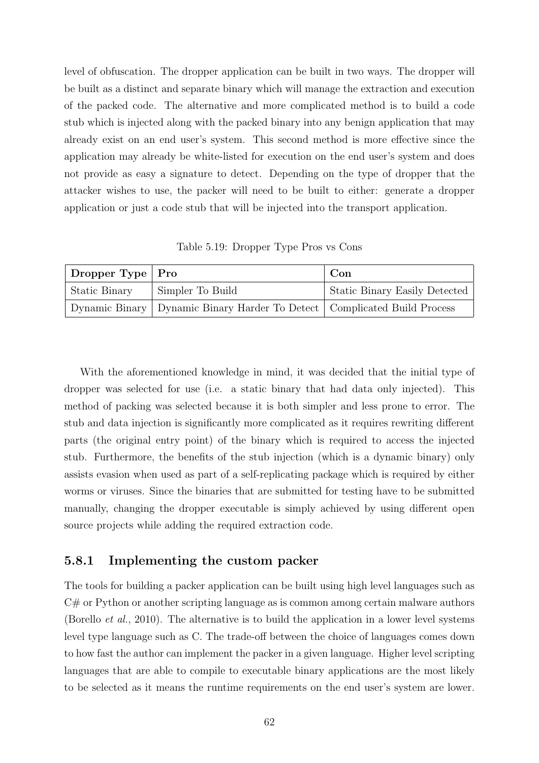level of obfuscation. The dropper application can be built in two ways. The dropper will be built as a distinct and separate binary which will manage the extraction and execution of the packed code. The alternative and more complicated method is to build a code stub which is injected along with the packed binary into any benign application that may already exist on an end user's system. This second method is more effective since the application may already be white-listed for execution on the end user's system and does not provide as easy a signature to detect. Depending on the type of dropper that the attacker wishes to use, the packer will need to be built to either: generate a dropper application or just a code stub that will be injected into the transport application.

Table 5.19: Dropper Type Pros vs Cons

| **Dropper Type** | **Pro** | **Con** |
|---|---|---|
| Static Binary | Simpler To Build | Static Binary Easily Detected |
| Dynamic Binary | Dynamic Binary Harder To Detect | Complicated Build Process |

With the aforementioned knowledge in mind, it was decided that the initial type of dropper was selected for use (i.e. a static binary that had data only injected). This method of packing was selected because it is both simpler and less prone to error. The stub and data injection is significantly more complicated as it requires rewriting different parts (the original entry point) of the binary which is required to access the injected stub. Furthermore, the benefits of the stub injection (which is a dynamic binary) only assists evasion when used as part of a self-replicating package which is required by either worms or viruses. Since the binaries that are submitted for testing have to be submitted manually, changing the dropper executable is simply achieved by using different open source projects while adding the required extraction code.

### 5.8.1 Implementing the custom packer

The tools for building a packer application can be built using high level languages such as C# or Python or another scripting language as is common among certain malware authors (Borello *et al.*, 2010). The alternative is to build the application in a lower level systems level type language such as C. The trade-off between the choice of languages comes down to how fast the author can implement the packer in a given language. Higher level scripting languages that are able to compile to executable binary applications are the most likely to be selected as it means the runtime requirements on the end user's system are lower.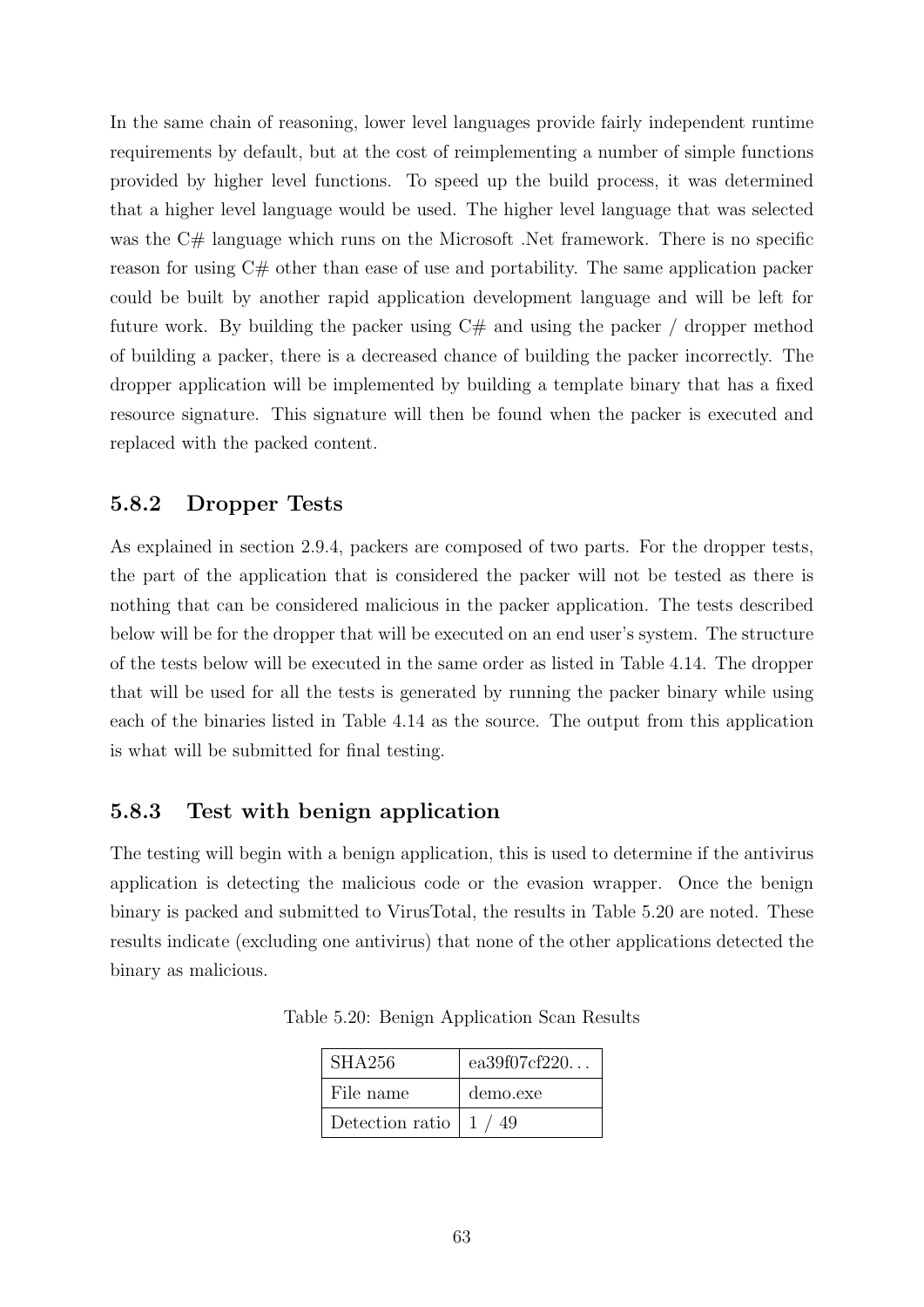In the same chain of reasoning, lower level languages provide fairly independent runtime requirements by default, but at the cost of reimplementing a number of simple functions provided by higher level functions. To speed up the build process, it was determined that a higher level language would be used. The higher level language that was selected was the C# language which runs on the Microsoft .Net framework. There is no specific reason for using C# other than ease of use and portability. The same application packer could be built by another rapid application development language and will be left for future work. By building the packer using C# and using the packer / dropper method of building a packer, there is a decreased chance of building the packer incorrectly. The dropper application will be implemented by building a template binary that has a fixed resource signature. This signature will then be found when the packer is executed and replaced with the packed content.

### 5.8.2 Dropper Tests

As explained in section 2.9.4, packers are composed of two parts. For the dropper tests, the part of the application that is considered the packer will not be tested as there is nothing that can be considered malicious in the packer application. The tests described below will be for the dropper that will be executed on an end user's system. The structure of the tests below will be executed in the same order as listed in Table 4.14. The dropper that will be used for all the tests is generated by running the packer binary while using each of the binaries listed in Table 4.14 as the source. The output from this application is what will be submitted for final testing.

### 5.8.3 Test with benign application

The testing will begin with a benign application, this is used to determine if the antivirus application is detecting the malicious code or the evasion wrapper. Once the benign binary is packed and submitted to VirusTotal, the results in Table 5.20 are noted. These results indicate (excluding one antivirus) that none of the other applications detected the binary as malicious.

Table 5.20: Benign Application Scan Results

| SHA256 | ea39f07cf220... |
|---|---|
| File name | demo.exe |
| Detection ratio | 1 / 49 |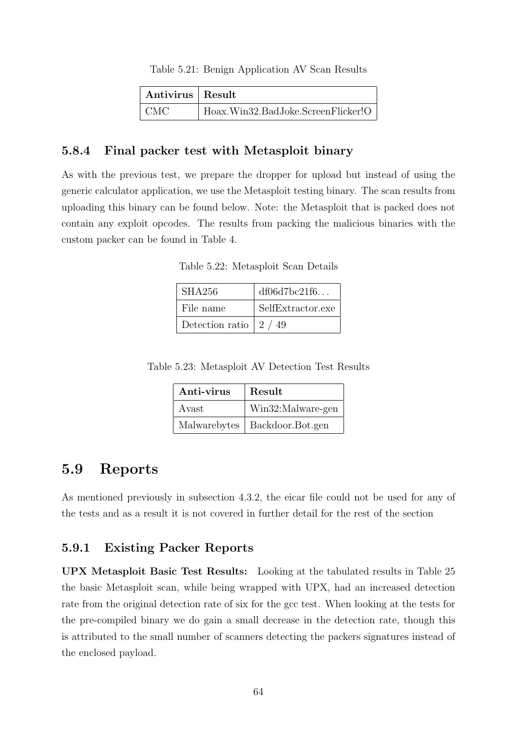Table 5.21: Benign Application AV Scan Results

| Antivirus | Result |
|---|---|
| CMC | Hoax.Win32.BadJoke.ScreenFlicker!O |

### 5.8.4 Final packer test with Metasploit binary

As with the previous test, we prepare the dropper for upload but instead of using the generic calculator application, we use the Metasploit testing binary. The scan results from uploading this binary can be found below. Note: the Metasploit that is packed does not contain any exploit opcodes. The results from packing the malicious binaries with the custom packer can be found in Table 4.

Table 5.22: Metasploit Scan Details

| | |
|---|---|
| SHA256 | df06d7bc21f6… |
| File name | SelfExtractor.exe |
| Detection ratio | 2 / 49 |

Table 5.23: Metasploit AV Detection Test Results

| Anti-virus | Result |
|---|---|
| Avast | Win32:Malware-gen |
| Malwarebytes | Backdoor.Bot.gen |

## 5.9 Reports

As mentioned previously in subsection 4.3.2, the eicar file could not be used for any of the tests and as a result it is not covered in further detail for the rest of the section

### 5.9.1 Existing Packer Reports

**UPX Metasploit Basic Test Results:** Looking at the tabulated results in Table 25 the basic Metasploit scan, while being wrapped with UPX, had an increased detection rate from the original detection rate of six for the gcc test. When looking at the tests for the pre-compiled binary we do gain a small decrease in the detection rate, though this is attributed to the small number of scanners detecting the packers signatures instead of the enclosed payload.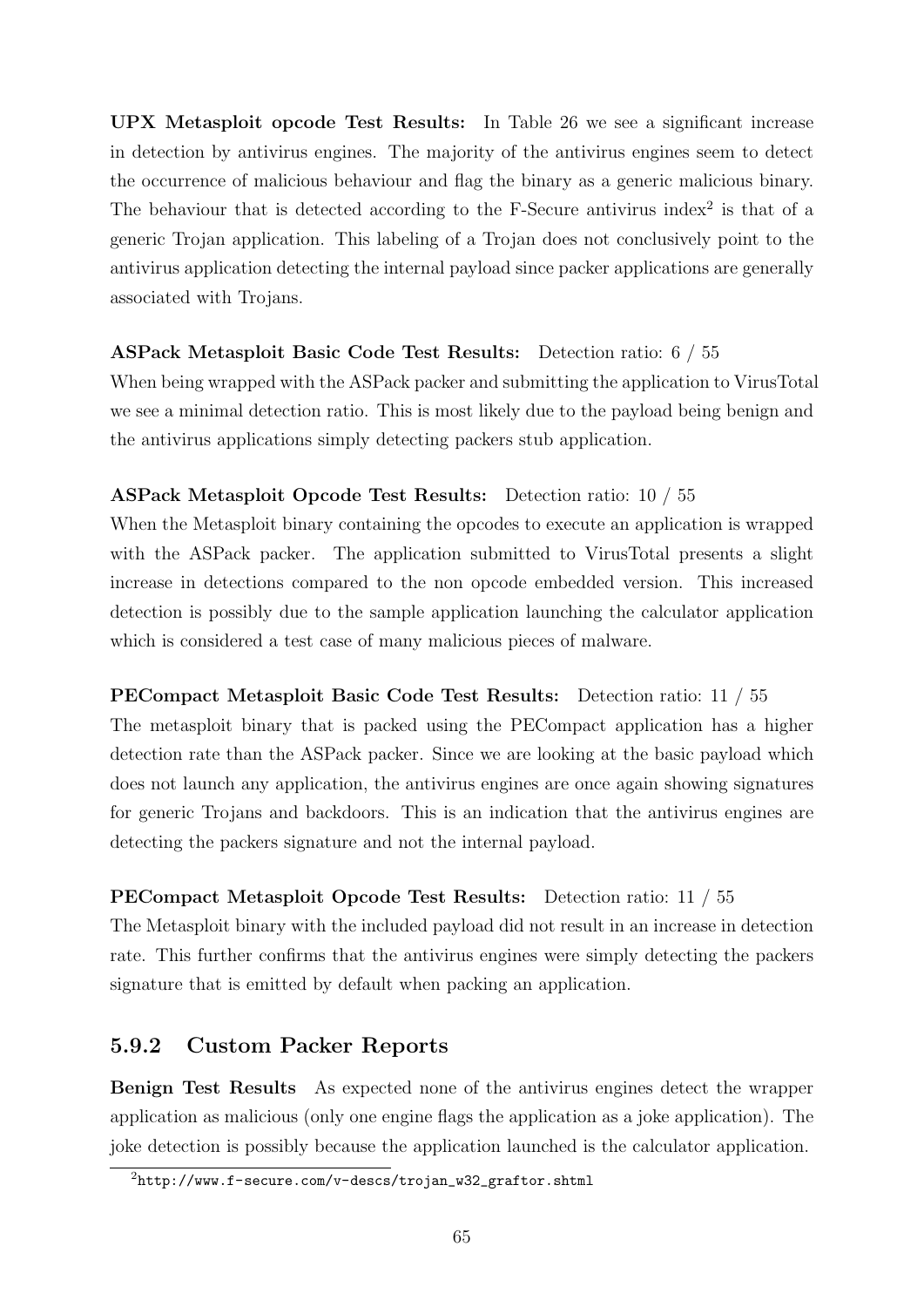**UPX Metasploit opcode Test Results:** In Table 26 we see a significant increase in detection by antivirus engines. The majority of the antivirus engines seem to detect the occurrence of malicious behaviour and flag the binary as a generic malicious binary. The behaviour that is detected according to the F-Secure antivirus index[2] is that of a generic Trojan application. This labeling of a Trojan does not conclusively point to the antivirus application detecting the internal payload since packer applications are generally associated with Trojans.

**ASPack Metasploit Basic Code Test Results:** Detection ratio: 6 / 55
When being wrapped with the ASPack packer and submitting the application to VirusTotal we see a minimal detection ratio. This is most likely due to the payload being benign and the antivirus applications simply detecting packers stub application.

**ASPack Metasploit Opcode Test Results:** Detection ratio: 10 / 55
When the Metasploit binary containing the opcodes to execute an application is wrapped with the ASPack packer. The application submitted to VirusTotal presents a slight increase in detections compared to the non opcode embedded version. This increased detection is possibly due to the sample application launching the calculator application which is considered a test case of many malicious pieces of malware.

**PECompact Metasploit Basic Code Test Results:** Detection ratio: 11 / 55
The metasploit binary that is packed using the PECompact application has a higher detection rate than the ASPack packer. Since we are looking at the basic payload which does not launch any application, the antivirus engines are once again showing signatures for generic Trojans and backdoors. This is an indication that the antivirus engines are detecting the packers signature and not the internal payload.

**PECompact Metasploit Opcode Test Results:** Detection ratio: 11 / 55
The Metasploit binary with the included payload did not result in an increase in detection rate. This further confirms that the antivirus engines were simply detecting the packers signature that is emitted by default when packing an application.

### 5.9.2 Custom Packer Reports

**Benign Test Results** As expected none of the antivirus engines detect the wrapper application as malicious (only one engine flags the application as a joke application). The joke detection is possibly because the application launched is the calculator application.

[2] http://www.f-secure.com/v-descs/trojan_w32_graftor.shtml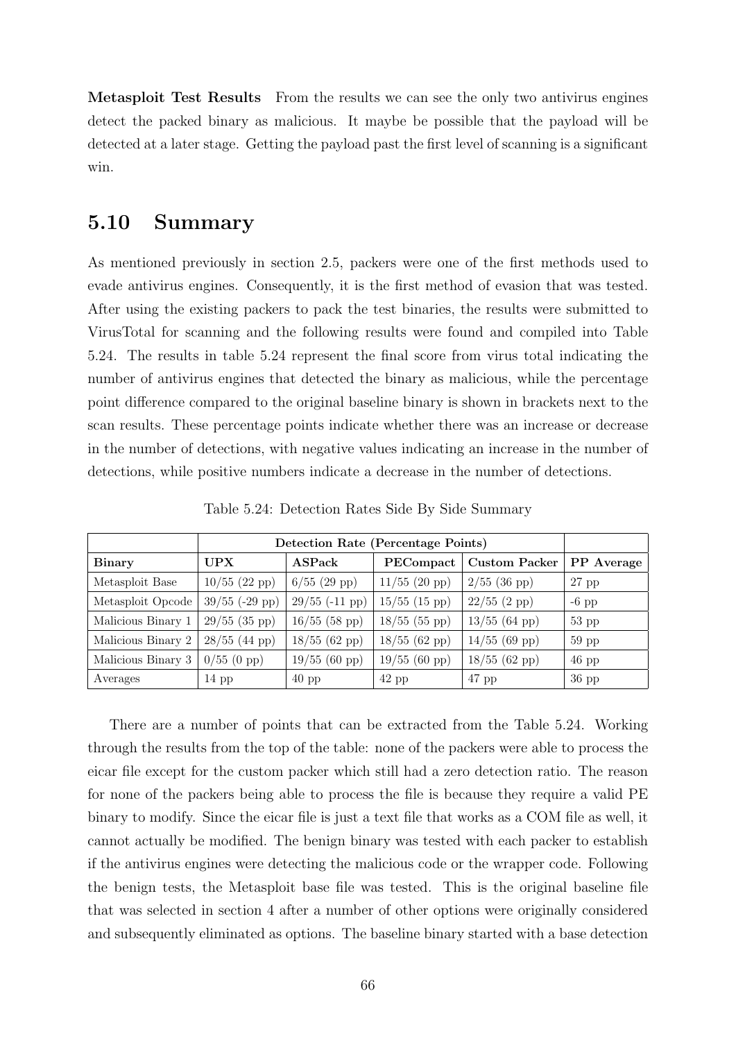**Metasploit Test Results** From the results we can see the only two antivirus engines detect the packed binary as malicious. It maybe be possible that the payload will be detected at a later stage. Getting the payload past the first level of scanning is a significant win.

## 5.10 Summary

As mentioned previously in section 2.5, packers were one of the first methods used to evade antivirus engines. Consequently, it is the first method of evasion that was tested. After using the existing packers to pack the test binaries, the results were submitted to VirusTotal for scanning and the following results were found and compiled into Table 5.24. The results in table 5.24 represent the final score from virus total indicating the number of antivirus engines that detected the binary as malicious, while the percentage point difference compared to the original baseline binary is shown in brackets next to the scan results. These percentage points indicate whether there was an increase or decrease in the number of detections, with negative values indicating an increase in the number of detections, while positive numbers indicate a decrease in the number of detections.

Table 5.24: Detection Rates Side By Side Summary

| | **Detection Rate (Percentage Points)** | | | | |
|---|---|---|---|---|---|
| **Binary** | **UPX** | **ASPack** | **PECompact** | **Custom Packer** | **PP Average** |
| Metasploit Base | 10/55 (22 pp) | 6/55 (29 pp) | 11/55 (20 pp) | 2/55 (36 pp) | 27 pp |
| Metasploit Opcode | 39/55 (-29 pp) | 29/55 (-11 pp) | 15/55 (15 pp) | 22/55 (2 pp) | -6 pp |
| Malicious Binary 1 | 29/55 (35 pp) | 16/55 (58 pp) | 18/55 (55 pp) | 13/55 (64 pp) | 53 pp |
| Malicious Binary 2 | 28/55 (44 pp) | 18/55 (62 pp) | 18/55 (62 pp) | 14/55 (69 pp) | 59 pp |
| Malicious Binary 3 | 0/55 (0 pp) | 19/55 (60 pp) | 19/55 (60 pp) | 18/55 (62 pp) | 46 pp |
| Averages | 14 pp | 40 pp | 42 pp | 47 pp | 36 pp |

There are a number of points that can be extracted from the Table 5.24. Working through the results from the top of the table: none of the packers were able to process the eicar file except for the custom packer which still had a zero detection ratio. The reason for none of the packers being able to process the file is because they require a valid PE binary to modify. Since the eicar file is just a text file that works as a COM file as well, it cannot actually be modified. The benign binary was tested with each packer to establish if the antivirus engines were detecting the malicious code or the wrapper code. Following the benign tests, the Metasploit base file was tested. This is the original baseline file that was selected in section 4 after a number of other options were originally considered and subsequently eliminated as options. The baseline binary started with a base detection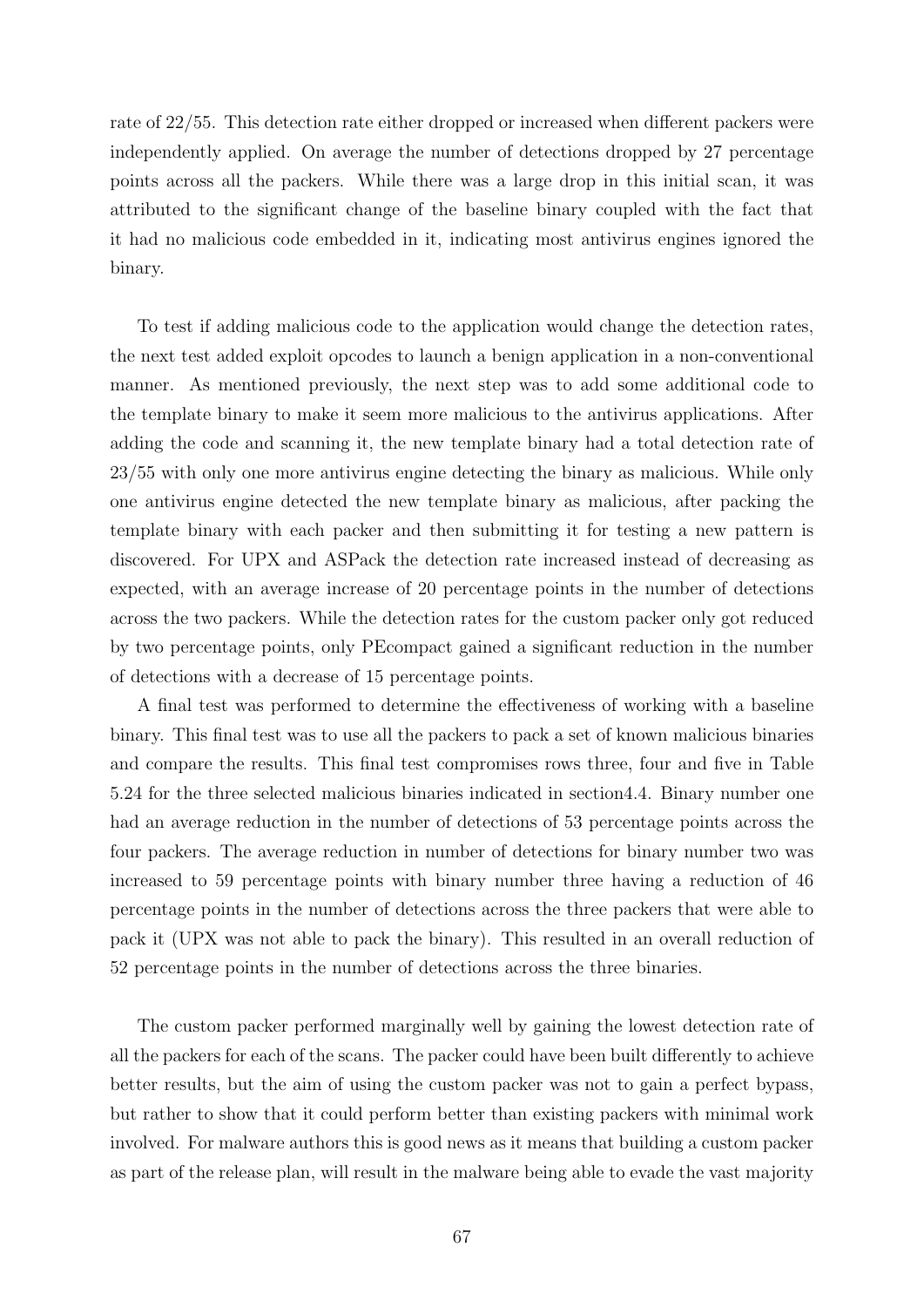rate of 22/55. This detection rate either dropped or increased when different packers were independently applied. On average the number of detections dropped by 27 percentage points across all the packers. While there was a large drop in this initial scan, it was attributed to the significant change of the baseline binary coupled with the fact that it had no malicious code embedded in it, indicating most antivirus engines ignored the binary.

To test if adding malicious code to the application would change the detection rates, the next test added exploit opcodes to launch a benign application in a non-conventional manner. As mentioned previously, the next step was to add some additional code to the template binary to make it seem more malicious to the antivirus applications. After adding the code and scanning it, the new template binary had a total detection rate of 23/55 with only one more antivirus engine detecting the binary as malicious. While only one antivirus engine detected the new template binary as malicious, after packing the template binary with each packer and then submitting it for testing a new pattern is discovered. For UPX and ASPack the detection rate increased instead of decreasing as expected, with an average increase of 20 percentage points in the number of detections across the two packers. While the detection rates for the custom packer only got reduced by two percentage points, only PEcompact gained a significant reduction in the number of detections with a decrease of 15 percentage points.

A final test was performed to determine the effectiveness of working with a baseline binary. This final test was to use all the packers to pack a set of known malicious binaries and compare the results. This final test compromises rows three, four and five in Table 5.24 for the three selected malicious binaries indicated in section4.4. Binary number one had an average reduction in the number of detections of 53 percentage points across the four packers. The average reduction in number of detections for binary number two was increased to 59 percentage points with binary number three having a reduction of 46 percentage points in the number of detections across the three packers that were able to pack it (UPX was not able to pack the binary). This resulted in an overall reduction of 52 percentage points in the number of detections across the three binaries.

The custom packer performed marginally well by gaining the lowest detection rate of all the packers for each of the scans. The packer could have been built differently to achieve better results, but the aim of using the custom packer was not to gain a perfect bypass, but rather to show that it could perform better than existing packers with minimal work involved. For malware authors this is good news as it means that building a custom packer as part of the release plan, will result in the malware being able to evade the vast majority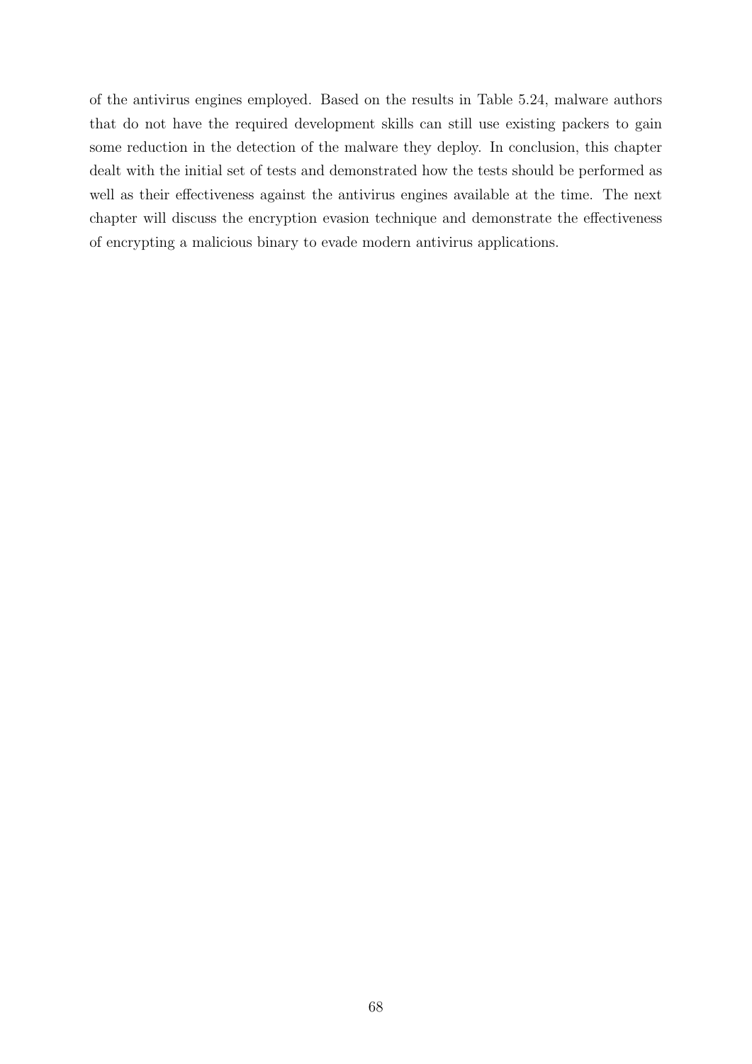of the antivirus engines employed. Based on the results in Table 5.24, malware authors that do not have the required development skills can still use existing packers to gain some reduction in the detection of the malware they deploy. In conclusion, this chapter dealt with the initial set of tests and demonstrated how the tests should be performed as well as their effectiveness against the antivirus engines available at the time. The next chapter will discuss the encryption evasion technique and demonstrate the effectiveness of encrypting a malicious binary to evade modern antivirus applications.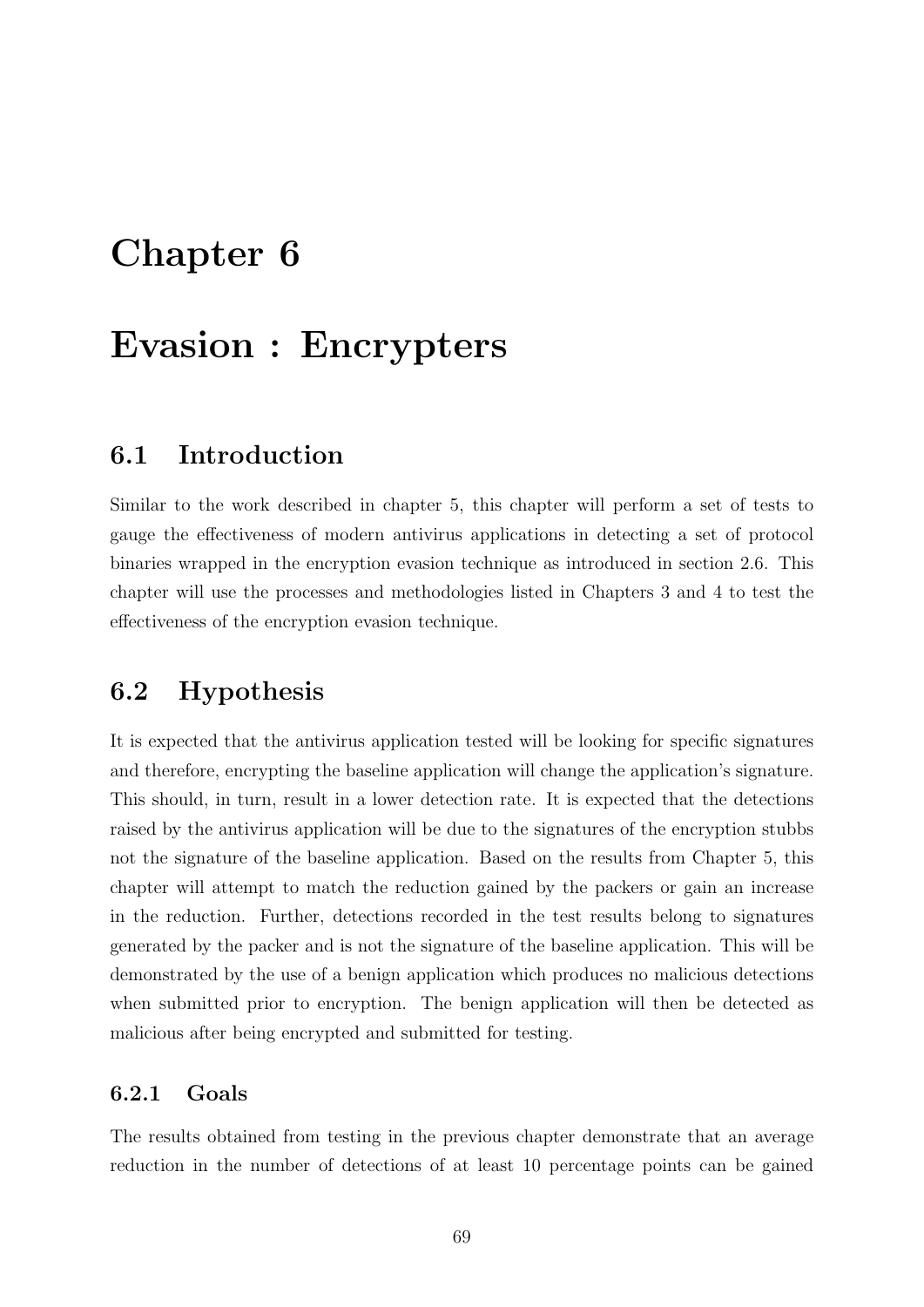# Chapter 6

# Evasion : Encrypters

## 6.1 Introduction

Similar to the work described in chapter 5, this chapter will perform a set of tests to gauge the effectiveness of modern antivirus applications in detecting a set of protocol binaries wrapped in the encryption evasion technique as introduced in section 2.6. This chapter will use the processes and methodologies listed in Chapters 3 and 4 to test the effectiveness of the encryption evasion technique.

## 6.2 Hypothesis

It is expected that the antivirus application tested will be looking for specific signatures and therefore, encrypting the baseline application will change the application's signature. This should, in turn, result in a lower detection rate. It is expected that the detections raised by the antivirus application will be due to the signatures of the encryption stubbs not the signature of the baseline application. Based on the results from Chapter 5, this chapter will attempt to match the reduction gained by the packers or gain an increase in the reduction. Further, detections recorded in the test results belong to signatures generated by the packer and is not the signature of the baseline application. This will be demonstrated by the use of a benign application which produces no malicious detections when submitted prior to encryption. The benign application will then be detected as malicious after being encrypted and submitted for testing.

### 6.2.1 Goals

The results obtained from testing in the previous chapter demonstrate that an average reduction in the number of detections of at least 10 percentage points can be gained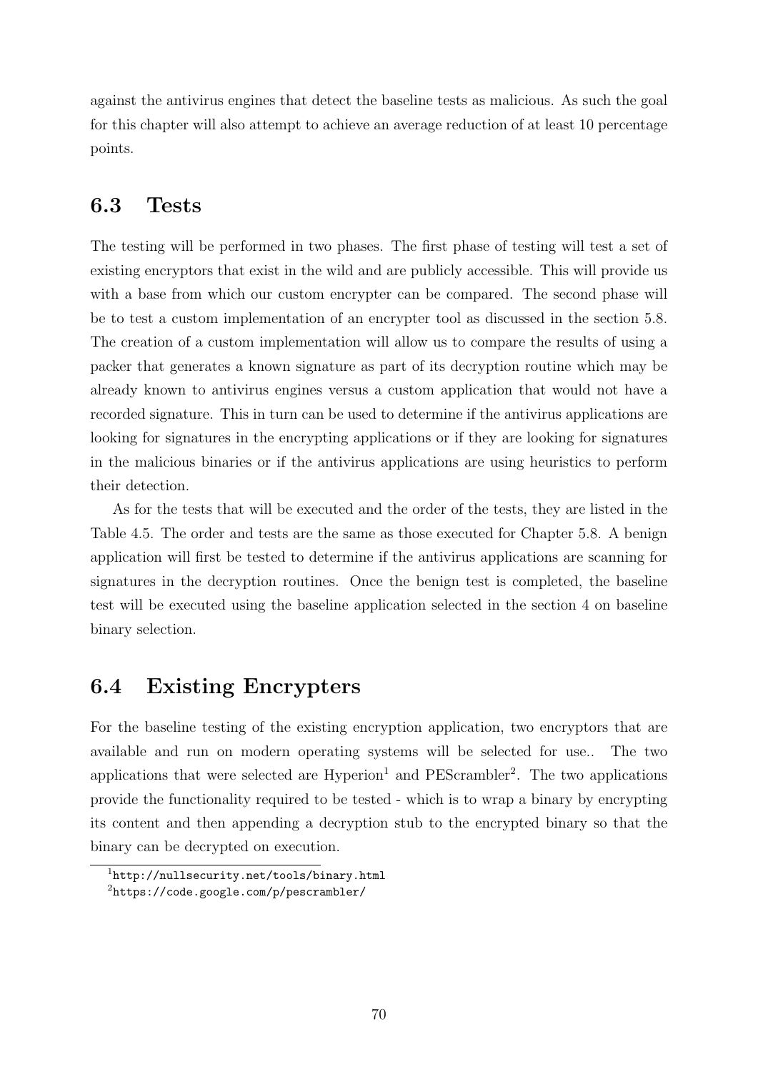against the antivirus engines that detect the baseline tests as malicious. As such the goal for this chapter will also attempt to achieve an average reduction of at least 10 percentage points.

## 6.3 Tests

The testing will be performed in two phases. The first phase of testing will test a set of existing encryptors that exist in the wild and are publicly accessible. This will provide us with a base from which our custom encrypter can be compared. The second phase will be to test a custom implementation of an encrypter tool as discussed in the section 5.8. The creation of a custom implementation will allow us to compare the results of using a packer that generates a known signature as part of its decryption routine which may be already known to antivirus engines versus a custom application that would not have a recorded signature. This in turn can be used to determine if the antivirus applications are looking for signatures in the encrypting applications or if they are looking for signatures in the malicious binaries or if the antivirus applications are using heuristics to perform their detection.

As for the tests that will be executed and the order of the tests, they are listed in the Table 4.5. The order and tests are the same as those executed for Chapter 5.8. A benign application will first be tested to determine if the antivirus applications are scanning for signatures in the decryption routines. Once the benign test is completed, the baseline test will be executed using the baseline application selected in the section 4 on baseline binary selection.

## 6.4 Existing Encrypters

For the baseline testing of the existing encryption application, two encryptors that are available and run on modern operating systems will be selected for use.. The two applications that were selected are Hyperion[1] and PEScrambler[2]. The two applications provide the functionality required to be tested - which is to wrap a binary by encrypting its content and then appending a decryption stub to the encrypted binary so that the binary can be decrypted on execution.

[1] `http://nullsecurity.net/tools/binary.html`

[2] `https://code.google.com/p/pescrambler/`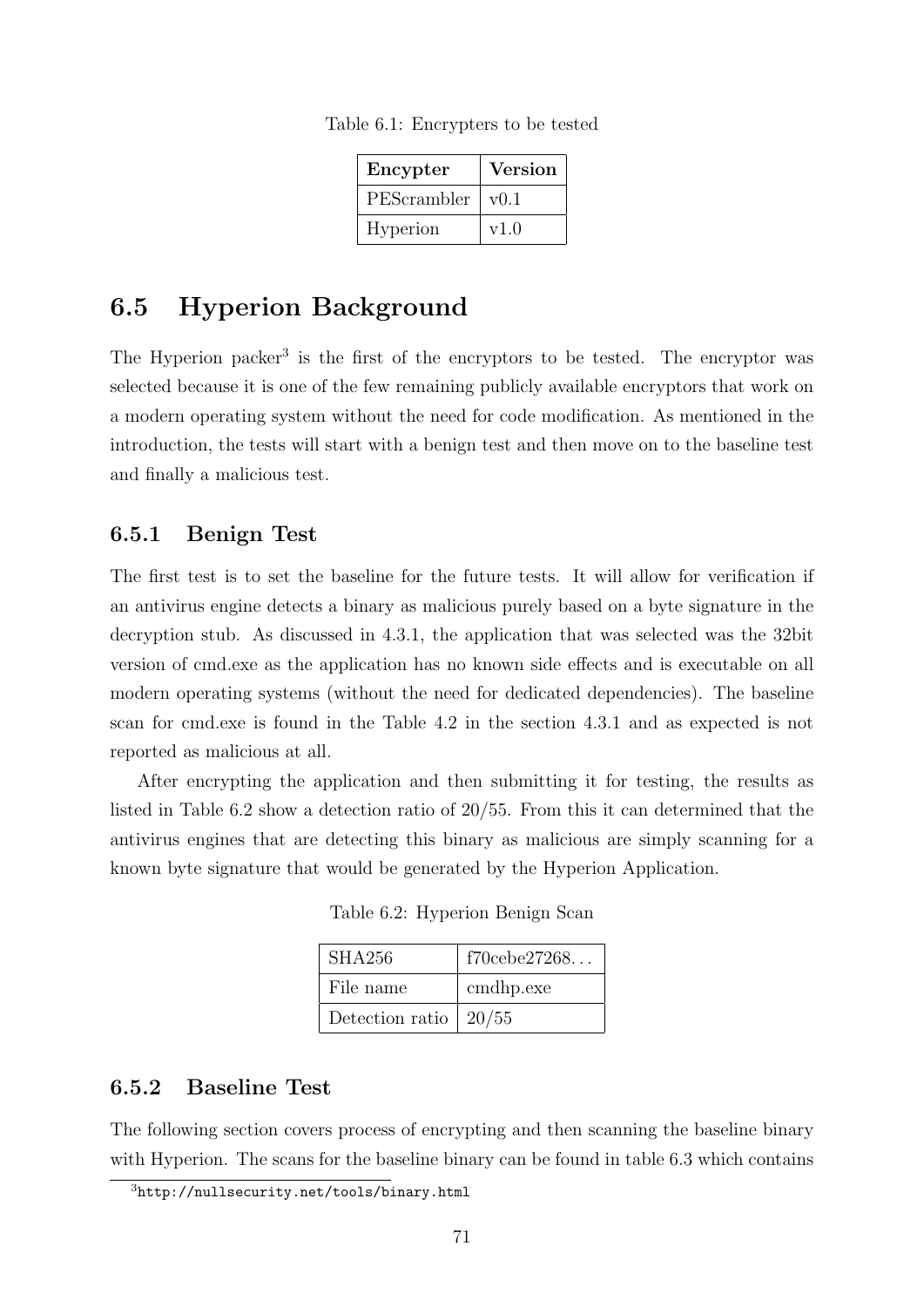Table 6.1: Encrypters to be tested

| **Encypter** | **Version** |
|---|---|
| PEScrambler | v0.1 |
| Hyperion | v1.0 |

## 6.5 Hyperion Background

The Hyperion packer[3] is the first of the encryptors to be tested. The encryptor was selected because it is one of the few remaining publicly available encryptors that work on a modern operating system without the need for code modification. As mentioned in the introduction, the tests will start with a benign test and then move on to the baseline test and finally a malicious test.

### 6.5.1 Benign Test

The first test is to set the baseline for the future tests. It will allow for verification if an antivirus engine detects a binary as malicious purely based on a byte signature in the decryption stub. As discussed in 4.3.1, the application that was selected was the 32bit version of cmd.exe as the application has no known side effects and is executable on all modern operating systems (without the need for dedicated dependencies). The baseline scan for cmd.exe is found in the Table 4.2 in the section 4.3.1 and as expected is not reported as malicious at all.

After encrypting the application and then submitting it for testing, the results as listed in Table 6.2 show a detection ratio of 20/55. From this it can determined that the antivirus engines that are detecting this binary as malicious are simply scanning for a known byte signature that would be generated by the Hyperion Application.

Table 6.2: Hyperion Benign Scan

| | |
|---|---|
| SHA256 | f70cebe27268... |
| File name | cmdhp.exe |
| Detection ratio | 20/55 |

### 6.5.2 Baseline Test

The following section covers process of encrypting and then scanning the baseline binary with Hyperion. The scans for the baseline binary can be found in table 6.3 which contains

[3] http://nullsecurity.net/tools/binary.html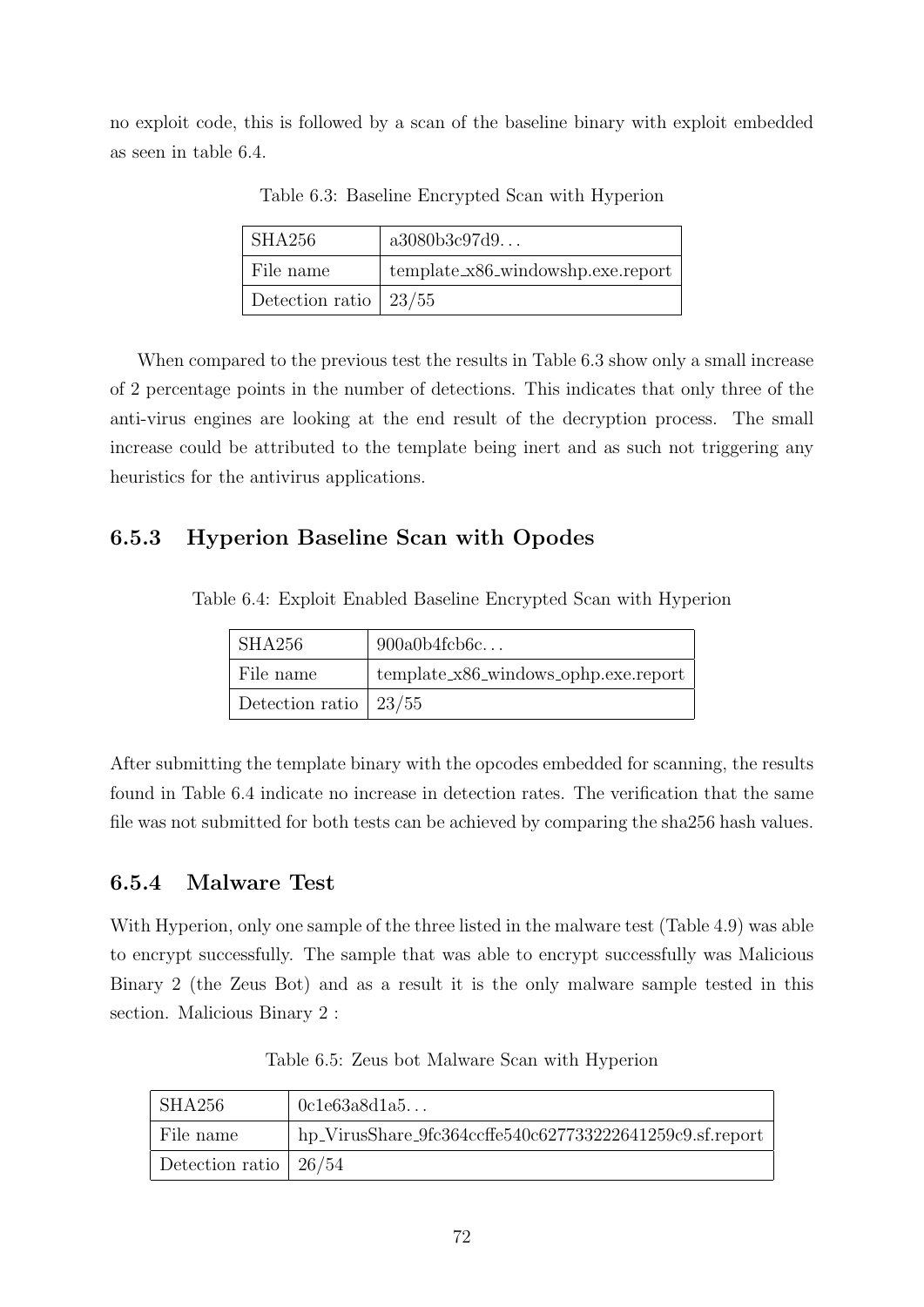no exploit code, this is followed by a scan of the baseline binary with exploit embedded as seen in table 6.4.

Table 6.3: Baseline Encrypted Scan with Hyperion

| SHA256 | a3080b3c97d9... |
|---|---|
| File name | template_x86_windowshp.exe.report |
| Detection ratio | 23/55 |

When compared to the previous test the results in Table 6.3 show only a small increase of 2 percentage points in the number of detections. This indicates that only three of the anti-virus engines are looking at the end result of the decryption process. The small increase could be attributed to the template being inert and as such not triggering any heuristics for the antivirus applications.

### 6.5.3 Hyperion Baseline Scan with Opodes

Table 6.4: Exploit Enabled Baseline Encrypted Scan with Hyperion

| SHA256 | 900a0b4fcb6c... |
|---|---|
| File name | template_x86_windows_ophp.exe.report |
| Detection ratio | 23/55 |

After submitting the template binary with the opcodes embedded for scanning, the results found in Table 6.4 indicate no increase in detection rates. The verification that the same file was not submitted for both tests can be achieved by comparing the sha256 hash values.

### 6.5.4 Malware Test

With Hyperion, only one sample of the three listed in the malware test (Table 4.9) was able to encrypt successfully. The sample that was able to encrypt successfully was Malicious Binary 2 (the Zeus Bot) and as a result it is the only malware sample tested in this section. Malicious Binary 2 :

Table 6.5: Zeus bot Malware Scan with Hyperion

| SHA256 | 0c1e63a8d1a5... |
|---|---|
| File name | hp_VirusShare_9fc364ccffe540c627733222641259c9.sf.report |
| Detection ratio | 26/54 |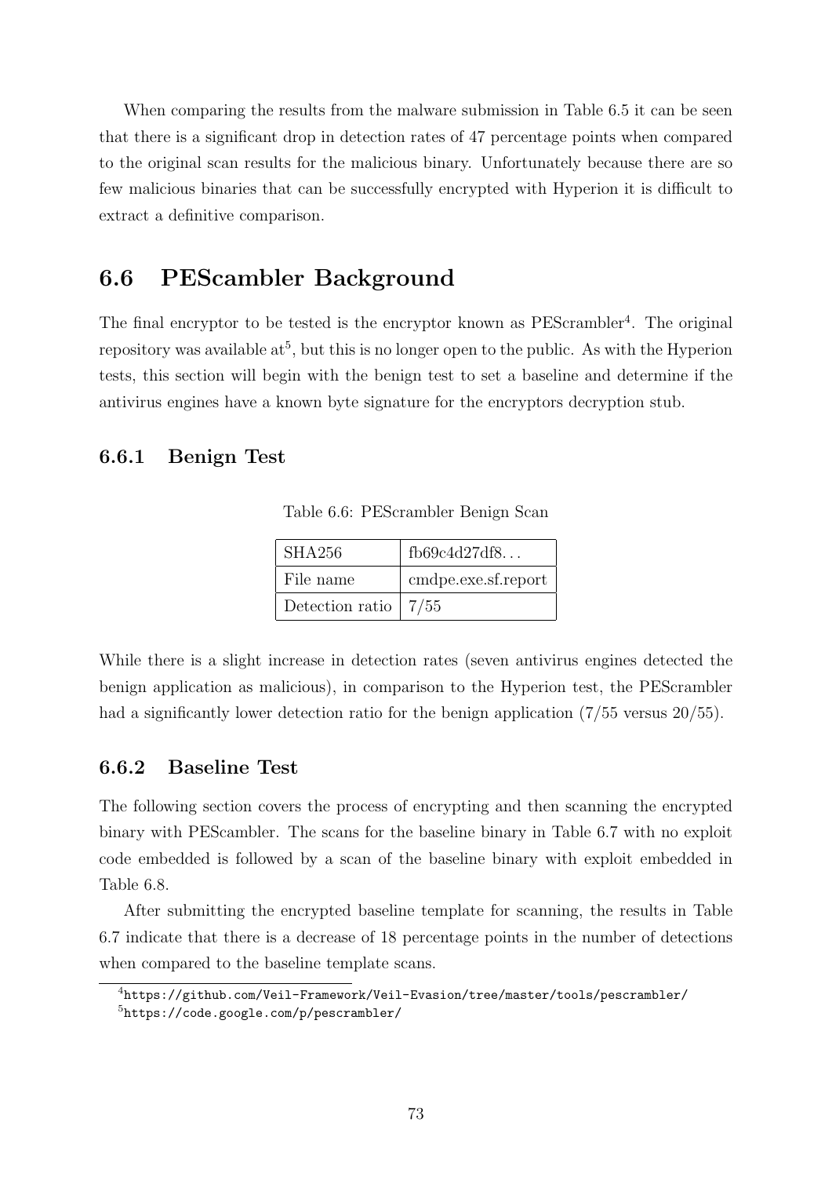When comparing the results from the malware submission in Table 6.5 it can be seen that there is a significant drop in detection rates of 47 percentage points when compared to the original scan results for the malicious binary. Unfortunately because there are so few malicious binaries that can be successfully encrypted with Hyperion it is difficult to extract a definitive comparison.

## 6.6 PEScambler Background

The final encryptor to be tested is the encryptor known as PEScrambler[4]. The original repository was available at[5], but this is no longer open to the public. As with the Hyperion tests, this section will begin with the benign test to set a baseline and determine if the antivirus engines have a known byte signature for the encryptors decryption stub.

### 6.6.1 Benign Test

Table 6.6: PEScrambler Benign Scan

| SHA256 | fb69c4d27df8... |
|---|---|
| File name | cmdpe.exe.sf.report |
| Detection ratio | 7/55 |

While there is a slight increase in detection rates (seven antivirus engines detected the benign application as malicious), in comparison to the Hyperion test, the PEScrambler had a significantly lower detection ratio for the benign application (7/55 versus 20/55).

### 6.6.2 Baseline Test

The following section covers the process of encrypting and then scanning the encrypted binary with PEScambler. The scans for the baseline binary in Table 6.7 with no exploit code embedded is followed by a scan of the baseline binary with exploit embedded in Table 6.8.

After submitting the encrypted baseline template for scanning, the results in Table 6.7 indicate that there is a decrease of 18 percentage points in the number of detections when compared to the baseline template scans.

[4] https://github.com/Veil-Framework/Veil-Evasion/tree/master/tools/pescrambler/

[5] https://code.google.com/p/pescrambler/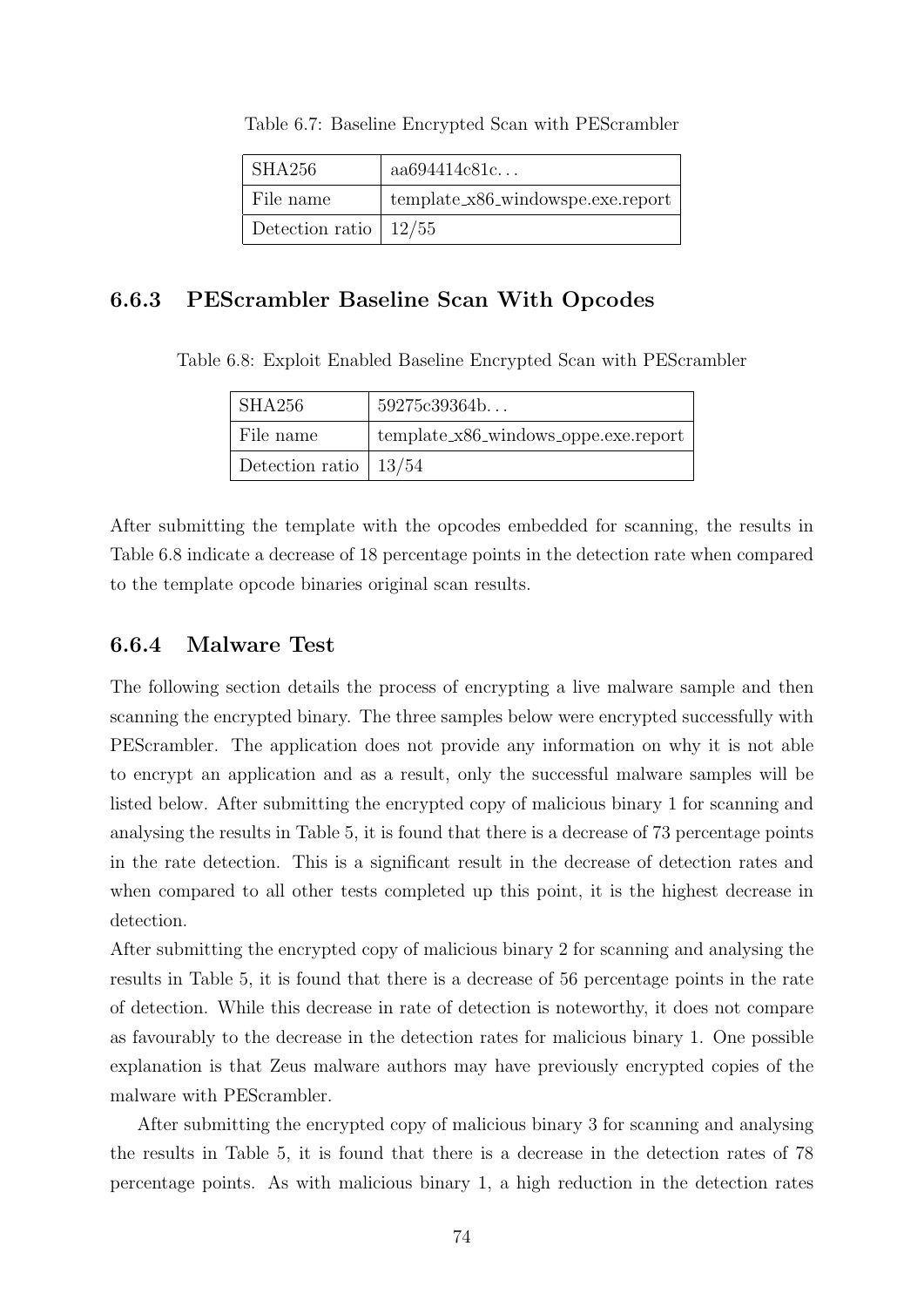Table 6.7: Baseline Encrypted Scan with PEScrambler

| SHA256 | aa694414c81c... |
|---|---|
| File name | template_x86_windowspe.exe.report |
| Detection ratio | 12/55 |

### 6.6.3 PEScrambler Baseline Scan With Opcodes

Table 6.8: Exploit Enabled Baseline Encrypted Scan with PEScrambler

| SHA256 | 59275c39364b... |
|---|---|
| File name | template_x86_windows_oppe.exe.report |
| Detection ratio | 13/54 |

After submitting the template with the opcodes embedded for scanning, the results in Table 6.8 indicate a decrease of 18 percentage points in the detection rate when compared to the template opcode binaries original scan results.

### 6.6.4 Malware Test

The following section details the process of encrypting a live malware sample and then scanning the encrypted binary. The three samples below were encrypted successfully with PEScrambler. The application does not provide any information on why it is not able to encrypt an application and as a result, only the successful malware samples will be listed below. After submitting the encrypted copy of malicious binary 1 for scanning and analysing the results in Table 5, it is found that there is a decrease of 73 percentage points in the rate detection. This is a significant result in the decrease of detection rates and when compared to all other tests completed up this point, it is the highest decrease in detection.

After submitting the encrypted copy of malicious binary 2 for scanning and analysing the results in Table 5, it is found that there is a decrease of 56 percentage points in the rate of detection. While this decrease in rate of detection is noteworthy, it does not compare as favourably to the decrease in the detection rates for malicious binary 1. One possible explanation is that Zeus malware authors may have previously encrypted copies of the malware with PEScrambler.

After submitting the encrypted copy of malicious binary 3 for scanning and analysing the results in Table 5, it is found that there is a decrease in the detection rates of 78 percentage points. As with malicious binary 1, a high reduction in the detection rates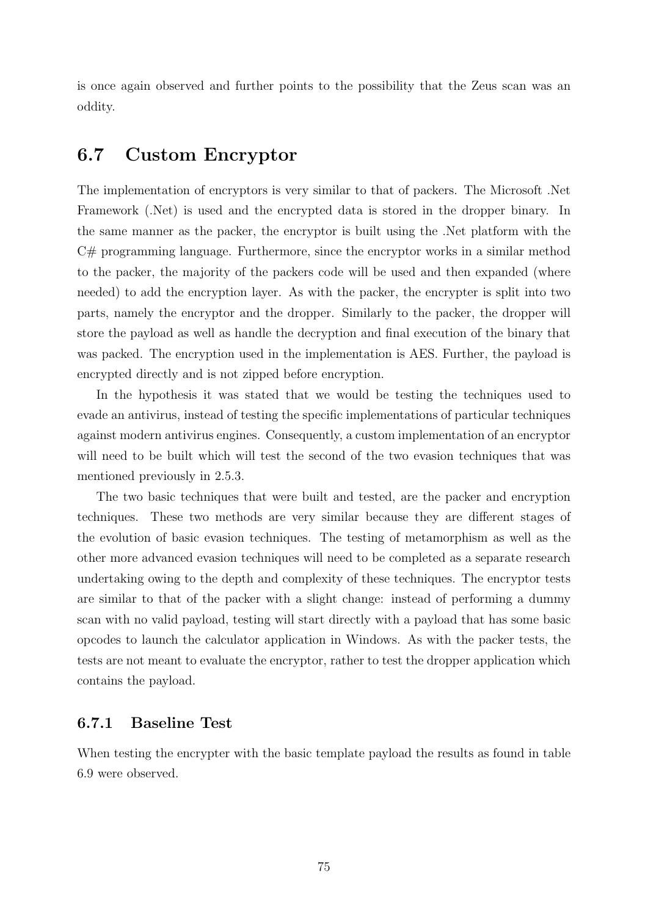is once again observed and further points to the possibility that the Zeus scan was an oddity.

## 6.7 Custom Encryptor

The implementation of encryptors is very similar to that of packers. The Microsoft .Net Framework (.Net) is used and the encrypted data is stored in the dropper binary. In the same manner as the packer, the encryptor is built using the .Net platform with the C# programming language. Furthermore, since the encryptor works in a similar method to the packer, the majority of the packers code will be used and then expanded (where needed) to add the encryption layer. As with the packer, the encrypter is split into two parts, namely the encryptor and the dropper. Similarly to the packer, the dropper will store the payload as well as handle the decryption and final execution of the binary that was packed. The encryption used in the implementation is AES. Further, the payload is encrypted directly and is not zipped before encryption.

In the hypothesis it was stated that we would be testing the techniques used to evade an antivirus, instead of testing the specific implementations of particular techniques against modern antivirus engines. Consequently, a custom implementation of an encryptor will need to be built which will test the second of the two evasion techniques that was mentioned previously in 2.5.3.

The two basic techniques that were built and tested, are the packer and encryption techniques. These two methods are very similar because they are different stages of the evolution of basic evasion techniques. The testing of metamorphism as well as the other more advanced evasion techniques will need to be completed as a separate research undertaking owing to the depth and complexity of these techniques. The encryptor tests are similar to that of the packer with a slight change: instead of performing a dummy scan with no valid payload, testing will start directly with a payload that has some basic opcodes to launch the calculator application in Windows. As with the packer tests, the tests are not meant to evaluate the encryptor, rather to test the dropper application which contains the payload.

### 6.7.1 Baseline Test

When testing the encrypter with the basic template payload the results as found in table 6.9 were observed.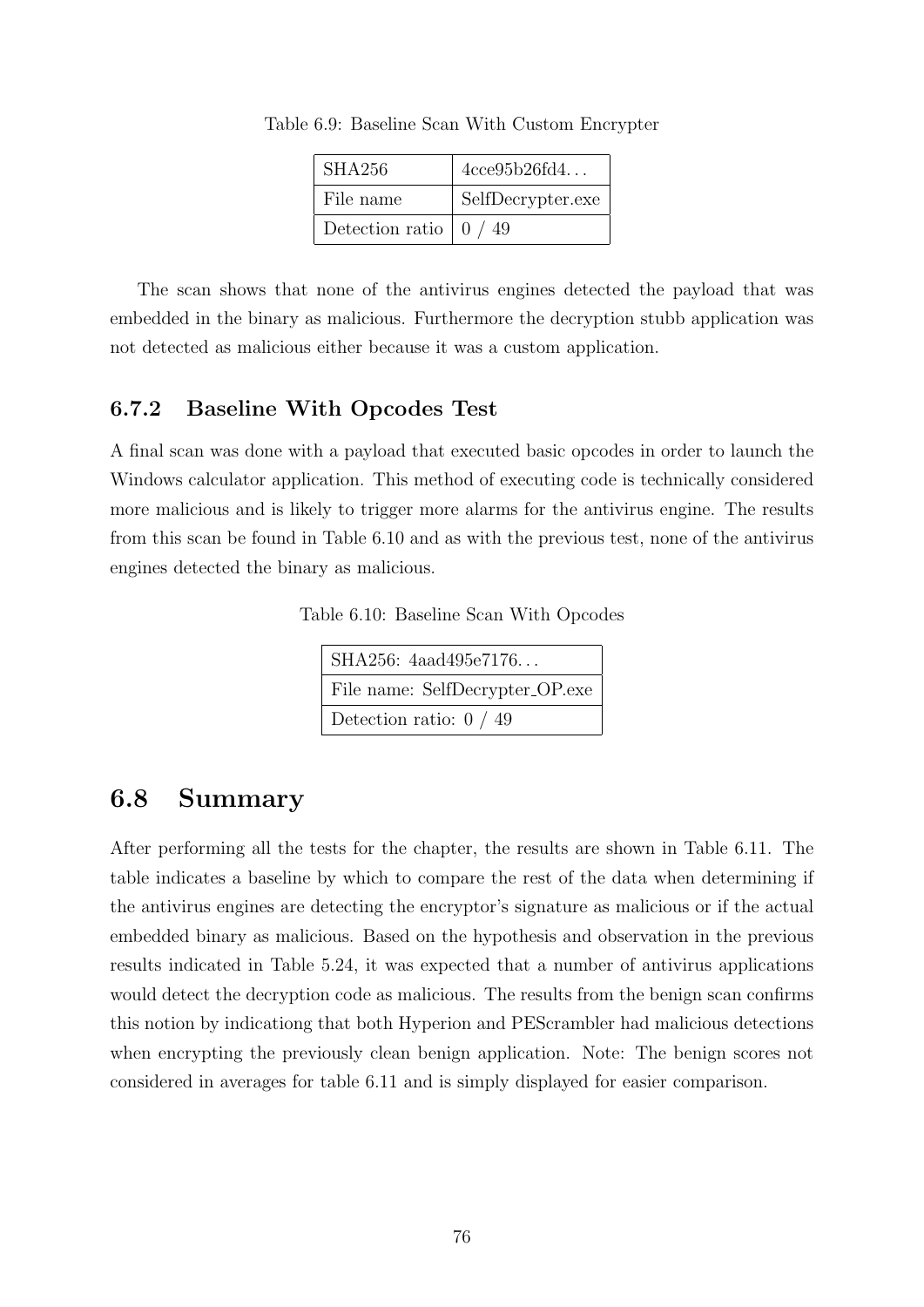Table 6.9: Baseline Scan With Custom Encrypter

| SHA256 | 4cce95b26fd4... |
|---|---|
| File name | SelfDecrypter.exe |
| Detection ratio | 0 / 49 |

The scan shows that none of the antivirus engines detected the payload that was embedded in the binary as malicious. Furthermore the decryption stubb application was not detected as malicious either because it was a custom application.

### 6.7.2 Baseline With Opcodes Test

A final scan was done with a payload that executed basic opcodes in order to launch the Windows calculator application. This method of executing code is technically considered more malicious and is likely to trigger more alarms for the antivirus engine. The results from this scan be found in Table 6.10 and as with the previous test, none of the antivirus engines detected the binary as malicious.

Table 6.10: Baseline Scan With Opcodes

| SHA256: 4aad495e7176... |
|---|
| File name: SelfDecrypter_OP.exe |
| Detection ratio: 0 / 49 |

## 6.8 Summary

After performing all the tests for the chapter, the results are shown in Table 6.11. The table indicates a baseline by which to compare the rest of the data when determining if the antivirus engines are detecting the encryptor's signature as malicious or if the actual embedded binary as malicious. Based on the hypothesis and observation in the previous results indicated in Table 5.24, it was expected that a number of antivirus applications would detect the decryption code as malicious. The results from the benign scan confirms this notion by indicationg that both Hyperion and PEScrambler had malicious detections when encrypting the previously clean benign application. Note: The benign scores not considered in averages for table 6.11 and is simply displayed for easier comparison.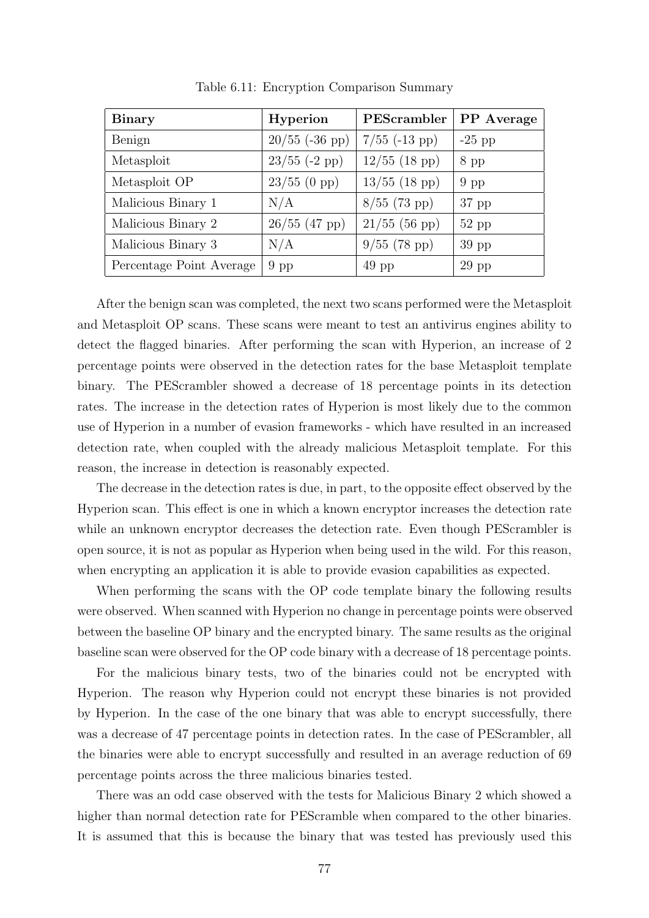Table 6.11: Encryption Comparison Summary

| **Binary** | **Hyperion** | **PEScrambler** | **PP Average** |
|---|---|---|---|
| Benign | 20/55 (-36 pp) | 7/55 (-13 pp) | -25 pp |
| Metasploit | 23/55 (-2 pp) | 12/55 (18 pp) | 8 pp |
| Metasploit OP | 23/55 (0 pp) | 13/55 (18 pp) | 9 pp |
| Malicious Binary 1 | N/A | 8/55 (73 pp) | 37 pp |
| Malicious Binary 2 | 26/55 (47 pp) | 21/55 (56 pp) | 52 pp |
| Malicious Binary 3 | N/A | 9/55 (78 pp) | 39 pp |
| Percentage Point Average | 9 pp | 49 pp | 29 pp |

After the benign scan was completed, the next two scans performed were the Metasploit and Metasploit OP scans. These scans were meant to test an antivirus engines ability to detect the flagged binaries. After performing the scan with Hyperion, an increase of 2 percentage points were observed in the detection rates for the base Metasploit template binary. The PEScrambler showed a decrease of 18 percentage points in its detection rates. The increase in the detection rates of Hyperion is most likely due to the common use of Hyperion in a number of evasion frameworks - which have resulted in an increased detection rate, when coupled with the already malicious Metasploit template. For this reason, the increase in detection is reasonably expected.

The decrease in the detection rates is due, in part, to the opposite effect observed by the Hyperion scan. This effect is one in which a known encryptor increases the detection rate while an unknown encryptor decreases the detection rate. Even though PEScrambler is open source, it is not as popular as Hyperion when being used in the wild. For this reason, when encrypting an application it is able to provide evasion capabilities as expected.

When performing the scans with the OP code template binary the following results were observed. When scanned with Hyperion no change in percentage points were observed between the baseline OP binary and the encrypted binary. The same results as the original baseline scan were observed for the OP code binary with a decrease of 18 percentage points.

For the malicious binary tests, two of the binaries could not be encrypted with Hyperion. The reason why Hyperion could not encrypt these binaries is not provided by Hyperion. In the case of the one binary that was able to encrypt successfully, there was a decrease of 47 percentage points in detection rates. In the case of PEScrambler, all the binaries were able to encrypt successfully and resulted in an average reduction of 69 percentage points across the three malicious binaries tested.

There was an odd case observed with the tests for Malicious Binary 2 which showed a higher than normal detection rate for PEScramble when compared to the other binaries. It is assumed that this is because the binary that was tested has previously used this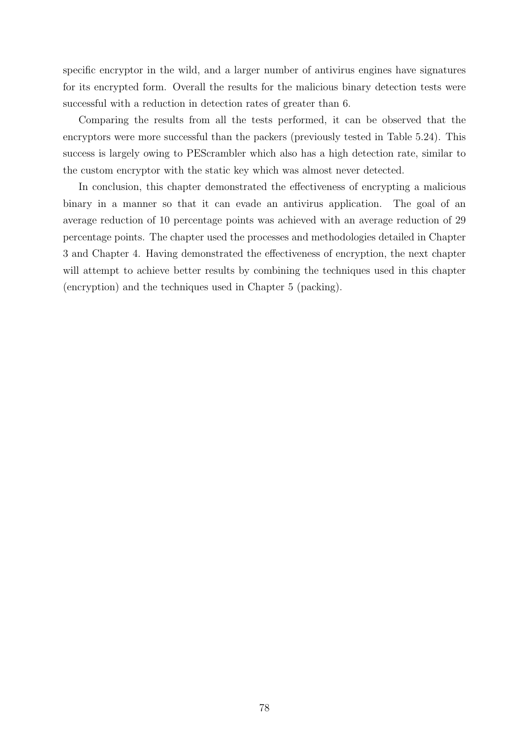specific encryptor in the wild, and a larger number of antivirus engines have signatures for its encrypted form. Overall the results for the malicious binary detection tests were successful with a reduction in detection rates of greater than 6.

Comparing the results from all the tests performed, it can be observed that the encryptors were more successful than the packers (previously tested in Table 5.24). This success is largely owing to PEScrambler which also has a high detection rate, similar to the custom encryptor with the static key which was almost never detected.

In conclusion, this chapter demonstrated the effectiveness of encrypting a malicious binary in a manner so that it can evade an antivirus application. The goal of an average reduction of 10 percentage points was achieved with an average reduction of 29 percentage points. The chapter used the processes and methodologies detailed in Chapter 3 and Chapter 4. Having demonstrated the effectiveness of encryption, the next chapter will attempt to achieve better results by combining the techniques used in this chapter (encryption) and the techniques used in Chapter 5 (packing).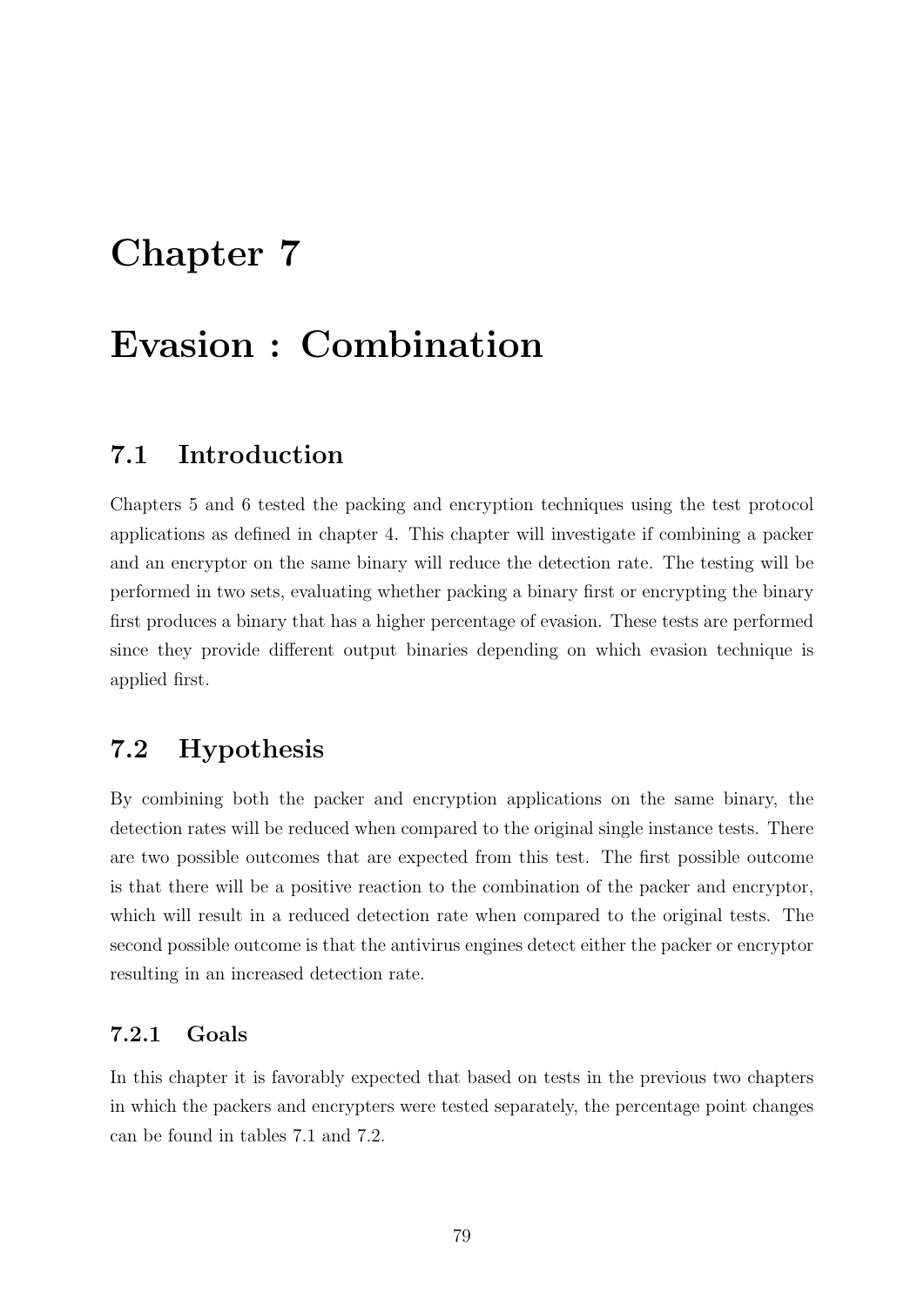# Chapter 7

# Evasion : Combination

## 7.1 Introduction

Chapters 5 and 6 tested the packing and encryption techniques using the test protocol applications as defined in chapter 4. This chapter will investigate if combining a packer and an encryptor on the same binary will reduce the detection rate. The testing will be performed in two sets, evaluating whether packing a binary first or encrypting the binary first produces a binary that has a higher percentage of evasion. These tests are performed since they provide different output binaries depending on which evasion technique is applied first.

## 7.2 Hypothesis

By combining both the packer and encryption applications on the same binary, the detection rates will be reduced when compared to the original single instance tests. There are two possible outcomes that are expected from this test. The first possible outcome is that there will be a positive reaction to the combination of the packer and encryptor, which will result in a reduced detection rate when compared to the original tests. The second possible outcome is that the antivirus engines detect either the packer or encryptor resulting in an increased detection rate.

### 7.2.1 Goals

In this chapter it is favorably expected that based on tests in the previous two chapters in which the packers and encrypters were tested separately, the percentage point changes can be found in tables 7.1 and 7.2.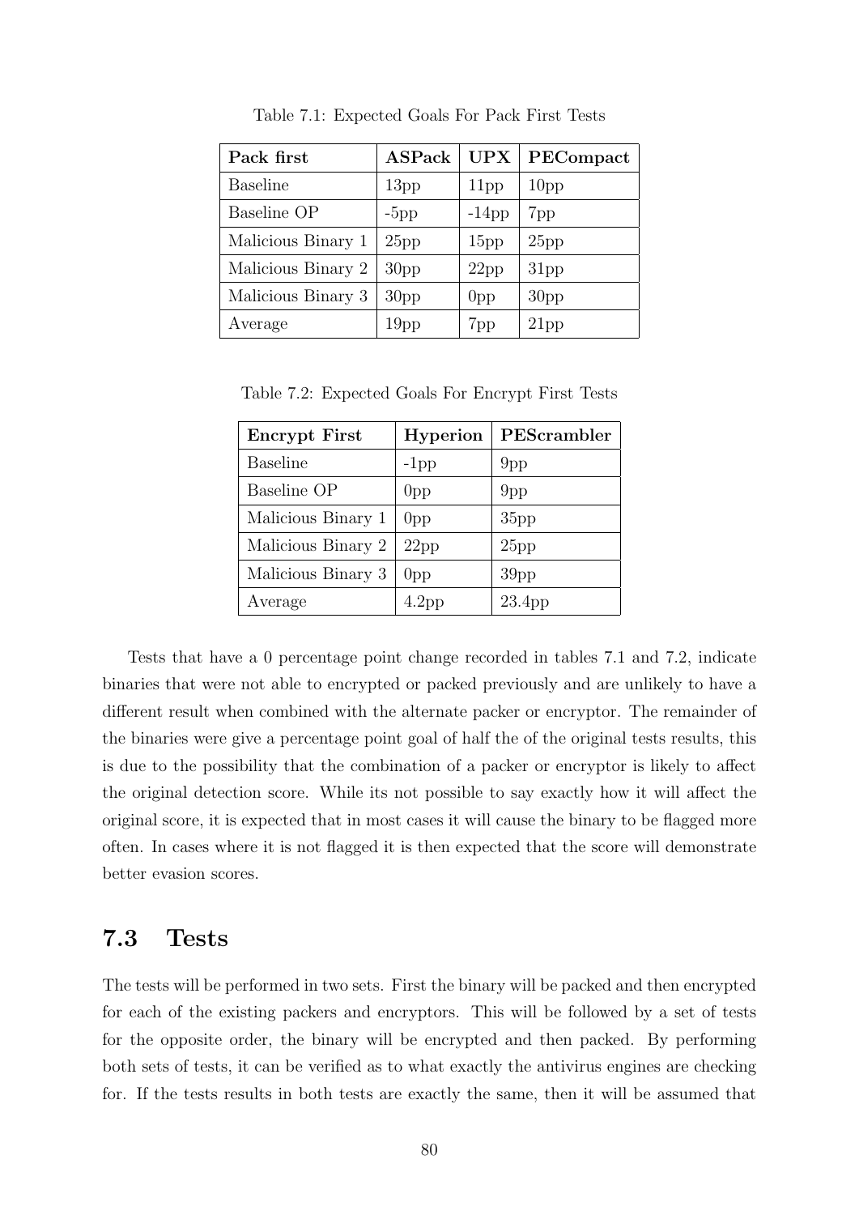Table 7.1: Expected Goals For Pack First Tests

| **Pack first** | **ASPack** | **UPX** | **PECompact** |
|---|---|---|---|
| Baseline | 13pp | 11pp | 10pp |
| Baseline OP | -5pp | -14pp | 7pp |
| Malicious Binary 1 | 25pp | 15pp | 25pp |
| Malicious Binary 2 | 30pp | 22pp | 31pp |
| Malicious Binary 3 | 30pp | 0pp | 30pp |
| Average | 19pp | 7pp | 21pp |

Table 7.2: Expected Goals For Encrypt First Tests

| **Encrypt First** | **Hyperion** | **PEScrambler** |
|---|---|---|
| Baseline | -1pp | 9pp |
| Baseline OP | 0pp | 9pp |
| Malicious Binary 1 | 0pp | 35pp |
| Malicious Binary 2 | 22pp | 25pp |
| Malicious Binary 3 | 0pp | 39pp |
| Average | 4.2pp | 23.4pp |

Tests that have a 0 percentage point change recorded in tables 7.1 and 7.2, indicate binaries that were not able to encrypted or packed previously and are unlikely to have a different result when combined with the alternate packer or encryptor. The remainder of the binaries were give a percentage point goal of half the of the original tests results, this is due to the possibility that the combination of a packer or encryptor is likely to affect the original detection score. While its not possible to say exactly how it will affect the original score, it is expected that in most cases it will cause the binary to be flagged more often. In cases where it is not flagged it is then expected that the score will demonstrate better evasion scores.

## 7.3 Tests

The tests will be performed in two sets. First the binary will be packed and then encrypted for each of the existing packers and encryptors. This will be followed by a set of tests for the opposite order, the binary will be encrypted and then packed. By performing both sets of tests, it can be verified as to what exactly the antivirus engines are checking for. If the tests results in both tests are exactly the same, then it will be assumed that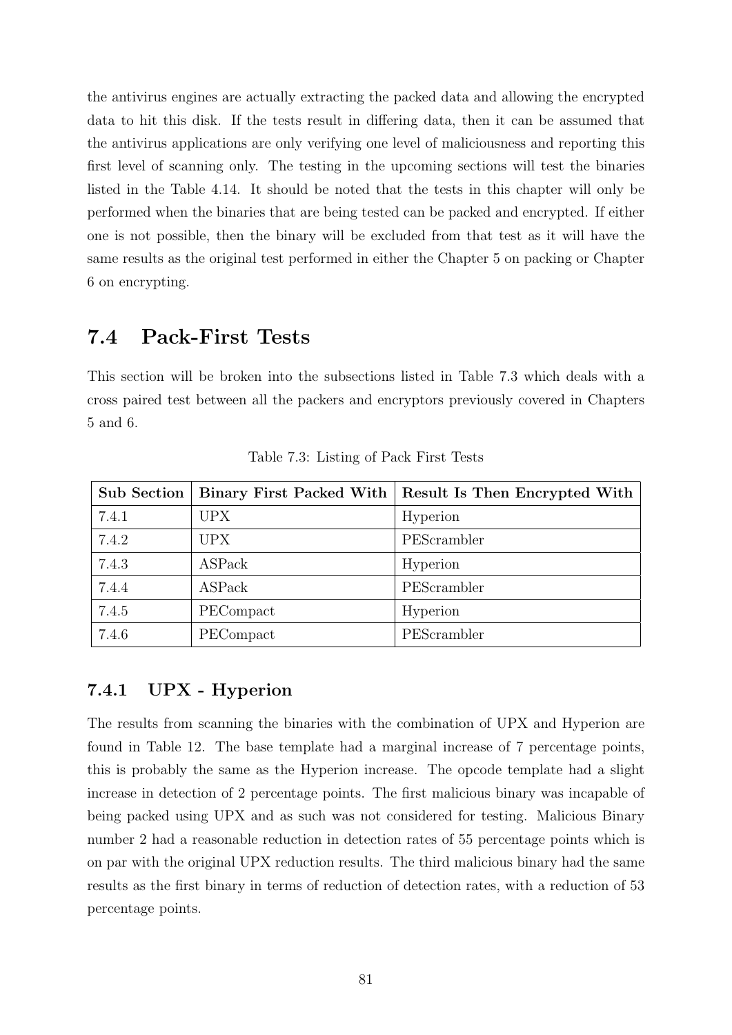the antivirus engines are actually extracting the packed data and allowing the encrypted data to hit this disk. If the tests result in differing data, then it can be assumed that the antivirus applications are only verifying one level of maliciousness and reporting this first level of scanning only. The testing in the upcoming sections will test the binaries listed in the Table 4.14. It should be noted that the tests in this chapter will only be performed when the binaries that are being tested can be packed and encrypted. If either one is not possible, then the binary will be excluded from that test as it will have the same results as the original test performed in either the Chapter 5 on packing or Chapter 6 on encrypting.

## 7.4 Pack-First Tests

This section will be broken into the subsections listed in Table 7.3 which deals with a cross paired test between all the packers and encryptors previously covered in Chapters 5 and 6.

Table 7.3: Listing of Pack First Tests

| Sub Section | Binary First Packed With | Result Is Then Encrypted With |
|---|---|---|
| 7.4.1 | UPX | Hyperion |
| 7.4.2 | UPX | PEScrambler |
| 7.4.3 | ASPack | Hyperion |
| 7.4.4 | ASPack | PEScrambler |
| 7.4.5 | PECompact | Hyperion |
| 7.4.6 | PECompact | PEScrambler |

### 7.4.1 UPX - Hyperion

The results from scanning the binaries with the combination of UPX and Hyperion are found in Table 12. The base template had a marginal increase of 7 percentage points, this is probably the same as the Hyperion increase. The opcode template had a slight increase in detection of 2 percentage points. The first malicious binary was incapable of being packed using UPX and as such was not considered for testing. Malicious Binary number 2 had a reasonable reduction in detection rates of 55 percentage points which is on par with the original UPX reduction results. The third malicious binary had the same results as the first binary in terms of reduction of detection rates, with a reduction of 53 percentage points.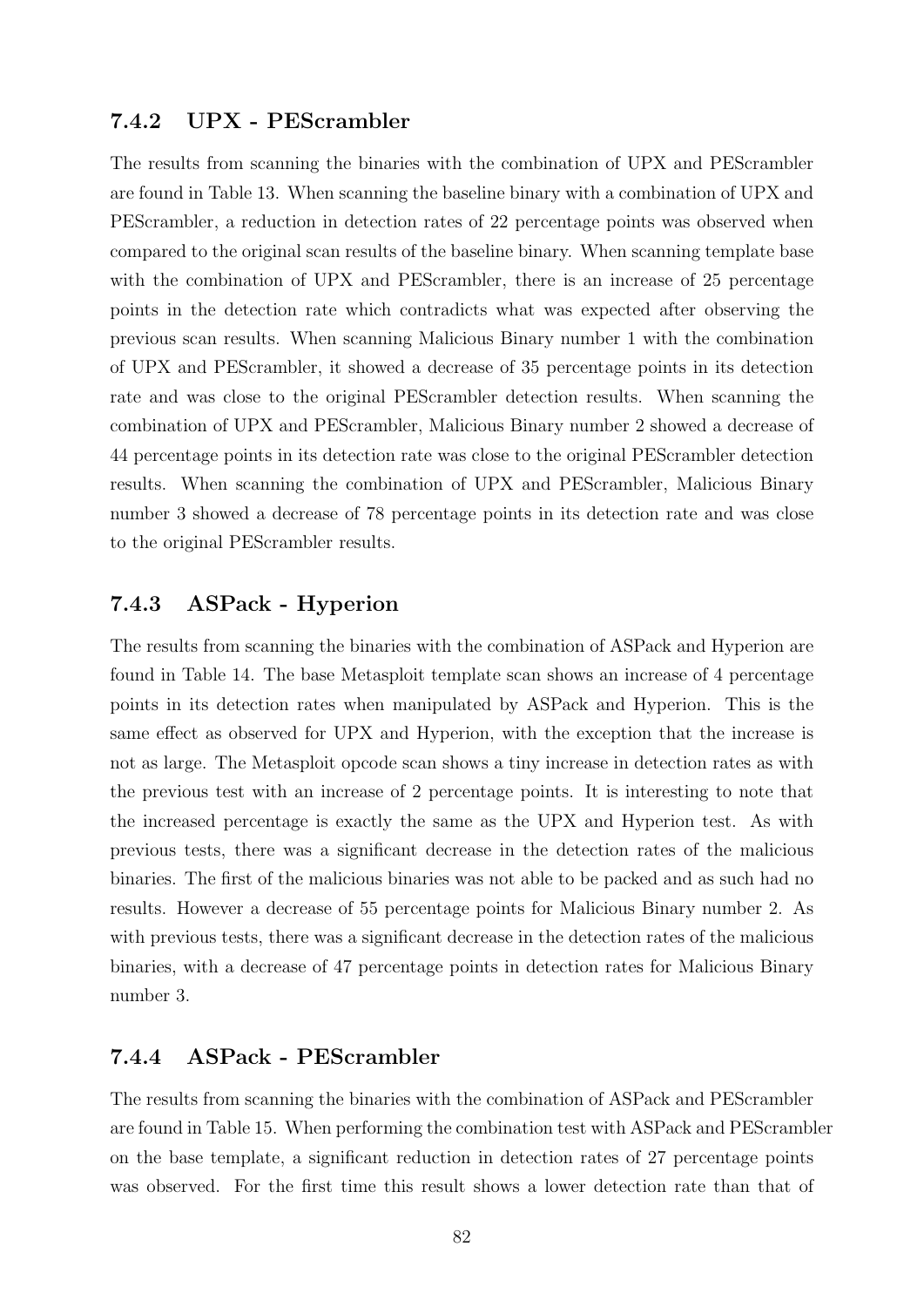### 7.4.2 UPX - PEScrambler

The results from scanning the binaries with the combination of UPX and PEScrambler are found in Table 13. When scanning the baseline binary with a combination of UPX and PEScrambler, a reduction in detection rates of 22 percentage points was observed when compared to the original scan results of the baseline binary. When scanning template base with the combination of UPX and PEScrambler, there is an increase of 25 percentage points in the detection rate which contradicts what was expected after observing the previous scan results. When scanning Malicious Binary number 1 with the combination of UPX and PEScrambler, it showed a decrease of 35 percentage points in its detection rate and was close to the original PEScrambler detection results. When scanning the combination of UPX and PEScrambler, Malicious Binary number 2 showed a decrease of 44 percentage points in its detection rate was close to the original PEScrambler detection results. When scanning the combination of UPX and PEScrambler, Malicious Binary number 3 showed a decrease of 78 percentage points in its detection rate and was close to the original PEScrambler results.

### 7.4.3 ASPack - Hyperion

The results from scanning the binaries with the combination of ASPack and Hyperion are found in Table 14. The base Metasploit template scan shows an increase of 4 percentage points in its detection rates when manipulated by ASPack and Hyperion. This is the same effect as observed for UPX and Hyperion, with the exception that the increase is not as large. The Metasploit opcode scan shows a tiny increase in detection rates as with the previous test with an increase of 2 percentage points. It is interesting to note that the increased percentage is exactly the same as the UPX and Hyperion test. As with previous tests, there was a significant decrease in the detection rates of the malicious binaries. The first of the malicious binaries was not able to be packed and as such had no results. However a decrease of 55 percentage points for Malicious Binary number 2. As with previous tests, there was a significant decrease in the detection rates of the malicious binaries, with a decrease of 47 percentage points in detection rates for Malicious Binary number 3.

### 7.4.4 ASPack - PEScrambler

The results from scanning the binaries with the combination of ASPack and PEScrambler are found in Table 15. When performing the combination test with ASPack and PEScrambler on the base template, a significant reduction in detection rates of 27 percentage points was observed. For the first time this result shows a lower detection rate than that of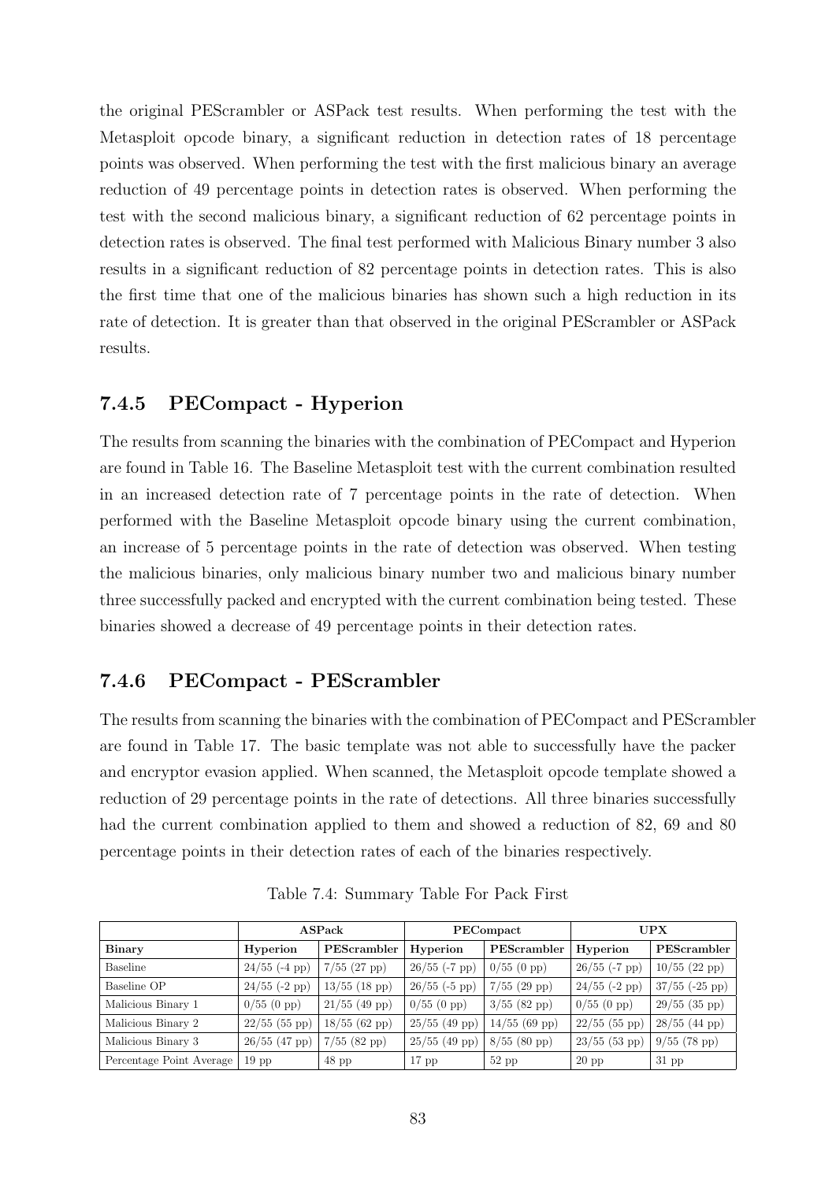the original PEScrambler or ASPack test results. When performing the test with the Metasploit opcode binary, a significant reduction in detection rates of 18 percentage points was observed. When performing the test with the first malicious binary an average reduction of 49 percentage points in detection rates is observed. When performing the test with the second malicious binary, a significant reduction of 62 percentage points in detection rates is observed. The final test performed with Malicious Binary number 3 also results in a significant reduction of 82 percentage points in detection rates. This is also the first time that one of the malicious binaries has shown such a high reduction in its rate of detection. It is greater than that observed in the original PEScrambler or ASPack results.

### 7.4.5 PECompact - Hyperion

The results from scanning the binaries with the combination of PECompact and Hyperion are found in Table 16. The Baseline Metasploit test with the current combination resulted in an increased detection rate of 7 percentage points in the rate of detection. When performed with the Baseline Metasploit opcode binary using the current combination, an increase of 5 percentage points in the rate of detection was observed. When testing the malicious binaries, only malicious binary number two and malicious binary number three successfully packed and encrypted with the current combination being tested. These binaries showed a decrease of 49 percentage points in their detection rates.

### 7.4.6 PECompact - PEScrambler

The results from scanning the binaries with the combination of PECompact and PEScrambler are found in Table 17. The basic template was not able to successfully have the packer and encryptor evasion applied. When scanned, the Metasploit opcode template showed a reduction of 29 percentage points in the rate of detections. All three binaries successfully had the current combination applied to them and showed a reduction of 82, 69 and 80 percentage points in their detection rates of each of the binaries respectively.

Table 7.4: Summary Table For Pack First

| | **ASPack** | | **PECompact** | | **UPX** | |
|---|---|---|---|---|---|---|
| **Binary** | **Hyperion** | **PEScrambler** | **Hyperion** | **PEScrambler** | **Hyperion** | **PEScrambler** |
| Baseline | 24/55 (-4 pp) | 7/55 (27 pp) | 26/55 (-7 pp) | 0/55 (0 pp) | 26/55 (-7 pp) | 10/55 (22 pp) |
| Baseline OP | 24/55 (-2 pp) | 13/55 (18 pp) | 26/55 (-5 pp) | 7/55 (29 pp) | 24/55 (-2 pp) | 37/55 (-25 pp) |
| Malicious Binary 1 | 0/55 (0 pp) | 21/55 (49 pp) | 0/55 (0 pp) | 3/55 (82 pp) | 0/55 (0 pp) | 29/55 (35 pp) |
| Malicious Binary 2 | 22/55 (55 pp) | 18/55 (62 pp) | 25/55 (49 pp) | 14/55 (69 pp) | 22/55 (55 pp) | 28/55 (44 pp) |
| Malicious Binary 3 | 26/55 (47 pp) | 7/55 (82 pp) | 25/55 (49 pp) | 8/55 (80 pp) | 23/55 (53 pp) | 9/55 (78 pp) |
| Percentage Point Average | 19 pp | 48 pp | 17 pp | 52 pp | 20 pp | 31 pp |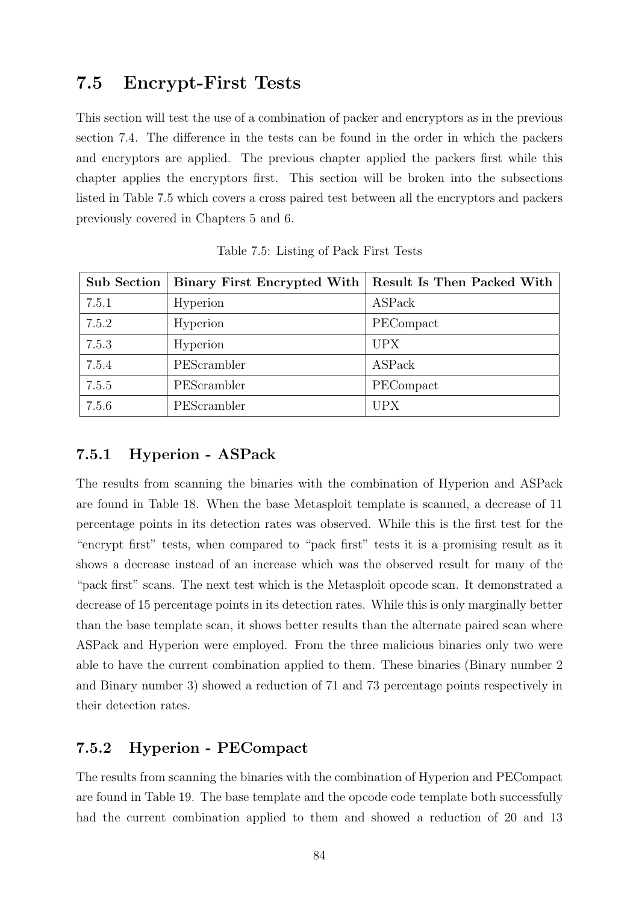## 7.5 Encrypt-First Tests

This section will test the use of a combination of packer and encryptors as in the previous section 7.4. The difference in the tests can be found in the order in which the packers and encryptors are applied. The previous chapter applied the packers first while this chapter applies the encryptors first. This section will be broken into the subsections listed in Table 7.5 which covers a cross paired test between all the encryptors and packers previously covered in Chapters 5 and 6.

Table 7.5: Listing of Pack First Tests

| Sub Section | Binary First Encrypted With | Result Is Then Packed With |
|---|---|---|
| 7.5.1 | Hyperion | ASPack |
| 7.5.2 | Hyperion | PECompact |
| 7.5.3 | Hyperion | UPX |
| 7.5.4 | PEScrambler | ASPack |
| 7.5.5 | PEScrambler | PECompact |
| 7.5.6 | PEScrambler | UPX |

### 7.5.1 Hyperion - ASPack

The results from scanning the binaries with the combination of Hyperion and ASPack are found in Table 18. When the base Metasploit template is scanned, a decrease of 11 percentage points in its detection rates was observed. While this is the first test for the "encrypt first" tests, when compared to "pack first" tests it is a promising result as it shows a decrease instead of an increase which was the observed result for many of the "pack first" scans. The next test which is the Metasploit opcode scan. It demonstrated a decrease of 15 percentage points in its detection rates. While this is only marginally better than the base template scan, it shows better results than the alternate paired scan where ASPack and Hyperion were employed. From the three malicious binaries only two were able to have the current combination applied to them. These binaries (Binary number 2 and Binary number 3) showed a reduction of 71 and 73 percentage points respectively in their detection rates.

### 7.5.2 Hyperion - PECompact

The results from scanning the binaries with the combination of Hyperion and PECompact are found in Table 19. The base template and the opcode code template both successfully had the current combination applied to them and showed a reduction of 20 and 13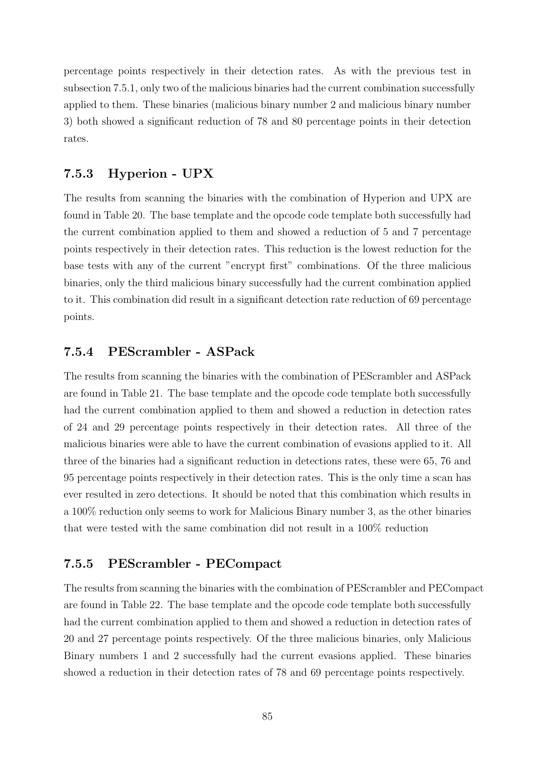percentage points respectively in their detection rates. As with the previous test in subsection 7.5.1, only two of the malicious binaries had the current combination successfully applied to them. These binaries (malicious binary number 2 and malicious binary number 3) both showed a significant reduction of 78 and 80 percentage points in their detection rates.

### 7.5.3 Hyperion - UPX

The results from scanning the binaries with the combination of Hyperion and UPX are found in Table 20. The base template and the opcode code template both successfully had the current combination applied to them and showed a reduction of 5 and 7 percentage points respectively in their detection rates. This reduction is the lowest reduction for the base tests with any of the current "encrypt first" combinations. Of the three malicious binaries, only the third malicious binary successfully had the current combination applied to it. This combination did result in a significant detection rate reduction of 69 percentage points.

### 7.5.4 PEScrambler - ASPack

The results from scanning the binaries with the combination of PEScrambler and ASPack are found in Table 21. The base template and the opcode code template both successfully had the current combination applied to them and showed a reduction in detection rates of 24 and 29 percentage points respectively in their detection rates. All three of the malicious binaries were able to have the current combination of evasions applied to it. All three of the binaries had a significant reduction in detections rates, these were 65, 76 and 95 percentage points respectively in their detection rates. This is the only time a scan has ever resulted in zero detections. It should be noted that this combination which results in a 100% reduction only seems to work for Malicious Binary number 3, as the other binaries that were tested with the same combination did not result in a 100% reduction

### 7.5.5 PEScrambler - PECompact

The results from scanning the binaries with the combination of PEScrambler and PECompact are found in Table 22. The base template and the opcode code template both successfully had the current combination applied to them and showed a reduction in detection rates of 20 and 27 percentage points respectively. Of the three malicious binaries, only Malicious Binary numbers 1 and 2 successfully had the current evasions applied. These binaries showed a reduction in their detection rates of 78 and 69 percentage points respectively.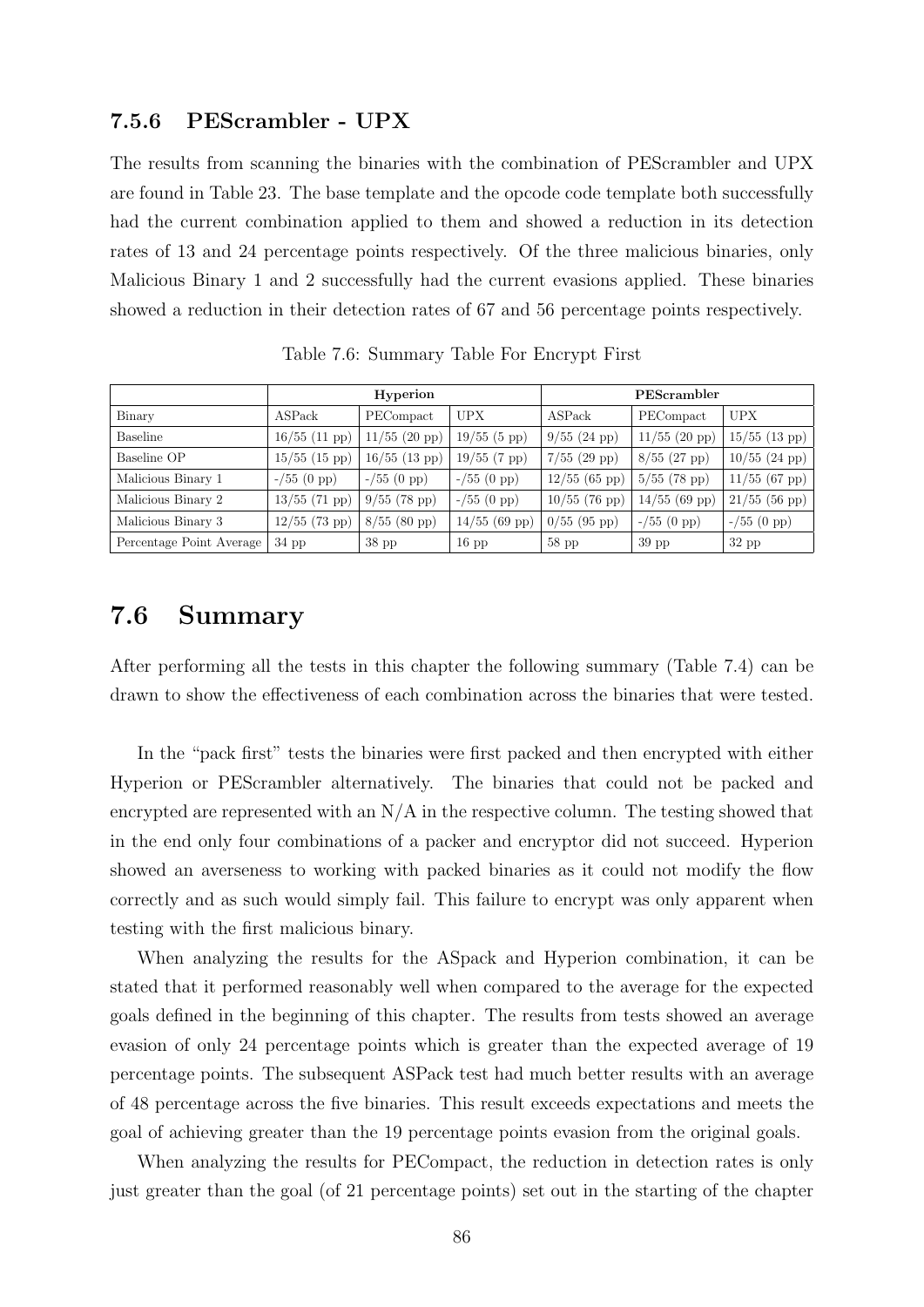### 7.5.6 PEScrambler - UPX

The results from scanning the binaries with the combination of PEScrambler and UPX are found in Table 23. The base template and the opcode code template both successfully had the current combination applied to them and showed a reduction in its detection rates of 13 and 24 percentage points respectively. Of the three malicious binaries, only Malicious Binary 1 and 2 successfully had the current evasions applied. These binaries showed a reduction in their detection rates of 67 and 56 percentage points respectively.

Table 7.6: Summary Table For Encrypt First

| | **Hyperion** | | | **PEScrambler** | | |
|---|---|---|---|---|---|---|
| Binary | ASPack | PECompact | UPX | ASPack | PECompact | UPX |
| Baseline | 16/55 (11 pp) | 11/55 (20 pp) | 19/55 (5 pp) | 9/55 (24 pp) | 11/55 (20 pp) | 15/55 (13 pp) |
| Baseline OP | 15/55 (15 pp) | 16/55 (13 pp) | 19/55 (7 pp) | 7/55 (29 pp) | 8/55 (27 pp) | 10/55 (24 pp) |
| Malicious Binary 1 | -/55 (0 pp) | -/55 (0 pp) | -/55 (0 pp) | 12/55 (65 pp) | 5/55 (78 pp) | 11/55 (67 pp) |
| Malicious Binary 2 | 13/55 (71 pp) | 9/55 (78 pp) | -/55 (0 pp) | 10/55 (76 pp) | 14/55 (69 pp) | 21/55 (56 pp) |
| Malicious Binary 3 | 12/55 (73 pp) | 8/55 (80 pp) | 14/55 (69 pp) | 0/55 (95 pp) | -/55 (0 pp) | -/55 (0 pp) |
| Percentage Point Average | 34 pp | 38 pp | 16 pp | 58 pp | 39 pp | 32 pp |

## 7.6 Summary

After performing all the tests in this chapter the following summary (Table 7.4) can be drawn to show the effectiveness of each combination across the binaries that were tested.

In the "pack first" tests the binaries were first packed and then encrypted with either Hyperion or PEScrambler alternatively. The binaries that could not be packed and encrypted are represented with an N/A in the respective column. The testing showed that in the end only four combinations of a packer and encryptor did not succeed. Hyperion showed an averseness to working with packed binaries as it could not modify the flow correctly and as such would simply fail. This failure to encrypt was only apparent when testing with the first malicious binary.

When analyzing the results for the ASpack and Hyperion combination, it can be stated that it performed reasonably well when compared to the average for the expected goals defined in the beginning of this chapter. The results from tests showed an average evasion of only 24 percentage points which is greater than the expected average of 19 percentage points. The subsequent ASPack test had much better results with an average of 48 percentage across the five binaries. This result exceeds expectations and meets the goal of achieving greater than the 19 percentage points evasion from the original goals.

When analyzing the results for PECompact, the reduction in detection rates is only just greater than the goal (of 21 percentage points) set out in the starting of the chapter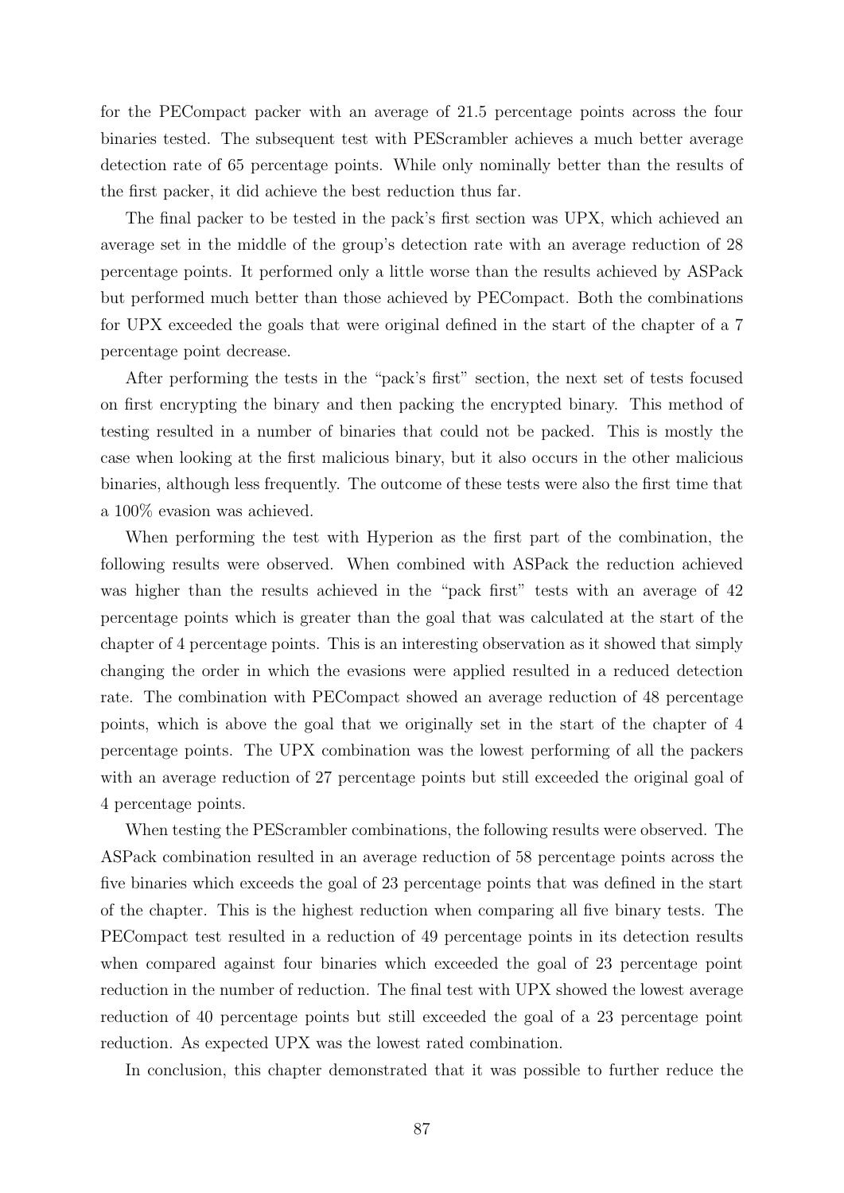for the PECompact packer with an average of 21.5 percentage points across the four binaries tested. The subsequent test with PEScrambler achieves a much better average detection rate of 65 percentage points. While only nominally better than the results of the first packer, it did achieve the best reduction thus far.

The final packer to be tested in the pack's first section was UPX, which achieved an average set in the middle of the group's detection rate with an average reduction of 28 percentage points. It performed only a little worse than the results achieved by ASPack but performed much better than those achieved by PECompact. Both the combinations for UPX exceeded the goals that were original defined in the start of the chapter of a 7 percentage point decrease.

After performing the tests in the "pack's first" section, the next set of tests focused on first encrypting the binary and then packing the encrypted binary. This method of testing resulted in a number of binaries that could not be packed. This is mostly the case when looking at the first malicious binary, but it also occurs in the other malicious binaries, although less frequently. The outcome of these tests were also the first time that a 100% evasion was achieved.

When performing the test with Hyperion as the first part of the combination, the following results were observed. When combined with ASPack the reduction achieved was higher than the results achieved in the "pack first" tests with an average of 42 percentage points which is greater than the goal that was calculated at the start of the chapter of 4 percentage points. This is an interesting observation as it showed that simply changing the order in which the evasions were applied resulted in a reduced detection rate. The combination with PECompact showed an average reduction of 48 percentage points, which is above the goal that we originally set in the start of the chapter of 4 percentage points. The UPX combination was the lowest performing of all the packers with an average reduction of 27 percentage points but still exceeded the original goal of 4 percentage points.

When testing the PEScrambler combinations, the following results were observed. The ASPack combination resulted in an average reduction of 58 percentage points across the five binaries which exceeds the goal of 23 percentage points that was defined in the start of the chapter. This is the highest reduction when comparing all five binary tests. The PECompact test resulted in a reduction of 49 percentage points in its detection results when compared against four binaries which exceeded the goal of 23 percentage point reduction in the number of reduction. The final test with UPX showed the lowest average reduction of 40 percentage points but still exceeded the goal of a 23 percentage point reduction. As expected UPX was the lowest rated combination.

In conclusion, this chapter demonstrated that it was possible to further reduce the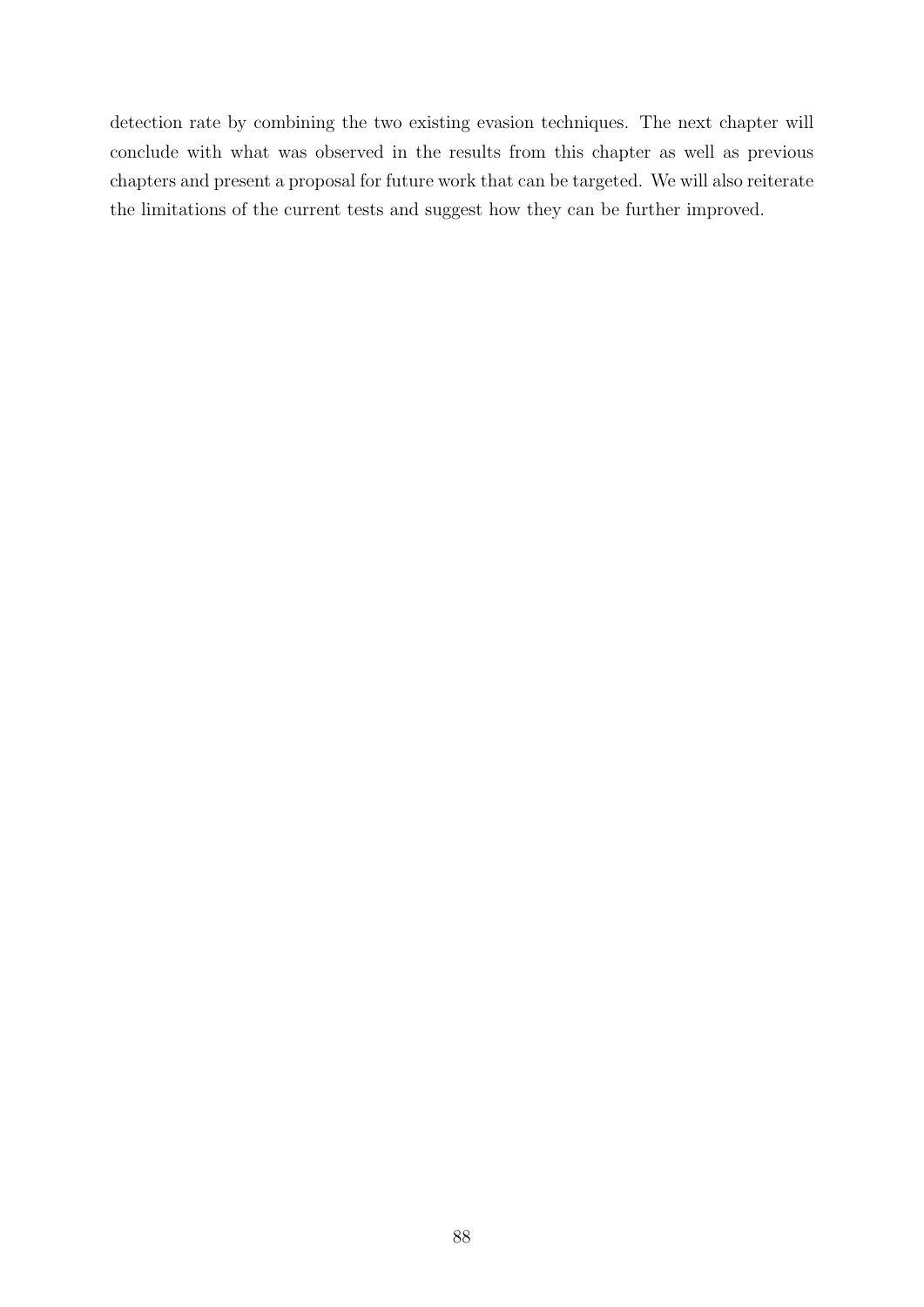detection rate by combining the two existing evasion techniques. The next chapter will conclude with what was observed in the results from this chapter as well as previous chapters and present a proposal for future work that can be targeted. We will also reiterate the limitations of the current tests and suggest how they can be further improved.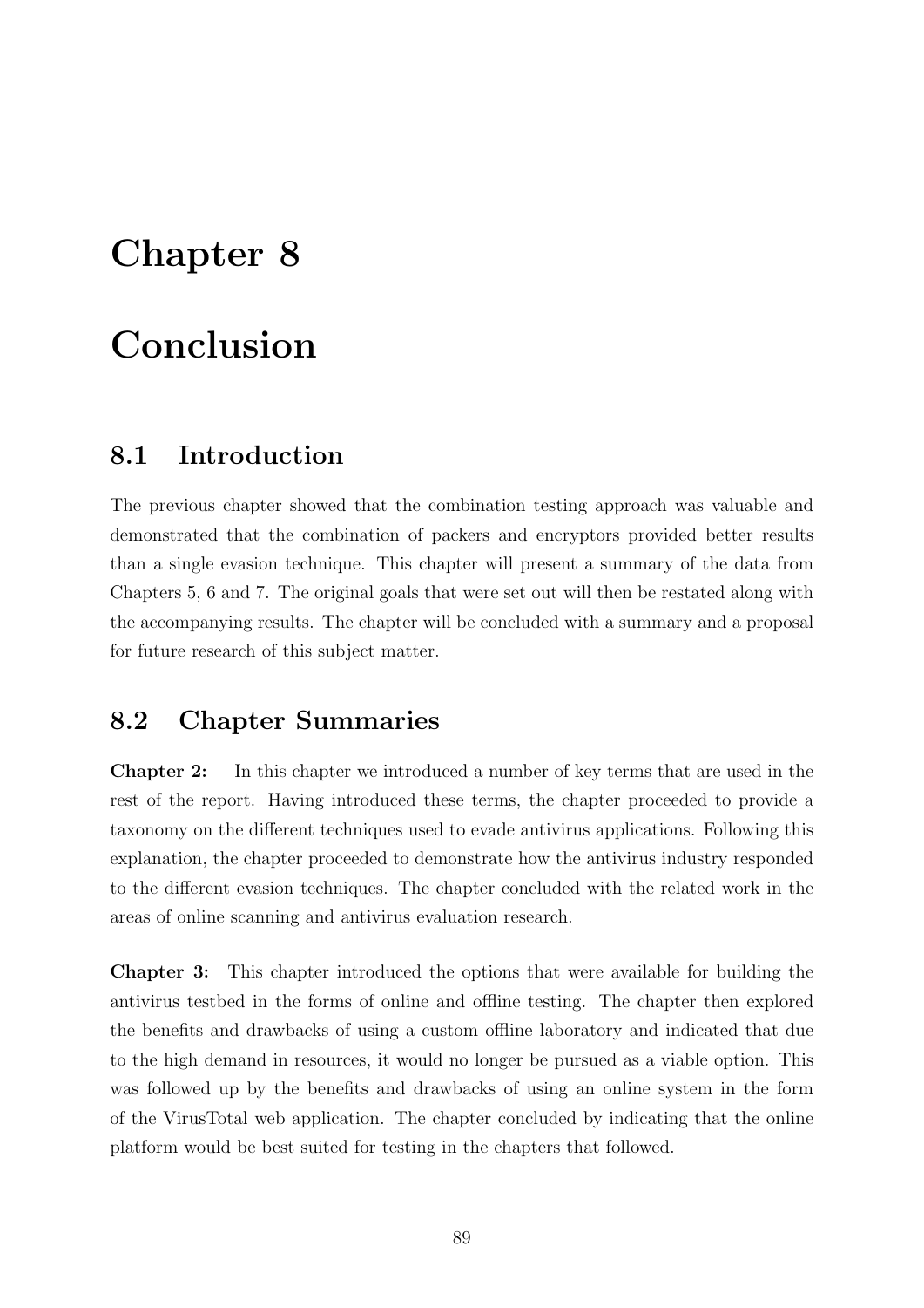# Chapter 8

# Conclusion

## 8.1 Introduction

The previous chapter showed that the combination testing approach was valuable and demonstrated that the combination of packers and encryptors provided better results than a single evasion technique. This chapter will present a summary of the data from Chapters 5, 6 and 7. The original goals that were set out will then be restated along with the accompanying results. The chapter will be concluded with a summary and a proposal for future research of this subject matter.

## 8.2 Chapter Summaries

**Chapter 2:** In this chapter we introduced a number of key terms that are used in the rest of the report. Having introduced these terms, the chapter proceeded to provide a taxonomy on the different techniques used to evade antivirus applications. Following this explanation, the chapter proceeded to demonstrate how the antivirus industry responded to the different evasion techniques. The chapter concluded with the related work in the areas of online scanning and antivirus evaluation research.

**Chapter 3:** This chapter introduced the options that were available for building the antivirus testbed in the forms of online and offline testing. The chapter then explored the benefits and drawbacks of using a custom offline laboratory and indicated that due to the high demand in resources, it would no longer be pursued as a viable option. This was followed up by the benefits and drawbacks of using an online system in the form of the VirusTotal web application. The chapter concluded by indicating that the online platform would be best suited for testing in the chapters that followed.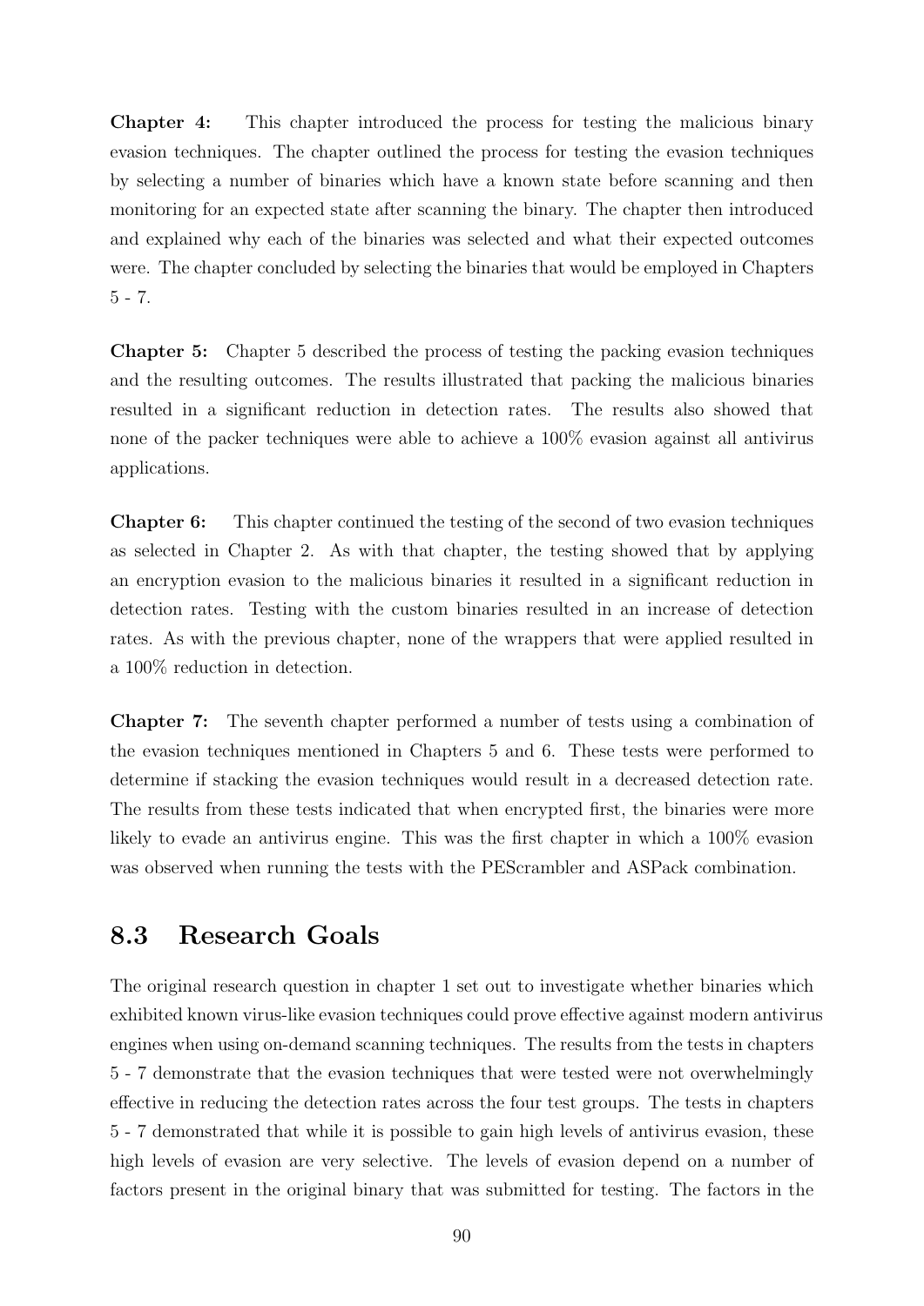**Chapter 4:** This chapter introduced the process for testing the malicious binary evasion techniques. The chapter outlined the process for testing the evasion techniques by selecting a number of binaries which have a known state before scanning and then monitoring for an expected state after scanning the binary. The chapter then introduced and explained why each of the binaries was selected and what their expected outcomes were. The chapter concluded by selecting the binaries that would be employed in Chapters 5 - 7.

**Chapter 5:** Chapter 5 described the process of testing the packing evasion techniques and the resulting outcomes. The results illustrated that packing the malicious binaries resulted in a significant reduction in detection rates. The results also showed that none of the packer techniques were able to achieve a 100% evasion against all antivirus applications.

**Chapter 6:** This chapter continued the testing of the second of two evasion techniques as selected in Chapter 2. As with that chapter, the testing showed that by applying an encryption evasion to the malicious binaries it resulted in a significant reduction in detection rates. Testing with the custom binaries resulted in an increase of detection rates. As with the previous chapter, none of the wrappers that were applied resulted in a 100% reduction in detection.

**Chapter 7:** The seventh chapter performed a number of tests using a combination of the evasion techniques mentioned in Chapters 5 and 6. These tests were performed to determine if stacking the evasion techniques would result in a decreased detection rate. The results from these tests indicated that when encrypted first, the binaries were more likely to evade an antivirus engine. This was the first chapter in which a 100% evasion was observed when running the tests with the PEScrambler and ASPack combination.

## 8.3 Research Goals

The original research question in chapter 1 set out to investigate whether binaries which exhibited known virus-like evasion techniques could prove effective against modern antivirus engines when using on-demand scanning techniques. The results from the tests in chapters 5 - 7 demonstrate that the evasion techniques that were tested were not overwhelmingly effective in reducing the detection rates across the four test groups. The tests in chapters 5 - 7 demonstrated that while it is possible to gain high levels of antivirus evasion, these high levels of evasion are very selective. The levels of evasion depend on a number of factors present in the original binary that was submitted for testing. The factors in the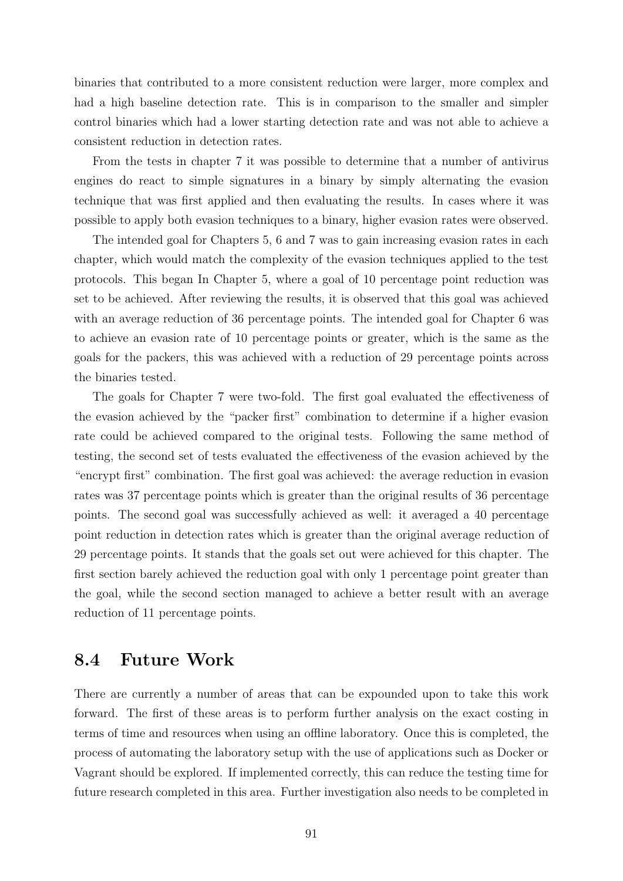binaries that contributed to a more consistent reduction were larger, more complex and had a high baseline detection rate. This is in comparison to the smaller and simpler control binaries which had a lower starting detection rate and was not able to achieve a consistent reduction in detection rates.

From the tests in chapter 7 it was possible to determine that a number of antivirus engines do react to simple signatures in a binary by simply alternating the evasion technique that was first applied and then evaluating the results. In cases where it was possible to apply both evasion techniques to a binary, higher evasion rates were observed.

The intended goal for Chapters 5, 6 and 7 was to gain increasing evasion rates in each chapter, which would match the complexity of the evasion techniques applied to the test protocols. This began In Chapter 5, where a goal of 10 percentage point reduction was set to be achieved. After reviewing the results, it is observed that this goal was achieved with an average reduction of 36 percentage points. The intended goal for Chapter 6 was to achieve an evasion rate of 10 percentage points or greater, which is the same as the goals for the packers, this was achieved with a reduction of 29 percentage points across the binaries tested.

The goals for Chapter 7 were two-fold. The first goal evaluated the effectiveness of the evasion achieved by the "packer first" combination to determine if a higher evasion rate could be achieved compared to the original tests. Following the same method of testing, the second set of tests evaluated the effectiveness of the evasion achieved by the "encrypt first" combination. The first goal was achieved: the average reduction in evasion rates was 37 percentage points which is greater than the original results of 36 percentage points. The second goal was successfully achieved as well: it averaged a 40 percentage point reduction in detection rates which is greater than the original average reduction of 29 percentage points. It stands that the goals set out were achieved for this chapter. The first section barely achieved the reduction goal with only 1 percentage point greater than the goal, while the second section managed to achieve a better result with an average reduction of 11 percentage points.

## 8.4 Future Work

There are currently a number of areas that can be expounded upon to take this work forward. The first of these areas is to perform further analysis on the exact costing in terms of time and resources when using an offline laboratory. Once this is completed, the process of automating the laboratory setup with the use of applications such as Docker or Vagrant should be explored. If implemented correctly, this can reduce the testing time for future research completed in this area. Further investigation also needs to be completed in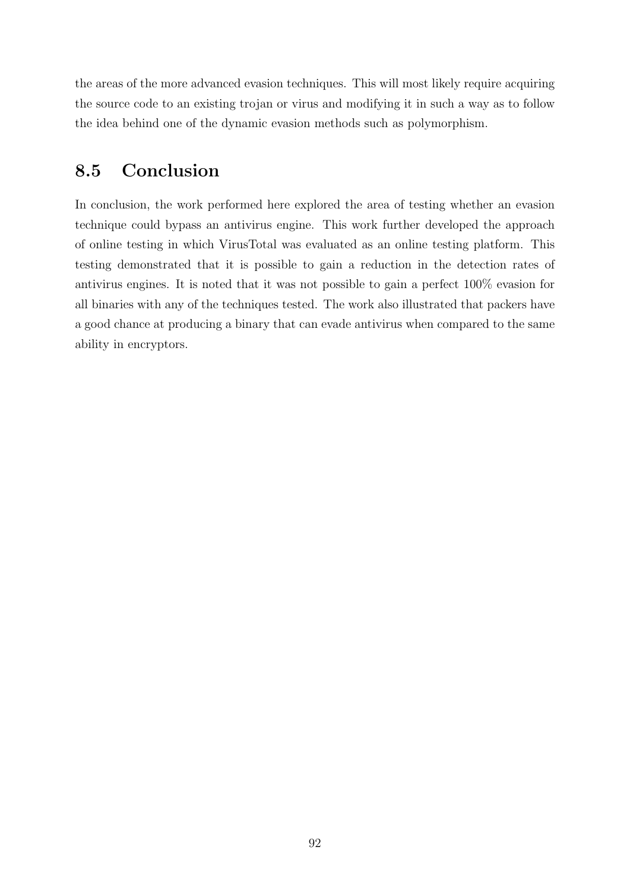the areas of the more advanced evasion techniques. This will most likely require acquiring the source code to an existing trojan or virus and modifying it in such a way as to follow the idea behind one of the dynamic evasion methods such as polymorphism.

## 8.5 Conclusion

In conclusion, the work performed here explored the area of testing whether an evasion technique could bypass an antivirus engine. This work further developed the approach of online testing in which VirusTotal was evaluated as an online testing platform. This testing demonstrated that it is possible to gain a reduction in the detection rates of antivirus engines. It is noted that it was not possible to gain a perfect 100% evasion for all binaries with any of the techniques tested. The work also illustrated that packers have a good chance at producing a binary that can evade antivirus when compared to the same ability in encryptors.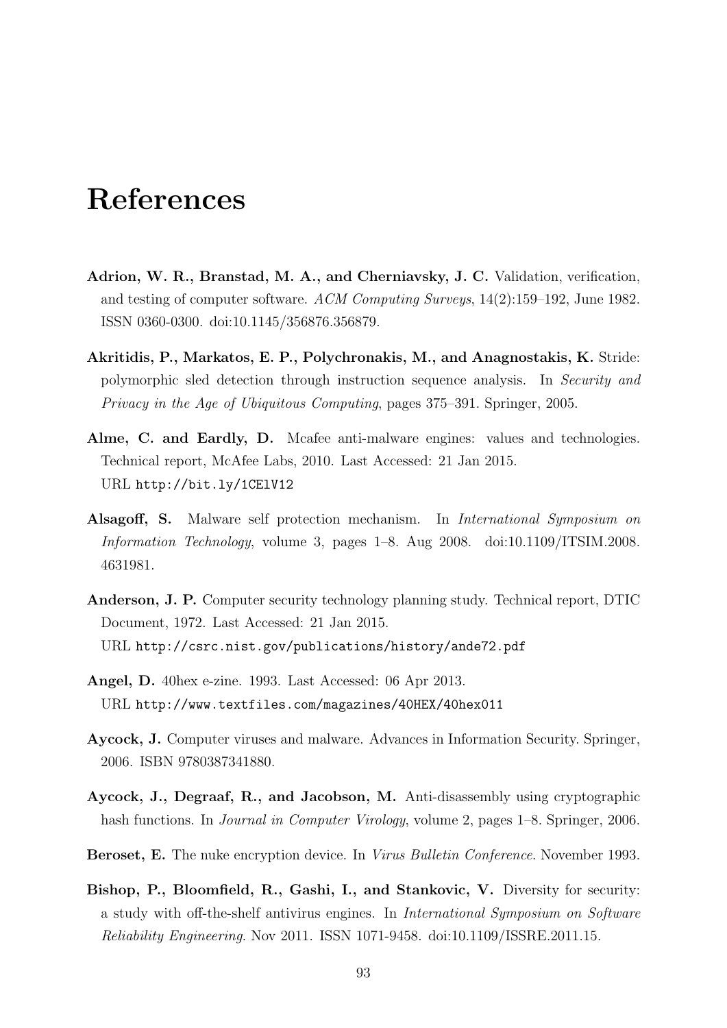# References

**Adrion, W. R., Branstad, M. A., and Cherniavsky, J. C.** Validation, verification, and testing of computer software. *ACM Computing Surveys*, 14(2):159–192, June 1982. ISSN 0360-0300. doi:10.1145/356876.356879.

**Akritidis, P., Markatos, E. P., Polychronakis, M., and Anagnostakis, K.** Stride: polymorphic sled detection through instruction sequence analysis. In *Security and Privacy in the Age of Ubiquitous Computing*, pages 375–391. Springer, 2005.

**Alme, C. and Eardly, D.** Mcafee anti-malware engines: values and technologies. Technical report, McAfee Labs, 2010. Last Accessed: 21 Jan 2015.
URL `http://bit.ly/1CElV12`

**Alsagoff, S.** Malware self protection mechanism. In *International Symposium on Information Technology*, volume 3, pages 1–8. Aug 2008. doi:10.1109/ITSIM.2008.4631981.

**Anderson, J. P.** Computer security technology planning study. Technical report, DTIC Document, 1972. Last Accessed: 21 Jan 2015.
URL `http://csrc.nist.gov/publications/history/ande72.pdf`

**Angel, D.** 40hex e-zine. 1993. Last Accessed: 06 Apr 2013.
URL `http://www.textfiles.com/magazines/40HEX/40hex011`

**Aycock, J.** Computer viruses and malware. Advances in Information Security. Springer, 2006. ISBN 9780387341880.

**Aycock, J., Degraaf, R., and Jacobson, M.** Anti-disassembly using cryptographic hash functions. In *Journal in Computer Virology*, volume 2, pages 1–8. Springer, 2006.

**Beroset, E.** The nuke encryption device. In *Virus Bulletin Conference*. November 1993.

**Bishop, P., Bloomfield, R., Gashi, I., and Stankovic, V.** Diversity for security: a study with off-the-shelf antivirus engines. In *International Symposium on Software Reliability Engineering*. Nov 2011. ISSN 1071-9458. doi:10.1109/ISSRE.2011.15.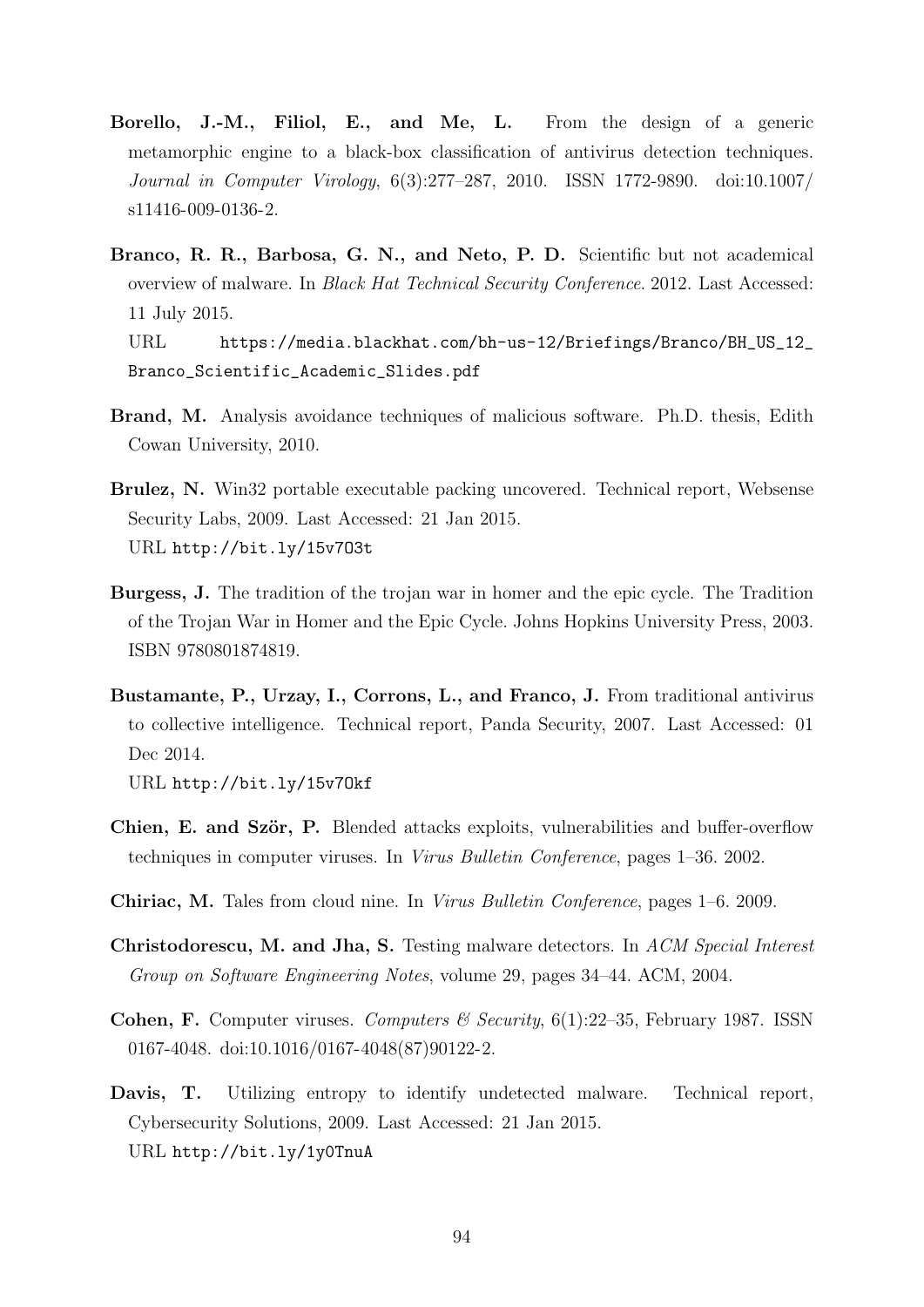**Borello, J.-M., Filiol, E., and Me, L.** From the design of a generic metamorphic engine to a black-box classification of antivirus detection techniques. *Journal in Computer Virology*, 6(3):277–287, 2010. ISSN 1772-9890. doi:10.1007/s11416-009-0136-2.

**Branco, R. R., Barbosa, G. N., and Neto, P. D.** Scientific but not academical overview of malware. In *Black Hat Technical Security Conference*. 2012. Last Accessed: 11 July 2015.
URL https://media.blackhat.com/bh-us-12/Briefings/Branco/BH_US_12_Branco_Scientific_Academic_Slides.pdf

**Brand, M.** Analysis avoidance techniques of malicious software. Ph.D. thesis, Edith Cowan University, 2010.

**Brulez, N.** Win32 portable executable packing uncovered. Technical report, Websense Security Labs, 2009. Last Accessed: 21 Jan 2015.
URL http://bit.ly/15v7O3t

**Burgess, J.** The tradition of the trojan war in homer and the epic cycle. The Tradition of the Trojan War in Homer and the Epic Cycle. Johns Hopkins University Press, 2003. ISBN 9780801874819.

**Bustamante, P., Urzay, I., Corrons, L., and Franco, J.** From traditional antivirus to collective intelligence. Technical report, Panda Security, 2007. Last Accessed: 01 Dec 2014.
URL http://bit.ly/15v7Okf

**Chien, E. and Ször, P.** Blended attacks exploits, vulnerabilities and buffer-overflow techniques in computer viruses. In *Virus Bulletin Conference*, pages 1–36. 2002.

**Chiriac, M.** Tales from cloud nine. In *Virus Bulletin Conference*, pages 1–6. 2009.

**Christodorescu, M. and Jha, S.** Testing malware detectors. In *ACM Special Interest Group on Software Engineering Notes*, volume 29, pages 34–44. ACM, 2004.

**Cohen, F.** Computer viruses. *Computers & Security*, 6(1):22–35, February 1987. ISSN 0167-4048. doi:10.1016/0167-4048(87)90122-2.

**Davis, T.** Utilizing entropy to identify undetected malware. Technical report, Cybersecurity Solutions, 2009. Last Accessed: 21 Jan 2015.
URL http://bit.ly/1y0TnuA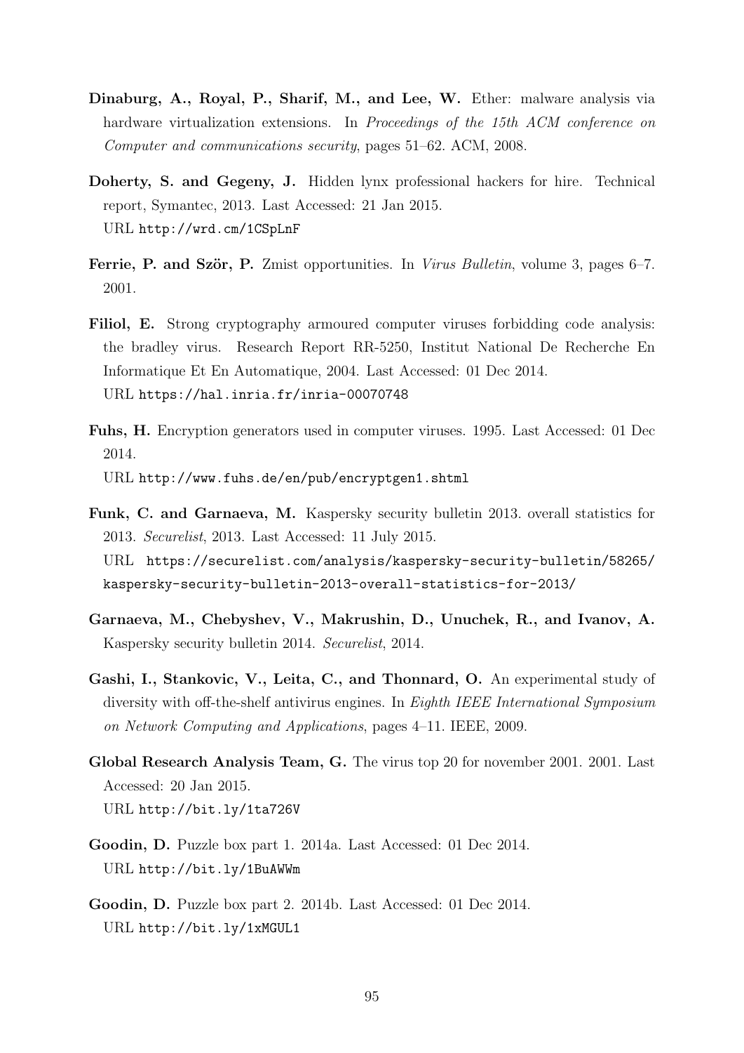**Dinaburg, A., Royal, P., Sharif, M., and Lee, W.** Ether: malware analysis via hardware virtualization extensions. In *Proceedings of the 15th ACM conference on Computer and communications security*, pages 51–62. ACM, 2008.

**Doherty, S. and Gegeny, J.** Hidden lynx professional hackers for hire. Technical report, Symantec, 2013. Last Accessed: 21 Jan 2015.
URL `http://wrd.cm/1CSpLnF`

**Ferrie, P. and Ször, P.** Zmist opportunities. In *Virus Bulletin*, volume 3, pages 6–7. 2001.

**Filiol, E.** Strong cryptography armoured computer viruses forbidding code analysis: the bradley virus. Research Report RR-5250, Institut National De Recherche En Informatique Et En Automatique, 2004. Last Accessed: 01 Dec 2014.
URL `https://hal.inria.fr/inria-00070748`

**Fuhs, H.** Encryption generators used in computer viruses. 1995. Last Accessed: 01 Dec 2014.
URL `http://www.fuhs.de/en/pub/encryptgen1.shtml`

**Funk, C. and Garnaeva, M.** Kaspersky security bulletin 2013. overall statistics for 2013. *Securelist*, 2013. Last Accessed: 11 July 2015.
URL `https://securelist.com/analysis/kaspersky-security-bulletin/58265/kaspersky-security-bulletin-2013-overall-statistics-for-2013/`

**Garnaeva, M., Chebyshev, V., Makrushin, D., Unuchek, R., and Ivanov, A.** Kaspersky security bulletin 2014. *Securelist*, 2014.

**Gashi, I., Stankovic, V., Leita, C., and Thonnard, O.** An experimental study of diversity with off-the-shelf antivirus engines. In *Eighth IEEE International Symposium on Network Computing and Applications*, pages 4–11. IEEE, 2009.

**Global Research Analysis Team, G.** The virus top 20 for november 2001. 2001. Last Accessed: 20 Jan 2015.
URL `http://bit.ly/1ta726V`

**Goodin, D.** Puzzle box part 1. 2014a. Last Accessed: 01 Dec 2014.
URL `http://bit.ly/1BuAWWm`

**Goodin, D.** Puzzle box part 2. 2014b. Last Accessed: 01 Dec 2014.
URL `http://bit.ly/1xMGUL1`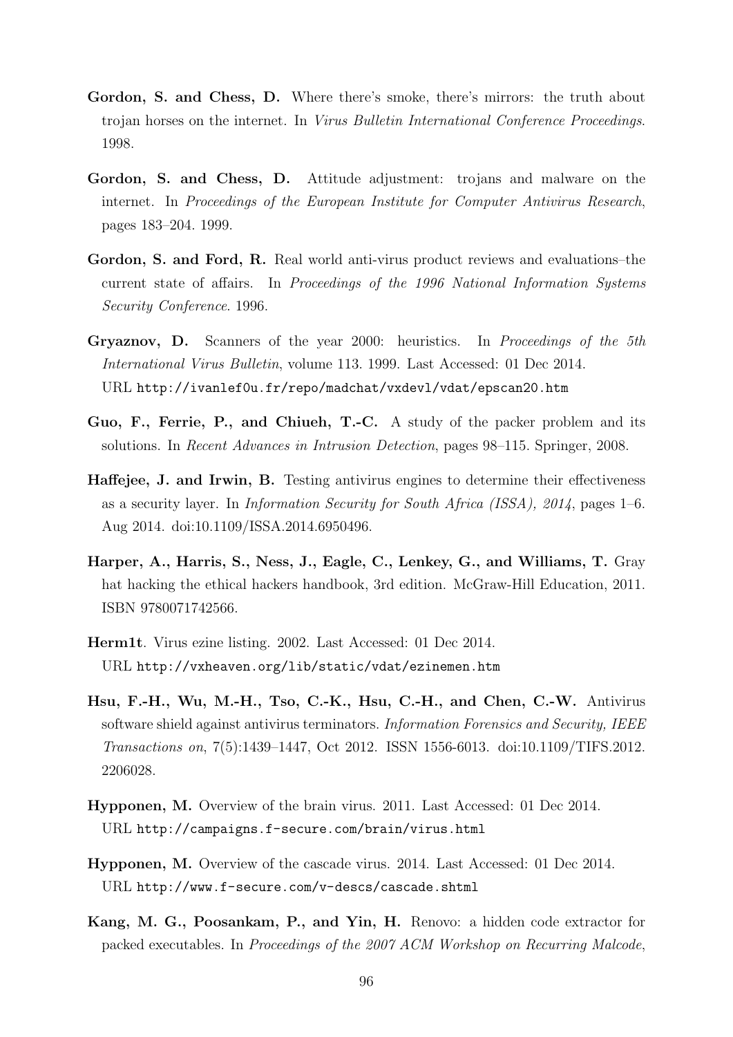**Gordon, S. and Chess, D.** Where there's smoke, there's mirrors: the truth about trojan horses on the internet. In *Virus Bulletin International Conference Proceedings*. 1998.

**Gordon, S. and Chess, D.** Attitude adjustment: trojans and malware on the internet. In *Proceedings of the European Institute for Computer Antivirus Research*, pages 183–204. 1999.

**Gordon, S. and Ford, R.** Real world anti-virus product reviews and evaluations–the current state of affairs. In *Proceedings of the 1996 National Information Systems Security Conference*. 1996.

**Gryaznov, D.** Scanners of the year 2000: heuristics. In *Proceedings of the 5th International Virus Bulletin*, volume 113. 1999. Last Accessed: 01 Dec 2014. URL `http://ivanlef0u.fr/repo/madchat/vxdevl/vdat/epscan20.htm`

**Guo, F., Ferrie, P., and Chiueh, T.-C.** A study of the packer problem and its solutions. In *Recent Advances in Intrusion Detection*, pages 98–115. Springer, 2008.

**Haffejee, J. and Irwin, B.** Testing antivirus engines to determine their effectiveness as a security layer. In *Information Security for South Africa (ISSA), 2014*, pages 1–6. Aug 2014. doi:10.1109/ISSA.2014.6950496.

**Harper, A., Harris, S., Ness, J., Eagle, C., Lenkey, G., and Williams, T.** Gray hat hacking the ethical hackers handbook, 3rd edition. McGraw-Hill Education, 2011. ISBN 9780071742566.

**Herm1t**. Virus ezine listing. 2002. Last Accessed: 01 Dec 2014. URL `http://vxheaven.org/lib/static/vdat/ezinemen.htm`

**Hsu, F.-H., Wu, M.-H., Tso, C.-K., Hsu, C.-H., and Chen, C.-W.** Antivirus software shield against antivirus terminators. *Information Forensics and Security, IEEE Transactions on*, 7(5):1439–1447, Oct 2012. ISSN 1556-6013. doi:10.1109/TIFS.2012.2206028.

**Hypponen, M.** Overview of the brain virus. 2011. Last Accessed: 01 Dec 2014. URL `http://campaigns.f-secure.com/brain/virus.html`

**Hypponen, M.** Overview of the cascade virus. 2014. Last Accessed: 01 Dec 2014. URL `http://www.f-secure.com/v-descs/cascade.shtml`

**Kang, M. G., Poosankam, P., and Yin, H.** Renovo: a hidden code extractor for packed executables. In *Proceedings of the 2007 ACM Workshop on Recurring Malcode*,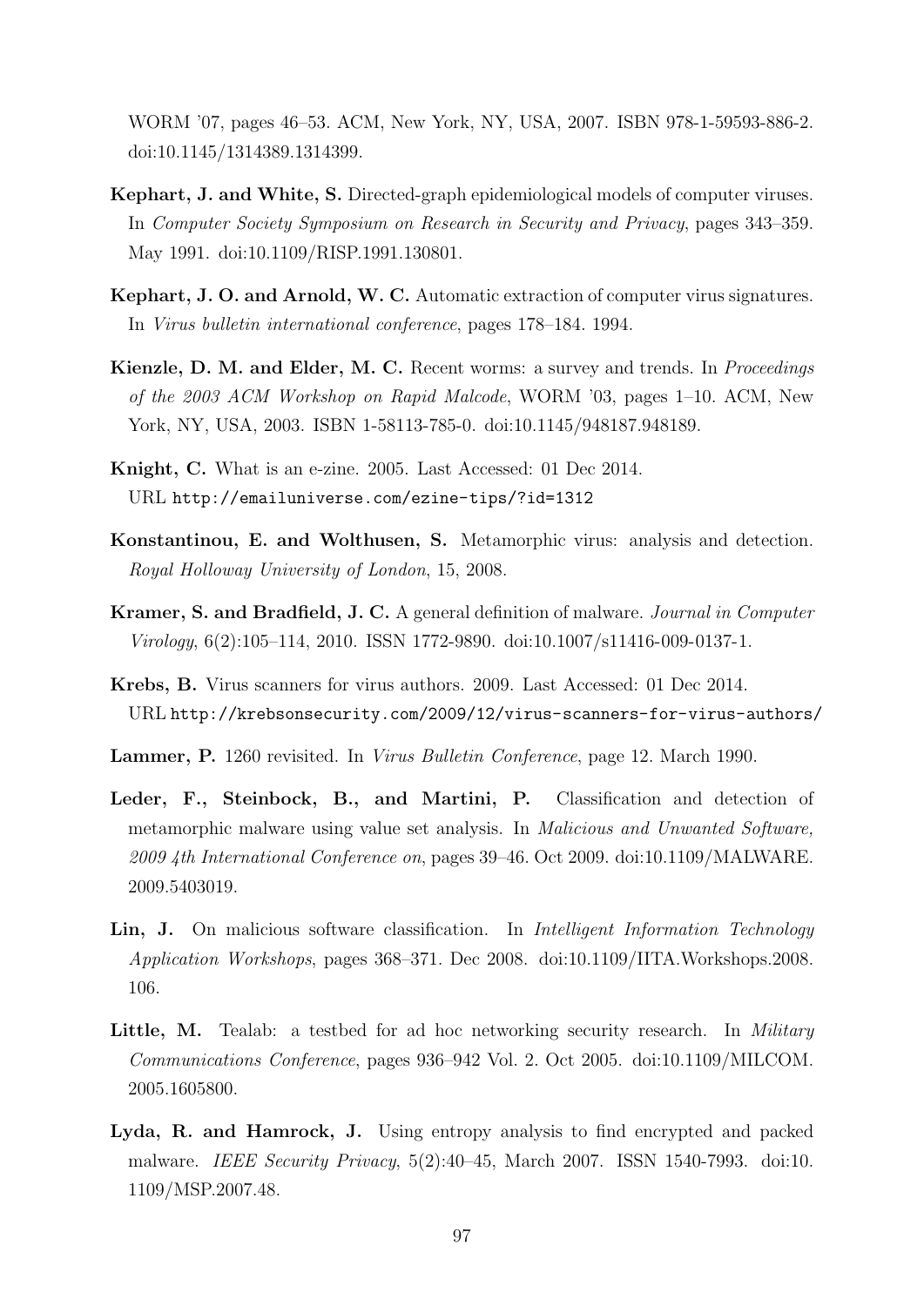WORM '07, pages 46–53. ACM, New York, NY, USA, 2007. ISBN 978-1-59593-886-2. doi:10.1145/1314389.1314399.

**Kephart, J. and White, S.** Directed-graph epidemiological models of computer viruses. In *Computer Society Symposium on Research in Security and Privacy*, pages 343–359. May 1991. doi:10.1109/RISP.1991.130801.

**Kephart, J. O. and Arnold, W. C.** Automatic extraction of computer virus signatures. In *Virus bulletin international conference*, pages 178–184. 1994.

**Kienzle, D. M. and Elder, M. C.** Recent worms: a survey and trends. In *Proceedings of the 2003 ACM Workshop on Rapid Malcode*, WORM '03, pages 1–10. ACM, New York, NY, USA, 2003. ISBN 1-58113-785-0. doi:10.1145/948187.948189.

**Knight, C.** What is an e-zine. 2005. Last Accessed: 01 Dec 2014. URL `http://emailuniverse.com/ezine-tips/?id=1312`

**Konstantinou, E. and Wolthusen, S.** Metamorphic virus: analysis and detection. *Royal Holloway University of London*, 15, 2008.

**Kramer, S. and Bradfield, J. C.** A general definition of malware. *Journal in Computer Virology*, 6(2):105–114, 2010. ISSN 1772-9890. doi:10.1007/s11416-009-0137-1.

**Krebs, B.** Virus scanners for virus authors. 2009. Last Accessed: 01 Dec 2014. URL `http://krebsonsecurity.com/2009/12/virus-scanners-for-virus-authors/`

**Lammer, P.** 1260 revisited. In *Virus Bulletin Conference*, page 12. March 1990.

**Leder, F., Steinbock, B., and Martini, P.** Classification and detection of metamorphic malware using value set analysis. In *Malicious and Unwanted Software, 2009 4th International Conference on*, pages 39–46. Oct 2009. doi:10.1109/MALWARE.2009.5403019.

**Lin, J.** On malicious software classification. In *Intelligent Information Technology Application Workshops*, pages 368–371. Dec 2008. doi:10.1109/IITA.Workshops.2008.106.

**Little, M.** Tealab: a testbed for ad hoc networking security research. In *Military Communications Conference*, pages 936–942 Vol. 2. Oct 2005. doi:10.1109/MILCOM.2005.1605800.

**Lyda, R. and Hamrock, J.** Using entropy analysis to find encrypted and packed malware. *IEEE Security Privacy*, 5(2):40–45, March 2007. ISSN 1540-7993. doi:10.1109/MSP.2007.48.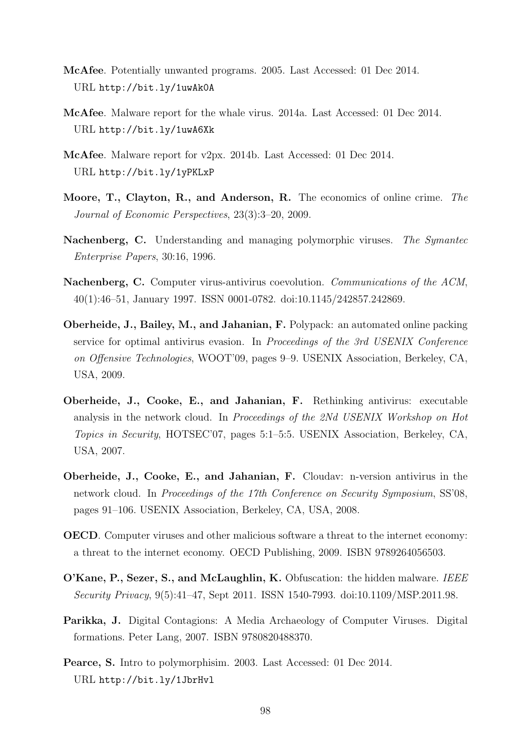**McAfee**. Potentially unwanted programs. 2005. Last Accessed: 01 Dec 2014.
URL `http://bit.ly/1uwAk0A`

**McAfee**. Malware report for the whale virus. 2014a. Last Accessed: 01 Dec 2014.
URL `http://bit.ly/1uwA6Xk`

**McAfee**. Malware report for v2px. 2014b. Last Accessed: 01 Dec 2014.
URL `http://bit.ly/1yPKLxP`

**Moore, T., Clayton, R., and Anderson, R.** The economics of online crime. *The Journal of Economic Perspectives*, 23(3):3–20, 2009.

**Nachenberg, C.** Understanding and managing polymorphic viruses. *The Symantec Enterprise Papers*, 30:16, 1996.

**Nachenberg, C.** Computer virus-antivirus coevolution. *Communications of the ACM*, 40(1):46–51, January 1997. ISSN 0001-0782. doi:10.1145/242857.242869.

**Oberheide, J., Bailey, M., and Jahanian, F.** Polypack: an automated online packing service for optimal antivirus evasion. In *Proceedings of the 3rd USENIX Conference on Offensive Technologies*, WOOT'09, pages 9–9. USENIX Association, Berkeley, CA, USA, 2009.

**Oberheide, J., Cooke, E., and Jahanian, F.** Rethinking antivirus: executable analysis in the network cloud. In *Proceedings of the 2Nd USENIX Workshop on Hot Topics in Security*, HOTSEC'07, pages 5:1–5:5. USENIX Association, Berkeley, CA, USA, 2007.

**Oberheide, J., Cooke, E., and Jahanian, F.** Cloudav: n-version antivirus in the network cloud. In *Proceedings of the 17th Conference on Security Symposium*, SS'08, pages 91–106. USENIX Association, Berkeley, CA, USA, 2008.

**OECD**. Computer viruses and other malicious software a threat to the internet economy: a threat to the internet economy. OECD Publishing, 2009. ISBN 9789264056503.

**O'Kane, P., Sezer, S., and McLaughlin, K.** Obfuscation: the hidden malware. *IEEE Security Privacy*, 9(5):41–47, Sept 2011. ISSN 1540-7993. doi:10.1109/MSP.2011.98.

**Parikka, J.** Digital Contagions: A Media Archaeology of Computer Viruses. Digital formations. Peter Lang, 2007. ISBN 9780820488370.

**Pearce, S.** Intro to polymorphisim. 2003. Last Accessed: 01 Dec 2014.
URL `http://bit.ly/1JbrHvl`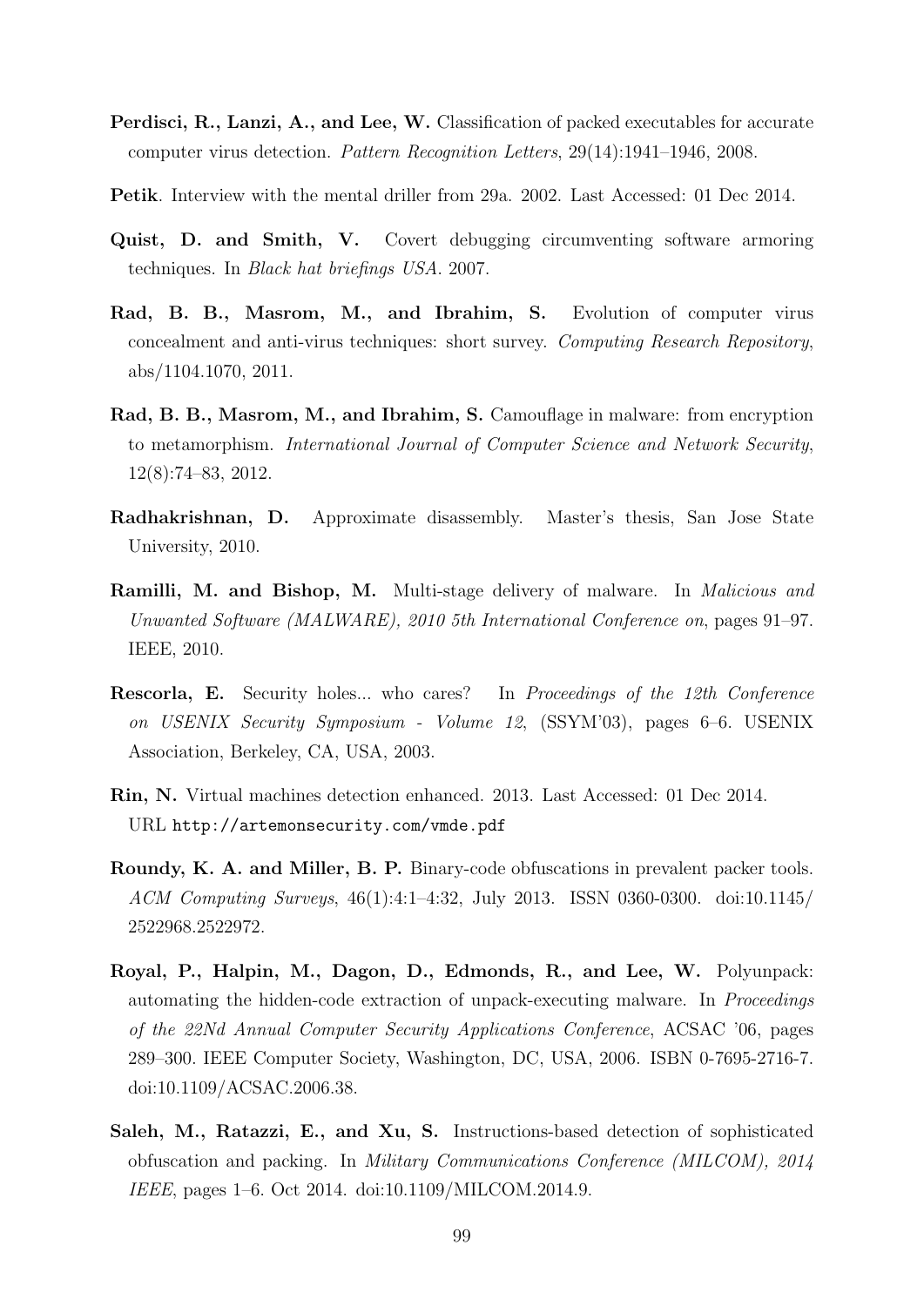**Perdisci, R., Lanzi, A., and Lee, W.** Classification of packed executables for accurate computer virus detection. *Pattern Recognition Letters*, 29(14):1941–1946, 2008.

**Petik**. Interview with the mental driller from 29a. 2002. Last Accessed: 01 Dec 2014.

**Quist, D. and Smith, V.** Covert debugging circumventing software armoring techniques. In *Black hat briefings USA*. 2007.

**Rad, B. B., Masrom, M., and Ibrahim, S.** Evolution of computer virus concealment and anti-virus techniques: short survey. *Computing Research Repository*, abs/1104.1070, 2011.

**Rad, B. B., Masrom, M., and Ibrahim, S.** Camouflage in malware: from encryption to metamorphism. *International Journal of Computer Science and Network Security*, 12(8):74–83, 2012.

**Radhakrishnan, D.** Approximate disassembly. Master's thesis, San Jose State University, 2010.

**Ramilli, M. and Bishop, M.** Multi-stage delivery of malware. In *Malicious and Unwanted Software (MALWARE), 2010 5th International Conference on*, pages 91–97. IEEE, 2010.

**Rescorla, E.** Security holes... who cares? In *Proceedings of the 12th Conference on USENIX Security Symposium - Volume 12*, (SSYM'03), pages 6–6. USENIX Association, Berkeley, CA, USA, 2003.

**Rin, N.** Virtual machines detection enhanced. 2013. Last Accessed: 01 Dec 2014. URL `http://artemonsecurity.com/vmde.pdf`

**Roundy, K. A. and Miller, B. P.** Binary-code obfuscations in prevalent packer tools. *ACM Computing Surveys*, 46(1):4:1–4:32, July 2013. ISSN 0360-0300. doi:10.1145/2522968.2522972.

**Royal, P., Halpin, M., Dagon, D., Edmonds, R., and Lee, W.** Polyunpack: automating the hidden-code extraction of unpack-executing malware. In *Proceedings of the 22Nd Annual Computer Security Applications Conference*, ACSAC '06, pages 289–300. IEEE Computer Society, Washington, DC, USA, 2006. ISBN 0-7695-2716-7. doi:10.1109/ACSAC.2006.38.

**Saleh, M., Ratazzi, E., and Xu, S.** Instructions-based detection of sophisticated obfuscation and packing. In *Military Communications Conference (MILCOM), 2014 IEEE*, pages 1–6. Oct 2014. doi:10.1109/MILCOM.2014.9.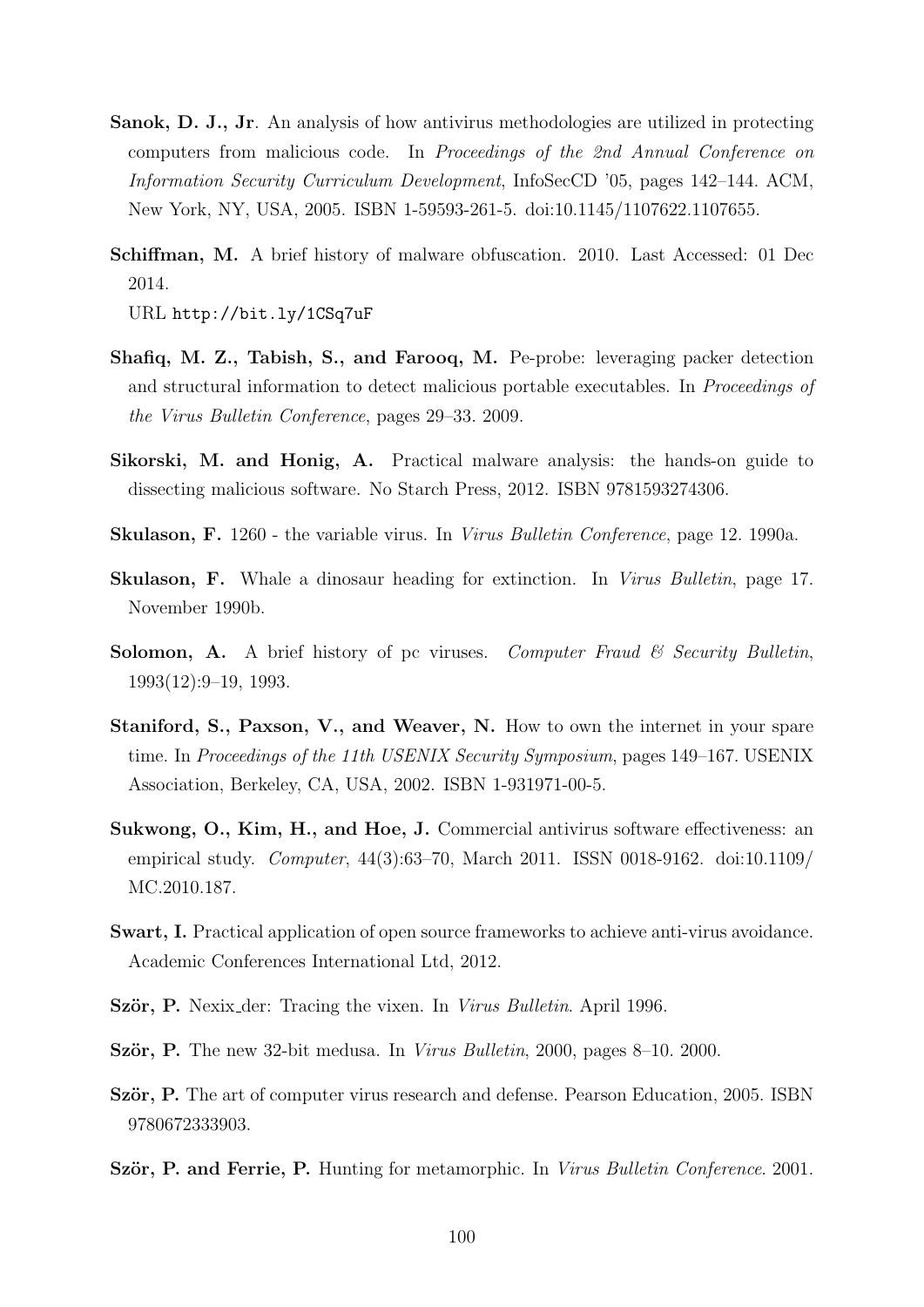**Sanok, D. J., Jr**. An analysis of how antivirus methodologies are utilized in protecting computers from malicious code. In *Proceedings of the 2nd Annual Conference on Information Security Curriculum Development*, InfoSecCD '05, pages 142–144. ACM, New York, NY, USA, 2005. ISBN 1-59593-261-5. doi:10.1145/1107622.1107655.

**Schiffman, M.** A brief history of malware obfuscation. 2010. Last Accessed: 01 Dec 2014.
URL `http://bit.ly/1CSq7uF`

**Shafiq, M. Z., Tabish, S., and Farooq, M.** Pe-probe: leveraging packer detection and structural information to detect malicious portable executables. In *Proceedings of the Virus Bulletin Conference*, pages 29–33. 2009.

**Sikorski, M. and Honig, A.** Practical malware analysis: the hands-on guide to dissecting malicious software. No Starch Press, 2012. ISBN 9781593274306.

**Skulason, F.** 1260 - the variable virus. In *Virus Bulletin Conference*, page 12. 1990a.

**Skulason, F.** Whale a dinosaur heading for extinction. In *Virus Bulletin*, page 17. November 1990b.

**Solomon, A.** A brief history of pc viruses. *Computer Fraud & Security Bulletin*, 1993(12):9–19, 1993.

**Staniford, S., Paxson, V., and Weaver, N.** How to own the internet in your spare time. In *Proceedings of the 11th USENIX Security Symposium*, pages 149–167. USENIX Association, Berkeley, CA, USA, 2002. ISBN 1-931971-00-5.

**Sukwong, O., Kim, H., and Hoe, J.** Commercial antivirus software effectiveness: an empirical study. *Computer*, 44(3):63–70, March 2011. ISSN 0018-9162. doi:10.1109/MC.2010.187.

**Swart, I.** Practical application of open source frameworks to achieve anti-virus avoidance. Academic Conferences International Ltd, 2012.

**Ször, P.** Nexix_der: Tracing the vixen. In *Virus Bulletin*. April 1996.

**Ször, P.** The new 32-bit medusa. In *Virus Bulletin*, 2000, pages 8–10. 2000.

**Ször, P.** The art of computer virus research and defense. Pearson Education, 2005. ISBN 9780672333903.

**Ször, P. and Ferrie, P.** Hunting for metamorphic. In *Virus Bulletin Conference*. 2001.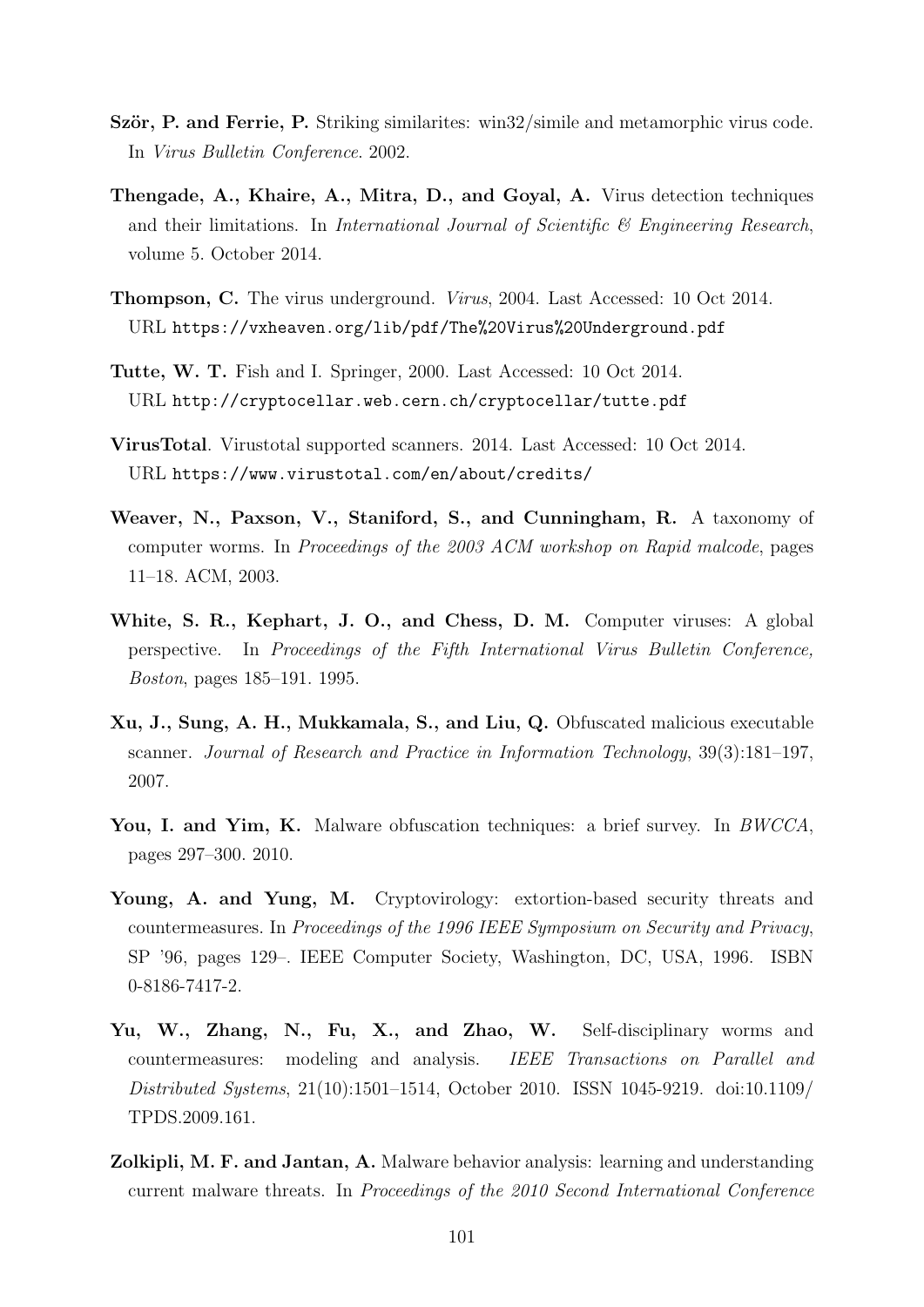**Ször, P. and Ferrie, P.** Striking similarites: win32/simile and metamorphic virus code. In *Virus Bulletin Conference*. 2002.

**Thengade, A., Khaire, A., Mitra, D., and Goyal, A.** Virus detection techniques and their limitations. In *International Journal of Scientific & Engineering Research*, volume 5. October 2014.

**Thompson, C.** The virus underground. *Virus*, 2004. Last Accessed: 10 Oct 2014. URL `https://vxheaven.org/lib/pdf/The%20Virus%20Underground.pdf`

**Tutte, W. T.** Fish and I. Springer, 2000. Last Accessed: 10 Oct 2014. URL `http://cryptocellar.web.cern.ch/cryptocellar/tutte.pdf`

**VirusTotal**. Virustotal supported scanners. 2014. Last Accessed: 10 Oct 2014. URL `https://www.virustotal.com/en/about/credits/`

**Weaver, N., Paxson, V., Staniford, S., and Cunningham, R.** A taxonomy of computer worms. In *Proceedings of the 2003 ACM workshop on Rapid malcode*, pages 11–18. ACM, 2003.

**White, S. R., Kephart, J. O., and Chess, D. M.** Computer viruses: A global perspective. In *Proceedings of the Fifth International Virus Bulletin Conference, Boston*, pages 185–191. 1995.

**Xu, J., Sung, A. H., Mukkamala, S., and Liu, Q.** Obfuscated malicious executable scanner. *Journal of Research and Practice in Information Technology*, 39(3):181–197, 2007.

**You, I. and Yim, K.** Malware obfuscation techniques: a brief survey. In *BWCCA*, pages 297–300. 2010.

**Young, A. and Yung, M.** Cryptovirology: extortion-based security threats and countermeasures. In *Proceedings of the 1996 IEEE Symposium on Security and Privacy*, SP '96, pages 129–. IEEE Computer Society, Washington, DC, USA, 1996. ISBN 0-8186-7417-2.

**Yu, W., Zhang, N., Fu, X., and Zhao, W.** Self-disciplinary worms and countermeasures: modeling and analysis. *IEEE Transactions on Parallel and Distributed Systems*, 21(10):1501–1514, October 2010. ISSN 1045-9219. doi:10.1109/TPDS.2009.161.

**Zolkipli, M. F. and Jantan, A.** Malware behavior analysis: learning and understanding current malware threats. In *Proceedings of the 2010 Second International Conference*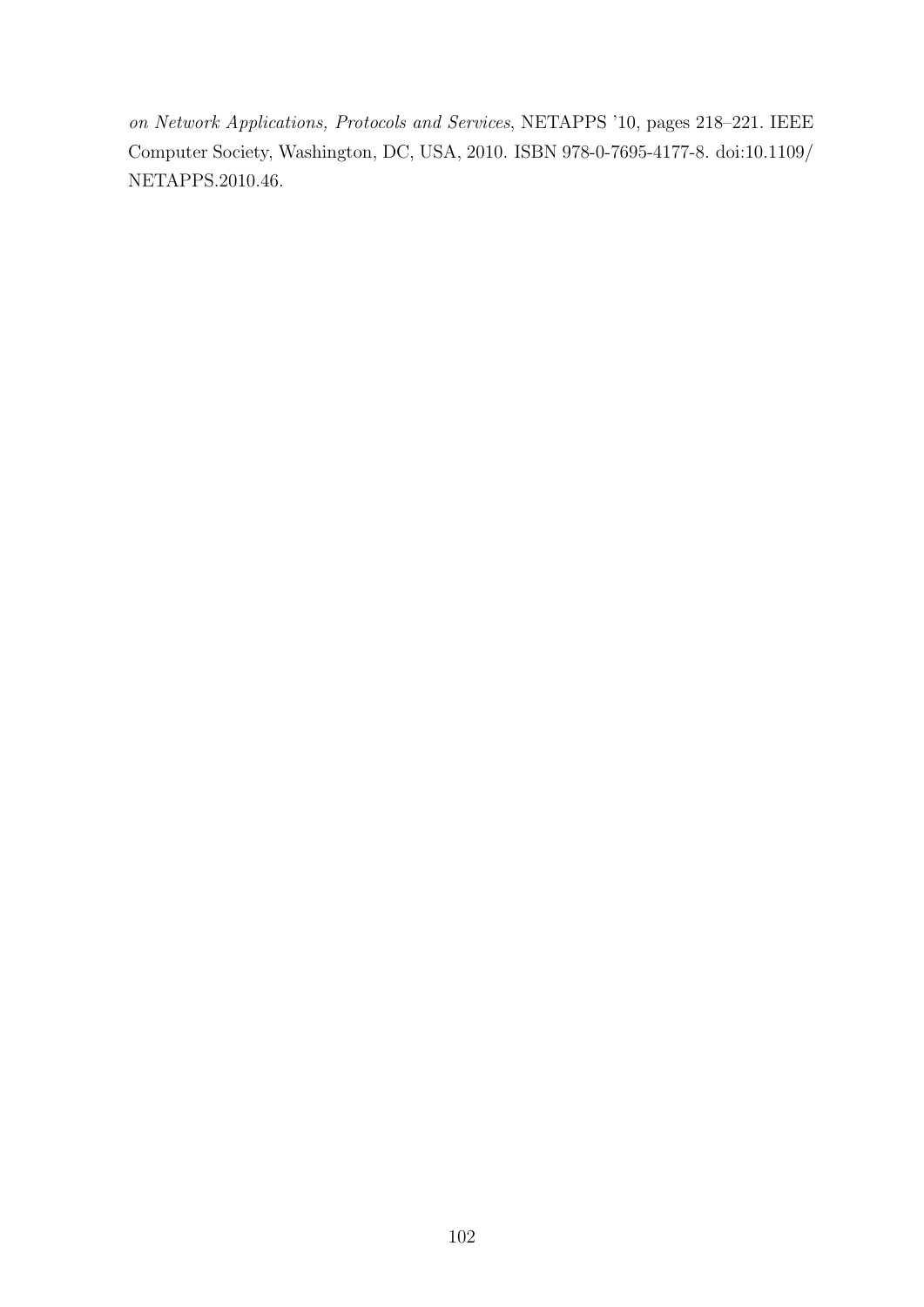*on Network Applications, Protocols and Services*, NETAPPS '10, pages 218–221. IEEE Computer Society, Washington, DC, USA, 2010. ISBN 978-0-7695-4177-8. doi:10.1109/NETAPPS.2010.46.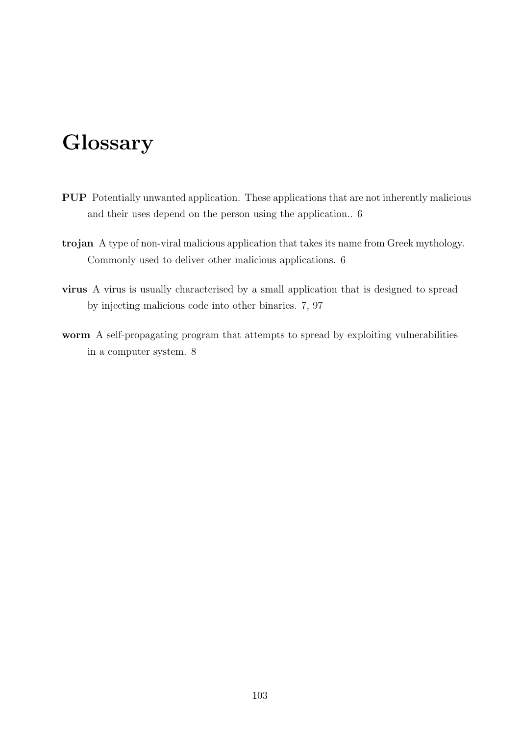# Glossary

**PUP** Potentially unwanted application. These applications that are not inherently malicious and their uses depend on the person using the application.. 6

**trojan** A type of non-viral malicious application that takes its name from Greek mythology. Commonly used to deliver other malicious applications. 6

**virus** A virus is usually characterised by a small application that is designed to spread by injecting malicious code into other binaries. 7, 97

**worm** A self-propagating program that attempts to spread by exploiting vulnerabilities in a computer system. 8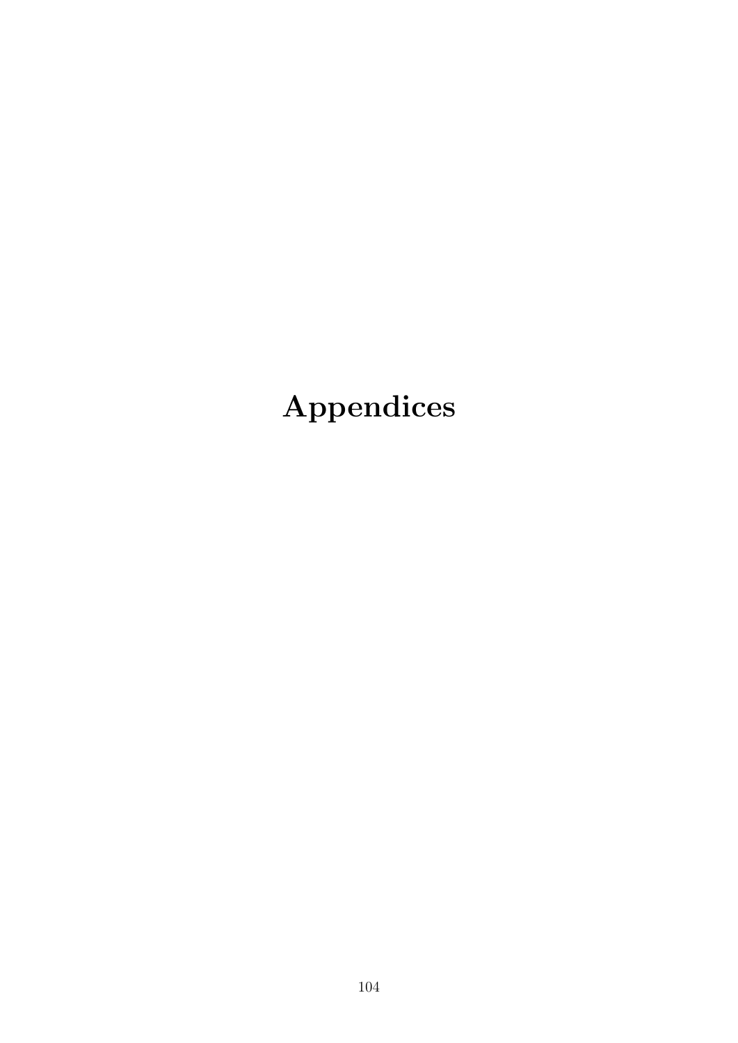# Appendices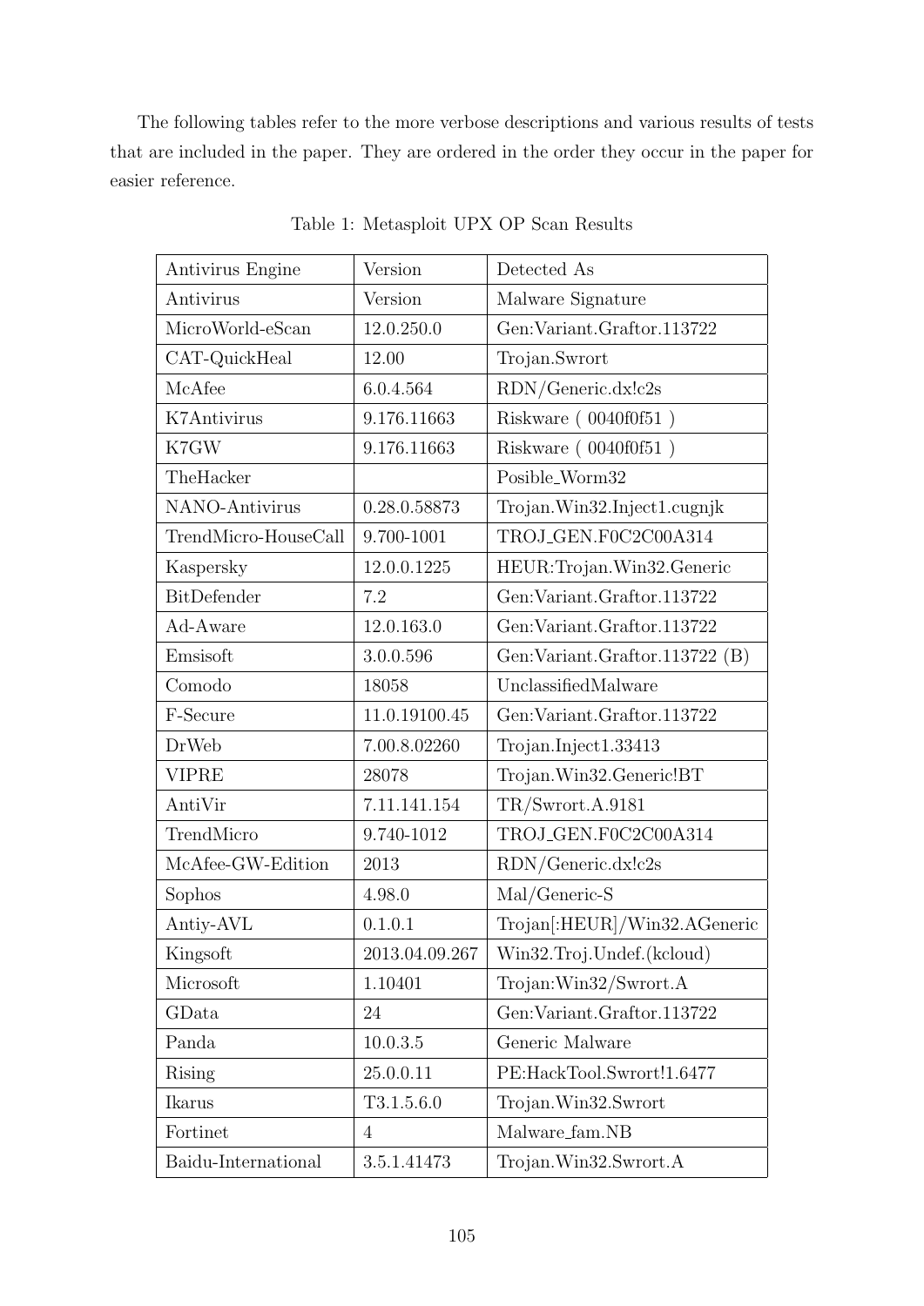The following tables refer to the more verbose descriptions and various results of tests that are included in the paper. They are ordered in the order they occur in the paper for easier reference.

Table 1: Metasploit UPX OP Scan Results

| Antivirus Engine | Version | Detected As |
|---|---|---|
| Antivirus | Version | Malware Signature |
| MicroWorld-eScan | 12.0.250.0 | Gen:Variant.Graftor.113722 |
| CAT-QuickHeal | 12.00 | Trojan.Swrort |
| McAfee | 6.0.4.564 | RDN/Generic.dx!c2s |
| K7Antivirus | 9.176.11663 | Riskware ( 0040f0f51 ) |
| K7GW | 9.176.11663 | Riskware ( 0040f0f51 ) |
| TheHacker | | Posible_Worm32 |
| NANO-Antivirus | 0.28.0.58873 | Trojan.Win32.Inject1.cugnjk |
| TrendMicro-HouseCall | 9.700-1001 | TROJ_GEN.F0C2C00A314 |
| Kaspersky | 12.0.0.1225 | HEUR:Trojan.Win32.Generic |
| BitDefender | 7.2 | Gen:Variant.Graftor.113722 |
| Ad-Aware | 12.0.163.0 | Gen:Variant.Graftor.113722 |
| Emsisoft | 3.0.0.596 | Gen:Variant.Graftor.113722 (B) |
| Comodo | 18058 | UnclassifiedMalware |
| F-Secure | 11.0.19100.45 | Gen:Variant.Graftor.113722 |
| DrWeb | 7.00.8.02260 | Trojan.Inject1.33413 |
| VIPRE | 28078 | Trojan.Win32.Generic!BT |
| AntiVir | 7.11.141.154 | TR/Swrort.A.9181 |
| TrendMicro | 9.740-1012 | TROJ_GEN.F0C2C00A314 |
| McAfee-GW-Edition | 2013 | RDN/Generic.dx!c2s |
| Sophos | 4.98.0 | Mal/Generic-S |
| Antiy-AVL | 0.1.0.1 | Trojan[:HEUR]/Win32.AGeneric |
| Kingsoft | 2013.04.09.267 | Win32.Troj.Undef.(kcloud) |
| Microsoft | 1.10401 | Trojan:Win32/Swrort.A |
| GData | 24 | Gen:Variant.Graftor.113722 |
| Panda | 10.0.3.5 | Generic Malware |
| Rising | 25.0.0.11 | PE:HackTool.Swrort!1.6477 |
| Ikarus | T3.1.5.6.0 | Trojan.Win32.Swrort |
| Fortinet | 4 | Malware_fam.NB |
| Baidu-International | 3.5.1.41473 | Trojan.Win32.Swrort.A |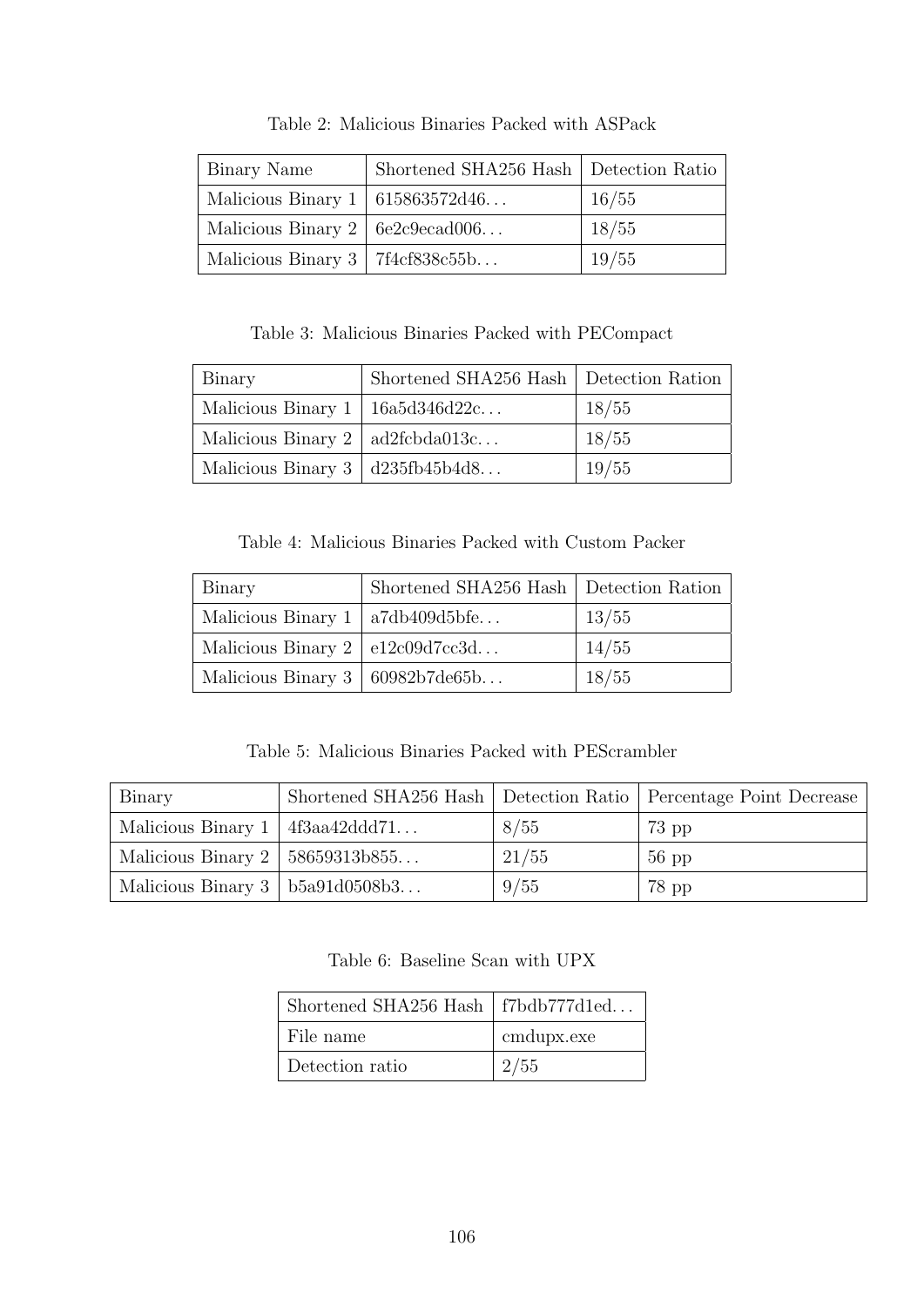Table 2: Malicious Binaries Packed with ASPack

| Binary Name | Shortened SHA256 Hash | Detection Ratio |
|---|---|---|
| Malicious Binary 1 | 615863572d46... | 16/55 |
| Malicious Binary 2 | 6e2c9ecad006... | 18/55 |
| Malicious Binary 3 | 7f4cf838c55b... | 19/55 |

Table 3: Malicious Binaries Packed with PECompact

| Binary | Shortened SHA256 Hash | Detection Ration |
|---|---|---|
| Malicious Binary 1 | 16a5d346d22c... | 18/55 |
| Malicious Binary 2 | ad2fcbda013c... | 18/55 |
| Malicious Binary 3 | d235fb45b4d8... | 19/55 |

Table 4: Malicious Binaries Packed with Custom Packer

| Binary | Shortened SHA256 Hash | Detection Ration |
|---|---|---|
| Malicious Binary 1 | a7db409d5bfe... | 13/55 |
| Malicious Binary 2 | e12c09d7cc3d... | 14/55 |
| Malicious Binary 3 | 60982b7de65b... | 18/55 |

Table 5: Malicious Binaries Packed with PEScrambler

| Binary | Shortened SHA256 Hash | Detection Ratio | Percentage Point Decrease |
|---|---|---|---|
| Malicious Binary 1 | 4f3aa42ddd71... | 8/55 | 73 pp |
| Malicious Binary 2 | 58659313b855... | 21/55 | 56 pp |
| Malicious Binary 3 | b5a91d0508b3... | 9/55 | 78 pp |

Table 6: Baseline Scan with UPX

| Shortened SHA256 Hash | f7bdb777d1ed... |
|---|---|
| File name | cmdupx.exe |
| Detection ratio | 2/55 |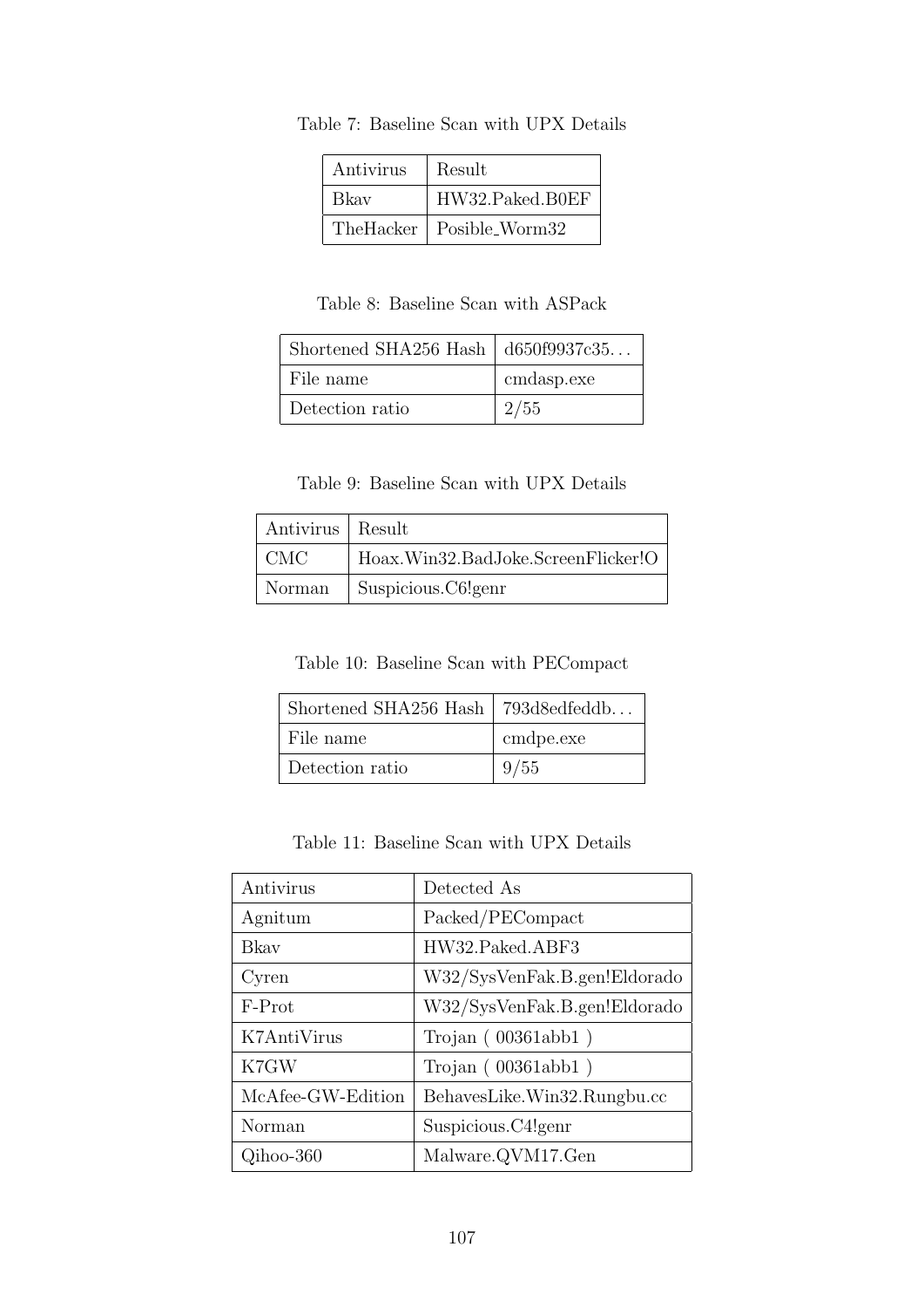Table 7: Baseline Scan with UPX Details

| Antivirus | Result |
|---|---|
| Bkav | HW32.Paked.B0EF |
| TheHacker | Posible_Worm32 |

Table 8: Baseline Scan with ASPack

| Shortened SHA256 Hash | d650f9937c35... |
|---|---|
| File name | cmdasp.exe |
| Detection ratio | 2/55 |

Table 9: Baseline Scan with UPX Details

| Antivirus | Result |
|---|---|
| CMC | Hoax.Win32.BadJoke.ScreenFlicker!O |
| Norman | Suspicious.C6!genr |

Table 10: Baseline Scan with PECompact

| Shortened SHA256 Hash | 793d8edfeddb... |
|---|---|
| File name | cmdpe.exe |
| Detection ratio | 9/55 |

Table 11: Baseline Scan with UPX Details

| Antivirus | Detected As |
|---|---|
| Agnitum | Packed/PECompact |
| Bkav | HW32.Paked.ABF3 |
| Cyren | W32/SysVenFak.B.gen!Eldorado |
| F-Prot | W32/SysVenFak.B.gen!Eldorado |
| K7AntiVirus | Trojan ( 00361abb1 ) |
| K7GW | Trojan ( 00361abb1 ) |
| McAfee-GW-Edition | BehavesLike.Win32.Rungbu.cc |
| Norman | Suspicious.C4!genr |
| Qihoo-360 | Malware.QVM17.Gen |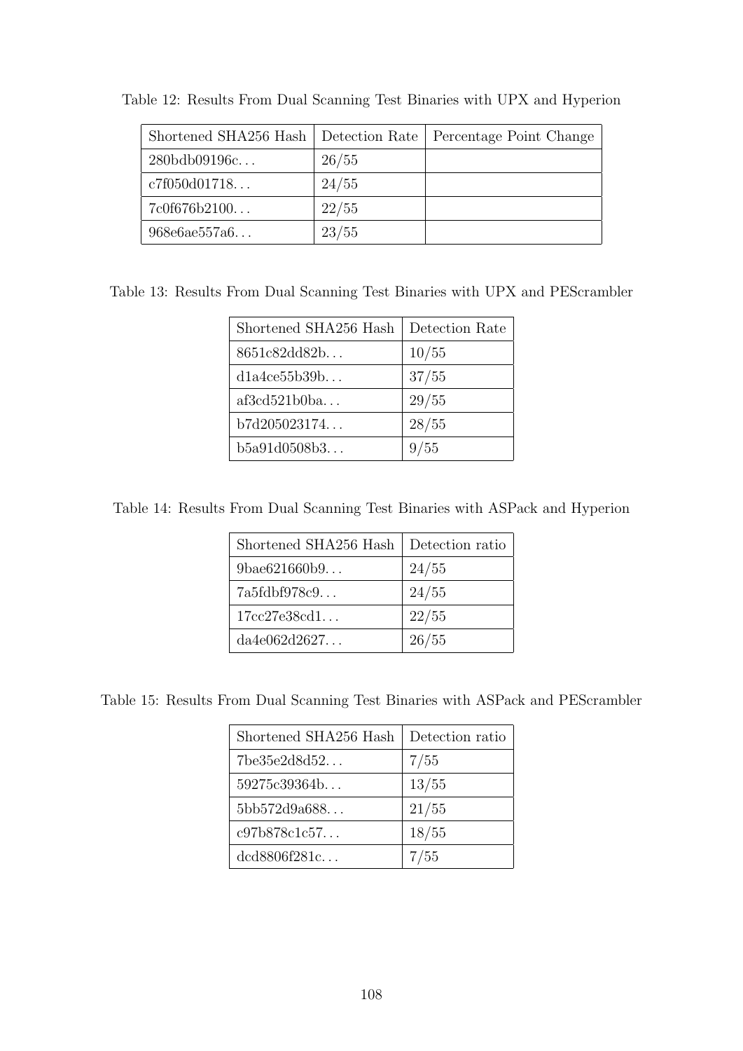Table 12: Results From Dual Scanning Test Binaries with UPX and Hyperion

| Shortened SHA256 Hash | Detection Rate | Percentage Point Change |
|---|---|---|
| 280bdb09196c... | 26/55 | |
| c7f050d01718... | 24/55 | |
| 7c0f676b2100... | 22/55 | |
| 968e6ae557a6... | 23/55 | |

Table 13: Results From Dual Scanning Test Binaries with UPX and PEScrambler

| Shortened SHA256 Hash | Detection Rate |
|---|---|
| 8651c82dd82b... | 10/55 |
| d1a4ce55b39b... | 37/55 |
| af3cd521b0ba... | 29/55 |
| b7d205023174... | 28/55 |
| b5a91d0508b3... | 9/55 |

Table 14: Results From Dual Scanning Test Binaries with ASPack and Hyperion

| Shortened SHA256 Hash | Detection ratio |
|---|---|
| 9bae621660b9... | 24/55 |
| 7a5fdbf978c9... | 24/55 |
| 17cc27e38cd1... | 22/55 |
| da4e062d2627... | 26/55 |

Table 15: Results From Dual Scanning Test Binaries with ASPack and PEScrambler

| Shortened SHA256 Hash | Detection ratio |
|---|---|
| 7be35e2d8d52... | 7/55 |
| 59275c39364b... | 13/55 |
| 5bb572d9a688... | 21/55 |
| c97b878c1c57... | 18/55 |
| dcd8806f281c... | 7/55 |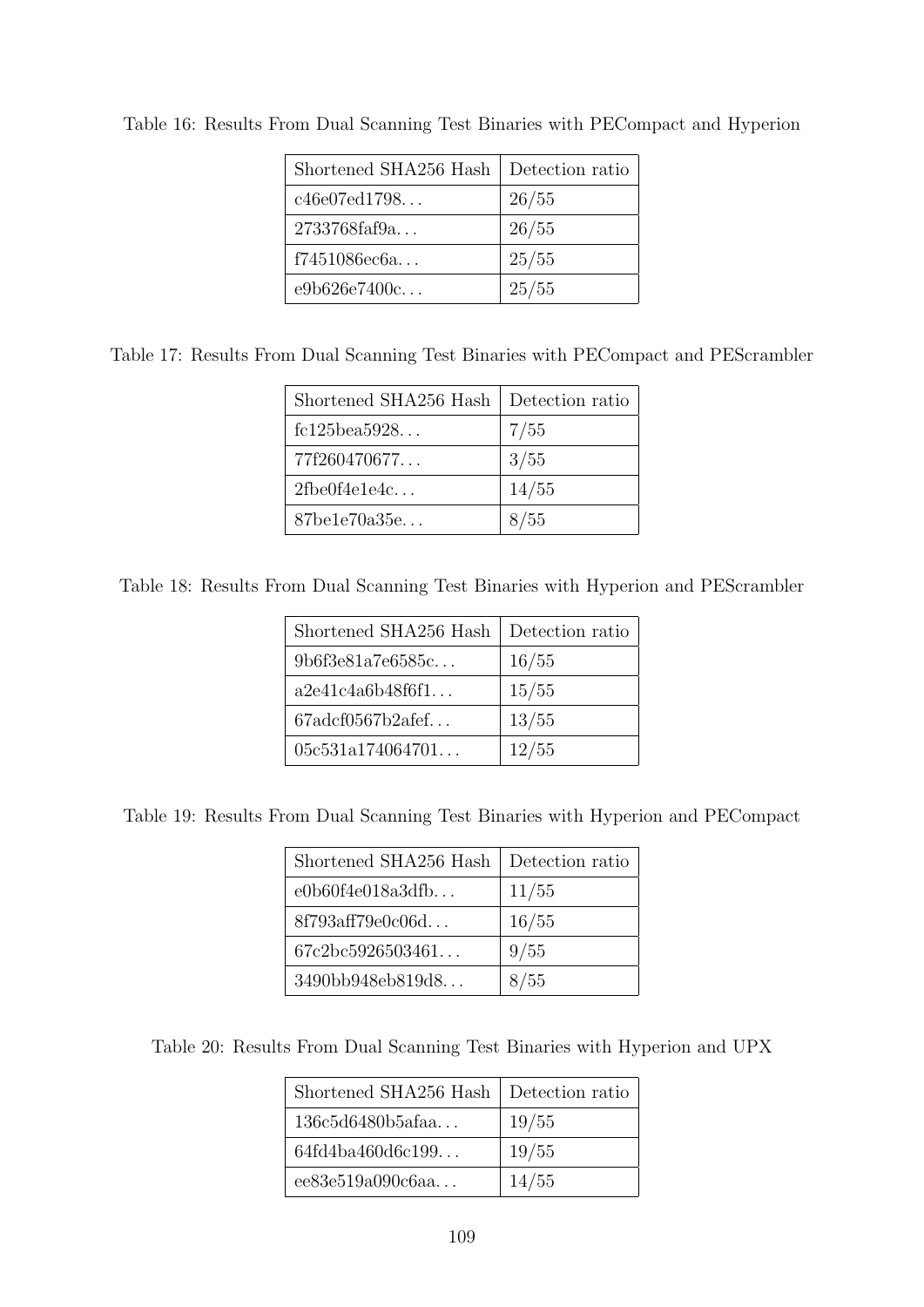Table 16: Results From Dual Scanning Test Binaries with PECompact and Hyperion

| Shortened SHA256 Hash | Detection ratio |
|---|---|
| c46e07ed1798... | 26/55 |
| 2733768faf9a... | 26/55 |
| f7451086ec6a... | 25/55 |
| e9b626e7400c... | 25/55 |

Table 17: Results From Dual Scanning Test Binaries with PECompact and PEScrambler

| Shortened SHA256 Hash | Detection ratio |
|---|---|
| fc125bea5928... | 7/55 |
| 77f260470677... | 3/55 |
| 2fbe0f4e1e4c... | 14/55 |
| 87be1e70a35e... | 8/55 |

Table 18: Results From Dual Scanning Test Binaries with Hyperion and PEScrambler

| Shortened SHA256 Hash | Detection ratio |
|---|---|
| 9b6f3e81a7e6585c... | 16/55 |
| a2e41c4a6b48f6f1... | 15/55 |
| 67adcf0567b2afef... | 13/55 |
| 05c531a174064701... | 12/55 |

Table 19: Results From Dual Scanning Test Binaries with Hyperion and PECompact

| Shortened SHA256 Hash | Detection ratio |
|---|---|
| e0b60f4e018a3dfb... | 11/55 |
| 8f793aff79e0c06d... | 16/55 |
| 67c2bc5926503461... | 9/55 |
| 3490bb948eb819d8... | 8/55 |

Table 20: Results From Dual Scanning Test Binaries with Hyperion and UPX

| Shortened SHA256 Hash | Detection ratio |
|---|---|
| 136c5d6480b5afaa... | 19/55 |
| 64fd4ba460d6c199... | 19/55 |
| ee83e519a090c6aa... | 14/55 |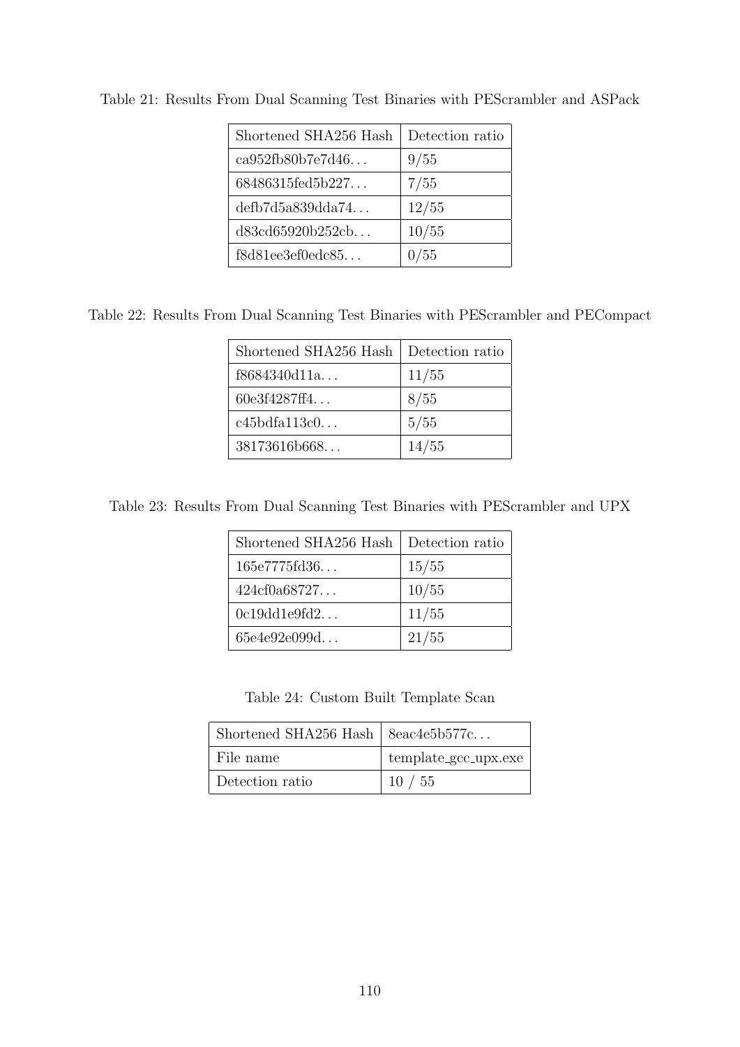Table 21: Results From Dual Scanning Test Binaries with PEScrambler and ASPack

| Shortened SHA256 Hash | Detection ratio |
|---|---|
| ca952fb80b7e7d46... | 9/55 |
| 68486315fed5b227... | 7/55 |
| defb7d5a839dda74... | 12/55 |
| d83cd65920b252cb... | 10/55 |
| f8d81ee3ef0edc85... | 0/55 |

Table 22: Results From Dual Scanning Test Binaries with PEScrambler and PECompact

| Shortened SHA256 Hash | Detection ratio |
|---|---|
| f8684340d11a... | 11/55 |
| 60e3f4287ff4... | 8/55 |
| c45bdfa113c0... | 5/55 |
| 38173616b668... | 14/55 |

Table 23: Results From Dual Scanning Test Binaries with PEScrambler and UPX

| Shortened SHA256 Hash | Detection ratio |
|---|---|
| 165e7775fd36... | 15/55 |
| 424cf0a68727... | 10/55 |
| 0c19dd1e9fd2... | 11/55 |
| 65e4e92e099d... | 21/55 |

Table 24: Custom Built Template Scan

| Shortened SHA256 Hash | 8eac4e5b577c... |
|---|---|
| File name | template_gcc_upx.exe |
| Detection ratio | 10 / 55 |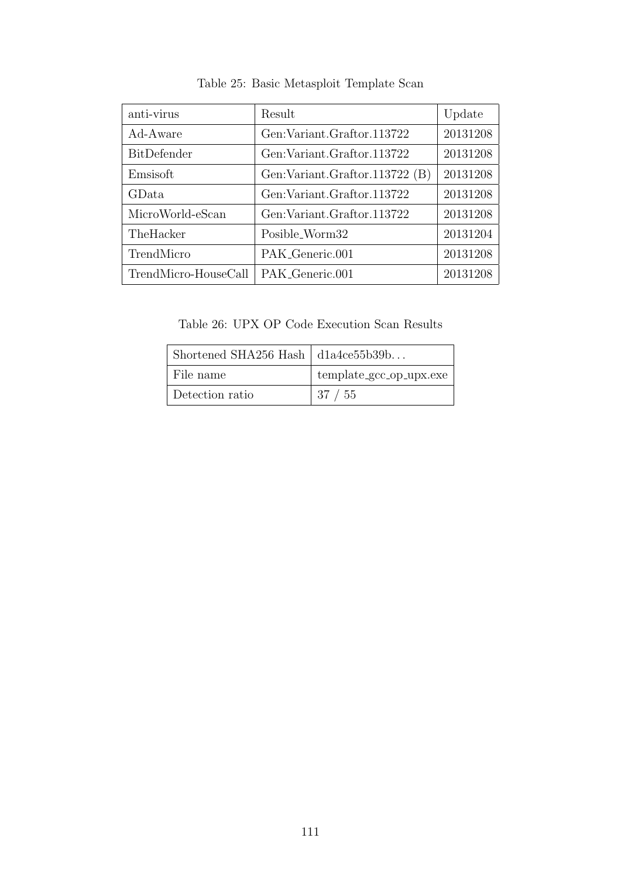Table 25: Basic Metasploit Template Scan

| anti-virus | Result | Update |
|---|---|---|
| Ad-Aware | Gen:Variant.Graftor.113722 | 20131208 |
| BitDefender | Gen:Variant.Graftor.113722 | 20131208 |
| Emsisoft | Gen:Variant.Graftor.113722 (B) | 20131208 |
| GData | Gen:Variant.Graftor.113722 | 20131208 |
| MicroWorld-eScan | Gen:Variant.Graftor.113722 | 20131208 |
| TheHacker | Posible_Worm32 | 20131204 |
| TrendMicro | PAK_Generic.001 | 20131208 |
| TrendMicro-HouseCall | PAK_Generic.001 | 20131208 |

Table 26: UPX OP Code Execution Scan Results

| | |
|---|---|
| Shortened SHA256 Hash | d1a4ce55b39b... |
| File name | template_gcc_op_upx.exe |
| Detection ratio | 37 / 55 |